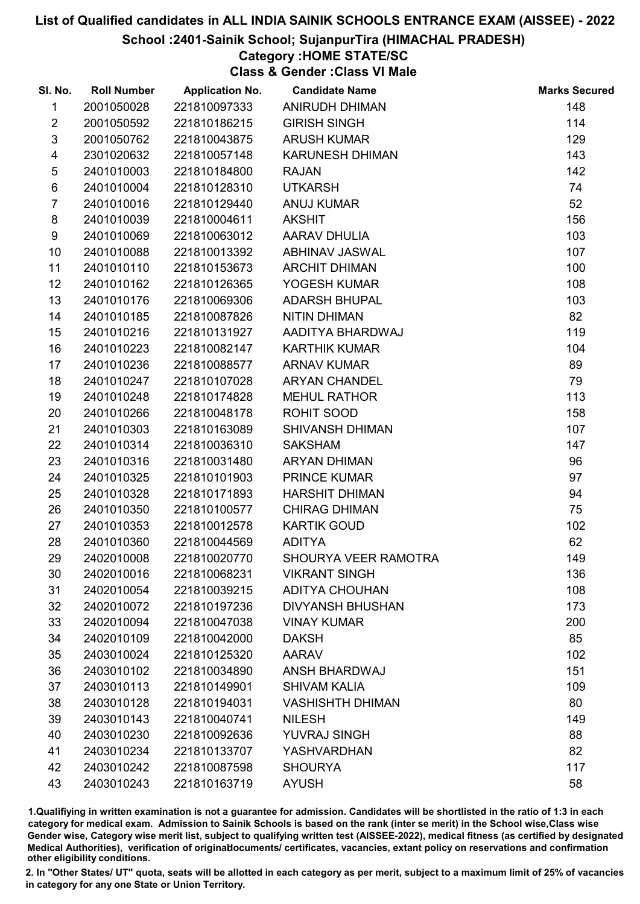# List of Qualified candidates in ALL INDIA SAINIK SCHOOLS ENTRANCE EXAM (AISSEE) - 2022

## School :2401-Sainik School; SujanpurTira (HIMACHAL PRADESH)

### Category :HOME STATE/SC

### Class & Gender :Class VI Male

| Sl. No. | Roll Number | Application No. | Candidate Name | Marks Secured |
|---|---|---|---|---|
| 1 | 2001050028 | 221810097333 | ANIRUDH DHIMAN | 148 |
| 2 | 2001050592 | 221810186215 | GIRISH SINGH | 114 |
| 3 | 2001050762 | 221810043875 | ARUSH KUMAR | 129 |
| 4 | 2301020632 | 221810057148 | KARUNESH DHIMAN | 143 |
| 5 | 2401010003 | 221810184800 | RAJAN | 142 |
| 6 | 2401010004 | 221810128310 | UTKARSH | 74 |
| 7 | 2401010016 | 221810129440 | ANUJ KUMAR | 52 |
| 8 | 2401010039 | 221810004611 | AKSHIT | 156 |
| 9 | 2401010069 | 221810063012 | AARAV DHULIA | 103 |
| 10 | 2401010088 | 221810013392 | ABHINAV JASWAL | 107 |
| 11 | 2401010110 | 221810153673 | ARCHIT DHIMAN | 100 |
| 12 | 2401010162 | 221810126365 | YOGESH KUMAR | 108 |
| 13 | 2401010176 | 221810069306 | ADARSH BHUPAL | 103 |
| 14 | 2401010185 | 221810087826 | NITIN DHIMAN | 82 |
| 15 | 2401010216 | 221810131927 | AADITYA BHARDWAJ | 119 |
| 16 | 2401010223 | 221810082147 | KARTHIK KUMAR | 104 |
| 17 | 2401010236 | 221810088577 | ARNAV KUMAR | 89 |
| 18 | 2401010247 | 221810107028 | ARYAN CHANDEL | 79 |
| 19 | 2401010248 | 221810174828 | MEHUL RATHOR | 113 |
| 20 | 2401010266 | 221810048178 | ROHIT SOOD | 158 |
| 21 | 2401010303 | 221810163089 | SHIVANSH DHIMAN | 107 |
| 22 | 2401010314 | 221810036310 | SAKSHAM | 147 |
| 23 | 2401010316 | 221810031480 | ARYAN DHIMAN | 96 |
| 24 | 2401010325 | 221810101903 | PRINCE KUMAR | 97 |
| 25 | 2401010328 | 221810171893 | HARSHIT DHIMAN | 94 |
| 26 | 2401010350 | 221810100577 | CHIRAG DHIMAN | 75 |
| 27 | 2401010353 | 221810012578 | KARTIK GOUD | 102 |
| 28 | 2401010360 | 221810044569 | ADITYA | 62 |
| 29 | 2402010008 | 221810020770 | SHOURYA VEER RAMOTRA | 149 |
| 30 | 2402010016 | 221810068231 | VIKRANT SINGH | 136 |
| 31 | 2402010054 | 221810039215 | ADITYA CHOUHAN | 108 |
| 32 | 2402010072 | 221810197236 | DIVYANSH BHUSHAN | 173 |
| 33 | 2402010094 | 221810047038 | VINAY KUMAR | 200 |
| 34 | 2402010109 | 221810042000 | DAKSH | 85 |
| 35 | 2403010024 | 221810125320 | AARAV | 102 |
| 36 | 2403010102 | 221810034890 | ANSH BHARDWAJ | 151 |
| 37 | 2403010113 | 221810149901 | SHIVAM KALIA | 109 |
| 38 | 2403010128 | 221810194031 | VASHISHTH DHIMAN | 80 |
| 39 | 2403010143 | 221810040741 | NILESH | 149 |
| 40 | 2403010230 | 221810092636 | YUVRAJ SINGH | 88 |
| 41 | 2403010234 | 221810133707 | YASHVARDHAN | 82 |
| 42 | 2403010242 | 221810087598 | SHOURYA | 117 |
| 43 | 2403010243 | 221810163719 | AYUSH | 58 |

1.Qualifying in written examination is not a guarantee for admission. Candidates will be shortlisted in the ratio of 1:3 in each category for medical exam. Admission to Sainik Schools is based on the rank (inter se merit) in the School wise,Class wise Gender wise, Category wise merit list, subject to qualifying written test (AISSEE-2022), medical fitness (as certified by designated Medical Authorities), verification of originaldocuments/ certificates, vacancies, extant policy on reservations and confirmation other eligibility conditions.

2. In "Other States/ UT" quota, seats will be allotted in each category as per merit, subject to a maximum limit of 25% of vacancies in category for any one State or Union Territory.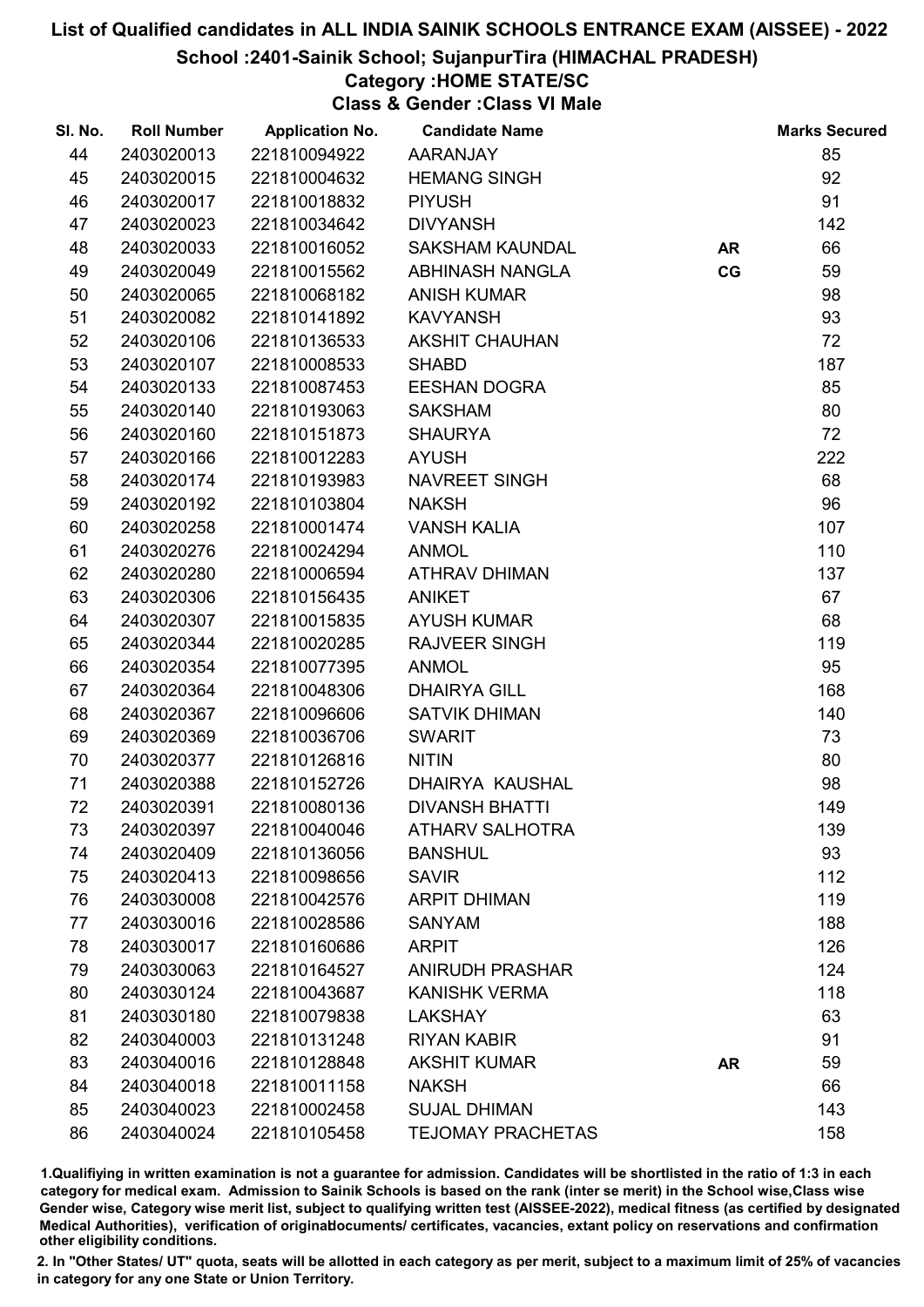# List of Qualified candidates in ALL INDIA SAINIK SCHOOLS ENTRANCE EXAM (AISSEE) - 2022

## School :2401-Sainik School; SujanpurTira (HIMACHAL PRADESH)

### Category :HOME STATE/SC

### Class & Gender :Class VI Male

| Sl. No. | Roll Number | Application No. | Candidate Name | | Marks Secured |
|---|---|---|---|---|---|
| 44 | 2403020013 | 221810094922 | AARANJAY | | 85 |
| 45 | 2403020015 | 221810004632 | HEMANG SINGH | | 92 |
| 46 | 2403020017 | 221810018832 | PIYUSH | | 91 |
| 47 | 2403020023 | 221810034642 | DIVYANSH | | 142 |
| 48 | 2403020033 | 221810016052 | SAKSHAM KAUNDAL | AR | 66 |
| 49 | 2403020049 | 221810015562 | ABHINASH NANGLA | CG | 59 |
| 50 | 2403020065 | 221810068182 | ANISH KUMAR | | 98 |
| 51 | 2403020082 | 221810141892 | KAVYANSH | | 93 |
| 52 | 2403020106 | 221810136533 | AKSHIT CHAUHAN | | 72 |
| 53 | 2403020107 | 221810008533 | SHABD | | 187 |
| 54 | 2403020133 | 221810087453 | EESHAN DOGRA | | 85 |
| 55 | 2403020140 | 221810193063 | SAKSHAM | | 80 |
| 56 | 2403020160 | 221810151873 | SHAURYA | | 72 |
| 57 | 2403020166 | 221810012283 | AYUSH | | 222 |
| 58 | 2403020174 | 221810193983 | NAVREET SINGH | | 68 |
| 59 | 2403020192 | 221810103804 | NAKSH | | 96 |
| 60 | 2403020258 | 221810001474 | VANSH KALIA | | 107 |
| 61 | 2403020276 | 221810024294 | ANMOL | | 110 |
| 62 | 2403020280 | 221810006594 | ATHRAV DHIMAN | | 137 |
| 63 | 2403020306 | 221810156435 | ANIKET | | 67 |
| 64 | 2403020307 | 221810015835 | AYUSH KUMAR | | 68 |
| 65 | 2403020344 | 221810020285 | RAJVEER SINGH | | 119 |
| 66 | 2403020354 | 221810077395 | ANMOL | | 95 |
| 67 | 2403020364 | 221810048306 | DHAIRYA GILL | | 168 |
| 68 | 2403020367 | 221810096606 | SATVIK DHIMAN | | 140 |
| 69 | 2403020369 | 221810036706 | SWARIT | | 73 |
| 70 | 2403020377 | 221810126816 | NITIN | | 80 |
| 71 | 2403020388 | 221810152726 | DHAIRYA KAUSHAL | | 98 |
| 72 | 2403020391 | 221810080136 | DIVANSH BHATTI | | 149 |
| 73 | 2403020397 | 221810040046 | ATHARV SALHOTRA | | 139 |
| 74 | 2403020409 | 221810136056 | BANSHUL | | 93 |
| 75 | 2403020413 | 221810098656 | SAVIR | | 112 |
| 76 | 2403030008 | 221810042576 | ARPIT DHIMAN | | 119 |
| 77 | 2403030016 | 221810028586 | SANYAM | | 188 |
| 78 | 2403030017 | 221810160686 | ARPIT | | 126 |
| 79 | 2403030063 | 221810164527 | ANIRUDH PRASHAR | | 124 |
| 80 | 2403030124 | 221810043687 | KANISHK VERMA | | 118 |
| 81 | 2403030180 | 221810079838 | LAKSHAY | | 63 |
| 82 | 2403040003 | 221810131248 | RIYAN KABIR | | 91 |
| 83 | 2403040016 | 221810128848 | AKSHIT KUMAR | AR | 59 |
| 84 | 2403040018 | 221810011158 | NAKSH | | 66 |
| 85 | 2403040023 | 221810002458 | SUJAL DHIMAN | | 143 |
| 86 | 2403040024 | 221810105458 | TEJOMAY PRACHETAS | | 158 |

1.Qualifying in written examination is not a guarantee for admission. Candidates will be shortlisted in the ratio of 1:3 in each category for medical exam. Admission to Sainik Schools is based on the rank (inter se merit) in the School wise,Class wise Gender wise, Category wise merit list, subject to qualifying written test (AISSEE-2022), medical fitness (as certified by designated Medical Authorities), verification of originaldocuments/ certificates, vacancies, extant policy on reservations and confirmation other eligibility conditions.

2. In "Other States/ UT" quota, seats will be allotted in each category as per merit, subject to a maximum limit of 25% of vacancies in category for any one State or Union Territory.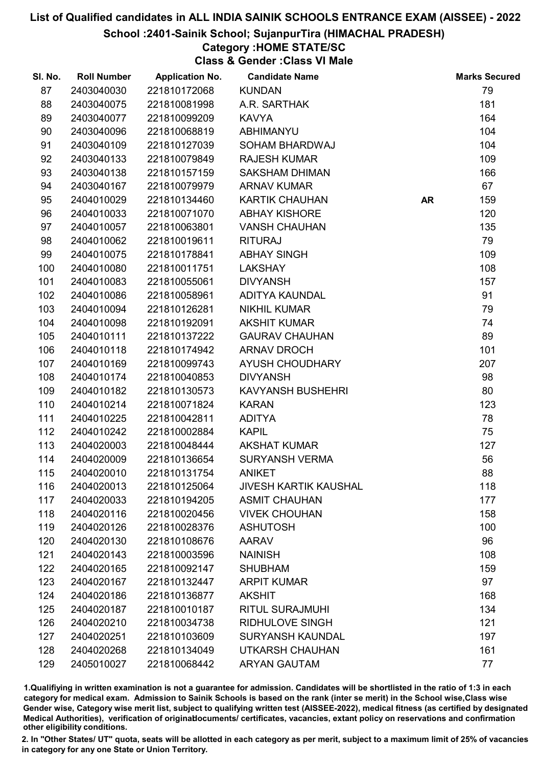# List of Qualified candidates in ALL INDIA SAINIK SCHOOLS ENTRANCE EXAM (AISSEE) - 2022

## School :2401-Sainik School; SujanpurTira (HIMACHAL PRADESH)

### Category :HOME STATE/SC

### Class & Gender :Class VI Male

| Sl. No. | Roll Number | Application No. | Candidate Name | | Marks Secured |
|---|---|---|---|---|---|
| 87 | 2403040030 | 221810172068 | KUNDAN | | 79 |
| 88 | 2403040075 | 221810081998 | A.R. SARTHAK | | 181 |
| 89 | 2403040077 | 221810099209 | KAVYA | | 164 |
| 90 | 2403040096 | 221810068819 | ABHIMANYU | | 104 |
| 91 | 2403040109 | 221810127039 | SOHAM BHARDWAJ | | 104 |
| 92 | 2403040133 | 221810079849 | RAJESH KUMAR | | 109 |
| 93 | 2403040138 | 221810157159 | SAKSHAM DHIMAN | | 166 |
| 94 | 2403040167 | 221810079979 | ARNAV KUMAR | | 67 |
| 95 | 2404010029 | 221810134460 | KARTIK CHAUHAN | AR | 159 |
| 96 | 2404010033 | 221810071070 | ABHAY KISHORE | | 120 |
| 97 | 2404010057 | 221810063801 | VANSH CHAUHAN | | 135 |
| 98 | 2404010062 | 221810019611 | RITURAJ | | 79 |
| 99 | 2404010075 | 221810178841 | ABHAY SINGH | | 109 |
| 100 | 2404010080 | 221810011751 | LAKSHAY | | 108 |
| 101 | 2404010083 | 221810055061 | DIVYANSH | | 157 |
| 102 | 2404010086 | 221810058961 | ADITYA KAUNDAL | | 91 |
| 103 | 2404010094 | 221810126281 | NIKHIL KUMAR | | 79 |
| 104 | 2404010098 | 221810192091 | AKSHIT KUMAR | | 74 |
| 105 | 2404010111 | 221810137222 | GAURAV CHAUHAN | | 89 |
| 106 | 2404010118 | 221810174942 | ARNAV DROCH | | 101 |
| 107 | 2404010169 | 221810099743 | AYUSH CHOUDHARY | | 207 |
| 108 | 2404010174 | 221810040853 | DIVYANSH | | 98 |
| 109 | 2404010182 | 221810130573 | KAVYANSH BUSHEHRI | | 80 |
| 110 | 2404010214 | 221810071824 | KARAN | | 123 |
| 111 | 2404010225 | 221810042811 | ADITYA | | 78 |
| 112 | 2404010242 | 221810002884 | KAPIL | | 75 |
| 113 | 2404020003 | 221810048444 | AKSHAT KUMAR | | 127 |
| 114 | 2404020009 | 221810136654 | SURYANSH VERMA | | 56 |
| 115 | 2404020010 | 221810131754 | ANIKET | | 88 |
| 116 | 2404020013 | 221810125064 | JIVESH KARTIK KAUSHAL | | 118 |
| 117 | 2404020033 | 221810194205 | ASMIT CHAUHAN | | 177 |
| 118 | 2404020116 | 221810020456 | VIVEK CHOUHAN | | 158 |
| 119 | 2404020126 | 221810028376 | ASHUTOSH | | 100 |
| 120 | 2404020130 | 221810108676 | AARAV | | 96 |
| 121 | 2404020143 | 221810003596 | NAINISH | | 108 |
| 122 | 2404020165 | 221810092147 | SHUBHAM | | 159 |
| 123 | 2404020167 | 221810132447 | ARPIT KUMAR | | 97 |
| 124 | 2404020186 | 221810136877 | AKSHIT | | 168 |
| 125 | 2404020187 | 221810010187 | RITUL SURAJMUHI | | 134 |
| 126 | 2404020210 | 221810034738 | RIDHULOVE SINGH | | 121 |
| 127 | 2404020251 | 221810103609 | SURYANSH KAUNDAL | | 197 |
| 128 | 2404020268 | 221810134049 | UTKARSH CHAUHAN | | 161 |
| 129 | 2405010027 | 221810068442 | ARYAN GAUTAM | | 77 |

1.Qualifiying in written examination is not a guarantee for admission. Candidates will be shortlisted in the ratio of 1:3 in each category for medical exam. Admission to Sainik Schools is based on the rank (inter se merit) in the School wise,Class wise Gender wise, Category wise merit list, subject to qualifying written test (AISSEE-2022), medical fitness (as certified by designated Medical Authorities), verification of originaldocuments/ certificates, vacancies, extant policy on reservations and confirmation other eligibility conditions.

2. In "Other States/ UT" quota, seats will be allotted in each category as per merit, subject to a maximum limit of 25% of vacancies in category for any one State or Union Territory.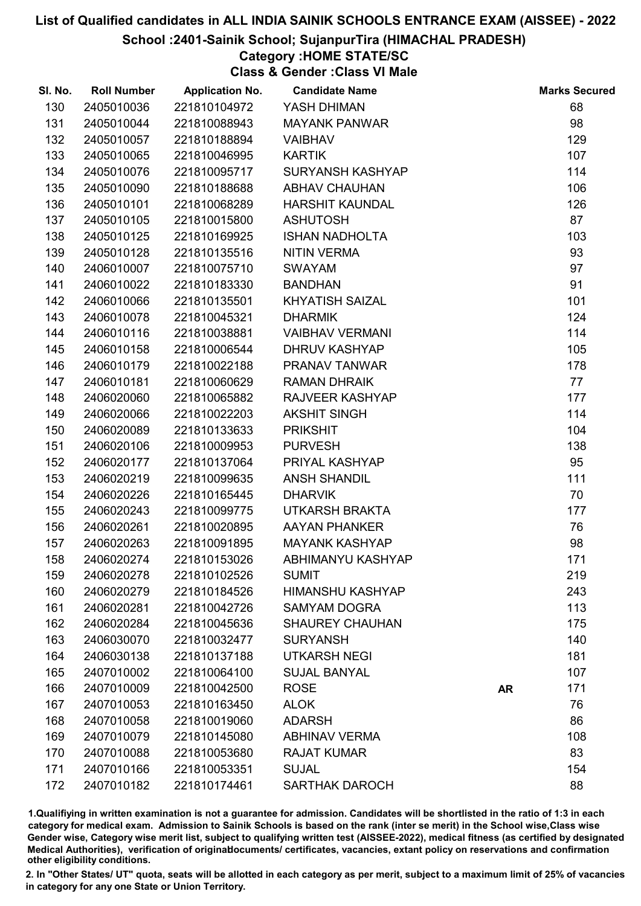# List of Qualified candidates in ALL INDIA SAINIK SCHOOLS ENTRANCE EXAM (AISSEE) - 2022

## School :2401-Sainik School; SujanpurTira (HIMACHAL PRADESH)

### Category :HOME STATE/SC

### Class & Gender :Class VI Male

| Sl. No. | Roll Number | Application No. | Candidate Name | | Marks Secured |
|---|---|---|---|---|---|
| 130 | 2405010036 | 221810104972 | YASH DHIMAN | | 68 |
| 131 | 2405010044 | 221810088943 | MAYANK PANWAR | | 98 |
| 132 | 2405010057 | 221810188894 | VAIBHAV | | 129 |
| 133 | 2405010065 | 221810046995 | KARTIK | | 107 |
| 134 | 2405010076 | 221810095717 | SURYANSH KASHYAP | | 114 |
| 135 | 2405010090 | 221810188688 | ABHAV CHAUHAN | | 106 |
| 136 | 2405010101 | 221810068289 | HARSHIT KAUNDAL | | 126 |
| 137 | 2405010105 | 221810015800 | ASHUTOSH | | 87 |
| 138 | 2405010125 | 221810169925 | ISHAN NADHOLTA | | 103 |
| 139 | 2405010128 | 221810135516 | NITIN VERMA | | 93 |
| 140 | 2406010007 | 221810075710 | SWAYAM | | 97 |
| 141 | 2406010022 | 221810183330 | BANDHAN | | 91 |
| 142 | 2406010066 | 221810135501 | KHYATISH SAIZAL | | 101 |
| 143 | 2406010078 | 221810045321 | DHARMIK | | 124 |
| 144 | 2406010116 | 221810038881 | VAIBHAV VERMANI | | 114 |
| 145 | 2406010158 | 221810006544 | DHRUV KASHYAP | | 105 |
| 146 | 2406010179 | 221810022188 | PRANAV TANWAR | | 178 |
| 147 | 2406010181 | 221810060629 | RAMAN DHRAIK | | 77 |
| 148 | 2406020060 | 221810065882 | RAJVEER KASHYAP | | 177 |
| 149 | 2406020066 | 221810022203 | AKSHIT SINGH | | 114 |
| 150 | 2406020089 | 221810133633 | PRIKSHIT | | 104 |
| 151 | 2406020106 | 221810009953 | PURVESH | | 138 |
| 152 | 2406020177 | 221810137064 | PRIYAL KASHYAP | | 95 |
| 153 | 2406020219 | 221810099635 | ANSH SHANDIL | | 111 |
| 154 | 2406020226 | 221810165445 | DHARVIK | | 70 |
| 155 | 2406020243 | 221810099775 | UTKARSH BRAKTA | | 177 |
| 156 | 2406020261 | 221810020895 | AAYAN PHANKER | | 76 |
| 157 | 2406020263 | 221810091895 | MAYANK KASHYAP | | 98 |
| 158 | 2406020274 | 221810153026 | ABHIMANYU KASHYAP | | 171 |
| 159 | 2406020278 | 221810102526 | SUMIT | | 219 |
| 160 | 2406020279 | 221810184526 | HIMANSHU KASHYAP | | 243 |
| 161 | 2406020281 | 221810042726 | SAMYAM DOGRA | | 113 |
| 162 | 2406020284 | 221810045636 | SHAUREY CHAUHAN | | 175 |
| 163 | 2406030070 | 221810032477 | SURYANSH | | 140 |
| 164 | 2406030138 | 221810137188 | UTKARSH NEGI | | 181 |
| 165 | 2407010002 | 221810064100 | SUJAL BANYAL | | 107 |
| 166 | 2407010009 | 221810042500 | ROSE | AR | 171 |
| 167 | 2407010053 | 221810163450 | ALOK | | 76 |
| 168 | 2407010058 | 221810019060 | ADARSH | | 86 |
| 169 | 2407010079 | 221810145080 | ABHINAV VERMA | | 108 |
| 170 | 2407010088 | 221810053680 | RAJAT KUMAR | | 83 |
| 171 | 2407010166 | 221810053351 | SUJAL | | 154 |
| 172 | 2407010182 | 221810174461 | SARTHAK DAROCH | | 88 |

1.Qualifying in written examination is not a guarantee for admission. Candidates will be shortlisted in the ratio of 1:3 in each category for medical exam. Admission to Sainik Schools is based on the rank (inter se merit) in the School wise,Class wise Gender wise, Category wise merit list, subject to qualifying written test (AISSEE-2022), medical fitness (as certified by designated Medical Authorities), verification of originaldocuments/ certificates, vacancies, extant policy on reservations and confirmation other eligibility conditions.

2. In "Other States/ UT" quota, seats will be allotted in each category as per merit, subject to a maximum limit of 25% of vacancies in category for any one State or Union Territory.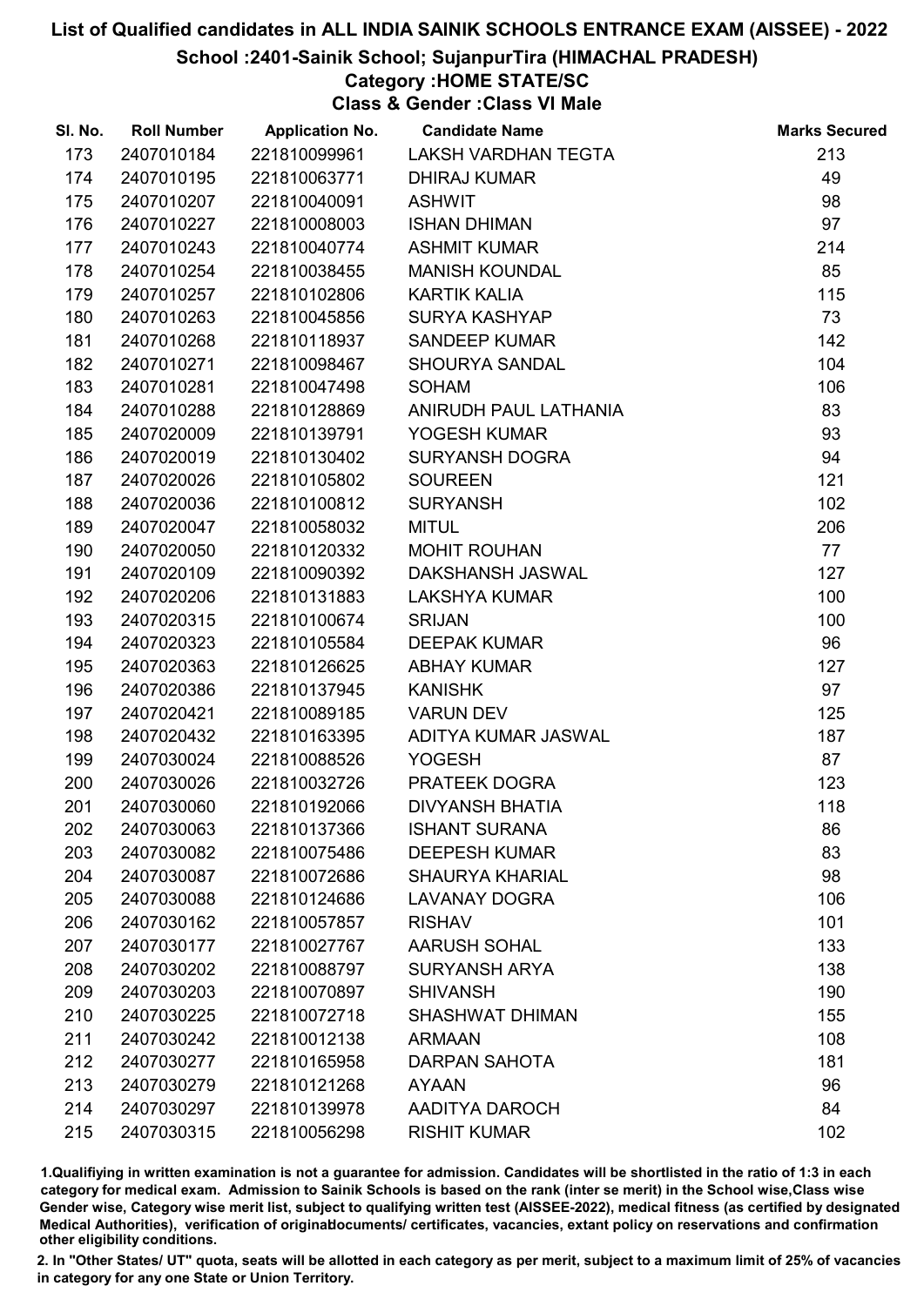# List of Qualified candidates in ALL INDIA SAINIK SCHOOLS ENTRANCE EXAM (AISSEE) - 2022

## School :2401-Sainik School; SujanpurTira (HIMACHAL PRADESH)

### Category :HOME STATE/SC

### Class & Gender :Class VI Male

| Sl. No. | Roll Number | Application No. | Candidate Name | Marks Secured |
|---|---|---|---|---|
| 173 | 2407010184 | 221810099961 | LAKSH VARDHAN TEGTA | 213 |
| 174 | 2407010195 | 221810063771 | DHIRAJ KUMAR | 49 |
| 175 | 2407010207 | 221810040091 | ASHWIT | 98 |
| 176 | 2407010227 | 221810008003 | ISHAN DHIMAN | 97 |
| 177 | 2407010243 | 221810040774 | ASHMIT KUMAR | 214 |
| 178 | 2407010254 | 221810038455 | MANISH KOUNDAL | 85 |
| 179 | 2407010257 | 221810102806 | KARTIK KALIA | 115 |
| 180 | 2407010263 | 221810045856 | SURYA KASHYAP | 73 |
| 181 | 2407010268 | 221810118937 | SANDEEP KUMAR | 142 |
| 182 | 2407010271 | 221810098467 | SHOURYA SANDAL | 104 |
| 183 | 2407010281 | 221810047498 | SOHAM | 106 |
| 184 | 2407010288 | 221810128869 | ANIRUDH PAUL LATHANIA | 83 |
| 185 | 2407020009 | 221810139791 | YOGESH KUMAR | 93 |
| 186 | 2407020019 | 221810130402 | SURYANSH DOGRA | 94 |
| 187 | 2407020026 | 221810105802 | SOUREEN | 121 |
| 188 | 2407020036 | 221810100812 | SURYANSH | 102 |
| 189 | 2407020047 | 221810058032 | MITUL | 206 |
| 190 | 2407020050 | 221810120332 | MOHIT ROUHAN | 77 |
| 191 | 2407020109 | 221810090392 | DAKSHANSH JASWAL | 127 |
| 192 | 2407020206 | 221810131883 | LAKSHYA KUMAR | 100 |
| 193 | 2407020315 | 221810100674 | SRIJAN | 100 |
| 194 | 2407020323 | 221810105584 | DEEPAK KUMAR | 96 |
| 195 | 2407020363 | 221810126625 | ABHAY KUMAR | 127 |
| 196 | 2407020386 | 221810137945 | KANISHK | 97 |
| 197 | 2407020421 | 221810089185 | VARUN DEV | 125 |
| 198 | 2407020432 | 221810163395 | ADITYA KUMAR JASWAL | 187 |
| 199 | 2407030024 | 221810088526 | YOGESH | 87 |
| 200 | 2407030026 | 221810032726 | PRATEEK DOGRA | 123 |
| 201 | 2407030060 | 221810192066 | DIVYANSH BHATIA | 118 |
| 202 | 2407030063 | 221810137366 | ISHANT SURANA | 86 |
| 203 | 2407030082 | 221810075486 | DEEPESH KUMAR | 83 |
| 204 | 2407030087 | 221810072686 | SHAURYA KHARIAL | 98 |
| 205 | 2407030088 | 221810124686 | LAVANAY DOGRA | 106 |
| 206 | 2407030162 | 221810057857 | RISHAV | 101 |
| 207 | 2407030177 | 221810027767 | AARUSH SOHAL | 133 |
| 208 | 2407030202 | 221810088797 | SURYANSH ARYA | 138 |
| 209 | 2407030203 | 221810070897 | SHIVANSH | 190 |
| 210 | 2407030225 | 221810072718 | SHASHWAT DHIMAN | 155 |
| 211 | 2407030242 | 221810012138 | ARMAAN | 108 |
| 212 | 2407030277 | 221810165958 | DARPAN SAHOTA | 181 |
| 213 | 2407030279 | 221810121268 | AYAAN | 96 |
| 214 | 2407030297 | 221810139978 | AADITYA DAROCH | 84 |
| 215 | 2407030315 | 221810056298 | RISHIT KUMAR | 102 |

1.Qualifiying in written examination is not a guarantee for admission. Candidates will be shortlisted in the ratio of 1:3 in each category for medical exam. Admission to Sainik Schools is based on the rank (inter se merit) in the School wise,Class wise Gender wise, Category wise merit list, subject to qualifying written test (AISSEE-2022), medical fitness (as certified by designated Medical Authorities), verification of originaldocuments/ certificates, vacancies, extant policy on reservations and confirmation other eligibility conditions.

2. In "Other States/ UT" quota, seats will be allotted in each category as per merit, subject to a maximum limit of 25% of vacancies in category for any one State or Union Territory.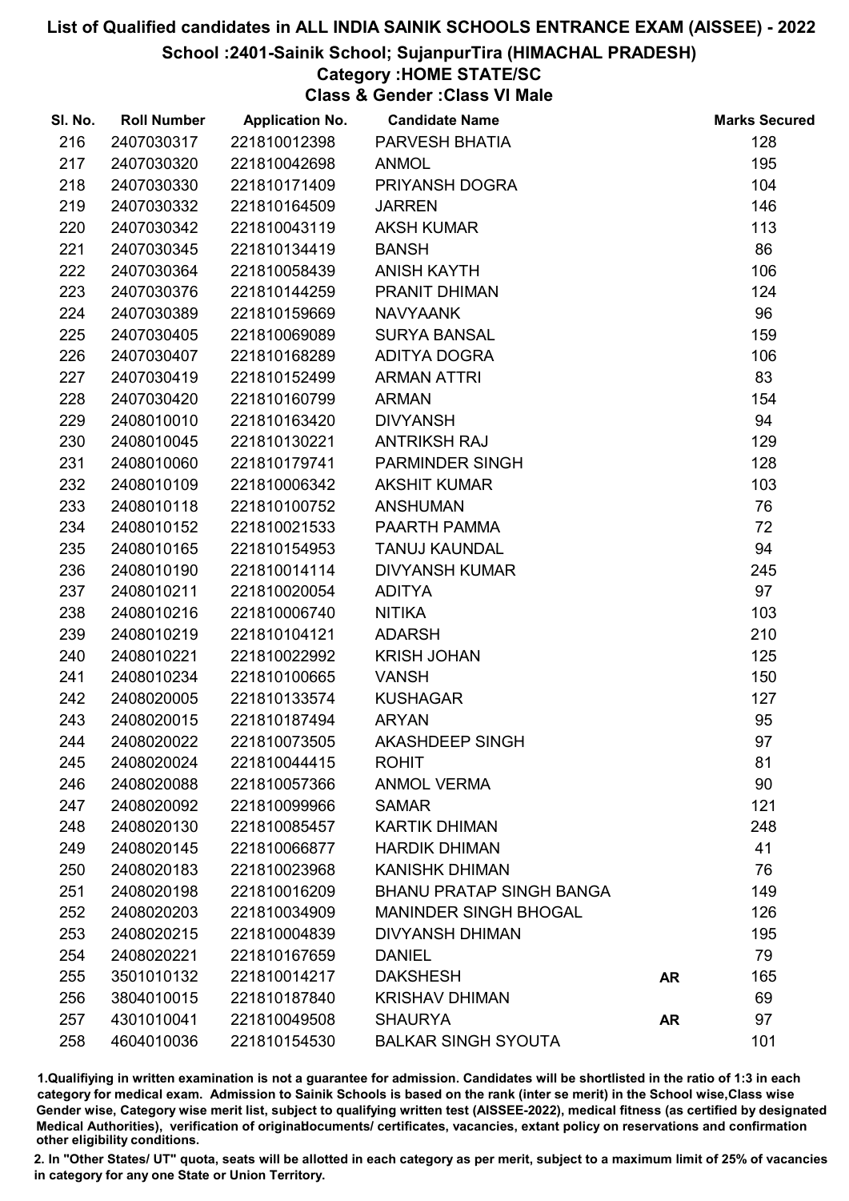# List of Qualified candidates in ALL INDIA SAINIK SCHOOLS ENTRANCE EXAM (AISSEE) - 2022

## School :2401-Sainik School; SujanpurTira (HIMACHAL PRADESH)

### Category :HOME STATE/SC

### Class & Gender :Class VI Male

| Sl. No. | Roll Number | Application No. | Candidate Name | | Marks Secured |
|---|---|---|---|---|---|
| 216 | 2407030317 | 221810012398 | PARVESH BHATIA | | 128 |
| 217 | 2407030320 | 221810042698 | ANMOL | | 195 |
| 218 | 2407030330 | 221810171409 | PRIYANSH DOGRA | | 104 |
| 219 | 2407030332 | 221810164509 | JARREN | | 146 |
| 220 | 2407030342 | 221810043119 | AKSH KUMAR | | 113 |
| 221 | 2407030345 | 221810134419 | BANSH | | 86 |
| 222 | 2407030364 | 221810058439 | ANISH KAYTH | | 106 |
| 223 | 2407030376 | 221810144259 | PRANIT DHIMAN | | 124 |
| 224 | 2407030389 | 221810159669 | NAVYAANK | | 96 |
| 225 | 2407030405 | 221810069089 | SURYA BANSAL | | 159 |
| 226 | 2407030407 | 221810168289 | ADITYA DOGRA | | 106 |
| 227 | 2407030419 | 221810152499 | ARMAN ATTRI | | 83 |
| 228 | 2407030420 | 221810160799 | ARMAN | | 154 |
| 229 | 2408010010 | 221810163420 | DIVYANSH | | 94 |
| 230 | 2408010045 | 221810130221 | ANTRIKSH RAJ | | 129 |
| 231 | 2408010060 | 221810179741 | PARMINDER SINGH | | 128 |
| 232 | 2408010109 | 221810006342 | AKSHIT KUMAR | | 103 |
| 233 | 2408010118 | 221810100752 | ANSHUMAN | | 76 |
| 234 | 2408010152 | 221810021533 | PAARTH PAMMA | | 72 |
| 235 | 2408010165 | 221810154953 | TANUJ KAUNDAL | | 94 |
| 236 | 2408010190 | 221810014114 | DIVYANSH KUMAR | | 245 |
| 237 | 2408010211 | 221810020054 | ADITYA | | 97 |
| 238 | 2408010216 | 221810006740 | NITIKA | | 103 |
| 239 | 2408010219 | 221810104121 | ADARSH | | 210 |
| 240 | 2408010221 | 221810022992 | KRISH JOHAN | | 125 |
| 241 | 2408010234 | 221810100665 | VANSH | | 150 |
| 242 | 2408020005 | 221810133574 | KUSHAGAR | | 127 |
| 243 | 2408020015 | 221810187494 | ARYAN | | 95 |
| 244 | 2408020022 | 221810073505 | AKASHDEEP SINGH | | 97 |
| 245 | 2408020024 | 221810044415 | ROHIT | | 81 |
| 246 | 2408020088 | 221810057366 | ANMOL VERMA | | 90 |
| 247 | 2408020092 | 221810099966 | SAMAR | | 121 |
| 248 | 2408020130 | 221810085457 | KARTIK DHIMAN | | 248 |
| 249 | 2408020145 | 221810066877 | HARDIK DHIMAN | | 41 |
| 250 | 2408020183 | 221810023968 | KANISHK DHIMAN | | 76 |
| 251 | 2408020198 | 221810016209 | BHANU PRATAP SINGH BANGA | | 149 |
| 252 | 2408020203 | 221810034909 | MANINDER SINGH BHOGAL | | 126 |
| 253 | 2408020215 | 221810004839 | DIVYANSH DHIMAN | | 195 |
| 254 | 2408020221 | 221810167659 | DANIEL | | 79 |
| 255 | 3501010132 | 221810014217 | DAKSHESH | **AR** | 165 |
| 256 | 3804010015 | 221810187840 | KRISHAV DHIMAN | | 69 |
| 257 | 4301010041 | 221810049508 | SHAURYA | **AR** | 97 |
| 258 | 4604010036 | 221810154530 | BALKAR SINGH SYOUTA | | 101 |

1.Qualifying in written examination is not a guarantee for admission. Candidates will be shortlisted in the ratio of 1:3 in each category for medical exam. Admission to Sainik Schools is based on the rank (inter se merit) in the School wise,Class wise Gender wise, Category wise merit list, subject to qualifying written test (AISSEE-2022), medical fitness (as certified by designated Medical Authorities), verification of originaldocuments/ certificates, vacancies, extant policy on reservations and confirmation other eligibility conditions.

2. In "Other States/ UT" quota, seats will be allotted in each category as per merit, subject to a maximum limit of 25% of vacancies in category for any one State or Union Territory.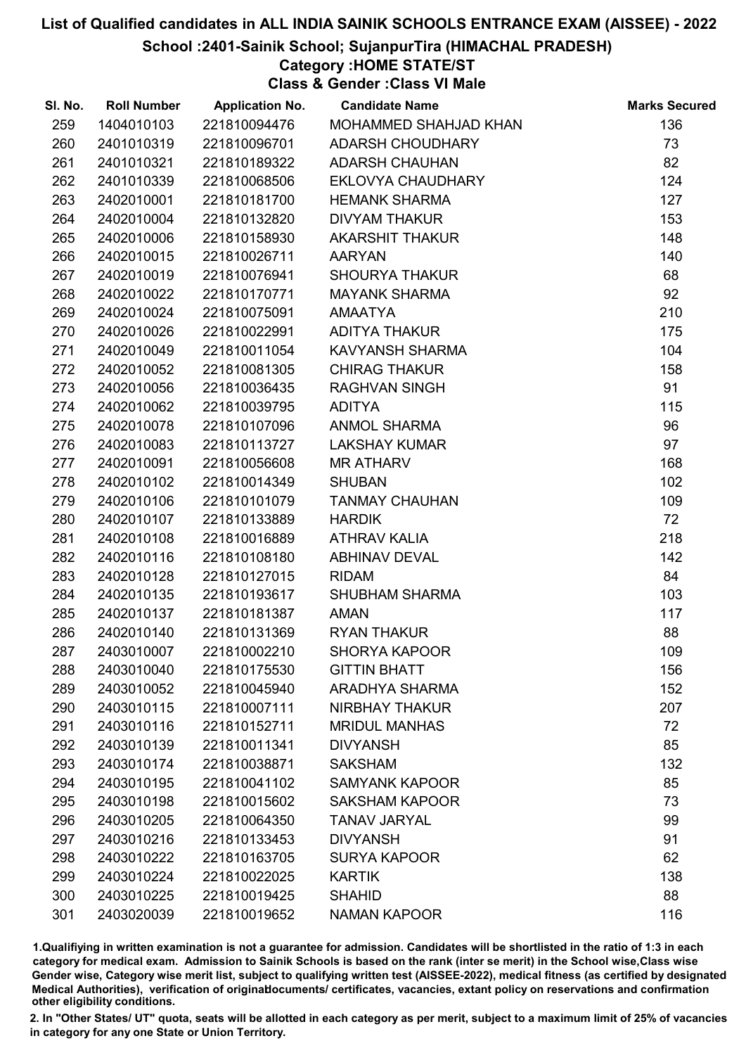# List of Qualified candidates in ALL INDIA SAINIK SCHOOLS ENTRANCE EXAM (AISSEE) - 2022

## School :2401-Sainik School; SujanpurTira (HIMACHAL PRADESH)

### Category :HOME STATE/ST

### Class & Gender :Class VI Male

| Sl. No. | Roll Number | Application No. | Candidate Name | Marks Secured |
|---|---|---|---|---|
| 259 | 1404010103 | 221810094476 | MOHAMMED SHAHJAD KHAN | 136 |
| 260 | 2401010319 | 221810096701 | ADARSH CHOUDHARY | 73 |
| 261 | 2401010321 | 221810189322 | ADARSH CHAUHAN | 82 |
| 262 | 2401010339 | 221810068506 | EKLOVYA CHAUDHARY | 124 |
| 263 | 2402010001 | 221810181700 | HEMANK SHARMA | 127 |
| 264 | 2402010004 | 221810132820 | DIVYAM THAKUR | 153 |
| 265 | 2402010006 | 221810158930 | AKARSHIT THAKUR | 148 |
| 266 | 2402010015 | 221810026711 | AARYAN | 140 |
| 267 | 2402010019 | 221810076941 | SHOURYA THAKUR | 68 |
| 268 | 2402010022 | 221810170771 | MAYANK SHARMA | 92 |
| 269 | 2402010024 | 221810075091 | AMAATYA | 210 |
| 270 | 2402010026 | 221810022991 | ADITYA THAKUR | 175 |
| 271 | 2402010049 | 221810011054 | KAVYANSH SHARMA | 104 |
| 272 | 2402010052 | 221810081305 | CHIRAG THAKUR | 158 |
| 273 | 2402010056 | 221810036435 | RAGHVAN SINGH | 91 |
| 274 | 2402010062 | 221810039795 | ADITYA | 115 |
| 275 | 2402010078 | 221810107096 | ANMOL SHARMA | 96 |
| 276 | 2402010083 | 221810113727 | LAKSHAY KUMAR | 97 |
| 277 | 2402010091 | 221810056608 | MR ATHARV | 168 |
| 278 | 2402010102 | 221810014349 | SHUBAN | 102 |
| 279 | 2402010106 | 221810101079 | TANMAY CHAUHAN | 109 |
| 280 | 2402010107 | 221810133889 | HARDIK | 72 |
| 281 | 2402010108 | 221810016889 | ATHRAV KALIA | 218 |
| 282 | 2402010116 | 221810108180 | ABHINAV DEVAL | 142 |
| 283 | 2402010128 | 221810127015 | RIDAM | 84 |
| 284 | 2402010135 | 221810193617 | SHUBHAM SHARMA | 103 |
| 285 | 2402010137 | 221810181387 | AMAN | 117 |
| 286 | 2402010140 | 221810131369 | RYAN THAKUR | 88 |
| 287 | 2403010007 | 221810002210 | SHORYA KAPOOR | 109 |
| 288 | 2403010040 | 221810175530 | GITTIN BHATT | 156 |
| 289 | 2403010052 | 221810045940 | ARADHYA SHARMA | 152 |
| 290 | 2403010115 | 221810007111 | NIRBHAY THAKUR | 207 |
| 291 | 2403010116 | 221810152711 | MRIDUL MANHAS | 72 |
| 292 | 2403010139 | 221810011341 | DIVYANSH | 85 |
| 293 | 2403010174 | 221810038871 | SAKSHAM | 132 |
| 294 | 2403010195 | 221810041102 | SAMYANK KAPOOR | 85 |
| 295 | 2403010198 | 221810015602 | SAKSHAM KAPOOR | 73 |
| 296 | 2403010205 | 221810064350 | TANAV JARYAL | 99 |
| 297 | 2403010216 | 221810133453 | DIVYANSH | 91 |
| 298 | 2403010222 | 221810163705 | SURYA KAPOOR | 62 |
| 299 | 2403010224 | 221810022025 | KARTIK | 138 |
| 300 | 2403010225 | 221810019425 | SHAHID | 88 |
| 301 | 2403020039 | 221810019652 | NAMAN KAPOOR | 116 |

1.Qualifiying in written examination is not a guarantee for admission. Candidates will be shortlisted in the ratio of 1:3 in each category for medical exam. Admission to Sainik Schools is based on the rank (inter se merit) in the School wise,Class wise Gender wise, Category wise merit list, subject to qualifying written test (AISSEE-2022), medical fitness (as certified by designated Medical Authorities), verification of originaldocuments/ certificates, vacancies, extant policy on reservations and confirmation other eligibility conditions.

2. In "Other States/ UT" quota, seats will be allotted in each category as per merit, subject to a maximum limit of 25% of vacancies in category for any one State or Union Territory.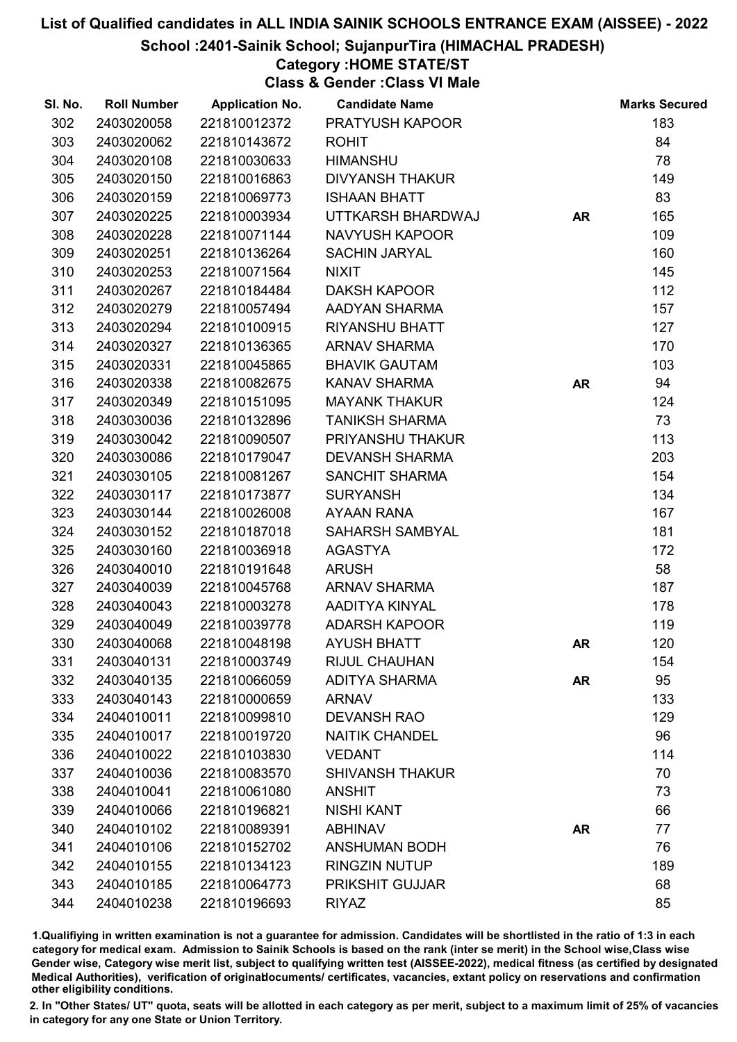# List of Qualified candidates in ALL INDIA SAINIK SCHOOLS ENTRANCE EXAM (AISSEE) - 2022

## School :2401-Sainik School; SujanpurTira (HIMACHAL PRADESH)

### Category :HOME STATE/ST

### Class & Gender :Class VI Male

| Sl. No. | Roll Number | Application No. | Candidate Name | | Marks Secured |
|---|---|---|---|---|---|
| 302 | 2403020058 | 221810012372 | PRATYUSH KAPOOR | | 183 |
| 303 | 2403020062 | 221810143672 | ROHIT | | 84 |
| 304 | 2403020108 | 221810030633 | HIMANSHU | | 78 |
| 305 | 2403020150 | 221810016863 | DIVYANSH THAKUR | | 149 |
| 306 | 2403020159 | 221810069773 | ISHAAN BHATT | | 83 |
| 307 | 2403020225 | 221810003934 | UTTKARSH BHARDWAJ | AR | 165 |
| 308 | 2403020228 | 221810071144 | NAVYUSH KAPOOR | | 109 |
| 309 | 2403020251 | 221810136264 | SACHIN JARYAL | | 160 |
| 310 | 2403020253 | 221810071564 | NIXIT | | 145 |
| 311 | 2403020267 | 221810184484 | DAKSH KAPOOR | | 112 |
| 312 | 2403020279 | 221810057494 | AADYAN SHARMA | | 157 |
| 313 | 2403020294 | 221810100915 | RIYANSHU BHATT | | 127 |
| 314 | 2403020327 | 221810136365 | ARNAV SHARMA | | 170 |
| 315 | 2403020331 | 221810045865 | BHAVIK GAUTAM | | 103 |
| 316 | 2403020338 | 221810082675 | KANAV SHARMA | AR | 94 |
| 317 | 2403020349 | 221810151095 | MAYANK THAKUR | | 124 |
| 318 | 2403030036 | 221810132896 | TANIKSH SHARMA | | 73 |
| 319 | 2403030042 | 221810090507 | PRIYANSHU THAKUR | | 113 |
| 320 | 2403030086 | 221810179047 | DEVANSH SHARMA | | 203 |
| 321 | 2403030105 | 221810081267 | SANCHIT SHARMA | | 154 |
| 322 | 2403030117 | 221810173877 | SURYANSH | | 134 |
| 323 | 2403030144 | 221810026008 | AYAAN RANA | | 167 |
| 324 | 2403030152 | 221810187018 | SAHARSH SAMBYAL | | 181 |
| 325 | 2403030160 | 221810036918 | AGASTYA | | 172 |
| 326 | 2403040010 | 221810191648 | ARUSH | | 58 |
| 327 | 2403040039 | 221810045768 | ARNAV SHARMA | | 187 |
| 328 | 2403040043 | 221810003278 | AADITYA KINYAL | | 178 |
| 329 | 2403040049 | 221810039778 | ADARSH KAPOOR | | 119 |
| 330 | 2403040068 | 221810048198 | AYUSH BHATT | AR | 120 |
| 331 | 2403040131 | 221810003749 | RIJUL CHAUHAN | | 154 |
| 332 | 2403040135 | 221810066059 | ADITYA SHARMA | AR | 95 |
| 333 | 2403040143 | 221810000659 | ARNAV | | 133 |
| 334 | 2404010011 | 221810099810 | DEVANSH RAO | | 129 |
| 335 | 2404010017 | 221810019720 | NAITIK CHANDEL | | 96 |
| 336 | 2404010022 | 221810103830 | VEDANT | | 114 |
| 337 | 2404010036 | 221810083570 | SHIVANSH THAKUR | | 70 |
| 338 | 2404010041 | 221810061080 | ANSHIT | | 73 |
| 339 | 2404010066 | 221810196821 | NISHI KANT | | 66 |
| 340 | 2404010102 | 221810089391 | ABHINAV | AR | 77 |
| 341 | 2404010106 | 221810152702 | ANSHUMAN BODH | | 76 |
| 342 | 2404010155 | 221810134123 | RINGZIN NUTUP | | 189 |
| 343 | 2404010185 | 221810064773 | PRIKSHIT GUJJAR | | 68 |
| 344 | 2404010238 | 221810196693 | RIYAZ | | 85 |

1.Qualifying in written examination is not a guarantee for admission. Candidates will be shortlisted in the ratio of 1:3 in each category for medical exam. Admission to Sainik Schools is based on the rank (inter se merit) in the School wise,Class wise Gender wise, Category wise merit list, subject to qualifying written test (AISSEE-2022), medical fitness (as certified by designated Medical Authorities), verification of originaldocuments/ certificates, vacancies, extant policy on reservations and confirmation other eligibility conditions.

2. In "Other States/ UT" quota, seats will be allotted in each category as per merit, subject to a maximum limit of 25% of vacancies in category for any one State or Union Territory.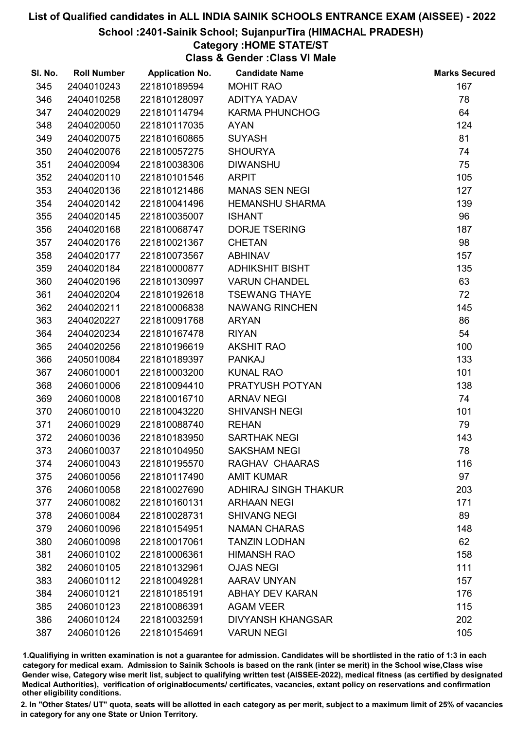# List of Qualified candidates in ALL INDIA SAINIK SCHOOLS ENTRANCE EXAM (AISSEE) - 2022

## School :2401-Sainik School; SujanpurTira (HIMACHAL PRADESH)

### Category :HOME STATE/ST

### Class & Gender :Class VI Male

| Sl. No. | Roll Number | Application No. | Candidate Name | Marks Secured |
|---|---|---|---|---|
| 345 | 2404010243 | 221810189594 | MOHIT RAO | 167 |
| 346 | 2404010258 | 221810128097 | ADITYA YADAV | 78 |
| 347 | 2404020029 | 221810114794 | KARMA PHUNCHOG | 64 |
| 348 | 2404020050 | 221810117035 | AYAN | 124 |
| 349 | 2404020075 | 221810160865 | SUYASH | 81 |
| 350 | 2404020076 | 221810057275 | SHOURYA | 74 |
| 351 | 2404020094 | 221810038306 | DIWANSHU | 75 |
| 352 | 2404020110 | 221810101546 | ARPIT | 105 |
| 353 | 2404020136 | 221810121486 | MANAS SEN NEGI | 127 |
| 354 | 2404020142 | 221810041496 | HEMANSHU SHARMA | 139 |
| 355 | 2404020145 | 221810035007 | ISHANT | 96 |
| 356 | 2404020168 | 221810068747 | DORJE TSERING | 187 |
| 357 | 2404020176 | 221810021367 | CHETAN | 98 |
| 358 | 2404020177 | 221810073567 | ABHINAV | 157 |
| 359 | 2404020184 | 221810000877 | ADHIKSHIT BISHT | 135 |
| 360 | 2404020196 | 221810130997 | VARUN CHANDEL | 63 |
| 361 | 2404020204 | 221810192618 | TSEWANG THAYE | 72 |
| 362 | 2404020211 | 221810006838 | NAWANG RINCHEN | 145 |
| 363 | 2404020227 | 221810091768 | ARYAN | 86 |
| 364 | 2404020234 | 221810167478 | RIYAN | 54 |
| 365 | 2404020256 | 221810196619 | AKSHIT RAO | 100 |
| 366 | 2405010084 | 221810189397 | PANKAJ | 133 |
| 367 | 2406010001 | 221810003200 | KUNAL RAO | 101 |
| 368 | 2406010006 | 221810094410 | PRATYUSH POTYAN | 138 |
| 369 | 2406010008 | 221810016710 | ARNAV NEGI | 74 |
| 370 | 2406010010 | 221810043220 | SHIVANSH NEGI | 101 |
| 371 | 2406010029 | 221810088740 | REHAN | 79 |
| 372 | 2406010036 | 221810183950 | SARTHAK NEGI | 143 |
| 373 | 2406010037 | 221810104950 | SAKSHAM NEGI | 78 |
| 374 | 2406010043 | 221810195570 | RAGHAV CHAARAS | 116 |
| 375 | 2406010056 | 221810117490 | AMIT KUMAR | 97 |
| 376 | 2406010058 | 221810027690 | ADHIRAJ SINGH THAKUR | 203 |
| 377 | 2406010082 | 221810160131 | ARHAAN NEGI | 171 |
| 378 | 2406010084 | 221810028731 | SHIVANG NEGI | 89 |
| 379 | 2406010096 | 221810154951 | NAMAN CHARAS | 148 |
| 380 | 2406010098 | 221810017061 | TANZIN LODHAN | 62 |
| 381 | 2406010102 | 221810006361 | HIMANSH RAO | 158 |
| 382 | 2406010105 | 221810132961 | OJAS NEGI | 111 |
| 383 | 2406010112 | 221810049281 | AARAV UNYAN | 157 |
| 384 | 2406010121 | 221810185191 | ABHAY DEV KARAN | 176 |
| 385 | 2406010123 | 221810086391 | AGAM VEER | 115 |
| 386 | 2406010124 | 221810032591 | DIVYANSH KHANGSAR | 202 |
| 387 | 2406010126 | 221810154691 | VARUN NEGI | 105 |

1.Qualifiying in written examination is not a guarantee for admission. Candidates will be shortlisted in the ratio of 1:3 in each category for medical exam. Admission to Sainik Schools is based on the rank (inter se merit) in the School wise,Class wise Gender wise, Category wise merit list, subject to qualifying written test (AISSEE-2022), medical fitness (as certified by designated Medical Authorities), verification of originaldocuments/ certificates, vacancies, extant policy on reservations and confirmation other eligibility conditions.

2. In "Other States/ UT" quota, seats will be allotted in each category as per merit, subject to a maximum limit of 25% of vacancies in category for any one State or Union Territory.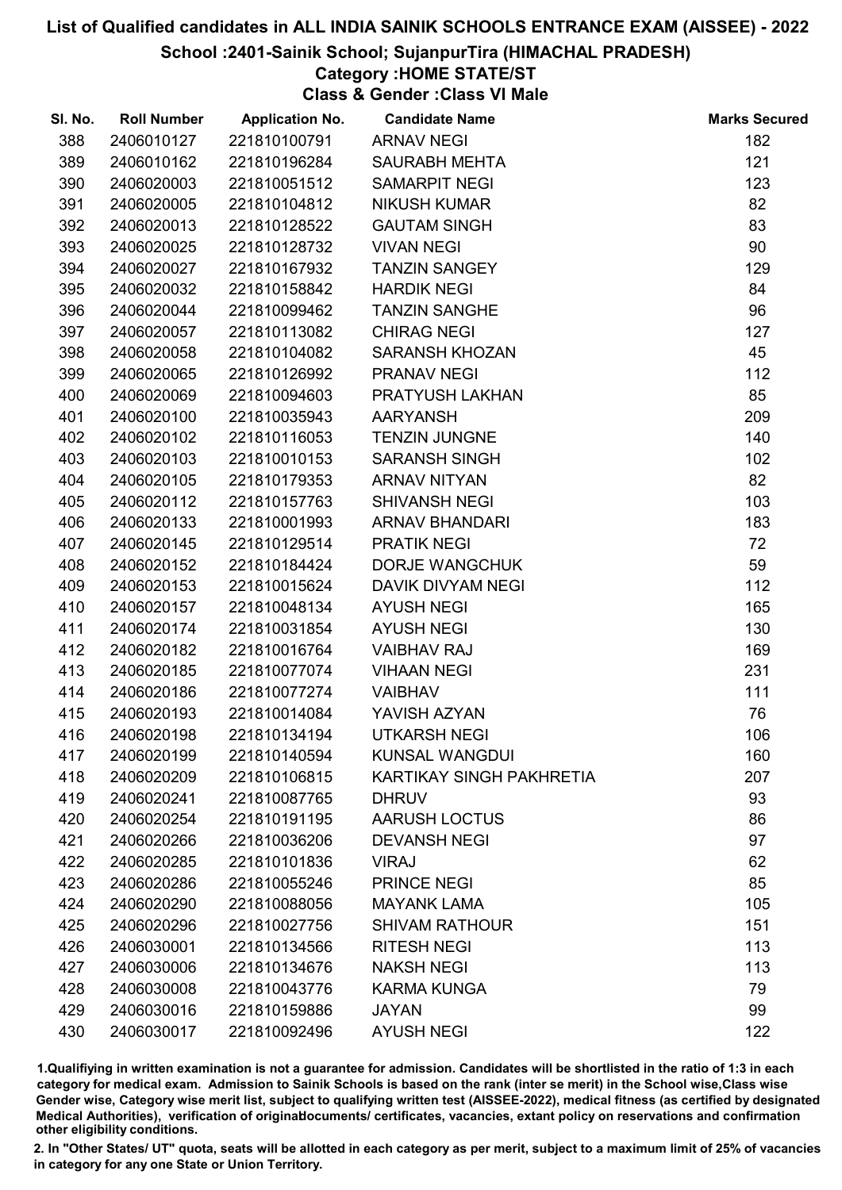# List of Qualified candidates in ALL INDIA SAINIK SCHOOLS ENTRANCE EXAM (AISSEE) - 2022

## School :2401-Sainik School; SujanpurTira (HIMACHAL PRADESH)

### Category :HOME STATE/ST

### Class & Gender :Class VI Male

| Sl. No. | Roll Number | Application No. | Candidate Name | Marks Secured |
|---|---|---|---|---|
| 388 | 2406010127 | 221810100791 | ARNAV NEGI | 182 |
| 389 | 2406010162 | 221810196284 | SAURABH MEHTA | 121 |
| 390 | 2406020003 | 221810051512 | SAMARPIT NEGI | 123 |
| 391 | 2406020005 | 221810104812 | NIKUSH KUMAR | 82 |
| 392 | 2406020013 | 221810128522 | GAUTAM SINGH | 83 |
| 393 | 2406020025 | 221810128732 | VIVAN NEGI | 90 |
| 394 | 2406020027 | 221810167932 | TANZIN SANGEY | 129 |
| 395 | 2406020032 | 221810158842 | HARDIK NEGI | 84 |
| 396 | 2406020044 | 221810099462 | TANZIN SANGHE | 96 |
| 397 | 2406020057 | 221810113082 | CHIRAG NEGI | 127 |
| 398 | 2406020058 | 221810104082 | SARANSH KHOZAN | 45 |
| 399 | 2406020065 | 221810126992 | PRANAV NEGI | 112 |
| 400 | 2406020069 | 221810094603 | PRATYUSH LAKHAN | 85 |
| 401 | 2406020100 | 221810035943 | AARYANSH | 209 |
| 402 | 2406020102 | 221810116053 | TENZIN JUNGNE | 140 |
| 403 | 2406020103 | 221810010153 | SARANSH SINGH | 102 |
| 404 | 2406020105 | 221810179353 | ARNAV NITYAN | 82 |
| 405 | 2406020112 | 221810157763 | SHIVANSH NEGI | 103 |
| 406 | 2406020133 | 221810001993 | ARNAV BHANDARI | 183 |
| 407 | 2406020145 | 221810129514 | PRATIK NEGI | 72 |
| 408 | 2406020152 | 221810184424 | DORJE WANGCHUK | 59 |
| 409 | 2406020153 | 221810015624 | DAVIK DIVYAM NEGI | 112 |
| 410 | 2406020157 | 221810048134 | AYUSH NEGI | 165 |
| 411 | 2406020174 | 221810031854 | AYUSH NEGI | 130 |
| 412 | 2406020182 | 221810016764 | VAIBHAV RAJ | 169 |
| 413 | 2406020185 | 221810077074 | VIHAAN NEGI | 231 |
| 414 | 2406020186 | 221810077274 | VAIBHAV | 111 |
| 415 | 2406020193 | 221810014084 | YAVISH AZYAN | 76 |
| 416 | 2406020198 | 221810134194 | UTKARSH NEGI | 106 |
| 417 | 2406020199 | 221810140594 | KUNSAL WANGDUI | 160 |
| 418 | 2406020209 | 221810106815 | KARTIKAY SINGH PAKHRETIA | 207 |
| 419 | 2406020241 | 221810087765 | DHRUV | 93 |
| 420 | 2406020254 | 221810191195 | AARUSH LOCTUS | 86 |
| 421 | 2406020266 | 221810036206 | DEVANSH NEGI | 97 |
| 422 | 2406020285 | 221810101836 | VIRAJ | 62 |
| 423 | 2406020286 | 221810055246 | PRINCE NEGI | 85 |
| 424 | 2406020290 | 221810088056 | MAYANK LAMA | 105 |
| 425 | 2406020296 | 221810027756 | SHIVAM RATHOUR | 151 |
| 426 | 2406030001 | 221810134566 | RITESH NEGI | 113 |
| 427 | 2406030006 | 221810134676 | NAKSH NEGI | 113 |
| 428 | 2406030008 | 221810043776 | KARMA KUNGA | 79 |
| 429 | 2406030016 | 221810159886 | JAYAN | 99 |
| 430 | 2406030017 | 221810092496 | AYUSH NEGI | 122 |

1.Qualifiying in written examination is not a guarantee for admission. Candidates will be shortlisted in the ratio of 1:3 in each category for medical exam. Admission to Sainik Schools is based on the rank (inter se merit) in the School wise,Class wise Gender wise, Category wise merit list, subject to qualifying written test (AISSEE-2022), medical fitness (as certified by designated Medical Authorities), verification of originaldocuments/ certificates, vacancies, extant policy on reservations and confirmation other eligibility conditions.

2. In "Other States/ UT" quota, seats will be allotted in each category as per merit, subject to a maximum limit of 25% of vacancies in category for any one State or Union Territory.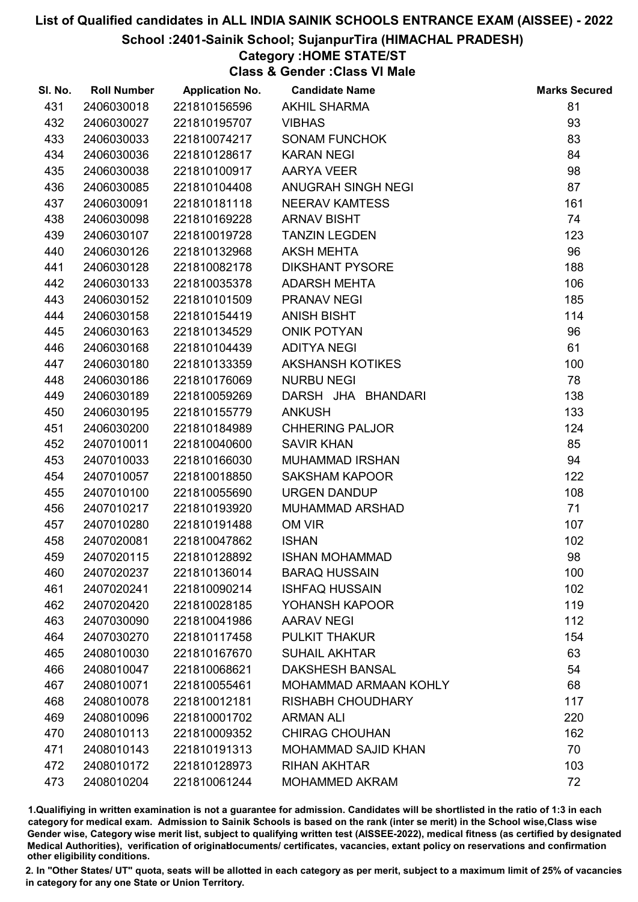# List of Qualified candidates in ALL INDIA SAINIK SCHOOLS ENTRANCE EXAM (AISSEE) - 2022

## School :2401-Sainik School; SujanpurTira (HIMACHAL PRADESH)

### Category :HOME STATE/ST

### Class & Gender :Class VI Male

| Sl. No. | Roll Number | Application No. | Candidate Name | Marks Secured |
|---|---|---|---|---|
| 431 | 2406030018 | 221810156596 | AKHIL SHARMA | 81 |
| 432 | 2406030027 | 221810195707 | VIBHAS | 93 |
| 433 | 2406030033 | 221810074217 | SONAM FUNCHOK | 83 |
| 434 | 2406030036 | 221810128617 | KARAN NEGI | 84 |
| 435 | 2406030038 | 221810100917 | AARYA VEER | 98 |
| 436 | 2406030085 | 221810104408 | ANUGRAH SINGH NEGI | 87 |
| 437 | 2406030091 | 221810181118 | NEERAV KAMTESS | 161 |
| 438 | 2406030098 | 221810169228 | ARNAV BISHT | 74 |
| 439 | 2406030107 | 221810019728 | TANZIN LEGDEN | 123 |
| 440 | 2406030126 | 221810132968 | AKSH MEHTA | 96 |
| 441 | 2406030128 | 221810082178 | DIKSHANT PYSORE | 188 |
| 442 | 2406030133 | 221810035378 | ADARSH MEHTA | 106 |
| 443 | 2406030152 | 221810101509 | PRANAV NEGI | 185 |
| 444 | 2406030158 | 221810154419 | ANISH BISHT | 114 |
| 445 | 2406030163 | 221810134529 | ONIK POTYAN | 96 |
| 446 | 2406030168 | 221810104439 | ADITYA NEGI | 61 |
| 447 | 2406030180 | 221810133359 | AKSHANSH KOTIKES | 100 |
| 448 | 2406030186 | 221810176069 | NURBU NEGI | 78 |
| 449 | 2406030189 | 221810059269 | DARSH JHA BHANDARI | 138 |
| 450 | 2406030195 | 221810155779 | ANKUSH | 133 |
| 451 | 2406030200 | 221810184989 | CHHERING PALJOR | 124 |
| 452 | 2407010011 | 221810040600 | SAVIR KHAN | 85 |
| 453 | 2407010033 | 221810166030 | MUHAMMAD IRSHAN | 94 |
| 454 | 2407010057 | 221810018850 | SAKSHAM KAPOOR | 122 |
| 455 | 2407010100 | 221810055690 | URGEN DANDUP | 108 |
| 456 | 2407010217 | 221810193920 | MUHAMMAD ARSHAD | 71 |
| 457 | 2407010280 | 221810191488 | OM VIR | 107 |
| 458 | 2407020081 | 221810047862 | ISHAN | 102 |
| 459 | 2407020115 | 221810128892 | ISHAN MOHAMMAD | 98 |
| 460 | 2407020237 | 221810136014 | BARAQ HUSSAIN | 100 |
| 461 | 2407020241 | 221810090214 | ISHFAQ HUSSAIN | 102 |
| 462 | 2407020420 | 221810028185 | YOHANSH KAPOOR | 119 |
| 463 | 2407030090 | 221810041986 | AARAV NEGI | 112 |
| 464 | 2407030270 | 221810117458 | PULKIT THAKUR | 154 |
| 465 | 2408010030 | 221810167670 | SUHAIL AKHTAR | 63 |
| 466 | 2408010047 | 221810068621 | DAKSHESH BANSAL | 54 |
| 467 | 2408010071 | 221810055461 | MOHAMMAD ARMAAN KOHLY | 68 |
| 468 | 2408010078 | 221810012181 | RISHABH CHOUDHARY | 117 |
| 469 | 2408010096 | 221810001702 | ARMAN ALI | 220 |
| 470 | 2408010113 | 221810009352 | CHIRAG CHOUHAN | 162 |
| 471 | 2408010143 | 221810191313 | MOHAMMAD SAJID KHAN | 70 |
| 472 | 2408010172 | 221810128973 | RIHAN AKHTAR | 103 |
| 473 | 2408010204 | 221810061244 | MOHAMMED AKRAM | 72 |

1.Qualifiying in written examination is not a guarantee for admission. Candidates will be shortlisted in the ratio of 1:3 in each category for medical exam. Admission to Sainik Schools is based on the rank (inter se merit) in the School wise,Class wise Gender wise, Category wise merit list, subject to qualifying written test (AISSEE-2022), medical fitness (as certified by designated Medical Authorities), verification of originaldocuments/ certificates, vacancies, extant policy on reservations and confirmation other eligibility conditions.

2. In "Other States/ UT" quota, seats will be allotted in each category as per merit, subject to a maximum limit of 25% of vacancies in category for any one State or Union Territory.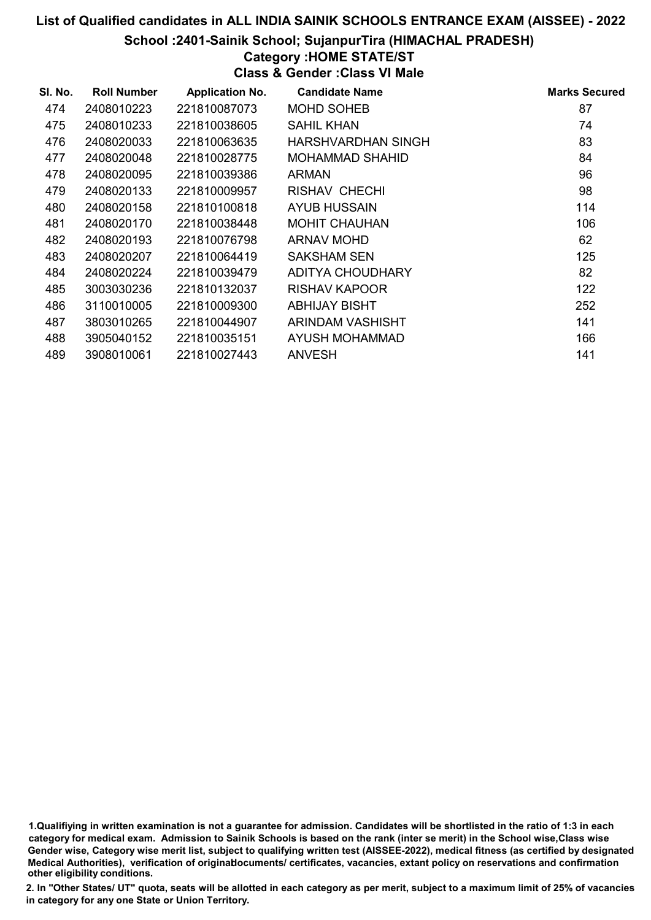# List of Qualified candidates in ALL INDIA SAINIK SCHOOLS ENTRANCE EXAM (AISSEE) - 2022

## School :2401-Sainik School; SujanpurTira (HIMACHAL PRADESH)

### Category :HOME STATE/ST

### Class & Gender :Class VI Male

| Sl. No. | Roll Number | Application No. | Candidate Name | Marks Secured |
|---|---|---|---|---|
| 474 | 2408010223 | 221810087073 | MOHD SOHEB | 87 |
| 475 | 2408010233 | 221810038605 | SAHIL KHAN | 74 |
| 476 | 2408020033 | 221810063635 | HARSHVARDHAN SINGH | 83 |
| 477 | 2408020048 | 221810028775 | MOHAMMAD SHAHID | 84 |
| 478 | 2408020095 | 221810039386 | ARMAN | 96 |
| 479 | 2408020133 | 221810009957 | RISHAV CHECHI | 98 |
| 480 | 2408020158 | 221810100818 | AYUB HUSSAIN | 114 |
| 481 | 2408020170 | 221810038448 | MOHIT CHAUHAN | 106 |
| 482 | 2408020193 | 221810076798 | ARNAV MOHD | 62 |
| 483 | 2408020207 | 221810064419 | SAKSHAM SEN | 125 |
| 484 | 2408020224 | 221810039479 | ADITYA CHOUDHARY | 82 |
| 485 | 3003030236 | 221810132037 | RISHAV KAPOOR | 122 |
| 486 | 3110010005 | 221810009300 | ABHIJAY BISHT | 252 |
| 487 | 3803010265 | 221810044907 | ARINDAM VASHISHT | 141 |
| 488 | 3905040152 | 221810035151 | AYUSH MOHAMMAD | 166 |
| 489 | 3908010061 | 221810027443 | ANVESH | 141 |

1.Qualifiying in written examination is not a guarantee for admission. Candidates will be shortlisted in the ratio of 1:3 in each category for medical exam. Admission to Sainik Schools is based on the rank (inter se merit) in the School wise,Class wise Gender wise, Category wise merit list, subject to qualifying written test (AISSEE-2022), medical fitness (as certified by designated Medical Authorities), verification of originaldocuments/ certificates, vacancies, extant policy on reservations and confirmation other eligibility conditions.

2. In "Other States/ UT" quota, seats will be allotted in each category as per merit, subject to a maximum limit of 25% of vacancies in category for any one State or Union Territory.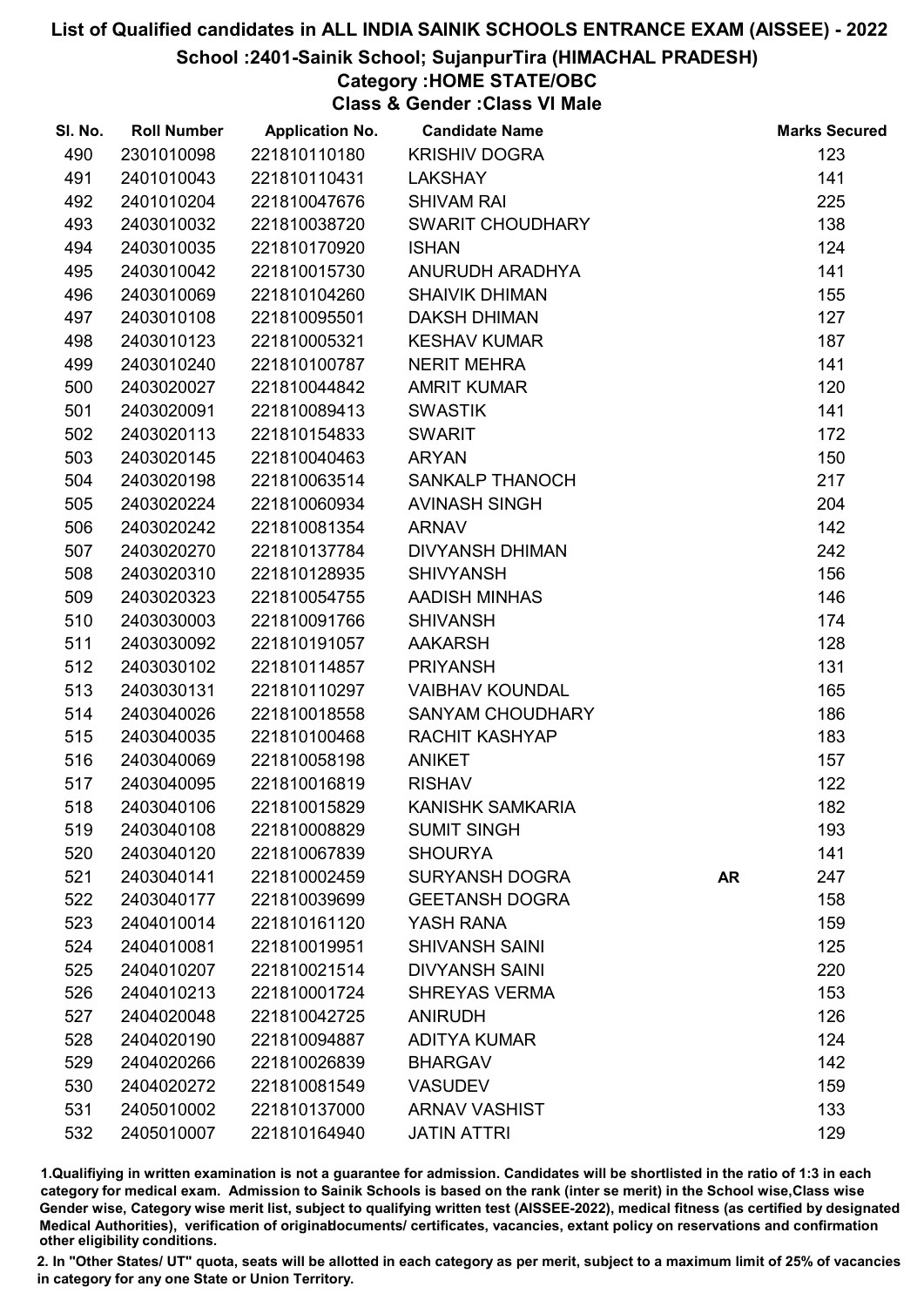# List of Qualified candidates in ALL INDIA SAINIK SCHOOLS ENTRANCE EXAM (AISSEE) - 2022

## School :2401-Sainik School; SujanpurTira (HIMACHAL PRADESH)

### Category :HOME STATE/OBC

### Class & Gender :Class VI Male

| Sl. No. | Roll Number | Application No. | Candidate Name | | Marks Secured |
|---|---|---|---|---|---|
| 490 | 2301010098 | 221810110180 | KRISHIV DOGRA | | 123 |
| 491 | 2401010043 | 221810110431 | LAKSHAY | | 141 |
| 492 | 2401010204 | 221810047676 | SHIVAM RAI | | 225 |
| 493 | 2403010032 | 221810038720 | SWARIT CHOUDHARY | | 138 |
| 494 | 2403010035 | 221810170920 | ISHAN | | 124 |
| 495 | 2403010042 | 221810015730 | ANURUDH ARADHYA | | 141 |
| 496 | 2403010069 | 221810104260 | SHAIVIK DHIMAN | | 155 |
| 497 | 2403010108 | 221810095501 | DAKSH DHIMAN | | 127 |
| 498 | 2403010123 | 221810005321 | KESHAV KUMAR | | 187 |
| 499 | 2403010240 | 221810100787 | NERIT MEHRA | | 141 |
| 500 | 2403020027 | 221810044842 | AMRIT KUMAR | | 120 |
| 501 | 2403020091 | 221810089413 | SWASTIK | | 141 |
| 502 | 2403020113 | 221810154833 | SWARIT | | 172 |
| 503 | 2403020145 | 221810040463 | ARYAN | | 150 |
| 504 | 2403020198 | 221810063514 | SANKALP THANOCH | | 217 |
| 505 | 2403020224 | 221810060934 | AVINASH SINGH | | 204 |
| 506 | 2403020242 | 221810081354 | ARNAV | | 142 |
| 507 | 2403020270 | 221810137784 | DIVYANSH DHIMAN | | 242 |
| 508 | 2403020310 | 221810128935 | SHIVYANSH | | 156 |
| 509 | 2403020323 | 221810054755 | AADISH MINHAS | | 146 |
| 510 | 2403030003 | 221810091766 | SHIVANSH | | 174 |
| 511 | 2403030092 | 221810191057 | AAKARSH | | 128 |
| 512 | 2403030102 | 221810114857 | PRIYANSH | | 131 |
| 513 | 2403030131 | 221810110297 | VAIBHAV KOUNDAL | | 165 |
| 514 | 2403040026 | 221810018558 | SANYAM CHOUDHARY | | 186 |
| 515 | 2403040035 | 221810100468 | RACHIT KASHYAP | | 183 |
| 516 | 2403040069 | 221810058198 | ANIKET | | 157 |
| 517 | 2403040095 | 221810016819 | RISHAV | | 122 |
| 518 | 2403040106 | 221810015829 | KANISHK SAMKARIA | | 182 |
| 519 | 2403040108 | 221810008829 | SUMIT SINGH | | 193 |
| 520 | 2403040120 | 221810067839 | SHOURYA | | 141 |
| 521 | 2403040141 | 221810002459 | SURYANSH DOGRA | **AR** | 247 |
| 522 | 2403040177 | 221810039699 | GEETANSH DOGRA | | 158 |
| 523 | 2404010014 | 221810161120 | YASH RANA | | 159 |
| 524 | 2404010081 | 221810019951 | SHIVANSH SAINI | | 125 |
| 525 | 2404010207 | 221810021514 | DIVYANSH SAINI | | 220 |
| 526 | 2404010213 | 221810001724 | SHREYAS VERMA | | 153 |
| 527 | 2404020048 | 221810042725 | ANIRUDH | | 126 |
| 528 | 2404020190 | 221810094887 | ADITYA KUMAR | | 124 |
| 529 | 2404020266 | 221810026839 | BHARGAV | | 142 |
| 530 | 2404020272 | 221810081549 | VASUDEV | | 159 |
| 531 | 2405010002 | 221810137000 | ARNAV VASHIST | | 133 |
| 532 | 2405010007 | 221810164940 | JATIN ATTRI | | 129 |

1.Qualifiying in written examination is not a guarantee for admission. Candidates will be shortlisted in the ratio of 1:3 in each category for medical exam. Admission to Sainik Schools is based on the rank (inter se merit) in the School wise,Class wise Gender wise, Category wise merit list, subject to qualifying written test (AISSEE-2022), medical fitness (as certified by designated Medical Authorities), verification of originaldocuments/ certificates, vacancies, extant policy on reservations and confirmation other eligibility conditions.

2. In "Other States/ UT" quota, seats will be allotted in each category as per merit, subject to a maximum limit of 25% of vacancies in category for any one State or Union Territory.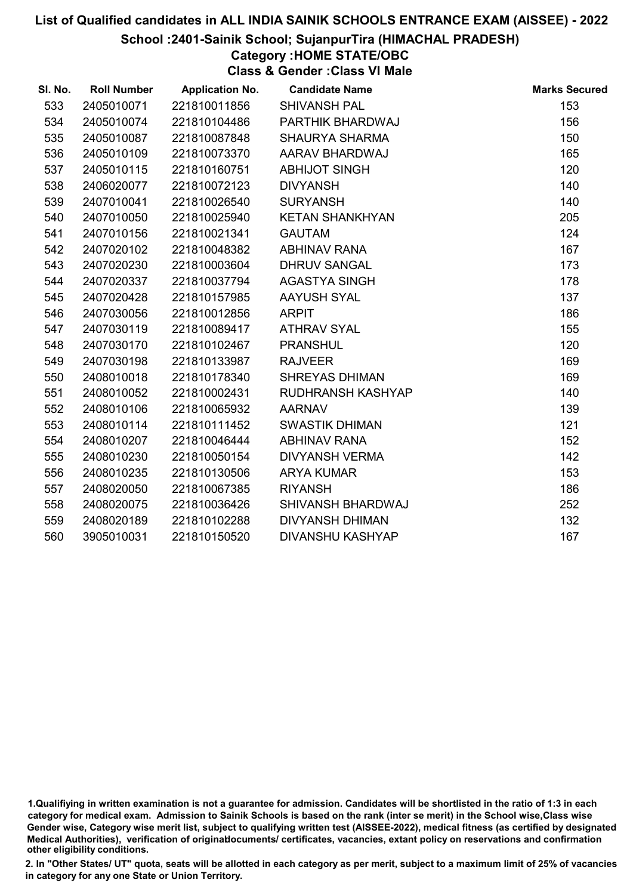# List of Qualified candidates in ALL INDIA SAINIK SCHOOLS ENTRANCE EXAM (AISSEE) - 2022

## School :2401-Sainik School; SujanpurTira (HIMACHAL PRADESH)

### Category :HOME STATE/OBC

### Class & Gender :Class VI Male

| Sl. No. | Roll Number | Application No. | Candidate Name | Marks Secured |
|---|---|---|---|---|
| 533 | 2405010071 | 221810011856 | SHIVANSH PAL | 153 |
| 534 | 2405010074 | 221810104486 | PARTHIK BHARDWAJ | 156 |
| 535 | 2405010087 | 221810087848 | SHAURYA SHARMA | 150 |
| 536 | 2405010109 | 221810073370 | AARAV BHARDWAJ | 165 |
| 537 | 2405010115 | 221810160751 | ABHIJOT SINGH | 120 |
| 538 | 2406020077 | 221810072123 | DIVYANSH | 140 |
| 539 | 2407010041 | 221810026540 | SURYANSH | 140 |
| 540 | 2407010050 | 221810025940 | KETAN SHANKHYAN | 205 |
| 541 | 2407010156 | 221810021341 | GAUTAM | 124 |
| 542 | 2407020102 | 221810048382 | ABHINAV RANA | 167 |
| 543 | 2407020230 | 221810003604 | DHRUV SANGAL | 173 |
| 544 | 2407020337 | 221810037794 | AGASTYA SINGH | 178 |
| 545 | 2407020428 | 221810157985 | AAYUSH SYAL | 137 |
| 546 | 2407030056 | 221810012856 | ARPIT | 186 |
| 547 | 2407030119 | 221810089417 | ATHRAV SYAL | 155 |
| 548 | 2407030170 | 221810102467 | PRANSHUL | 120 |
| 549 | 2407030198 | 221810133987 | RAJVEER | 169 |
| 550 | 2408010018 | 221810178340 | SHREYAS DHIMAN | 169 |
| 551 | 2408010052 | 221810002431 | RUDHRANSH KASHYAP | 140 |
| 552 | 2408010106 | 221810065932 | AARNAV | 139 |
| 553 | 2408010114 | 221810111452 | SWASTIK DHIMAN | 121 |
| 554 | 2408010207 | 221810046444 | ABHINAV RANA | 152 |
| 555 | 2408010230 | 221810050154 | DIVYANSH VERMA | 142 |
| 556 | 2408010235 | 221810130506 | ARYA KUMAR | 153 |
| 557 | 2408020050 | 221810067385 | RIYANSH | 186 |
| 558 | 2408020075 | 221810036426 | SHIVANSH BHARDWAJ | 252 |
| 559 | 2408020189 | 221810102288 | DIVYANSH DHIMAN | 132 |
| 560 | 3905010031 | 221810150520 | DIVANSHU KASHYAP | 167 |

1.Qualifiying in written examination is not a guarantee for admission. Candidates will be shortlisted in the ratio of 1:3 in each category for medical exam. Admission to Sainik Schools is based on the rank (inter se merit) in the School wise,Class wise Gender wise, Category wise merit list, subject to qualifying written test (AISSEE-2022), medical fitness (as certified by designated Medical Authorities), verification of originaldocuments/ certificates, vacancies, extant policy on reservations and confirmation other eligibility conditions.

2. In "Other States/ UT" quota, seats will be allotted in each category as per merit, subject to a maximum limit of 25% of vacancies in category for any one State or Union Territory.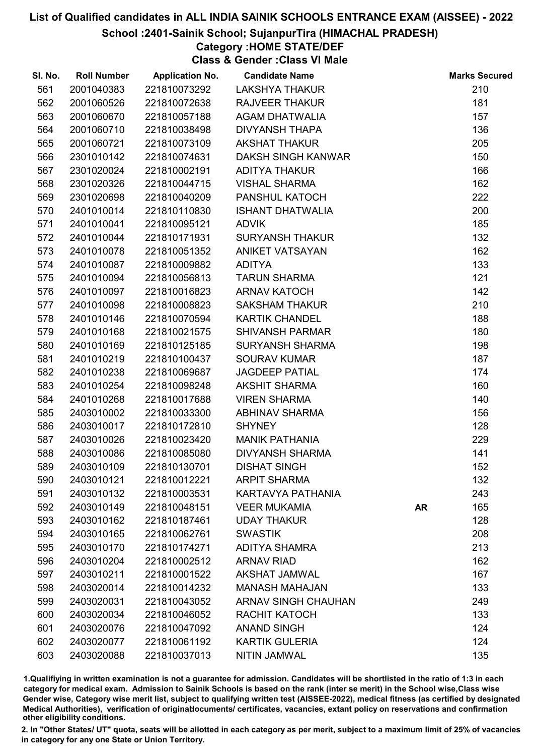# List of Qualified candidates in ALL INDIA SAINIK SCHOOLS ENTRANCE EXAM (AISSEE) - 2022

## School :2401-Sainik School; SujanpurTira (HIMACHAL PRADESH)

### Category :HOME STATE/DEF

### Class & Gender :Class VI Male

| Sl. No. | Roll Number | Application No. | Candidate Name | | Marks Secured |
|---|---|---|---|---|---|
| 561 | 2001040383 | 221810073292 | LAKSHYA THAKUR | | 210 |
| 562 | 2001060526 | 221810072638 | RAJVEER THAKUR | | 181 |
| 563 | 2001060670 | 221810057188 | AGAM DHATWALIA | | 157 |
| 564 | 2001060710 | 221810038498 | DIVYANSH THAPA | | 136 |
| 565 | 2001060721 | 221810073109 | AKSHAT THAKUR | | 205 |
| 566 | 2301010142 | 221810074631 | DAKSH SINGH KANWAR | | 150 |
| 567 | 2301020024 | 221810002191 | ADITYA THAKUR | | 166 |
| 568 | 2301020326 | 221810044715 | VISHAL SHARMA | | 162 |
| 569 | 2301020698 | 221810040209 | PANSHUL KATOCH | | 222 |
| 570 | 2401010014 | 221810110830 | ISHANT DHATWALIA | | 200 |
| 571 | 2401010041 | 221810095121 | ADVIK | | 185 |
| 572 | 2401010044 | 221810171931 | SURYANSH THAKUR | | 132 |
| 573 | 2401010078 | 221810051352 | ANIKET VATSAYAN | | 162 |
| 574 | 2401010087 | 221810009882 | ADITYA | | 133 |
| 575 | 2401010094 | 221810056813 | TARUN SHARMA | | 121 |
| 576 | 2401010097 | 221810016823 | ARNAV KATOCH | | 142 |
| 577 | 2401010098 | 221810008823 | SAKSHAM THAKUR | | 210 |
| 578 | 2401010146 | 221810070594 | KARTIK CHANDEL | | 188 |
| 579 | 2401010168 | 221810021575 | SHIVANSH PARMAR | | 180 |
| 580 | 2401010169 | 221810125185 | SURYANSH SHARMA | | 198 |
| 581 | 2401010219 | 221810100437 | SOURAV KUMAR | | 187 |
| 582 | 2401010238 | 221810069687 | JAGDEEP PATIAL | | 174 |
| 583 | 2401010254 | 221810098248 | AKSHIT SHARMA | | 160 |
| 584 | 2401010268 | 221810017688 | VIREN SHARMA | | 140 |
| 585 | 2403010002 | 221810033300 | ABHINAV SHARMA | | 156 |
| 586 | 2403010017 | 221810172810 | SHYNEY | | 128 |
| 587 | 2403010026 | 221810023420 | MANIK PATHANIA | | 229 |
| 588 | 2403010086 | 221810085080 | DIVYANSH SHARMA | | 141 |
| 589 | 2403010109 | 221810130701 | DISHAT SINGH | | 152 |
| 590 | 2403010121 | 221810012221 | ARPIT SHARMA | | 132 |
| 591 | 2403010132 | 221810003531 | KARTAVYA PATHANIA | | 243 |
| 592 | 2403010149 | 221810048151 | VEER MUKAMIA | AR | 165 |
| 593 | 2403010162 | 221810187461 | UDAY THAKUR | | 128 |
| 594 | 2403010165 | 221810062761 | SWASTIK | | 208 |
| 595 | 2403010170 | 221810174271 | ADITYA SHAMRA | | 213 |
| 596 | 2403010204 | 221810002512 | ARNAV RIAD | | 162 |
| 597 | 2403010211 | 221810001522 | AKSHAT JAMWAL | | 167 |
| 598 | 2403020014 | 221810014232 | MANASH MAHAJAN | | 133 |
| 599 | 2403020031 | 221810043052 | ARNAV SINGH CHAUHAN | | 249 |
| 600 | 2403020034 | 221810046052 | RACHIT KATOCH | | 133 |
| 601 | 2403020076 | 221810047092 | ANAND SINGH | | 124 |
| 602 | 2403020077 | 221810061192 | KARTIK GULERIA | | 124 |
| 603 | 2403020088 | 221810037013 | NITIN JAMWAL | | 135 |

1.Qualifiying in written examination is not a guarantee for admission. Candidates will be shortlisted in the ratio of 1:3 in each category for medical exam. Admission to Sainik Schools is based on the rank (inter se merit) in the School wise,Class wise Gender wise, Category wise merit list, subject to qualifying written test (AISSEE-2022), medical fitness (as certified by designated Medical Authorities), verification of originaldocuments/ certificates, vacancies, extant policy on reservations and confirmation other eligibility conditions.

2. In "Other States/ UT" quota, seats will be allotted in each category as per merit, subject to a maximum limit of 25% of vacancies in category for any one State or Union Territory.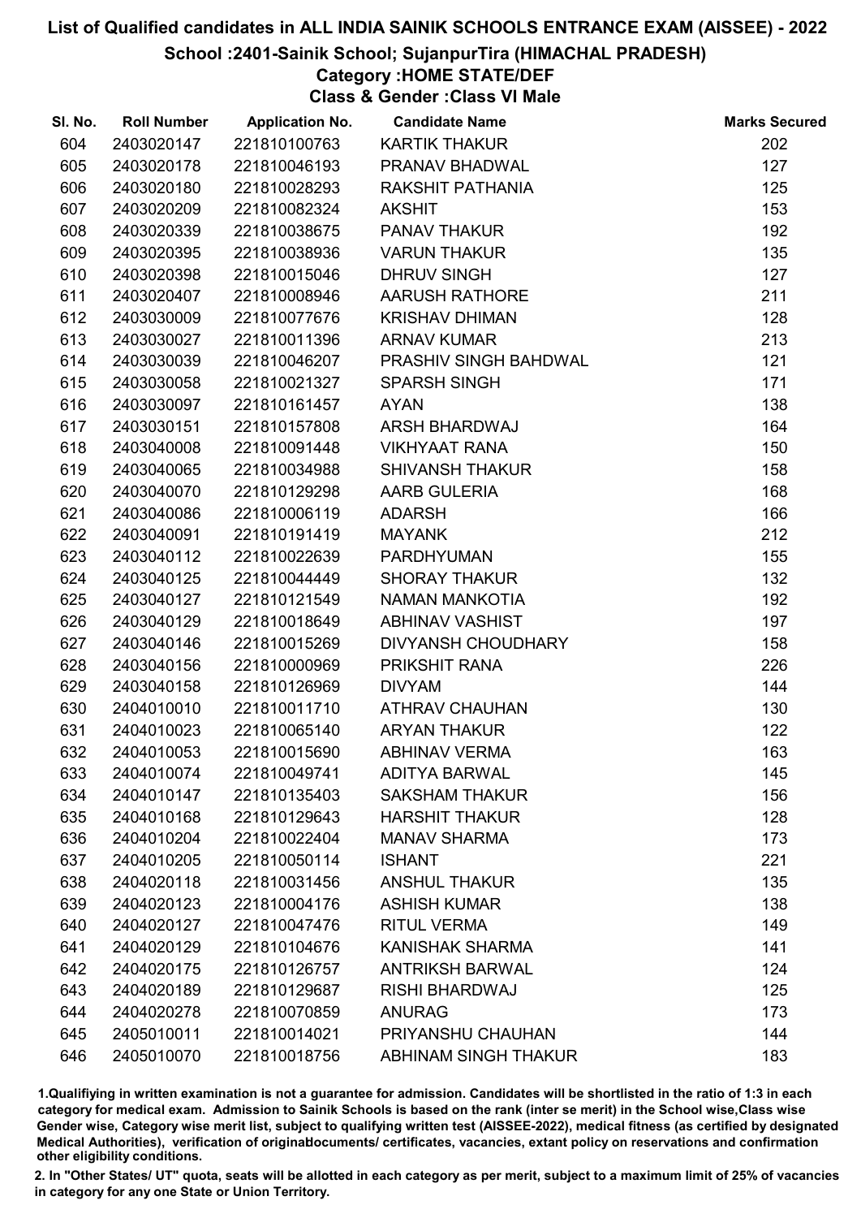# List of Qualified candidates in ALL INDIA SAINIK SCHOOLS ENTRANCE EXAM (AISSEE) - 2022

## School :2401-Sainik School; SujanpurTira (HIMACHAL PRADESH)

### Category :HOME STATE/DEF

### Class & Gender :Class VI Male

| Sl. No. | Roll Number | Application No. | Candidate Name | Marks Secured |
|---|---|---|---|---|
| 604 | 2403020147 | 221810100763 | KARTIK THAKUR | 202 |
| 605 | 2403020178 | 221810046193 | PRANAV BHADWAL | 127 |
| 606 | 2403020180 | 221810028293 | RAKSHIT PATHANIA | 125 |
| 607 | 2403020209 | 221810082324 | AKSHIT | 153 |
| 608 | 2403020339 | 221810038675 | PANAV THAKUR | 192 |
| 609 | 2403020395 | 221810038936 | VARUN THAKUR | 135 |
| 610 | 2403020398 | 221810015046 | DHRUV SINGH | 127 |
| 611 | 2403020407 | 221810008946 | AARUSH RATHORE | 211 |
| 612 | 2403030009 | 221810077676 | KRISHAV DHIMAN | 128 |
| 613 | 2403030027 | 221810011396 | ARNAV KUMAR | 213 |
| 614 | 2403030039 | 221810046207 | PRASHIV SINGH BAHDWAL | 121 |
| 615 | 2403030058 | 221810021327 | SPARSH SINGH | 171 |
| 616 | 2403030097 | 221810161457 | AYAN | 138 |
| 617 | 2403030151 | 221810157808 | ARSH BHARDWAJ | 164 |
| 618 | 2403040008 | 221810091448 | VIKHYAAT RANA | 150 |
| 619 | 2403040065 | 221810034988 | SHIVANSH THAKUR | 158 |
| 620 | 2403040070 | 221810129298 | AARB GULERIA | 168 |
| 621 | 2403040086 | 221810006119 | ADARSH | 166 |
| 622 | 2403040091 | 221810191419 | MAYANK | 212 |
| 623 | 2403040112 | 221810022639 | PARDHYUMAN | 155 |
| 624 | 2403040125 | 221810044449 | SHORAY THAKUR | 132 |
| 625 | 2403040127 | 221810121549 | NAMAN MANKOTIA | 192 |
| 626 | 2403040129 | 221810018649 | ABHINAV VASHIST | 197 |
| 627 | 2403040146 | 221810015269 | DIVYANSH CHOUDHARY | 158 |
| 628 | 2403040156 | 221810000969 | PRIKSHIT RANA | 226 |
| 629 | 2403040158 | 221810126969 | DIVYAM | 144 |
| 630 | 2404010010 | 221810011710 | ATHRAV CHAUHAN | 130 |
| 631 | 2404010023 | 221810065140 | ARYAN THAKUR | 122 |
| 632 | 2404010053 | 221810015690 | ABHINAV VERMA | 163 |
| 633 | 2404010074 | 221810049741 | ADITYA BARWAL | 145 |
| 634 | 2404010147 | 221810135403 | SAKSHAM THAKUR | 156 |
| 635 | 2404010168 | 221810129643 | HARSHIT THAKUR | 128 |
| 636 | 2404010204 | 221810022404 | MANAV SHARMA | 173 |
| 637 | 2404010205 | 221810050114 | ISHANT | 221 |
| 638 | 2404020118 | 221810031456 | ANSHUL THAKUR | 135 |
| 639 | 2404020123 | 221810004176 | ASHISH KUMAR | 138 |
| 640 | 2404020127 | 221810047476 | RITUL VERMA | 149 |
| 641 | 2404020129 | 221810104676 | KANISHAK SHARMA | 141 |
| 642 | 2404020175 | 221810126757 | ANTRIKSH BARWAL | 124 |
| 643 | 2404020189 | 221810129687 | RISHI BHARDWAJ | 125 |
| 644 | 2404020278 | 221810070859 | ANURAG | 173 |
| 645 | 2405010011 | 221810014021 | PRIYANSHU CHAUHAN | 144 |
| 646 | 2405010070 | 221810018756 | ABHINAM SINGH THAKUR | 183 |

1.Qualifiying in written examination is not a guarantee for admission. Candidates will be shortlisted in the ratio of 1:3 in each category for medical exam. Admission to Sainik Schools is based on the rank (inter se merit) in the School wise,Class wise Gender wise, Category wise merit list, subject to qualifying written test (AISSEE-2022), medical fitness (as certified by designated Medical Authorities), verification of originaldocuments/ certificates, vacancies, extant policy on reservations and confirmation other eligibility conditions.

2. In "Other States/ UT" quota, seats will be allotted in each category as per merit, subject to a maximum limit of 25% of vacancies in category for any one State or Union Territory.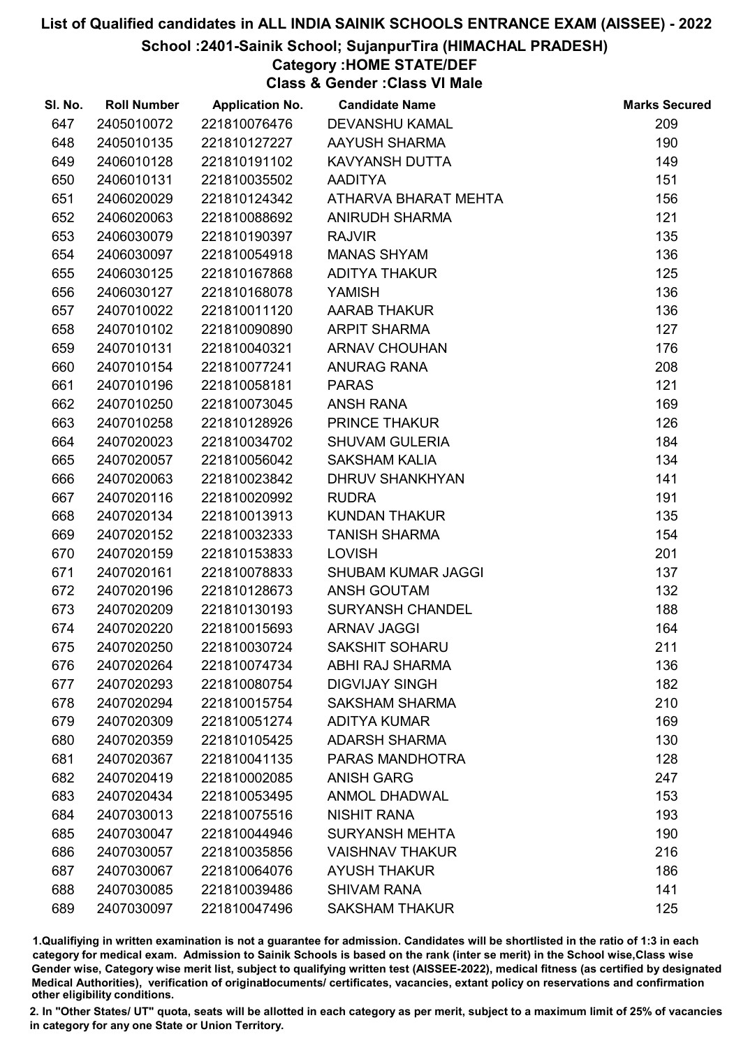# List of Qualified candidates in ALL INDIA SAINIK SCHOOLS ENTRANCE EXAM (AISSEE) - 2022

## School :2401-Sainik School; SujanpurTira (HIMACHAL PRADESH)

### Category :HOME STATE/DEF

### Class & Gender :Class VI Male

| Sl. No. | Roll Number | Application No. | Candidate Name | Marks Secured |
|---|---|---|---|---|
| 647 | 2405010072 | 221810076476 | DEVANSHU KAMAL | 209 |
| 648 | 2405010135 | 221810127227 | AAYUSH SHARMA | 190 |
| 649 | 2406010128 | 221810191102 | KAVYANSH DUTTA | 149 |
| 650 | 2406010131 | 221810035502 | AADITYA | 151 |
| 651 | 2406020029 | 221810124342 | ATHARVA BHARAT MEHTA | 156 |
| 652 | 2406020063 | 221810088692 | ANIRUDH SHARMA | 121 |
| 653 | 2406030079 | 221810190397 | RAJVIR | 135 |
| 654 | 2406030097 | 221810054918 | MANAS SHYAM | 136 |
| 655 | 2406030125 | 221810167868 | ADITYA THAKUR | 125 |
| 656 | 2406030127 | 221810168078 | YAMISH | 136 |
| 657 | 2407010022 | 221810011120 | AARAB THAKUR | 136 |
| 658 | 2407010102 | 221810090890 | ARPIT SHARMA | 127 |
| 659 | 2407010131 | 221810040321 | ARNAV CHOUHAN | 176 |
| 660 | 2407010154 | 221810077241 | ANURAG RANA | 208 |
| 661 | 2407010196 | 221810058181 | PARAS | 121 |
| 662 | 2407010250 | 221810073045 | ANSH RANA | 169 |
| 663 | 2407010258 | 221810128926 | PRINCE THAKUR | 126 |
| 664 | 2407020023 | 221810034702 | SHUVAM GULERIA | 184 |
| 665 | 2407020057 | 221810056042 | SAKSHAM KALIA | 134 |
| 666 | 2407020063 | 221810023842 | DHRUV SHANKHYAN | 141 |
| 667 | 2407020116 | 221810020992 | RUDRA | 191 |
| 668 | 2407020134 | 221810013913 | KUNDAN THAKUR | 135 |
| 669 | 2407020152 | 221810032333 | TANISH SHARMA | 154 |
| 670 | 2407020159 | 221810153833 | LOVISH | 201 |
| 671 | 2407020161 | 221810078833 | SHUBAM KUMAR JAGGI | 137 |
| 672 | 2407020196 | 221810128673 | ANSH GOUTAM | 132 |
| 673 | 2407020209 | 221810130193 | SURYANSH CHANDEL | 188 |
| 674 | 2407020220 | 221810015693 | ARNAV JAGGI | 164 |
| 675 | 2407020250 | 221810030724 | SAKSHIT SOHARU | 211 |
| 676 | 2407020264 | 221810074734 | ABHI RAJ SHARMA | 136 |
| 677 | 2407020293 | 221810080754 | DIGVIJAY SINGH | 182 |
| 678 | 2407020294 | 221810015754 | SAKSHAM SHARMA | 210 |
| 679 | 2407020309 | 221810051274 | ADITYA KUMAR | 169 |
| 680 | 2407020359 | 221810105425 | ADARSH SHARMA | 130 |
| 681 | 2407020367 | 221810041135 | PARAS MANDHOTRA | 128 |
| 682 | 2407020419 | 221810002085 | ANISH GARG | 247 |
| 683 | 2407020434 | 221810053495 | ANMOL DHADWAL | 153 |
| 684 | 2407030013 | 221810075516 | NISHIT RANA | 193 |
| 685 | 2407030047 | 221810044946 | SURYANSH MEHTA | 190 |
| 686 | 2407030057 | 221810035856 | VAISHNAV THAKUR | 216 |
| 687 | 2407030067 | 221810064076 | AYUSH THAKUR | 186 |
| 688 | 2407030085 | 221810039486 | SHIVAM RANA | 141 |
| 689 | 2407030097 | 221810047496 | SAKSHAM THAKUR | 125 |

1.Qualifying in written examination is not a guarantee for admission. Candidates will be shortlisted in the ratio of 1:3 in each category for medical exam. Admission to Sainik Schools is based on the rank (inter se merit) in the School wise,Class wise Gender wise, Category wise merit list, subject to qualifying written test (AISSEE-2022), medical fitness (as certified by designated Medical Authorities), verification of originaldocuments/ certificates, vacancies, extant policy on reservations and confirmation other eligibility conditions.

2. In "Other States/ UT" quota, seats will be allotted in each category as per merit, subject to a maximum limit of 25% of vacancies in category for any one State or Union Territory.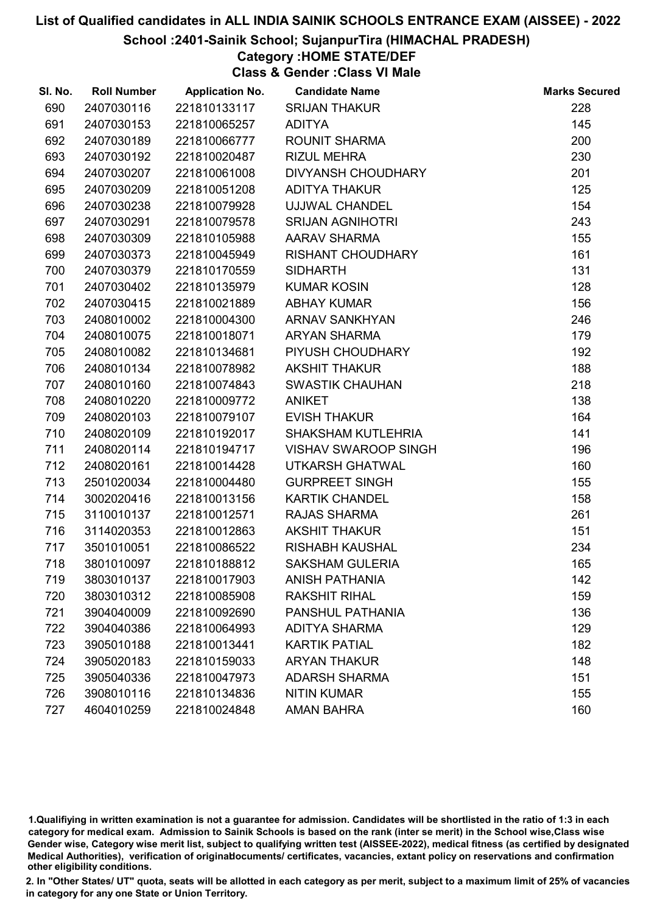# List of Qualified candidates in ALL INDIA SAINIK SCHOOLS ENTRANCE EXAM (AISSEE) - 2022

## School :2401-Sainik School; SujanpurTira (HIMACHAL PRADESH)

## Category :HOME STATE/DEF

## Class & Gender :Class VI Male

| Sl. No. | Roll Number | Application No. | Candidate Name | Marks Secured |
|---|---|---|---|---|
| 690 | 2407030116 | 221810133117 | SRIJAN THAKUR | 228 |
| 691 | 2407030153 | 221810065257 | ADITYA | 145 |
| 692 | 2407030189 | 221810066777 | ROUNIT SHARMA | 200 |
| 693 | 2407030192 | 221810020487 | RIZUL MEHRA | 230 |
| 694 | 2407030207 | 221810061008 | DIVYANSH CHOUDHARY | 201 |
| 695 | 2407030209 | 221810051208 | ADITYA THAKUR | 125 |
| 696 | 2407030238 | 221810079928 | UJJWAL CHANDEL | 154 |
| 697 | 2407030291 | 221810079578 | SRIJAN AGNIHOTRI | 243 |
| 698 | 2407030309 | 221810105988 | AARAV SHARMA | 155 |
| 699 | 2407030373 | 221810045949 | RISHANT CHOUDHARY | 161 |
| 700 | 2407030379 | 221810170559 | SIDHARTH | 131 |
| 701 | 2407030402 | 221810135979 | KUMAR KOSIN | 128 |
| 702 | 2407030415 | 221810021889 | ABHAY KUMAR | 156 |
| 703 | 2408010002 | 221810004300 | ARNAV SANKHYAN | 246 |
| 704 | 2408010075 | 221810018071 | ARYAN SHARMA | 179 |
| 705 | 2408010082 | 221810134681 | PIYUSH CHOUDHARY | 192 |
| 706 | 2408010134 | 221810078982 | AKSHIT THAKUR | 188 |
| 707 | 2408010160 | 221810074843 | SWASTIK CHAUHAN | 218 |
| 708 | 2408010220 | 221810009772 | ANIKET | 138 |
| 709 | 2408020103 | 221810079107 | EVISH THAKUR | 164 |
| 710 | 2408020109 | 221810192017 | SHAKSHAM KUTLEHRIA | 141 |
| 711 | 2408020114 | 221810194717 | VISHAV SWAROOP SINGH | 196 |
| 712 | 2408020161 | 221810014428 | UTKARSH GHATWAL | 160 |
| 713 | 2501020034 | 221810004480 | GURPREET SINGH | 155 |
| 714 | 3002020416 | 221810013156 | KARTIK CHANDEL | 158 |
| 715 | 3110010137 | 221810012571 | RAJAS SHARMA | 261 |
| 716 | 3114020353 | 221810012863 | AKSHIT THAKUR | 151 |
| 717 | 3501010051 | 221810086522 | RISHABH KAUSHAL | 234 |
| 718 | 3801010097 | 221810188812 | SAKSHAM GULERIA | 165 |
| 719 | 3803010137 | 221810017903 | ANISH PATHANIA | 142 |
| 720 | 3803010312 | 221810085908 | RAKSHIT RIHAL | 159 |
| 721 | 3904040009 | 221810092690 | PANSHUL PATHANIA | 136 |
| 722 | 3904040386 | 221810064993 | ADITYA SHARMA | 129 |
| 723 | 3905010188 | 221810013441 | KARTIK PATIAL | 182 |
| 724 | 3905020183 | 221810159033 | ARYAN THAKUR | 148 |
| 725 | 3905040336 | 221810047973 | ADARSH SHARMA | 151 |
| 726 | 3908010116 | 221810134836 | NITIN KUMAR | 155 |
| 727 | 4604010259 | 221810024848 | AMAN BAHRA | 160 |

1.Qualifiying in written examination is not a guarantee for admission. Candidates will be shortlisted in the ratio of 1:3 in each category for medical exam. Admission to Sainik Schools is based on the rank (inter se merit) in the School wise,Class wise Gender wise, Category wise merit list, subject to qualifying written test (AISSEE-2022), medical fitness (as certified by designated Medical Authorities), verification of originaldocuments/ certificates, vacancies, extant policy on reservations and confirmation other eligibility conditions.

2. In "Other States/ UT" quota, seats will be allotted in each category as per merit, subject to a maximum limit of 25% of vacancies in category for any one State or Union Territory.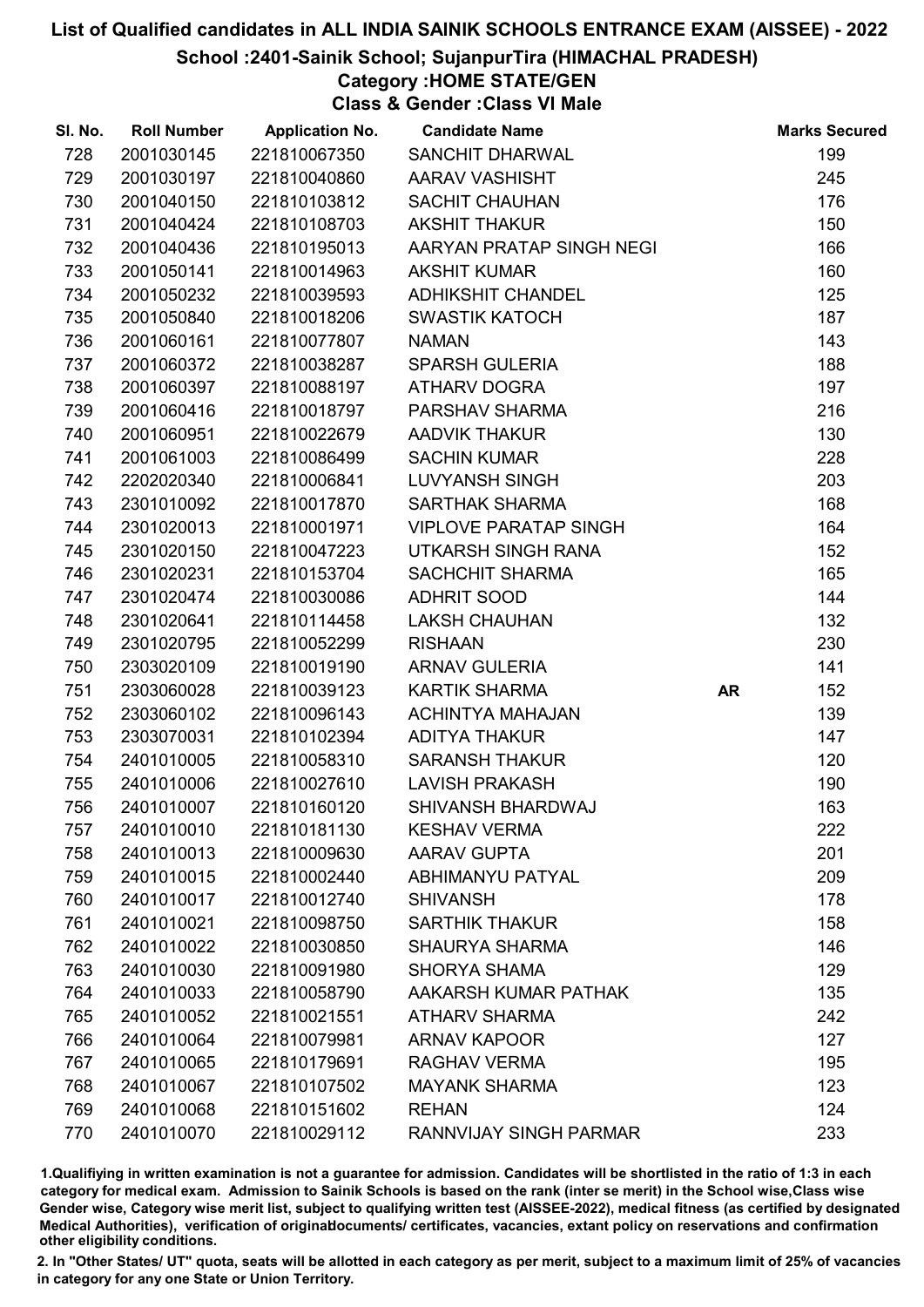# List of Qualified candidates in ALL INDIA SAINIK SCHOOLS ENTRANCE EXAM (AISSEE) - 2022

## School :2401-Sainik School; SujanpurTira (HIMACHAL PRADESH)

### Category :HOME STATE/GEN

### Class & Gender :Class VI Male

| Sl. No. | Roll Number | Application No. | Candidate Name | | Marks Secured |
|---|---|---|---|---|---|
| 728 | 2001030145 | 221810067350 | SANCHIT DHARWAL | | 199 |
| 729 | 2001030197 | 221810040860 | AARAV VASHISHT | | 245 |
| 730 | 2001040150 | 221810103812 | SACHIT CHAUHAN | | 176 |
| 731 | 2001040424 | 221810108703 | AKSHIT THAKUR | | 150 |
| 732 | 2001040436 | 221810195013 | AARYAN PRATAP SINGH NEGI | | 166 |
| 733 | 2001050141 | 221810014963 | AKSHIT KUMAR | | 160 |
| 734 | 2001050232 | 221810039593 | ADHIKSHIT CHANDEL | | 125 |
| 735 | 2001050840 | 221810018206 | SWASTIK KATOCH | | 187 |
| 736 | 2001060161 | 221810077807 | NAMAN | | 143 |
| 737 | 2001060372 | 221810038287 | SPARSH GULERIA | | 188 |
| 738 | 2001060397 | 221810088197 | ATHARV DOGRA | | 197 |
| 739 | 2001060416 | 221810018797 | PARSHAV SHARMA | | 216 |
| 740 | 2001060951 | 221810022679 | AADVIK THAKUR | | 130 |
| 741 | 2001061003 | 221810086499 | SACHIN KUMAR | | 228 |
| 742 | 2202020340 | 221810006841 | LUVYANSH SINGH | | 203 |
| 743 | 2301010092 | 221810017870 | SARTHAK SHARMA | | 168 |
| 744 | 2301020013 | 221810001971 | VIPLOVE PARATAP SINGH | | 164 |
| 745 | 2301020150 | 221810047223 | UTKARSH SINGH RANA | | 152 |
| 746 | 2301020231 | 221810153704 | SACHCHIT SHARMA | | 165 |
| 747 | 2301020474 | 221810030086 | ADHRIT SOOD | | 144 |
| 748 | 2301020641 | 221810114458 | LAKSH CHAUHAN | | 132 |
| 749 | 2301020795 | 221810052299 | RISHAAN | | 230 |
| 750 | 2303020109 | 221810019190 | ARNAV GULERIA | | 141 |
| 751 | 2303060028 | 221810039123 | KARTIK SHARMA | AR | 152 |
| 752 | 2303060102 | 221810096143 | ACHINTYA MAHAJAN | | 139 |
| 753 | 2303070031 | 221810102394 | ADITYA THAKUR | | 147 |
| 754 | 2401010005 | 221810058310 | SARANSH THAKUR | | 120 |
| 755 | 2401010006 | 221810027610 | LAVISH PRAKASH | | 190 |
| 756 | 2401010007 | 221810160120 | SHIVANSH BHARDWAJ | | 163 |
| 757 | 2401010010 | 221810181130 | KESHAV VERMA | | 222 |
| 758 | 2401010013 | 221810009630 | AARAV GUPTA | | 201 |
| 759 | 2401010015 | 221810002440 | ABHIMANYU PATYAL | | 209 |
| 760 | 2401010017 | 221810012740 | SHIVANSH | | 178 |
| 761 | 2401010021 | 221810098750 | SARTHIK THAKUR | | 158 |
| 762 | 2401010022 | 221810030850 | SHAURYA SHARMA | | 146 |
| 763 | 2401010030 | 221810091980 | SHORYA SHAMA | | 129 |
| 764 | 2401010033 | 221810058790 | AAKARSH KUMAR PATHAK | | 135 |
| 765 | 2401010052 | 221810021551 | ATHARV SHARMA | | 242 |
| 766 | 2401010064 | 221810079981 | ARNAV KAPOOR | | 127 |
| 767 | 2401010065 | 221810179691 | RAGHAV VERMA | | 195 |
| 768 | 2401010067 | 221810107502 | MAYANK SHARMA | | 123 |
| 769 | 2401010068 | 221810151602 | REHAN | | 124 |
| 770 | 2401010070 | 221810029112 | RANNVIJAY SINGH PARMAR | | 233 |

1.Qualifiying in written examination is not a guarantee for admission. Candidates will be shortlisted in the ratio of 1:3 in each category for medical exam. Admission to Sainik Schools is based on the rank (inter se merit) in the School wise,Class wise Gender wise, Category wise merit list, subject to qualifying written test (AISSEE-2022), medical fitness (as certified by designated Medical Authorities), verification of originaldocuments/ certificates, vacancies, extant policy on reservations and confirmation other eligibility conditions.

2. In "Other States/ UT" quota, seats will be allotted in each category as per merit, subject to a maximum limit of 25% of vacancies in category for any one State or Union Territory.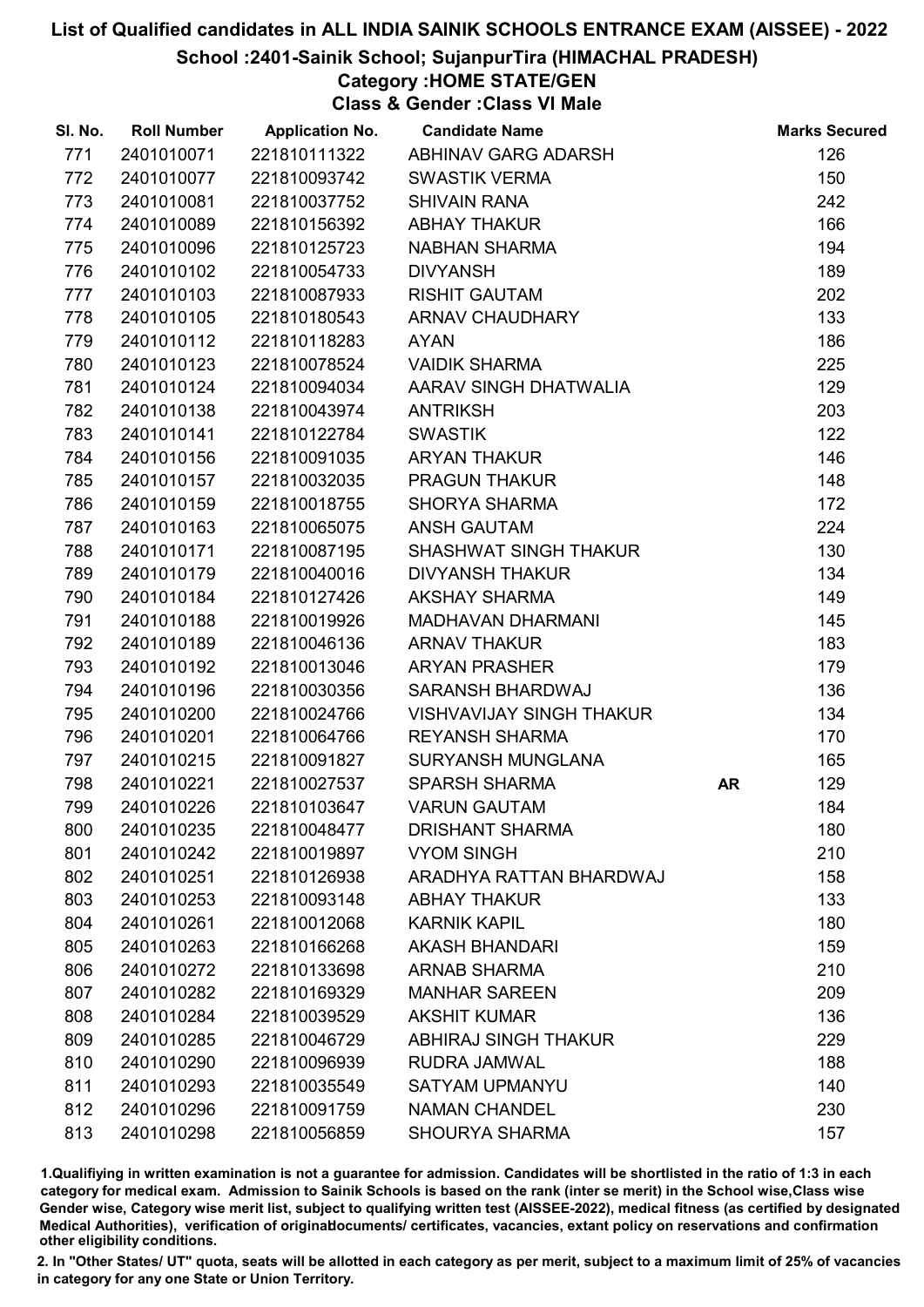# List of Qualified candidates in ALL INDIA SAINIK SCHOOLS ENTRANCE EXAM (AISSEE) - 2022

## School :2401-Sainik School; SujanpurTira (HIMACHAL PRADESH)

### Category :HOME STATE/GEN

### Class & Gender :Class VI Male

| Sl. No. | Roll Number | Application No. | Candidate Name | | Marks Secured |
|---|---|---|---|---|---|
| 771 | 2401010071 | 221810111322 | ABHINAV GARG ADARSH | | 126 |
| 772 | 2401010077 | 221810093742 | SWASTIK VERMA | | 150 |
| 773 | 2401010081 | 221810037752 | SHIVAIN RANA | | 242 |
| 774 | 2401010089 | 221810156392 | ABHAY THAKUR | | 166 |
| 775 | 2401010096 | 221810125723 | NABHAN SHARMA | | 194 |
| 776 | 2401010102 | 221810054733 | DIVYANSH | | 189 |
| 777 | 2401010103 | 221810087933 | RISHIT GAUTAM | | 202 |
| 778 | 2401010105 | 221810180543 | ARNAV CHAUDHARY | | 133 |
| 779 | 2401010112 | 221810118283 | AYAN | | 186 |
| 780 | 2401010123 | 221810078524 | VAIDIK SHARMA | | 225 |
| 781 | 2401010124 | 221810094034 | AARAV SINGH DHATWALIA | | 129 |
| 782 | 2401010138 | 221810043974 | ANTRIKSH | | 203 |
| 783 | 2401010141 | 221810122784 | SWASTIK | | 122 |
| 784 | 2401010156 | 221810091035 | ARYAN THAKUR | | 146 |
| 785 | 2401010157 | 221810032035 | PRAGUN THAKUR | | 148 |
| 786 | 2401010159 | 221810018755 | SHORYA SHARMA | | 172 |
| 787 | 2401010163 | 221810065075 | ANSH GAUTAM | | 224 |
| 788 | 2401010171 | 221810087195 | SHASHWAT SINGH THAKUR | | 130 |
| 789 | 2401010179 | 221810040016 | DIVYANSH THAKUR | | 134 |
| 790 | 2401010184 | 221810127426 | AKSHAY SHARMA | | 149 |
| 791 | 2401010188 | 221810019926 | MADHAVAN DHARMANI | | 145 |
| 792 | 2401010189 | 221810046136 | ARNAV THAKUR | | 183 |
| 793 | 2401010192 | 221810013046 | ARYAN PRASHER | | 179 |
| 794 | 2401010196 | 221810030356 | SARANSH BHARDWAJ | | 136 |
| 795 | 2401010200 | 221810024766 | VISHVAVIJAY SINGH THAKUR | | 134 |
| 796 | 2401010201 | 221810064766 | REYANSH SHARMA | | 170 |
| 797 | 2401010215 | 221810091827 | SURYANSH MUNGLANA | | 165 |
| 798 | 2401010221 | 221810027537 | SPARSH SHARMA | **AR** | 129 |
| 799 | 2401010226 | 221810103647 | VARUN GAUTAM | | 184 |
| 800 | 2401010235 | 221810048477 | DRISHANT SHARMA | | 180 |
| 801 | 2401010242 | 221810019897 | VYOM SINGH | | 210 |
| 802 | 2401010251 | 221810126938 | ARADHYA RATTAN BHARDWAJ | | 158 |
| 803 | 2401010253 | 221810093148 | ABHAY THAKUR | | 133 |
| 804 | 2401010261 | 221810012068 | KARNIK KAPIL | | 180 |
| 805 | 2401010263 | 221810166268 | AKASH BHANDARI | | 159 |
| 806 | 2401010272 | 221810133698 | ARNAB SHARMA | | 210 |
| 807 | 2401010282 | 221810169329 | MANHAR SAREEN | | 209 |
| 808 | 2401010284 | 221810039529 | AKSHIT KUMAR | | 136 |
| 809 | 2401010285 | 221810046729 | ABHIRAJ SINGH THAKUR | | 229 |
| 810 | 2401010290 | 221810096939 | RUDRA JAMWAL | | 188 |
| 811 | 2401010293 | 221810035549 | SATYAM UPMANYU | | 140 |
| 812 | 2401010296 | 221810091759 | NAMAN CHANDEL | | 230 |
| 813 | 2401010298 | 221810056859 | SHOURYA SHARMA | | 157 |

1.Qualifiying in written examination is not a guarantee for admission. Candidates will be shortlisted in the ratio of 1:3 in each category for medical exam. Admission to Sainik Schools is based on the rank (inter se merit) in the School wise,Class wise Gender wise, Category wise merit list, subject to qualifying written test (AISSEE-2022), medical fitness (as certified by designated Medical Authorities), verification of originaldocuments/ certificates, vacancies, extant policy on reservations and confirmation other eligibility conditions.

2. In "Other States/ UT" quota, seats will be allotted in each category as per merit, subject to a maximum limit of 25% of vacancies in category for any one State or Union Territory.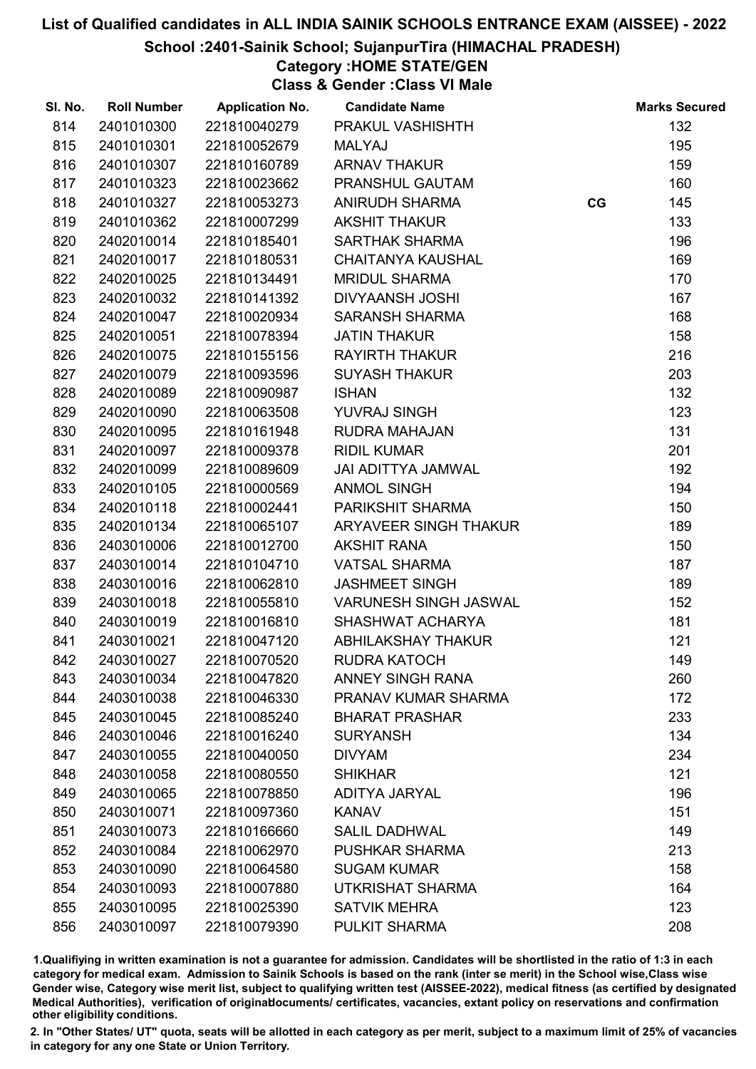# List of Qualified candidates in ALL INDIA SAINIK SCHOOLS ENTRANCE EXAM (AISSEE) - 2022

## School :2401-Sainik School; SujanpurTira (HIMACHAL PRADESH)

### Category :HOME STATE/GEN

### Class & Gender :Class VI Male

| Sl. No. | Roll Number | Application No. | Candidate Name | | Marks Secured |
|---|---|---|---|---|---|
| 814 | 2401010300 | 221810040279 | PRAKUL VASHISHTH | | 132 |
| 815 | 2401010301 | 221810052679 | MALYAJ | | 195 |
| 816 | 2401010307 | 221810160789 | ARNAV THAKUR | | 159 |
| 817 | 2401010323 | 221810023662 | PRANSHUL GAUTAM | | 160 |
| 818 | 2401010327 | 221810053273 | ANIRUDH SHARMA | CG | 145 |
| 819 | 2401010362 | 221810007299 | AKSHIT THAKUR | | 133 |
| 820 | 2402010014 | 221810185401 | SARTHAK SHARMA | | 196 |
| 821 | 2402010017 | 221810180531 | CHAITANYA KAUSHAL | | 169 |
| 822 | 2402010025 | 221810134491 | MRIDUL SHARMA | | 170 |
| 823 | 2402010032 | 221810141392 | DIVYAANSH JOSHI | | 167 |
| 824 | 2402010047 | 221810020934 | SARANSH SHARMA | | 168 |
| 825 | 2402010051 | 221810078394 | JATIN THAKUR | | 158 |
| 826 | 2402010075 | 221810155156 | RAYIRTH THAKUR | | 216 |
| 827 | 2402010079 | 221810093596 | SUYASH THAKUR | | 203 |
| 828 | 2402010089 | 221810090987 | ISHAN | | 132 |
| 829 | 2402010090 | 221810063508 | YUVRAJ SINGH | | 123 |
| 830 | 2402010095 | 221810161948 | RUDRA MAHAJAN | | 131 |
| 831 | 2402010097 | 221810009378 | RIDIL KUMAR | | 201 |
| 832 | 2402010099 | 221810089609 | JAI ADITTYA JAMWAL | | 192 |
| 833 | 2402010105 | 221810000569 | ANMOL SINGH | | 194 |
| 834 | 2402010118 | 221810002441 | PARIKSHIT SHARMA | | 150 |
| 835 | 2402010134 | 221810065107 | ARYAVEER SINGH THAKUR | | 189 |
| 836 | 2403010006 | 221810012700 | AKSHIT RANA | | 150 |
| 837 | 2403010014 | 221810104710 | VATSAL SHARMA | | 187 |
| 838 | 2403010016 | 221810062810 | JASHMEET SINGH | | 189 |
| 839 | 2403010018 | 221810055810 | VARUNESH SINGH JASWAL | | 152 |
| 840 | 2403010019 | 221810016810 | SHASHWAT ACHARYA | | 181 |
| 841 | 2403010021 | 221810047120 | ABHILAKSHAY THAKUR | | 121 |
| 842 | 2403010027 | 221810070520 | RUDRA KATOCH | | 149 |
| 843 | 2403010034 | 221810047820 | ANNEY SINGH RANA | | 260 |
| 844 | 2403010038 | 221810046330 | PRANAV KUMAR SHARMA | | 172 |
| 845 | 2403010045 | 221810085240 | BHARAT PRASHAR | | 233 |
| 846 | 2403010046 | 221810016240 | SURYANSH | | 134 |
| 847 | 2403010055 | 221810040050 | DIVYAM | | 234 |
| 848 | 2403010058 | 221810080550 | SHIKHAR | | 121 |
| 849 | 2403010065 | 221810078850 | ADITYA JARYAL | | 196 |
| 850 | 2403010071 | 221810097360 | KANAV | | 151 |
| 851 | 2403010073 | 221810166660 | SALIL DADHWAL | | 149 |
| 852 | 2403010084 | 221810062970 | PUSHKAR SHARMA | | 213 |
| 853 | 2403010090 | 221810064580 | SUGAM KUMAR | | 158 |
| 854 | 2403010093 | 221810007880 | UTKRISHAT SHARMA | | 164 |
| 855 | 2403010095 | 221810025390 | SATVIK MEHRA | | 123 |
| 856 | 2403010097 | 221810079390 | PULKIT SHARMA | | 208 |

1.Qualifiying in written examination is not a guarantee for admission. Candidates will be shortlisted in the ratio of 1:3 in each category for medical exam. Admission to Sainik Schools is based on the rank (inter se merit) in the School wise,Class wise Gender wise, Category wise merit list, subject to qualifying written test (AISSEE-2022), medical fitness (as certified by designated Medical Authorities), verification of originaldocuments/ certificates, vacancies, extant policy on reservations and confirmation other eligibility conditions.

2. In "Other States/ UT" quota, seats will be allotted in each category as per merit, subject to a maximum limit of 25% of vacancies in category for any one State or Union Territory.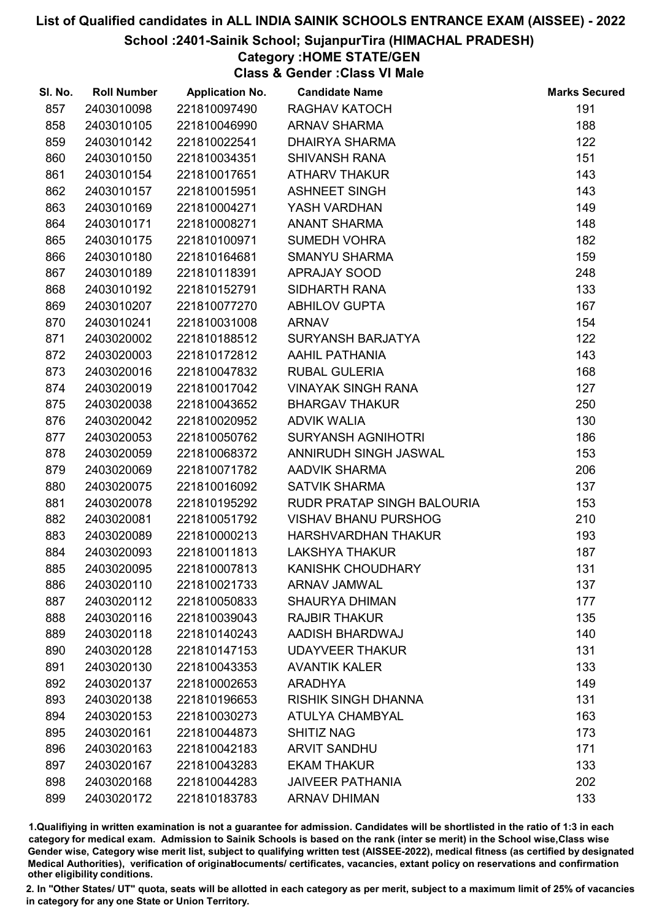# List of Qualified candidates in ALL INDIA SAINIK SCHOOLS ENTRANCE EXAM (AISSEE) - 2022

## School :2401-Sainik School; SujanpurTira (HIMACHAL PRADESH)

### Category :HOME STATE/GEN

### Class & Gender :Class VI Male

| Sl. No. | Roll Number | Application No. | Candidate Name | Marks Secured |
|---|---|---|---|---|
| 857 | 2403010098 | 221810097490 | RAGHAV KATOCH | 191 |
| 858 | 2403010105 | 221810046990 | ARNAV SHARMA | 188 |
| 859 | 2403010142 | 221810022541 | DHAIRYA SHARMA | 122 |
| 860 | 2403010150 | 221810034351 | SHIVANSH RANA | 151 |
| 861 | 2403010154 | 221810017651 | ATHARV THAKUR | 143 |
| 862 | 2403010157 | 221810015951 | ASHNEET SINGH | 143 |
| 863 | 2403010169 | 221810004271 | YASH VARDHAN | 149 |
| 864 | 2403010171 | 221810008271 | ANANT SHARMA | 148 |
| 865 | 2403010175 | 221810100971 | SUMEDH VOHRA | 182 |
| 866 | 2403010180 | 221810164681 | SMANYU SHARMA | 159 |
| 867 | 2403010189 | 221810118391 | APRAJAY SOOD | 248 |
| 868 | 2403010192 | 221810152791 | SIDHARTH RANA | 133 |
| 869 | 2403010207 | 221810077270 | ABHILOV GUPTA | 167 |
| 870 | 2403010241 | 221810031008 | ARNAV | 154 |
| 871 | 2403020002 | 221810188512 | SURYANSH BARJATYA | 122 |
| 872 | 2403020003 | 221810172812 | AAHIL PATHANIA | 143 |
| 873 | 2403020016 | 221810047832 | RUBAL GULERIA | 168 |
| 874 | 2403020019 | 221810017042 | VINAYAK SINGH RANA | 127 |
| 875 | 2403020038 | 221810043652 | BHARGAV THAKUR | 250 |
| 876 | 2403020042 | 221810020952 | ADVIK WALIA | 130 |
| 877 | 2403020053 | 221810050762 | SURYANSH AGNIHOTRI | 186 |
| 878 | 2403020059 | 221810068372 | ANNIRUDH SINGH JASWAL | 153 |
| 879 | 2403020069 | 221810071782 | AADVIK SHARMA | 206 |
| 880 | 2403020075 | 221810016092 | SATVIK SHARMA | 137 |
| 881 | 2403020078 | 221810195292 | RUDR PRATAP SINGH BALOURIA | 153 |
| 882 | 2403020081 | 221810051792 | VISHAV BHANU PURSHOG | 210 |
| 883 | 2403020089 | 221810000213 | HARSHVARDHAN THAKUR | 193 |
| 884 | 2403020093 | 221810011813 | LAKSHYA THAKUR | 187 |
| 885 | 2403020095 | 221810007813 | KANISHK CHOUDHARY | 131 |
| 886 | 2403020110 | 221810021733 | ARNAV JAMWAL | 137 |
| 887 | 2403020112 | 221810050833 | SHAURYA DHIMAN | 177 |
| 888 | 2403020116 | 221810039043 | RAJBIR THAKUR | 135 |
| 889 | 2403020118 | 221810140243 | AADISH BHARDWAJ | 140 |
| 890 | 2403020128 | 221810147153 | UDAYVEER THAKUR | 131 |
| 891 | 2403020130 | 221810043353 | AVANTIK KALER | 133 |
| 892 | 2403020137 | 221810002653 | ARADHYA | 149 |
| 893 | 2403020138 | 221810196653 | RISHIK SINGH DHANNA | 131 |
| 894 | 2403020153 | 221810030273 | ATULYA CHAMBYAL | 163 |
| 895 | 2403020161 | 221810044873 | SHITIZ NAG | 173 |
| 896 | 2403020163 | 221810042183 | ARVIT SANDHU | 171 |
| 897 | 2403020167 | 221810043283 | EKAM THAKUR | 133 |
| 898 | 2403020168 | 221810044283 | JAIVEER PATHANIA | 202 |
| 899 | 2403020172 | 221810183783 | ARNAV DHIMAN | 133 |

1.Qualifiying in written examination is not a guarantee for admission. Candidates will be shortlisted in the ratio of 1:3 in each category for medical exam. Admission to Sainik Schools is based on the rank (inter se merit) in the School wise,Class wise Gender wise, Category wise merit list, subject to qualifying written test (AISSEE-2022), medical fitness (as certified by designated Medical Authorities), verification of originaldocuments/ certificates, vacancies, extant policy on reservations and confirmation other eligibility conditions.

2. In "Other States/ UT" quota, seats will be allotted in each category as per merit, subject to a maximum limit of 25% of vacancies in category for any one State or Union Territory.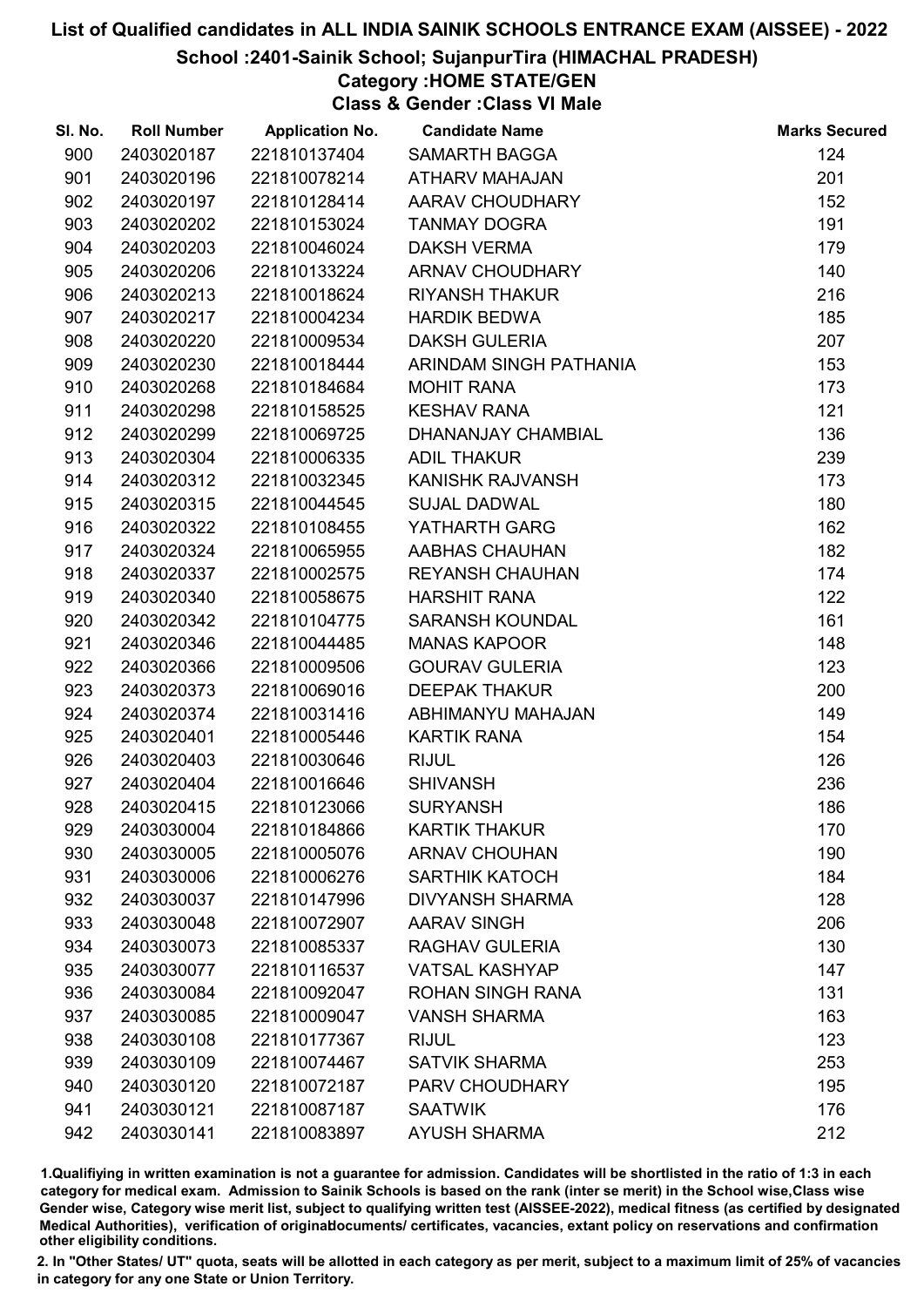# List of Qualified candidates in ALL INDIA SAINIK SCHOOLS ENTRANCE EXAM (AISSEE) - 2022

## School :2401-Sainik School; SujanpurTira (HIMACHAL PRADESH)

### Category :HOME STATE/GEN

### Class & Gender :Class VI Male

| Sl. No. | Roll Number | Application No. | Candidate Name | Marks Secured |
|---|---|---|---|---|
| 900 | 2403020187 | 221810137404 | SAMARTH BAGGA | 124 |
| 901 | 2403020196 | 221810078214 | ATHARV MAHAJAN | 201 |
| 902 | 2403020197 | 221810128414 | AARAV CHOUDHARY | 152 |
| 903 | 2403020202 | 221810153024 | TANMAY DOGRA | 191 |
| 904 | 2403020203 | 221810046024 | DAKSH VERMA | 179 |
| 905 | 2403020206 | 221810133224 | ARNAV CHOUDHARY | 140 |
| 906 | 2403020213 | 221810018624 | RIYANSH THAKUR | 216 |
| 907 | 2403020217 | 221810004234 | HARDIK BEDWA | 185 |
| 908 | 2403020220 | 221810009534 | DAKSH GULERIA | 207 |
| 909 | 2403020230 | 221810018444 | ARINDAM SINGH PATHANIA | 153 |
| 910 | 2403020268 | 221810184684 | MOHIT RANA | 173 |
| 911 | 2403020298 | 221810158525 | KESHAV RANA | 121 |
| 912 | 2403020299 | 221810069725 | DHANANJAY CHAMBIAL | 136 |
| 913 | 2403020304 | 221810006335 | ADIL THAKUR | 239 |
| 914 | 2403020312 | 221810032345 | KANISHK RAJVANSH | 173 |
| 915 | 2403020315 | 221810044545 | SUJAL DADWAL | 180 |
| 916 | 2403020322 | 221810108455 | YATHARTH GARG | 162 |
| 917 | 2403020324 | 221810065955 | AABHAS CHAUHAN | 182 |
| 918 | 2403020337 | 221810002575 | REYANSH CHAUHAN | 174 |
| 919 | 2403020340 | 221810058675 | HARSHIT RANA | 122 |
| 920 | 2403020342 | 221810104775 | SARANSH KOUNDAL | 161 |
| 921 | 2403020346 | 221810044485 | MANAS KAPOOR | 148 |
| 922 | 2403020366 | 221810009506 | GOURAV GULERIA | 123 |
| 923 | 2403020373 | 221810069016 | DEEPAK THAKUR | 200 |
| 924 | 2403020374 | 221810031416 | ABHIMANYU MAHAJAN | 149 |
| 925 | 2403020401 | 221810005446 | KARTIK RANA | 154 |
| 926 | 2403020403 | 221810030646 | RIJUL | 126 |
| 927 | 2403020404 | 221810016646 | SHIVANSH | 236 |
| 928 | 2403020415 | 221810123066 | SURYANSH | 186 |
| 929 | 2403030004 | 221810184866 | KARTIK THAKUR | 170 |
| 930 | 2403030005 | 221810005076 | ARNAV CHOUHAN | 190 |
| 931 | 2403030006 | 221810006276 | SARTHIK KATOCH | 184 |
| 932 | 2403030037 | 221810147996 | DIVYANSH SHARMA | 128 |
| 933 | 2403030048 | 221810072907 | AARAV SINGH | 206 |
| 934 | 2403030073 | 221810085337 | RAGHAV GULERIA | 130 |
| 935 | 2403030077 | 221810116537 | VATSAL KASHYAP | 147 |
| 936 | 2403030084 | 221810092047 | ROHAN SINGH RANA | 131 |
| 937 | 2403030085 | 221810009047 | VANSH SHARMA | 163 |
| 938 | 2403030108 | 221810177367 | RIJUL | 123 |
| 939 | 2403030109 | 221810074467 | SATVIK SHARMA | 253 |
| 940 | 2403030120 | 221810072187 | PARV CHOUDHARY | 195 |
| 941 | 2403030121 | 221810087187 | SAATWIK | 176 |
| 942 | 2403030141 | 221810083897 | AYUSH SHARMA | 212 |

1.Qualifying in written examination is not a guarantee for admission. Candidates will be shortlisted in the ratio of 1:3 in each category for medical exam. Admission to Sainik Schools is based on the rank (inter se merit) in the School wise,Class wise Gender wise, Category wise merit list, subject to qualifying written test (AISSEE-2022), medical fitness (as certified by designated Medical Authorities), verification of originaldocuments/ certificates, vacancies, extant policy on reservations and confirmation other eligibility conditions.

2. In "Other States/ UT" quota, seats will be allotted in each category as per merit, subject to a maximum limit of 25% of vacancies in category for any one State or Union Territory.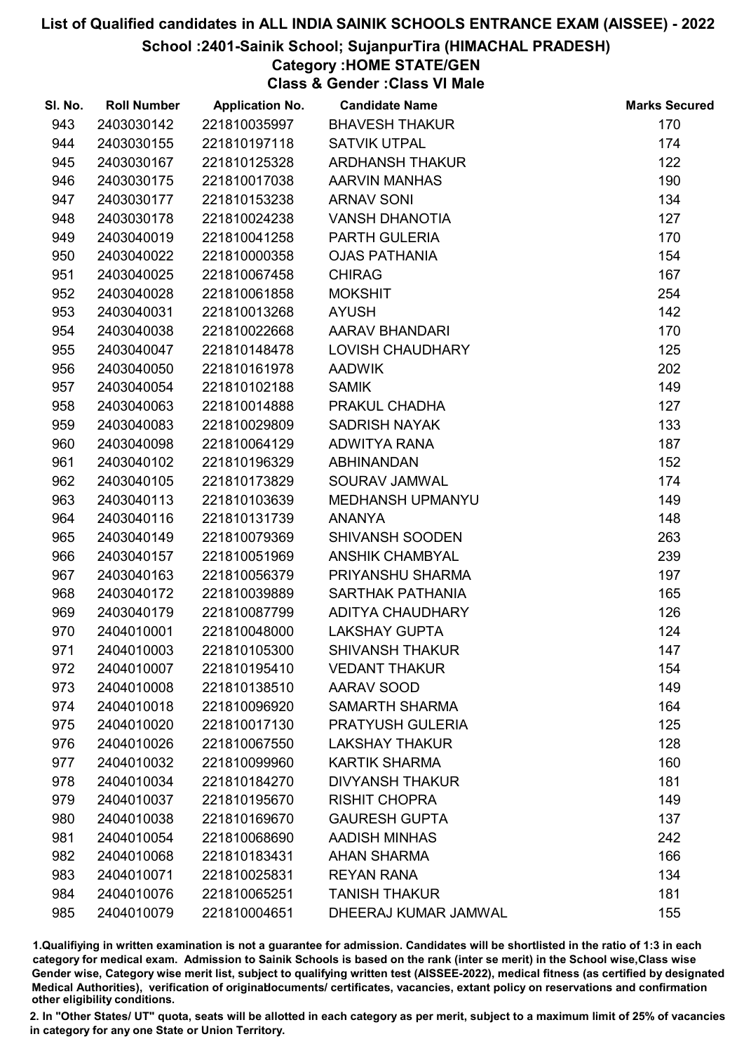# List of Qualified candidates in ALL INDIA SAINIK SCHOOLS ENTRANCE EXAM (AISSEE) - 2022

## School :2401-Sainik School; SujanpurTira (HIMACHAL PRADESH)

### Category :HOME STATE/GEN

### Class & Gender :Class VI Male

| Sl. No. | Roll Number | Application No. | Candidate Name | Marks Secured |
|---|---|---|---|---|
| 943 | 2403030142 | 221810035997 | BHAVESH THAKUR | 170 |
| 944 | 2403030155 | 221810197118 | SATVIK UTPAL | 174 |
| 945 | 2403030167 | 221810125328 | ARDHANSH THAKUR | 122 |
| 946 | 2403030175 | 221810017038 | AARVIN MANHAS | 190 |
| 947 | 2403030177 | 221810153238 | ARNAV SONI | 134 |
| 948 | 2403030178 | 221810024238 | VANSH DHANOTIA | 127 |
| 949 | 2403040019 | 221810041258 | PARTH GULERIA | 170 |
| 950 | 2403040022 | 221810000358 | OJAS PATHANIA | 154 |
| 951 | 2403040025 | 221810067458 | CHIRAG | 167 |
| 952 | 2403040028 | 221810061858 | MOKSHIT | 254 |
| 953 | 2403040031 | 221810013268 | AYUSH | 142 |
| 954 | 2403040038 | 221810022668 | AARAV BHANDARI | 170 |
| 955 | 2403040047 | 221810148478 | LOVISH CHAUDHARY | 125 |
| 956 | 2403040050 | 221810161978 | AADWIK | 202 |
| 957 | 2403040054 | 221810102188 | SAMIK | 149 |
| 958 | 2403040063 | 221810014888 | PRAKUL CHADHA | 127 |
| 959 | 2403040083 | 221810029809 | SADRISH NAYAK | 133 |
| 960 | 2403040098 | 221810064129 | ADWITYA RANA | 187 |
| 961 | 2403040102 | 221810196329 | ABHINANDAN | 152 |
| 962 | 2403040105 | 221810173829 | SOURAV JAMWAL | 174 |
| 963 | 2403040113 | 221810103639 | MEDHANSH UPMANYU | 149 |
| 964 | 2403040116 | 221810131739 | ANANYA | 148 |
| 965 | 2403040149 | 221810079369 | SHIVANSH SOODEN | 263 |
| 966 | 2403040157 | 221810051969 | ANSHIK CHAMBYAL | 239 |
| 967 | 2403040163 | 221810056379 | PRIYANSHU SHARMA | 197 |
| 968 | 2403040172 | 221810039889 | SARTHAK PATHANIA | 165 |
| 969 | 2403040179 | 221810087799 | ADITYA CHAUDHARY | 126 |
| 970 | 2404010001 | 221810048000 | LAKSHAY GUPTA | 124 |
| 971 | 2404010003 | 221810105300 | SHIVANSH THAKUR | 147 |
| 972 | 2404010007 | 221810195410 | VEDANT THAKUR | 154 |
| 973 | 2404010008 | 221810138510 | AARAV SOOD | 149 |
| 974 | 2404010018 | 221810096920 | SAMARTH SHARMA | 164 |
| 975 | 2404010020 | 221810017130 | PRATYUSH GULERIA | 125 |
| 976 | 2404010026 | 221810067550 | LAKSHAY THAKUR | 128 |
| 977 | 2404010032 | 221810099960 | KARTIK SHARMA | 160 |
| 978 | 2404010034 | 221810184270 | DIVYANSH THAKUR | 181 |
| 979 | 2404010037 | 221810195670 | RISHIT CHOPRA | 149 |
| 980 | 2404010038 | 221810169670 | GAURESH GUPTA | 137 |
| 981 | 2404010054 | 221810068690 | AADISH MINHAS | 242 |
| 982 | 2404010068 | 221810183431 | AHAN SHARMA | 166 |
| 983 | 2404010071 | 221810025831 | REYAN RANA | 134 |
| 984 | 2404010076 | 221810065251 | TANISH THAKUR | 181 |
| 985 | 2404010079 | 221810004651 | DHEERAJ KUMAR JAMWAL | 155 |

1.Qualifying in written examination is not a guarantee for admission. Candidates will be shortlisted in the ratio of 1:3 in each category for medical exam. Admission to Sainik Schools is based on the rank (inter se merit) in the School wise,Class wise Gender wise, Category wise merit list, subject to qualifying written test (AISSEE-2022), medical fitness (as certified by designated Medical Authorities), verification of originaldocuments/ certificates, vacancies, extant policy on reservations and confirmation other eligibility conditions.

2. In "Other States/ UT" quota, seats will be allotted in each category as per merit, subject to a maximum limit of 25% of vacancies in category for any one State or Union Territory.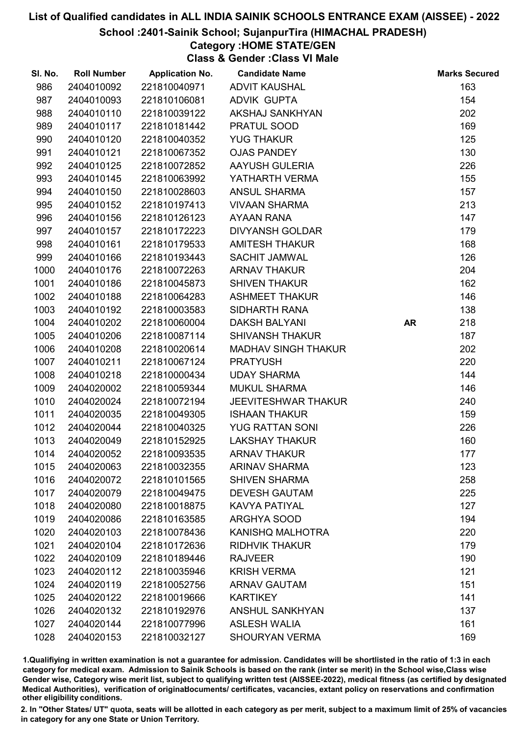# List of Qualified candidates in ALL INDIA SAINIK SCHOOLS ENTRANCE EXAM (AISSEE) - 2022

## School :2401-Sainik School; SujanpurTira (HIMACHAL PRADESH)

### Category :HOME STATE/GEN

### Class & Gender :Class VI Male

| Sl. No. | Roll Number | Application No. | Candidate Name | | Marks Secured |
|---|---|---|---|---|---|
| 986 | 2404010092 | 221810040971 | ADVIT KAUSHAL | | 163 |
| 987 | 2404010093 | 221810106081 | ADVIK GUPTA | | 154 |
| 988 | 2404010110 | 221810039122 | AKSHAJ SANKHYAN | | 202 |
| 989 | 2404010117 | 221810181442 | PRATUL SOOD | | 169 |
| 990 | 2404010120 | 221810040352 | YUG THAKUR | | 125 |
| 991 | 2404010121 | 221810067352 | OJAS PANDEY | | 130 |
| 992 | 2404010125 | 221810072852 | AAYUSH GULERIA | | 226 |
| 993 | 2404010145 | 221810063992 | YATHARTH VERMA | | 155 |
| 994 | 2404010150 | 221810028603 | ANSUL SHARMA | | 157 |
| 995 | 2404010152 | 221810197413 | VIVAAN SHARMA | | 213 |
| 996 | 2404010156 | 221810126123 | AYAAN RANA | | 147 |
| 997 | 2404010157 | 221810172223 | DIVYANSH GOLDAR | | 179 |
| 998 | 2404010161 | 221810179533 | AMITESH THAKUR | | 168 |
| 999 | 2404010166 | 221810193443 | SACHIT JAMWAL | | 126 |
| 1000 | 2404010176 | 221810072263 | ARNAV THAKUR | | 204 |
| 1001 | 2404010186 | 221810045873 | SHIVEN THAKUR | | 162 |
| 1002 | 2404010188 | 221810064283 | ASHMEET THAKUR | | 146 |
| 1003 | 2404010192 | 221810003583 | SIDHARTH RANA | | 138 |
| 1004 | 2404010202 | 221810060004 | DAKSH BALYANI | AR | 218 |
| 1005 | 2404010206 | 221810087114 | SHIVANSH THAKUR | | 187 |
| 1006 | 2404010208 | 221810020614 | MADHAV SINGH THAKUR | | 202 |
| 1007 | 2404010211 | 221810067124 | PRATYUSH | | 220 |
| 1008 | 2404010218 | 221810000434 | UDAY SHARMA | | 144 |
| 1009 | 2404020002 | 221810059344 | MUKUL SHARMA | | 146 |
| 1010 | 2404020024 | 221810072194 | JEEVITESHWAR THAKUR | | 240 |
| 1011 | 2404020035 | 221810049305 | ISHAAN THAKUR | | 159 |
| 1012 | 2404020044 | 221810040325 | YUG RATTAN SONI | | 226 |
| 1013 | 2404020049 | 221810152925 | LAKSHAY THAKUR | | 160 |
| 1014 | 2404020052 | 221810093535 | ARNAV THAKUR | | 177 |
| 1015 | 2404020063 | 221810032355 | ARINAV SHARMA | | 123 |
| 1016 | 2404020072 | 221810101565 | SHIVEN SHARMA | | 258 |
| 1017 | 2404020079 | 221810049475 | DEVESH GAUTAM | | 225 |
| 1018 | 2404020080 | 221810018875 | KAVYA PATIYAL | | 127 |
| 1019 | 2404020086 | 221810163585 | ARGHYA SOOD | | 194 |
| 1020 | 2404020103 | 221810078436 | KANISHQ MALHOTRA | | 220 |
| 1021 | 2404020104 | 221810172636 | RIDHVIK THAKUR | | 179 |
| 1022 | 2404020109 | 221810189446 | RAJVEER | | 190 |
| 1023 | 2404020112 | 221810035946 | KRISH VERMA | | 121 |
| 1024 | 2404020119 | 221810052756 | ARNAV GAUTAM | | 151 |
| 1025 | 2404020122 | 221810019666 | KARTIKEY | | 141 |
| 1026 | 2404020132 | 221810192976 | ANSHUL SANKHYAN | | 137 |
| 1027 | 2404020144 | 221810077996 | ASLESH WALIA | | 161 |
| 1028 | 2404020153 | 221810032127 | SHOURYAN VERMA | | 169 |

1.Qualifying in written examination is not a guarantee for admission. Candidates will be shortlisted in the ratio of 1:3 in each category for medical exam. Admission to Sainik Schools is based on the rank (inter se merit) in the School wise,Class wise Gender wise, Category wise merit list, subject to qualifying written test (AISSEE-2022), medical fitness (as certified by designated Medical Authorities), verification of originaldocuments/ certificates, vacancies, extant policy on reservations and confirmation other eligibility conditions.

2. In "Other States/ UT" quota, seats will be allotted in each category as per merit, subject to a maximum limit of 25% of vacancies in category for any one State or Union Territory.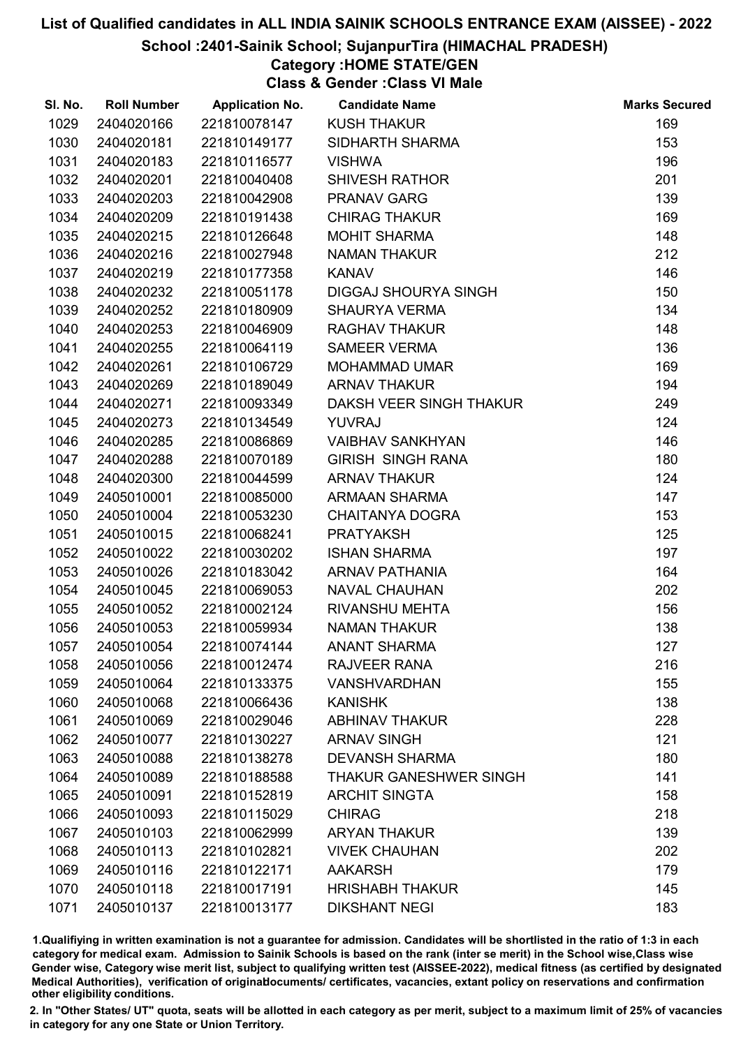# List of Qualified candidates in ALL INDIA SAINIK SCHOOLS ENTRANCE EXAM (AISSEE) - 2022

## School :2401-Sainik School; SujanpurTira (HIMACHAL PRADESH)

### Category :HOME STATE/GEN

### Class & Gender :Class VI Male

| Sl. No. | Roll Number | Application No. | Candidate Name | Marks Secured |
|---|---|---|---|---|
| 1029 | 2404020166 | 221810078147 | KUSH THAKUR | 169 |
| 1030 | 2404020181 | 221810149177 | SIDHARTH SHARMA | 153 |
| 1031 | 2404020183 | 221810116577 | VISHWA | 196 |
| 1032 | 2404020201 | 221810040408 | SHIVESH RATHOR | 201 |
| 1033 | 2404020203 | 221810042908 | PRANAV GARG | 139 |
| 1034 | 2404020209 | 221810191438 | CHIRAG THAKUR | 169 |
| 1035 | 2404020215 | 221810126648 | MOHIT SHARMA | 148 |
| 1036 | 2404020216 | 221810027948 | NAMAN THAKUR | 212 |
| 1037 | 2404020219 | 221810177358 | KANAV | 146 |
| 1038 | 2404020232 | 221810051178 | DIGGAJ SHOURYA SINGH | 150 |
| 1039 | 2404020252 | 221810180909 | SHAURYA VERMA | 134 |
| 1040 | 2404020253 | 221810046909 | RAGHAV THAKUR | 148 |
| 1041 | 2404020255 | 221810064119 | SAMEER VERMA | 136 |
| 1042 | 2404020261 | 221810106729 | MOHAMMAD UMAR | 169 |
| 1043 | 2404020269 | 221810189049 | ARNAV THAKUR | 194 |
| 1044 | 2404020271 | 221810093349 | DAKSH VEER SINGH THAKUR | 249 |
| 1045 | 2404020273 | 221810134549 | YUVRAJ | 124 |
| 1046 | 2404020285 | 221810086869 | VAIBHAV SANKHYAN | 146 |
| 1047 | 2404020288 | 221810070189 | GIRISH SINGH RANA | 180 |
| 1048 | 2404020300 | 221810044599 | ARNAV THAKUR | 124 |
| 1049 | 2405010001 | 221810085000 | ARMAAN SHARMA | 147 |
| 1050 | 2405010004 | 221810053230 | CHAITANYA DOGRA | 153 |
| 1051 | 2405010015 | 221810068241 | PRATYAKSH | 125 |
| 1052 | 2405010022 | 221810030202 | ISHAN SHARMA | 197 |
| 1053 | 2405010026 | 221810183042 | ARNAV PATHANIA | 164 |
| 1054 | 2405010045 | 221810069053 | NAVAL CHAUHAN | 202 |
| 1055 | 2405010052 | 221810002124 | RIVANSHU MEHTA | 156 |
| 1056 | 2405010053 | 221810059934 | NAMAN THAKUR | 138 |
| 1057 | 2405010054 | 221810074144 | ANANT SHARMA | 127 |
| 1058 | 2405010056 | 221810012474 | RAJVEER RANA | 216 |
| 1059 | 2405010064 | 221810133375 | VANSHVARDHAN | 155 |
| 1060 | 2405010068 | 221810066436 | KANISHK | 138 |
| 1061 | 2405010069 | 221810029046 | ABHINAV THAKUR | 228 |
| 1062 | 2405010077 | 221810130227 | ARNAV SINGH | 121 |
| 1063 | 2405010088 | 221810138278 | DEVANSH SHARMA | 180 |
| 1064 | 2405010089 | 221810188588 | THAKUR GANESHWER SINGH | 141 |
| 1065 | 2405010091 | 221810152819 | ARCHIT SINGTA | 158 |
| 1066 | 2405010093 | 221810115029 | CHIRAG | 218 |
| 1067 | 2405010103 | 221810062999 | ARYAN THAKUR | 139 |
| 1068 | 2405010113 | 221810102821 | VIVEK CHAUHAN | 202 |
| 1069 | 2405010116 | 221810122171 | AAKARSH | 179 |
| 1070 | 2405010118 | 221810017191 | HRISHABH THAKUR | 145 |
| 1071 | 2405010137 | 221810013177 | DIKSHANT NEGI | 183 |

1.Qualifiying in written examination is not a guarantee for admission. Candidates will be shortlisted in the ratio of 1:3 in each category for medical exam. Admission to Sainik Schools is based on the rank (inter se merit) in the School wise,Class wise Gender wise, Category wise merit list, subject to qualifying written test (AISSEE-2022), medical fitness (as certified by designated Medical Authorities), verification of originablocuments/ certificates, vacancies, extant policy on reservations and confirmation other eligibility conditions.

2. In "Other States/ UT" quota, seats will be allotted in each category as per merit, subject to a maximum limit of 25% of vacancies in category for any one State or Union Territory.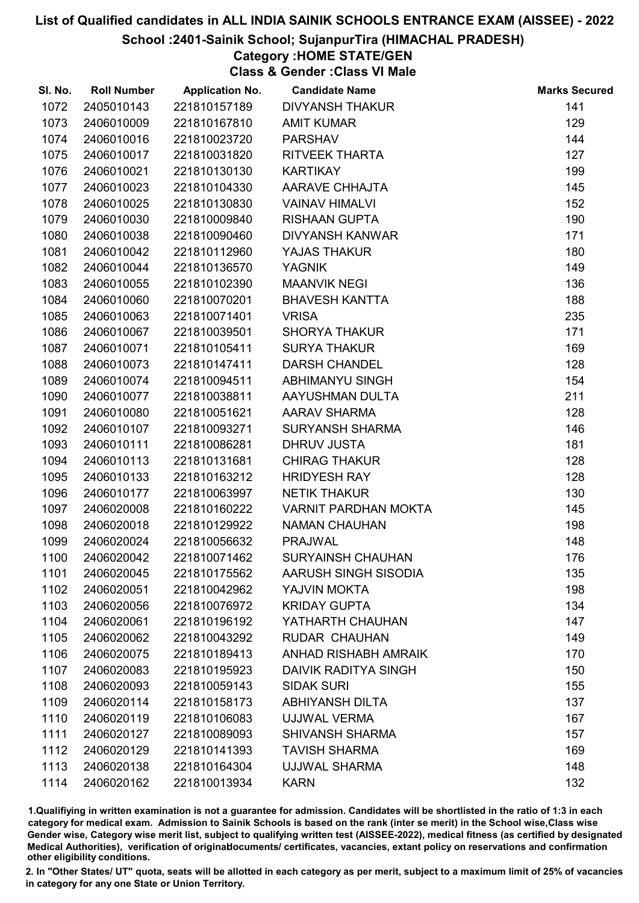# List of Qualified candidates in ALL INDIA SAINIK SCHOOLS ENTRANCE EXAM (AISSEE) - 2022

## School :2401-Sainik School; SujanpurTira (HIMACHAL PRADESH)

### Category :HOME STATE/GEN

### Class & Gender :Class VI Male

| Sl. No. | Roll Number | Application No. | Candidate Name | Marks Secured |
|---|---|---|---|---|
| 1072 | 2405010143 | 221810157189 | DIVYANSH THAKUR | 141 |
| 1073 | 2406010009 | 221810167810 | AMIT KUMAR | 129 |
| 1074 | 2406010016 | 221810023720 | PARSHAV | 144 |
| 1075 | 2406010017 | 221810031820 | RITVEEK THARTA | 127 |
| 1076 | 2406010021 | 221810130130 | KARTIKAY | 199 |
| 1077 | 2406010023 | 221810104330 | AARAVE CHHAJTA | 145 |
| 1078 | 2406010025 | 221810130830 | VAINAV HIMALVI | 152 |
| 1079 | 2406010030 | 221810009840 | RISHAAN GUPTA | 190 |
| 1080 | 2406010038 | 221810090460 | DIVYANSH KANWAR | 171 |
| 1081 | 2406010042 | 221810112960 | YAJAS THAKUR | 180 |
| 1082 | 2406010044 | 221810136570 | YAGNIK | 149 |
| 1083 | 2406010055 | 221810102390 | MAANVIK NEGI | 136 |
| 1084 | 2406010060 | 221810070201 | BHAVESH KANTTA | 188 |
| 1085 | 2406010063 | 221810071401 | VRISA | 235 |
| 1086 | 2406010067 | 221810039501 | SHORYA THAKUR | 171 |
| 1087 | 2406010071 | 221810105411 | SURYA THAKUR | 169 |
| 1088 | 2406010073 | 221810147411 | DARSH CHANDEL | 128 |
| 1089 | 2406010074 | 221810094511 | ABHIMANYU SINGH | 154 |
| 1090 | 2406010077 | 221810038811 | AAYUSHMAN DULTA | 211 |
| 1091 | 2406010080 | 221810051621 | AARAV SHARMA | 128 |
| 1092 | 2406010107 | 221810093271 | SURYANSH SHARMA | 146 |
| 1093 | 2406010111 | 221810086281 | DHRUV JUSTA | 181 |
| 1094 | 2406010113 | 221810131681 | CHIRAG THAKUR | 128 |
| 1095 | 2406010133 | 221810163212 | HRIDYESH RAY | 128 |
| 1096 | 2406010177 | 221810063997 | NETIK THAKUR | 130 |
| 1097 | 2406020008 | 221810160222 | VARNIT PARDHAN MOKTA | 145 |
| 1098 | 2406020018 | 221810129922 | NAMAN CHAUHAN | 198 |
| 1099 | 2406020024 | 221810056632 | PRAJWAL | 148 |
| 1100 | 2406020042 | 221810071462 | SURYAINSH CHAUHAN | 176 |
| 1101 | 2406020045 | 221810175562 | AARUSH SINGH SISODIA | 135 |
| 1102 | 2406020051 | 221810042962 | YAJVIN MOKTA | 198 |
| 1103 | 2406020056 | 221810076972 | KRIDAY GUPTA | 134 |
| 1104 | 2406020061 | 221810196192 | YATHARTH CHAUHAN | 147 |
| 1105 | 2406020062 | 221810043292 | RUDAR CHAUHAN | 149 |
| 1106 | 2406020075 | 221810189413 | ANHAD RISHABH AMRAIK | 170 |
| 1107 | 2406020083 | 221810195923 | DAIVIK RADITYA SINGH | 150 |
| 1108 | 2406020093 | 221810059143 | SIDAK SURI | 155 |
| 1109 | 2406020114 | 221810158173 | ABHIYANSH DILTA | 137 |
| 1110 | 2406020119 | 221810106083 | UJJWAL VERMA | 167 |
| 1111 | 2406020127 | 221810089093 | SHIVANSH SHARMA | 157 |
| 1112 | 2406020129 | 221810141393 | TAVISH SHARMA | 169 |
| 1113 | 2406020138 | 221810164304 | UJJWAL SHARMA | 148 |
| 1114 | 2406020162 | 221810013934 | KARN | 132 |

1.Qualifiying in written examination is not a guarantee for admission. Candidates will be shortlisted in the ratio of 1:3 in each category for medical exam. Admission to Sainik Schools is based on the rank (inter se merit) in the School wise,Class wise Gender wise, Category wise merit list, subject to qualifying written test (AISSEE-2022), medical fitness (as certified by designated Medical Authorities), verification of originaldocuments/ certificates, vacancies, extant policy on reservations and confirmation other eligibility conditions.

2. In "Other States/ UT" quota, seats will be allotted in each category as per merit, subject to a maximum limit of 25% of vacancies in category for any one State or Union Territory.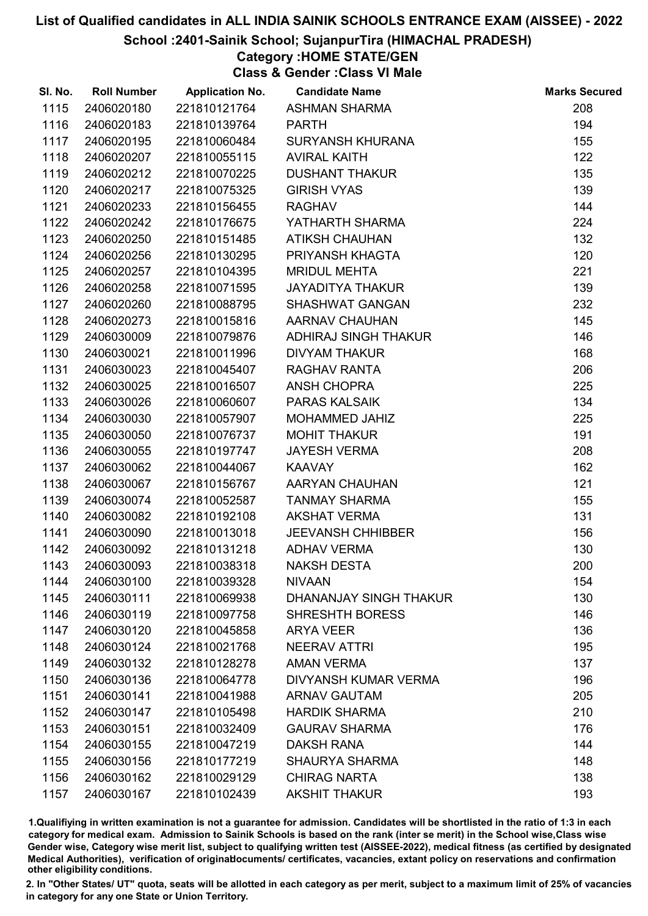# List of Qualified candidates in ALL INDIA SAINIK SCHOOLS ENTRANCE EXAM (AISSEE) - 2022

## School :2401-Sainik School; SujanpurTira (HIMACHAL PRADESH)

### Category :HOME STATE/GEN

### Class & Gender :Class VI Male

| Sl. No. | Roll Number | Application No. | Candidate Name | Marks Secured |
|---|---|---|---|---|
| 1115 | 2406020180 | 221810121764 | ASHMAN SHARMA | 208 |
| 1116 | 2406020183 | 221810139764 | PARTH | 194 |
| 1117 | 2406020195 | 221810060484 | SURYANSH KHURANA | 155 |
| 1118 | 2406020207 | 221810055115 | AVIRAL KAITH | 122 |
| 1119 | 2406020212 | 221810070225 | DUSHANT THAKUR | 135 |
| 1120 | 2406020217 | 221810075325 | GIRISH VYAS | 139 |
| 1121 | 2406020233 | 221810156455 | RAGHAV | 144 |
| 1122 | 2406020242 | 221810176675 | YATHARTH SHARMA | 224 |
| 1123 | 2406020250 | 221810151485 | ATIKSH CHAUHAN | 132 |
| 1124 | 2406020256 | 221810130295 | PRIYANSH KHAGTA | 120 |
| 1125 | 2406020257 | 221810104395 | MRIDUL MEHTA | 221 |
| 1126 | 2406020258 | 221810071595 | JAYADITYA THAKUR | 139 |
| 1127 | 2406020260 | 221810088795 | SHASHWAT GANGAN | 232 |
| 1128 | 2406020273 | 221810015816 | AARNAV CHAUHAN | 145 |
| 1129 | 2406030009 | 221810079876 | ADHIRAJ SINGH THAKUR | 146 |
| 1130 | 2406030021 | 221810011996 | DIVYAM THAKUR | 168 |
| 1131 | 2406030023 | 221810045407 | RAGHAV RANTA | 206 |
| 1132 | 2406030025 | 221810016507 | ANSH CHOPRA | 225 |
| 1133 | 2406030026 | 221810060607 | PARAS KALSAIK | 134 |
| 1134 | 2406030030 | 221810057907 | MOHAMMED JAHIZ | 225 |
| 1135 | 2406030050 | 221810076737 | MOHIT THAKUR | 191 |
| 1136 | 2406030055 | 221810197747 | JAYESH VERMA | 208 |
| 1137 | 2406030062 | 221810044067 | KAAVAY | 162 |
| 1138 | 2406030067 | 221810156767 | AARYAN CHAUHAN | 121 |
| 1139 | 2406030074 | 221810052587 | TANMAY SHARMA | 155 |
| 1140 | 2406030082 | 221810192108 | AKSHAT VERMA | 131 |
| 1141 | 2406030090 | 221810013018 | JEEVANSH CHHIBBER | 156 |
| 1142 | 2406030092 | 221810131218 | ADHAV VERMA | 130 |
| 1143 | 2406030093 | 221810038318 | NAKSH DESTA | 200 |
| 1144 | 2406030100 | 221810039328 | NIVAAN | 154 |
| 1145 | 2406030111 | 221810069938 | DHANANJAY SINGH THAKUR | 130 |
| 1146 | 2406030119 | 221810097758 | SHRESHTH BORESS | 146 |
| 1147 | 2406030120 | 221810045858 | ARYA VEER | 136 |
| 1148 | 2406030124 | 221810021768 | NEERAV ATTRI | 195 |
| 1149 | 2406030132 | 221810128278 | AMAN VERMA | 137 |
| 1150 | 2406030136 | 221810064778 | DIVYANSH KUMAR VERMA | 196 |
| 1151 | 2406030141 | 221810041988 | ARNAV GAUTAM | 205 |
| 1152 | 2406030147 | 221810105498 | HARDIK SHARMA | 210 |
| 1153 | 2406030151 | 221810032409 | GAURAV SHARMA | 176 |
| 1154 | 2406030155 | 221810047219 | DAKSH RANA | 144 |
| 1155 | 2406030156 | 221810177219 | SHAURYA SHARMA | 148 |
| 1156 | 2406030162 | 221810029129 | CHIRAG NARTA | 138 |
| 1157 | 2406030167 | 221810102439 | AKSHIT THAKUR | 193 |

1.Qualifiying in written examination is not a guarantee for admission. Candidates will be shortlisted in the ratio of 1:3 in each category for medical exam. Admission to Sainik Schools is based on the rank (inter se merit) in the School wise,Class wise Gender wise, Category wise merit list, subject to qualifying written test (AISSEE-2022), medical fitness (as certified by designated Medical Authorities), verification of originaldocuments/ certificates, vacancies, extant policy on reservations and confirmation other eligibility conditions.

2. In "Other States/ UT" quota, seats will be allotted in each category as per merit, subject to a maximum limit of 25% of vacancies in category for any one State or Union Territory.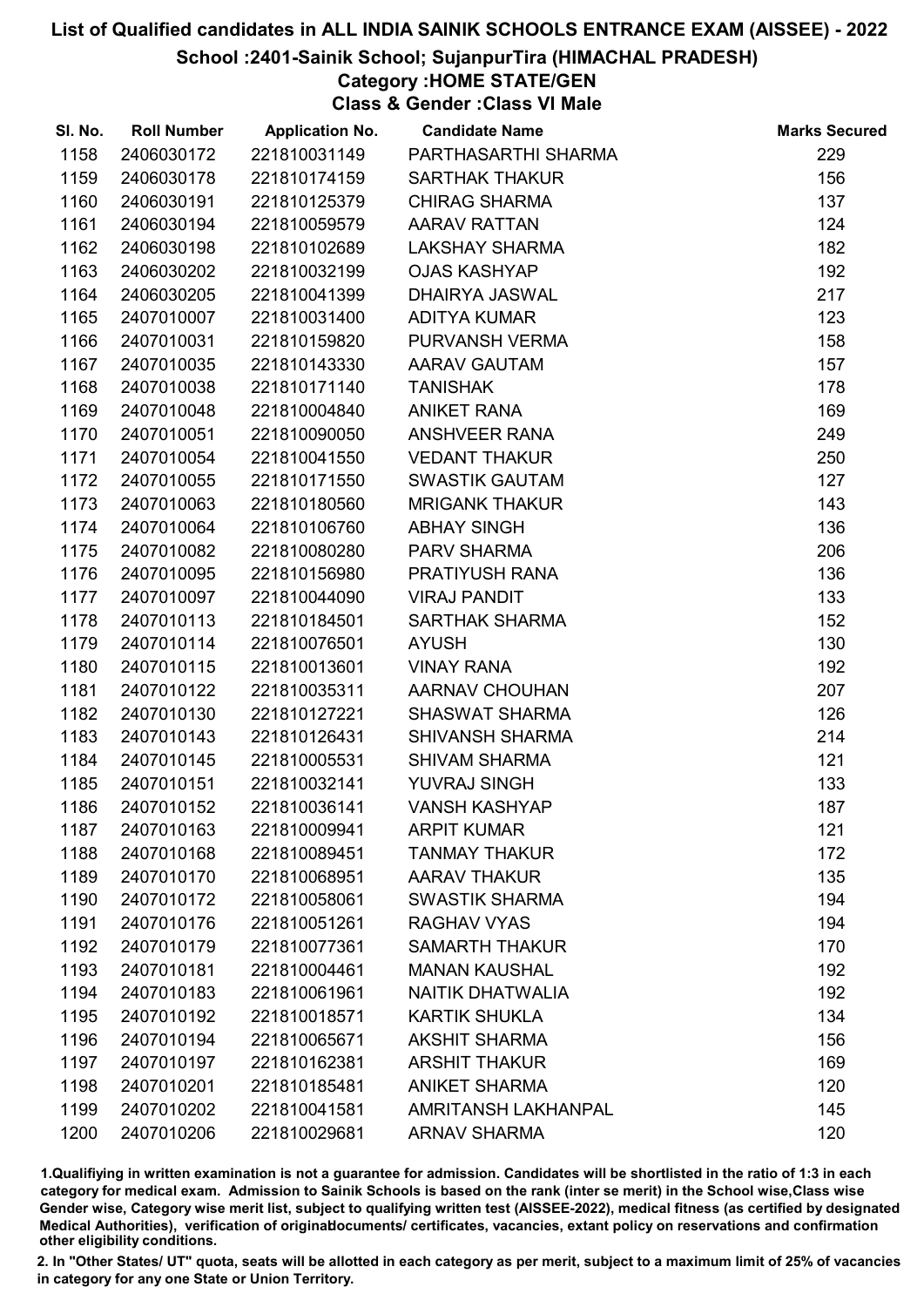# List of Qualified candidates in ALL INDIA SAINIK SCHOOLS ENTRANCE EXAM (AISSEE) - 2022

## School :2401-Sainik School; SujanpurTira (HIMACHAL PRADESH)

### Category :HOME STATE/GEN

### Class & Gender :Class VI Male

| Sl. No. | Roll Number | Application No. | Candidate Name | Marks Secured |
|---|---|---|---|---|
| 1158 | 2406030172 | 221810031149 | PARTHASARTHI SHARMA | 229 |
| 1159 | 2406030178 | 221810174159 | SARTHAK THAKUR | 156 |
| 1160 | 2406030191 | 221810125379 | CHIRAG SHARMA | 137 |
| 1161 | 2406030194 | 221810059579 | AARAV RATTAN | 124 |
| 1162 | 2406030198 | 221810102689 | LAKSHAY SHARMA | 182 |
| 1163 | 2406030202 | 221810032199 | OJAS KASHYAP | 192 |
| 1164 | 2406030205 | 221810041399 | DHAIRYA JASWAL | 217 |
| 1165 | 2407010007 | 221810031400 | ADITYA KUMAR | 123 |
| 1166 | 2407010031 | 221810159820 | PURVANSH VERMA | 158 |
| 1167 | 2407010035 | 221810143330 | AARAV GAUTAM | 157 |
| 1168 | 2407010038 | 221810171140 | TANISHAK | 178 |
| 1169 | 2407010048 | 221810004840 | ANIKET RANA | 169 |
| 1170 | 2407010051 | 221810090050 | ANSHVEER RANA | 249 |
| 1171 | 2407010054 | 221810041550 | VEDANT THAKUR | 250 |
| 1172 | 2407010055 | 221810171550 | SWASTIK GAUTAM | 127 |
| 1173 | 2407010063 | 221810180560 | MRIGANK THAKUR | 143 |
| 1174 | 2407010064 | 221810106760 | ABHAY SINGH | 136 |
| 1175 | 2407010082 | 221810080280 | PARV SHARMA | 206 |
| 1176 | 2407010095 | 221810156980 | PRATIYUSH RANA | 136 |
| 1177 | 2407010097 | 221810044090 | VIRAJ PANDIT | 133 |
| 1178 | 2407010113 | 221810184501 | SARTHAK SHARMA | 152 |
| 1179 | 2407010114 | 221810076501 | AYUSH | 130 |
| 1180 | 2407010115 | 221810013601 | VINAY RANA | 192 |
| 1181 | 2407010122 | 221810035311 | AARNAV CHOUHAN | 207 |
| 1182 | 2407010130 | 221810127221 | SHASWAT SHARMA | 126 |
| 1183 | 2407010143 | 221810126431 | SHIVANSH SHARMA | 214 |
| 1184 | 2407010145 | 221810005531 | SHIVAM SHARMA | 121 |
| 1185 | 2407010151 | 221810032141 | YUVRAJ SINGH | 133 |
| 1186 | 2407010152 | 221810036141 | VANSH KASHYAP | 187 |
| 1187 | 2407010163 | 221810009941 | ARPIT KUMAR | 121 |
| 1188 | 2407010168 | 221810089451 | TANMAY THAKUR | 172 |
| 1189 | 2407010170 | 221810068951 | AARAV THAKUR | 135 |
| 1190 | 2407010172 | 221810058061 | SWASTIK SHARMA | 194 |
| 1191 | 2407010176 | 221810051261 | RAGHAV VYAS | 194 |
| 1192 | 2407010179 | 221810077361 | SAMARTH THAKUR | 170 |
| 1193 | 2407010181 | 221810004461 | MANAN KAUSHAL | 192 |
| 1194 | 2407010183 | 221810061961 | NAITIK DHATWALIA | 192 |
| 1195 | 2407010192 | 221810018571 | KARTIK SHUKLA | 134 |
| 1196 | 2407010194 | 221810065671 | AKSHIT SHARMA | 156 |
| 1197 | 2407010197 | 221810162381 | ARSHIT THAKUR | 169 |
| 1198 | 2407010201 | 221810185481 | ANIKET SHARMA | 120 |
| 1199 | 2407010202 | 221810041581 | AMRITANSH LAKHANPAL | 145 |
| 1200 | 2407010206 | 221810029681 | ARNAV SHARMA | 120 |

1.Qualifiying in written examination is not a guarantee for admission. Candidates will be shortlisted in the ratio of 1:3 in each category for medical exam. Admission to Sainik Schools is based on the rank (inter se merit) in the School wise,Class wise Gender wise, Category wise merit list, subject to qualifying written test (AISSEE-2022), medical fitness (as certified by designated Medical Authorities), verification of originaldocuments/ certificates, vacancies, extant policy on reservations and confirmation other eligibility conditions.

2. In "Other States/ UT" quota, seats will be allotted in each category as per merit, subject to a maximum limit of 25% of vacancies in category for any one State or Union Territory.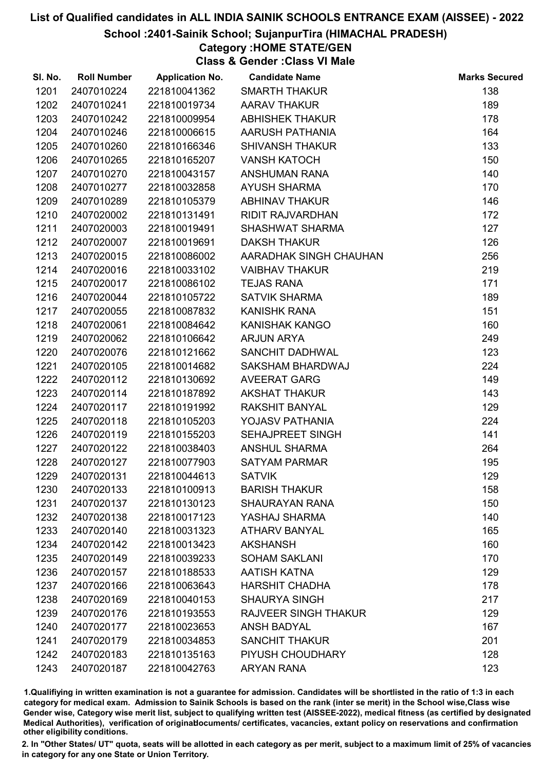# List of Qualified candidates in ALL INDIA SAINIK SCHOOLS ENTRANCE EXAM (AISSEE) - 2022

## School :2401-Sainik School; SujanpurTira (HIMACHAL PRADESH)

### Category :HOME STATE/GEN

### Class & Gender :Class VI Male

| Sl. No. | Roll Number | Application No. | Candidate Name | Marks Secured |
|---|---|---|---|---|
| 1201 | 2407010224 | 221810041362 | SMARTH THAKUR | 138 |
| 1202 | 2407010241 | 221810019734 | AARAV THAKUR | 189 |
| 1203 | 2407010242 | 221810009954 | ABHISHEK THAKUR | 178 |
| 1204 | 2407010246 | 221810006615 | AARUSH PATHANIA | 164 |
| 1205 | 2407010260 | 221810166346 | SHIVANSH THAKUR | 133 |
| 1206 | 2407010265 | 221810165207 | VANSH KATOCH | 150 |
| 1207 | 2407010270 | 221810043157 | ANSHUMAN RANA | 140 |
| 1208 | 2407010277 | 221810032858 | AYUSH SHARMA | 170 |
| 1209 | 2407010289 | 221810105379 | ABHINAV THAKUR | 146 |
| 1210 | 2407020002 | 221810131491 | RIDIT RAJVARDHAN | 172 |
| 1211 | 2407020003 | 221810019491 | SHASHWAT SHARMA | 127 |
| 1212 | 2407020007 | 221810019691 | DAKSH THAKUR | 126 |
| 1213 | 2407020015 | 221810086002 | AARADHAK SINGH CHAUHAN | 256 |
| 1214 | 2407020016 | 221810033102 | VAIBHAV THAKUR | 219 |
| 1215 | 2407020017 | 221810086102 | TEJAS RANA | 171 |
| 1216 | 2407020044 | 221810105722 | SATVIK SHARMA | 189 |
| 1217 | 2407020055 | 221810087832 | KANISHK RANA | 151 |
| 1218 | 2407020061 | 221810084642 | KANISHAK KANGO | 160 |
| 1219 | 2407020062 | 221810106642 | ARJUN ARYA | 249 |
| 1220 | 2407020076 | 221810121662 | SANCHIT DADHWAL | 123 |
| 1221 | 2407020105 | 221810014682 | SAKSHAM BHARDWAJ | 224 |
| 1222 | 2407020112 | 221810130692 | AVEERAT GARG | 149 |
| 1223 | 2407020114 | 221810187892 | AKSHAT THAKUR | 143 |
| 1224 | 2407020117 | 221810191992 | RAKSHIT BANYAL | 129 |
| 1225 | 2407020118 | 221810105203 | YOJASV PATHANIA | 224 |
| 1226 | 2407020119 | 221810155203 | SEHAJPREET SINGH | 141 |
| 1227 | 2407020122 | 221810038403 | ANSHUL SHARMA | 264 |
| 1228 | 2407020127 | 221810077903 | SATYAM PARMAR | 195 |
| 1229 | 2407020131 | 221810044613 | SATVIK | 129 |
| 1230 | 2407020133 | 221810100913 | BARISH THAKUR | 158 |
| 1231 | 2407020137 | 221810130123 | SHAURAYAN RANA | 150 |
| 1232 | 2407020138 | 221810017123 | YASHAJ SHARMA | 140 |
| 1233 | 2407020140 | 221810031323 | ATHARV BANYAL | 165 |
| 1234 | 2407020142 | 221810013423 | AKSHANSH | 160 |
| 1235 | 2407020149 | 221810039233 | SOHAM SAKLANI | 170 |
| 1236 | 2407020157 | 221810188533 | AATISH KATNA | 129 |
| 1237 | 2407020166 | 221810063643 | HARSHIT CHADHA | 178 |
| 1238 | 2407020169 | 221810040153 | SHAURYA SINGH | 217 |
| 1239 | 2407020176 | 221810193553 | RAJVEER SINGH THAKUR | 129 |
| 1240 | 2407020177 | 221810023653 | ANSH BADYAL | 167 |
| 1241 | 2407020179 | 221810034853 | SANCHIT THAKUR | 201 |
| 1242 | 2407020183 | 221810135163 | PIYUSH CHOUDHARY | 128 |
| 1243 | 2407020187 | 221810042763 | ARYAN RANA | 123 |

1.Qualifiying in written examination is not a guarantee for admission. Candidates will be shortlisted in the ratio of 1:3 in each category for medical exam. Admission to Sainik Schools is based on the rank (inter se merit) in the School wise,Class wise Gender wise, Category wise merit list, subject to qualifying written test (AISSEE-2022), medical fitness (as certified by designated Medical Authorities), verification of originaldocuments/ certificates, vacancies, extant policy on reservations and confirmation other eligibility conditions.

2. In "Other States/ UT" quota, seats will be allotted in each category as per merit, subject to a maximum limit of 25% of vacancies in category for any one State or Union Territory.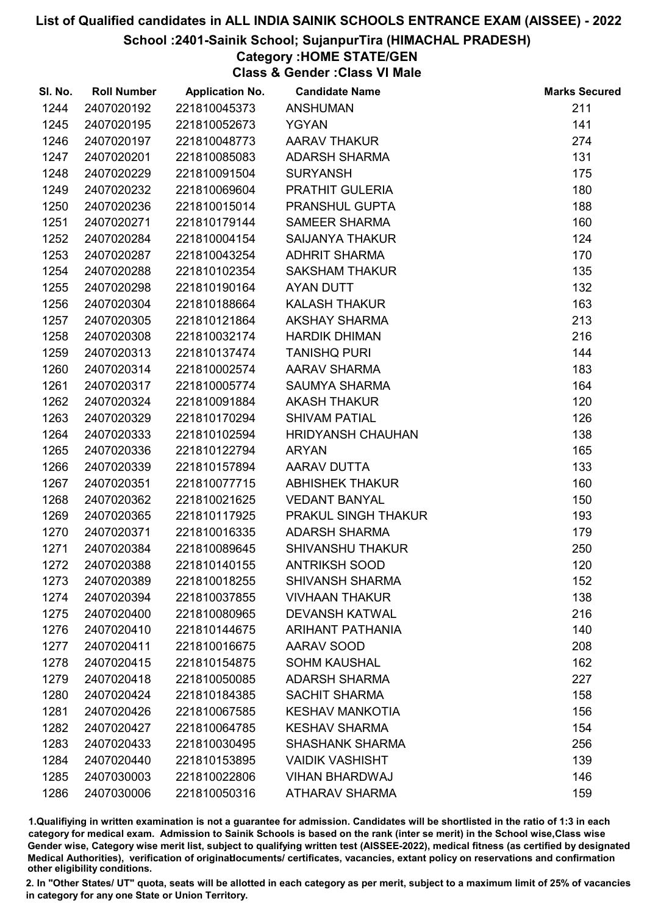# List of Qualified candidates in ALL INDIA SAINIK SCHOOLS ENTRANCE EXAM (AISSEE) - 2022

## School :2401-Sainik School; SujanpurTira (HIMACHAL PRADESH)

### Category :HOME STATE/GEN

### Class & Gender :Class VI Male

| Sl. No. | Roll Number | Application No. | Candidate Name | Marks Secured |
|---|---|---|---|---|
| 1244 | 2407020192 | 221810045373 | ANSHUMAN | 211 |
| 1245 | 2407020195 | 221810052673 | YGYAN | 141 |
| 1246 | 2407020197 | 221810048773 | AARAV THAKUR | 274 |
| 1247 | 2407020201 | 221810085083 | ADARSH SHARMA | 131 |
| 1248 | 2407020229 | 221810091504 | SURYANSH | 175 |
| 1249 | 2407020232 | 221810069604 | PRATHIT GULERIA | 180 |
| 1250 | 2407020236 | 221810015014 | PRANSHUL GUPTA | 188 |
| 1251 | 2407020271 | 221810179144 | SAMEER SHARMA | 160 |
| 1252 | 2407020284 | 221810004154 | SAIJANYA THAKUR | 124 |
| 1253 | 2407020287 | 221810043254 | ADHRIT SHARMA | 170 |
| 1254 | 2407020288 | 221810102354 | SAKSHAM THAKUR | 135 |
| 1255 | 2407020298 | 221810190164 | AYAN DUTT | 132 |
| 1256 | 2407020304 | 221810188664 | KALASH THAKUR | 163 |
| 1257 | 2407020305 | 221810121864 | AKSHAY SHARMA | 213 |
| 1258 | 2407020308 | 221810032174 | HARDIK DHIMAN | 216 |
| 1259 | 2407020313 | 221810137474 | TANISHQ PURI | 144 |
| 1260 | 2407020314 | 221810002574 | AARAV SHARMA | 183 |
| 1261 | 2407020317 | 221810005774 | SAUMYA SHARMA | 164 |
| 1262 | 2407020324 | 221810091884 | AKASH THAKUR | 120 |
| 1263 | 2407020329 | 221810170294 | SHIVAM PATIAL | 126 |
| 1264 | 2407020333 | 221810102594 | HRIDYANSH CHAUHAN | 138 |
| 1265 | 2407020336 | 221810122794 | ARYAN | 165 |
| 1266 | 2407020339 | 221810157894 | AARAV DUTTA | 133 |
| 1267 | 2407020351 | 221810077715 | ABHISHEK THAKUR | 160 |
| 1268 | 2407020362 | 221810021625 | VEDANT BANYAL | 150 |
| 1269 | 2407020365 | 221810117925 | PRAKUL SINGH THAKUR | 193 |
| 1270 | 2407020371 | 221810016335 | ADARSH SHARMA | 179 |
| 1271 | 2407020384 | 221810089645 | SHIVANSHU THAKUR | 250 |
| 1272 | 2407020388 | 221810140155 | ANTRIKSH SOOD | 120 |
| 1273 | 2407020389 | 221810018255 | SHIVANSH SHARMA | 152 |
| 1274 | 2407020394 | 221810037855 | VIVHAAN THAKUR | 138 |
| 1275 | 2407020400 | 221810080965 | DEVANSH KATWAL | 216 |
| 1276 | 2407020410 | 221810144675 | ARIHANT PATHANIA | 140 |
| 1277 | 2407020411 | 221810016675 | AARAV SOOD | 208 |
| 1278 | 2407020415 | 221810154875 | SOHM KAUSHAL | 162 |
| 1279 | 2407020418 | 221810050085 | ADARSH SHARMA | 227 |
| 1280 | 2407020424 | 221810184385 | SACHIT SHARMA | 158 |
| 1281 | 2407020426 | 221810067585 | KESHAV MANKOTIA | 156 |
| 1282 | 2407020427 | 221810064785 | KESHAV SHARMA | 154 |
| 1283 | 2407020433 | 221810030495 | SHASHANK SHARMA | 256 |
| 1284 | 2407020440 | 221810153895 | VAIDIK VASHISHT | 139 |
| 1285 | 2407030003 | 221810022806 | VIHAN BHARDWAJ | 146 |
| 1286 | 2407030006 | 221810050316 | ATHARAV SHARMA | 159 |

1.Qualifiying in written examination is not a guarantee for admission. Candidates will be shortlisted in the ratio of 1:3 in each category for medical exam. Admission to Sainik Schools is based on the rank (inter se merit) in the School wise,Class wise Gender wise, Category wise merit list, subject to qualifying written test (AISSEE-2022), medical fitness (as certified by designated Medical Authorities), verification of originaldocuments/ certificates, vacancies, extant policy on reservations and confirmation other eligibility conditions.

2. In "Other States/ UT" quota, seats will be allotted in each category as per merit, subject to a maximum limit of 25% of vacancies in category for any one State or Union Territory.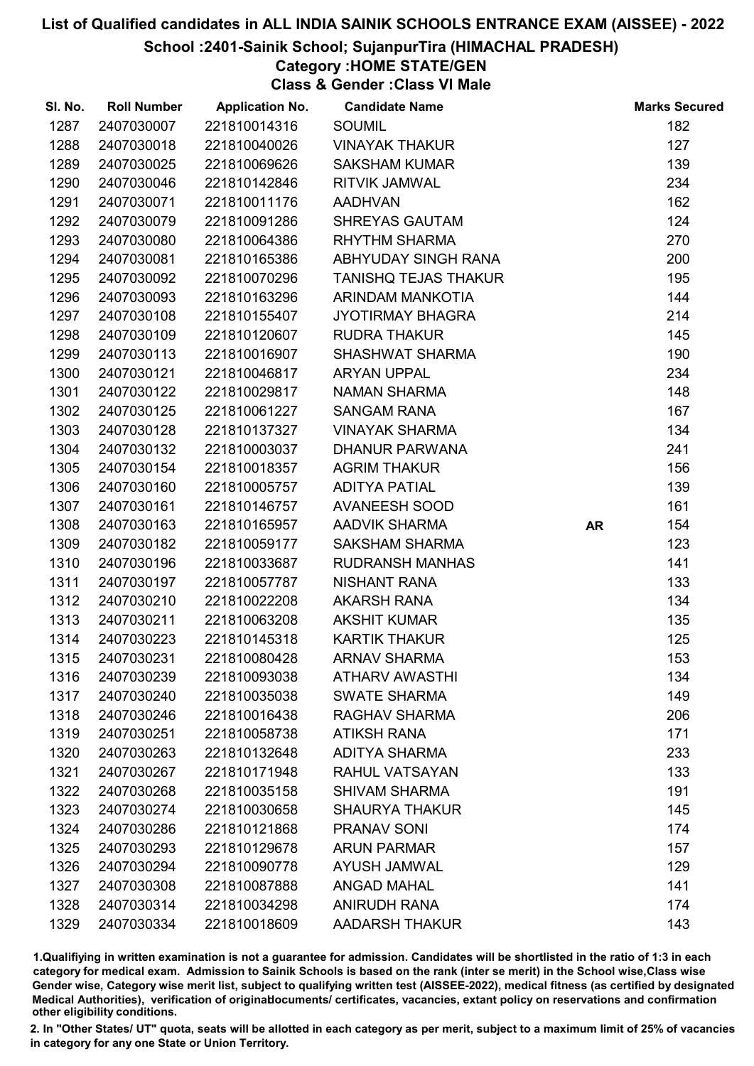# List of Qualified candidates in ALL INDIA SAINIK SCHOOLS ENTRANCE EXAM (AISSEE) - 2022

## School :2401-Sainik School; SujanpurTira (HIMACHAL PRADESH)

### Category :HOME STATE/GEN

### Class & Gender :Class VI Male

| Sl. No. | Roll Number | Application No. | Candidate Name | | Marks Secured |
|---|---|---|---|---|---|
| 1287 | 2407030007 | 221810014316 | SOUMIL | | 182 |
| 1288 | 2407030018 | 221810040026 | VINAYAK THAKUR | | 127 |
| 1289 | 2407030025 | 221810069626 | SAKSHAM KUMAR | | 139 |
| 1290 | 2407030046 | 221810142846 | RITVIK JAMWAL | | 234 |
| 1291 | 2407030071 | 221810011176 | AADHVAN | | 162 |
| 1292 | 2407030079 | 221810091286 | SHREYAS GAUTAM | | 124 |
| 1293 | 2407030080 | 221810064386 | RHYTHM SHARMA | | 270 |
| 1294 | 2407030081 | 221810165386 | ABHYUDAY SINGH RANA | | 200 |
| 1295 | 2407030092 | 221810070296 | TANISHQ TEJAS THAKUR | | 195 |
| 1296 | 2407030093 | 221810163296 | ARINDAM MANKOTIA | | 144 |
| 1297 | 2407030108 | 221810155407 | JYOTIRMAY BHAGRA | | 214 |
| 1298 | 2407030109 | 221810120607 | RUDRA THAKUR | | 145 |
| 1299 | 2407030113 | 221810016907 | SHASHWAT SHARMA | | 190 |
| 1300 | 2407030121 | 221810046817 | ARYAN UPPAL | | 234 |
| 1301 | 2407030122 | 221810029817 | NAMAN SHARMA | | 148 |
| 1302 | 2407030125 | 221810061227 | SANGAM RANA | | 167 |
| 1303 | 2407030128 | 221810137327 | VINAYAK SHARMA | | 134 |
| 1304 | 2407030132 | 221810003037 | DHANUR PARWANA | | 241 |
| 1305 | 2407030154 | 221810018357 | AGRIM THAKUR | | 156 |
| 1306 | 2407030160 | 221810005757 | ADITYA PATIAL | | 139 |
| 1307 | 2407030161 | 221810146757 | AVANEESH SOOD | | 161 |
| 1308 | 2407030163 | 221810165957 | AADVIK SHARMA | **AR** | 154 |
| 1309 | 2407030182 | 221810059177 | SAKSHAM SHARMA | | 123 |
| 1310 | 2407030196 | 221810033687 | RUDRANSH MANHAS | | 141 |
| 1311 | 2407030197 | 221810057787 | NISHANT RANA | | 133 |
| 1312 | 2407030210 | 221810022208 | AKARSH RANA | | 134 |
| 1313 | 2407030211 | 221810063208 | AKSHIT KUMAR | | 135 |
| 1314 | 2407030223 | 221810145318 | KARTIK THAKUR | | 125 |
| 1315 | 2407030231 | 221810080428 | ARNAV SHARMA | | 153 |
| 1316 | 2407030239 | 221810093038 | ATHARV AWASTHI | | 134 |
| 1317 | 2407030240 | 221810035038 | SWATE SHARMA | | 149 |
| 1318 | 2407030246 | 221810016438 | RAGHAV SHARMA | | 206 |
| 1319 | 2407030251 | 221810058738 | ATIKSH RANA | | 171 |
| 1320 | 2407030263 | 221810132648 | ADITYA SHARMA | | 233 |
| 1321 | 2407030267 | 221810171948 | RAHUL VATSAYAN | | 133 |
| 1322 | 2407030268 | 221810035158 | SHIVAM SHARMA | | 191 |
| 1323 | 2407030274 | 221810030658 | SHAURYA THAKUR | | 145 |
| 1324 | 2407030286 | 221810121868 | PRANAV SONI | | 174 |
| 1325 | 2407030293 | 221810129678 | ARUN PARMAR | | 157 |
| 1326 | 2407030294 | 221810090778 | AYUSH JAMWAL | | 129 |
| 1327 | 2407030308 | 221810087888 | ANGAD MAHAL | | 141 |
| 1328 | 2407030314 | 221810034298 | ANIRUDH RANA | | 174 |
| 1329 | 2407030334 | 221810018609 | AADARSH THAKUR | | 143 |

1.Qualifiying in written examination is not a guarantee for admission. Candidates will be shortlisted in the ratio of 1:3 in each category for medical exam. Admission to Sainik Schools is based on the rank (inter se merit) in the School wise,Class wise Gender wise, Category wise merit list, subject to qualifying written test (AISSEE-2022), medical fitness (as certified by designated Medical Authorities), verification of originaldocuments/ certificates, vacancies, extant policy on reservations and confirmation other eligibility conditions.

2. In "Other States/ UT" quota, seats will be allotted in each category as per merit, subject to a maximum limit of 25% of vacancies in category for any one State or Union Territory.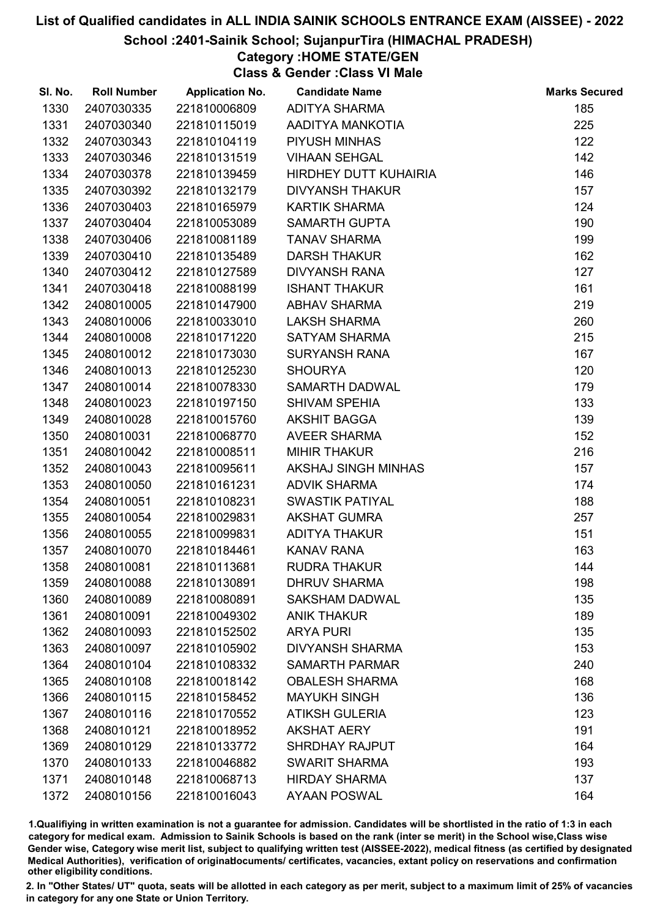# List of Qualified candidates in ALL INDIA SAINIK SCHOOLS ENTRANCE EXAM (AISSEE) - 2022

## School :2401-Sainik School; SujanpurTira (HIMACHAL PRADESH)

### Category :HOME STATE/GEN

### Class & Gender :Class VI Male

| Sl. No. | Roll Number | Application No. | Candidate Name | Marks Secured |
|---|---|---|---|---|
| 1330 | 2407030335 | 221810006809 | ADITYA SHARMA | 185 |
| 1331 | 2407030340 | 221810115019 | AADITYA MANKOTIA | 225 |
| 1332 | 2407030343 | 221810104119 | PIYUSH MINHAS | 122 |
| 1333 | 2407030346 | 221810131519 | VIHAAN SEHGAL | 142 |
| 1334 | 2407030378 | 221810139459 | HIRDHEY DUTT KUHAIRIA | 146 |
| 1335 | 2407030392 | 221810132179 | DIVYANSH THAKUR | 157 |
| 1336 | 2407030403 | 221810165979 | KARTIK SHARMA | 124 |
| 1337 | 2407030404 | 221810053089 | SAMARTH GUPTA | 190 |
| 1338 | 2407030406 | 221810081189 | TANAV SHARMA | 199 |
| 1339 | 2407030410 | 221810135489 | DARSH THAKUR | 162 |
| 1340 | 2407030412 | 221810127589 | DIVYANSH RANA | 127 |
| 1341 | 2407030418 | 221810088199 | ISHANT THAKUR | 161 |
| 1342 | 2408010005 | 221810147900 | ABHAV SHARMA | 219 |
| 1343 | 2408010006 | 221810033010 | LAKSH SHARMA | 260 |
| 1344 | 2408010008 | 221810171220 | SATYAM SHARMA | 215 |
| 1345 | 2408010012 | 221810173030 | SURYANSH RANA | 167 |
| 1346 | 2408010013 | 221810125230 | SHOURYA | 120 |
| 1347 | 2408010014 | 221810078330 | SAMARTH DADWAL | 179 |
| 1348 | 2408010023 | 221810197150 | SHIVAM SPEHIA | 133 |
| 1349 | 2408010028 | 221810015760 | AKSHIT BAGGA | 139 |
| 1350 | 2408010031 | 221810068770 | AVEER SHARMA | 152 |
| 1351 | 2408010042 | 221810008511 | MIHIR THAKUR | 216 |
| 1352 | 2408010043 | 221810095611 | AKSHAJ SINGH MINHAS | 157 |
| 1353 | 2408010050 | 221810161231 | ADVIK SHARMA | 174 |
| 1354 | 2408010051 | 221810108231 | SWASTIK PATIYAL | 188 |
| 1355 | 2408010054 | 221810029831 | AKSHAT GUMRA | 257 |
| 1356 | 2408010055 | 221810099831 | ADITYA THAKUR | 151 |
| 1357 | 2408010070 | 221810184461 | KANAV RANA | 163 |
| 1358 | 2408010081 | 221810113681 | RUDRA THAKUR | 144 |
| 1359 | 2408010088 | 221810130891 | DHRUV SHARMA | 198 |
| 1360 | 2408010089 | 221810080891 | SAKSHAM DADWAL | 135 |
| 1361 | 2408010091 | 221810049302 | ANIK THAKUR | 189 |
| 1362 | 2408010093 | 221810152502 | ARYA PURI | 135 |
| 1363 | 2408010097 | 221810105902 | DIVYANSH SHARMA | 153 |
| 1364 | 2408010104 | 221810108332 | SAMARTH PARMAR | 240 |
| 1365 | 2408010108 | 221810018142 | OBALESH SHARMA | 168 |
| 1366 | 2408010115 | 221810158452 | MAYUKH SINGH | 136 |
| 1367 | 2408010116 | 221810170552 | ATIKSH GULERIA | 123 |
| 1368 | 2408010121 | 221810018952 | AKSHAT AERY | 191 |
| 1369 | 2408010129 | 221810133772 | SHRDHAY RAJPUT | 164 |
| 1370 | 2408010133 | 221810046882 | SWARIT SHARMA | 193 |
| 1371 | 2408010148 | 221810068713 | HIRDAY SHARMA | 137 |
| 1372 | 2408010156 | 221810016043 | AYAAN POSWAL | 164 |

1.Qualifiying in written examination is not a guarantee for admission. Candidates will be shortlisted in the ratio of 1:3 in each category for medical exam. Admission to Sainik Schools is based on the rank (inter se merit) in the School wise,Class wise Gender wise, Category wise merit list, subject to qualifying written test (AISSEE-2022), medical fitness (as certified by designated Medical Authorities), verification of originaldocuments/ certificates, vacancies, extant policy on reservations and confirmation other eligibility conditions.

2. In "Other States/ UT" quota, seats will be allotted in each category as per merit, subject to a maximum limit of 25% of vacancies in category for any one State or Union Territory.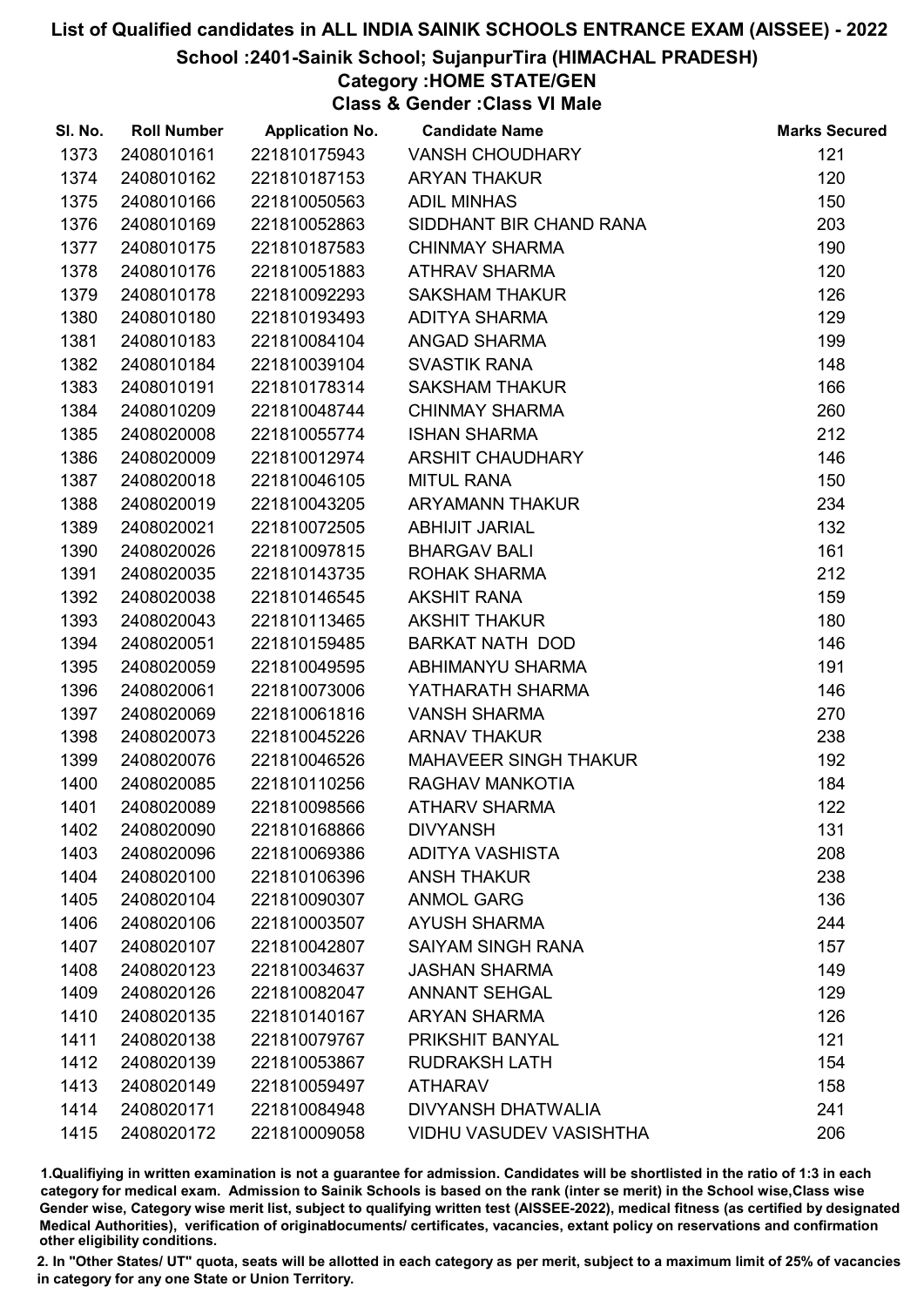# List of Qualified candidates in ALL INDIA SAINIK SCHOOLS ENTRANCE EXAM (AISSEE) - 2022

## School :2401-Sainik School; SujanpurTira (HIMACHAL PRADESH)

### Category :HOME STATE/GEN

### Class & Gender :Class VI Male

| Sl. No. | Roll Number | Application No. | Candidate Name | Marks Secured |
|---|---|---|---|---|
| 1373 | 2408010161 | 221810175943 | VANSH CHOUDHARY | 121 |
| 1374 | 2408010162 | 221810187153 | ARYAN THAKUR | 120 |
| 1375 | 2408010166 | 221810050563 | ADIL MINHAS | 150 |
| 1376 | 2408010169 | 221810052863 | SIDDHANT BIR CHAND RANA | 203 |
| 1377 | 2408010175 | 221810187583 | CHINMAY SHARMA | 190 |
| 1378 | 2408010176 | 221810051883 | ATHRAV SHARMA | 120 |
| 1379 | 2408010178 | 221810092293 | SAKSHAM THAKUR | 126 |
| 1380 | 2408010180 | 221810193493 | ADITYA SHARMA | 129 |
| 1381 | 2408010183 | 221810084104 | ANGAD SHARMA | 199 |
| 1382 | 2408010184 | 221810039104 | SVASTIK RANA | 148 |
| 1383 | 2408010191 | 221810178314 | SAKSHAM THAKUR | 166 |
| 1384 | 2408010209 | 221810048744 | CHINMAY SHARMA | 260 |
| 1385 | 2408020008 | 221810055774 | ISHAN SHARMA | 212 |
| 1386 | 2408020009 | 221810012974 | ARSHIT CHAUDHARY | 146 |
| 1387 | 2408020018 | 221810046105 | MITUL RANA | 150 |
| 1388 | 2408020019 | 221810043205 | ARYAMANN THAKUR | 234 |
| 1389 | 2408020021 | 221810072505 | ABHIJIT JARIAL | 132 |
| 1390 | 2408020026 | 221810097815 | BHARGAV BALI | 161 |
| 1391 | 2408020035 | 221810143735 | ROHAK SHARMA | 212 |
| 1392 | 2408020038 | 221810146545 | AKSHIT RANA | 159 |
| 1393 | 2408020043 | 221810113465 | AKSHIT THAKUR | 180 |
| 1394 | 2408020051 | 221810159485 | BARKAT NATH DOD | 146 |
| 1395 | 2408020059 | 221810049595 | ABHIMANYU SHARMA | 191 |
| 1396 | 2408020061 | 221810073006 | YATHARATH SHARMA | 146 |
| 1397 | 2408020069 | 221810061816 | VANSH SHARMA | 270 |
| 1398 | 2408020073 | 221810045226 | ARNAV THAKUR | 238 |
| 1399 | 2408020076 | 221810046526 | MAHAVEER SINGH THAKUR | 192 |
| 1400 | 2408020085 | 221810110256 | RAGHAV MANKOTIA | 184 |
| 1401 | 2408020089 | 221810098566 | ATHARV SHARMA | 122 |
| 1402 | 2408020090 | 221810168866 | DIVYANSH | 131 |
| 1403 | 2408020096 | 221810069386 | ADITYA VASHISTA | 208 |
| 1404 | 2408020100 | 221810106396 | ANSH THAKUR | 238 |
| 1405 | 2408020104 | 221810090307 | ANMOL GARG | 136 |
| 1406 | 2408020106 | 221810003507 | AYUSH SHARMA | 244 |
| 1407 | 2408020107 | 221810042807 | SAIYAM SINGH RANA | 157 |
| 1408 | 2408020123 | 221810034637 | JASHAN SHARMA | 149 |
| 1409 | 2408020126 | 221810082047 | ANNANT SEHGAL | 129 |
| 1410 | 2408020135 | 221810140167 | ARYAN SHARMA | 126 |
| 1411 | 2408020138 | 221810079767 | PRIKSHIT BANYAL | 121 |
| 1412 | 2408020139 | 221810053867 | RUDRAKSH LATH | 154 |
| 1413 | 2408020149 | 221810059497 | ATHARAV | 158 |
| 1414 | 2408020171 | 221810084948 | DIVYANSH DHATWALIA | 241 |
| 1415 | 2408020172 | 221810009058 | VIDHU VASUDEV VASISHTHA | 206 |

1.Qualifiying in written examination is not a guarantee for admission. Candidates will be shortlisted in the ratio of 1:3 in each category for medical exam. Admission to Sainik Schools is based on the rank (inter se merit) in the School wise,Class wise Gender wise, Category wise merit list, subject to qualifying written test (AISSEE-2022), medical fitness (as certified by designated Medical Authorities), verification of originaldocuments/ certificates, vacancies, extant policy on reservations and confirmation other eligibility conditions.

2. In "Other States/ UT" quota, seats will be allotted in each category as per merit, subject to a maximum limit of 25% of vacancies in category for any one State or Union Territory.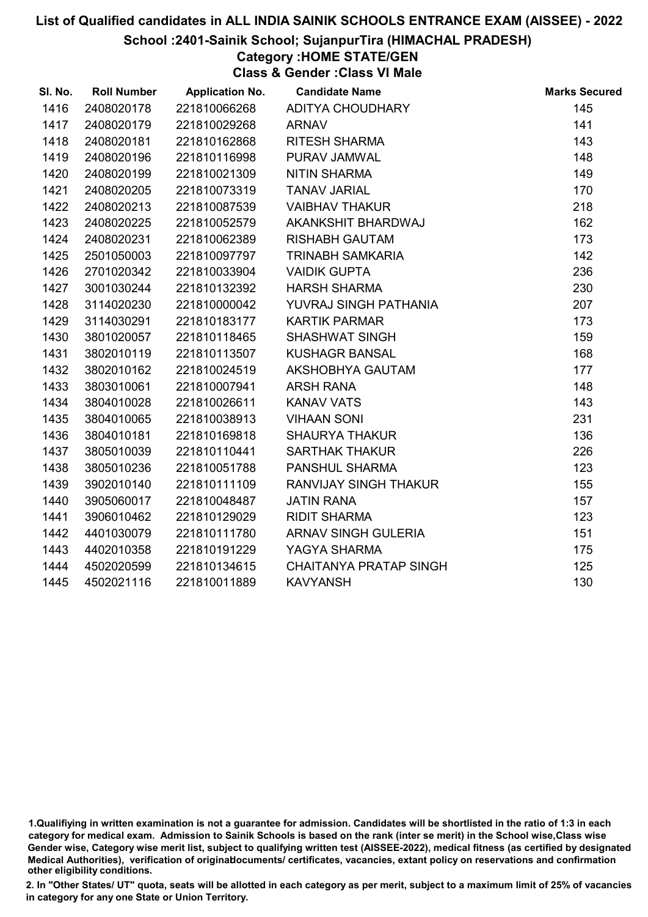# List of Qualified candidates in ALL INDIA SAINIK SCHOOLS ENTRANCE EXAM (AISSEE) - 2022

## School :2401-Sainik School; SujanpurTira (HIMACHAL PRADESH)

### Category :HOME STATE/GEN

### Class & Gender :Class VI Male

| Sl. No. | Roll Number | Application No. | Candidate Name | Marks Secured |
|---|---|---|---|---|
| 1416 | 2408020178 | 221810066268 | ADITYA CHOUDHARY | 145 |
| 1417 | 2408020179 | 221810029268 | ARNAV | 141 |
| 1418 | 2408020181 | 221810162868 | RITESH SHARMA | 143 |
| 1419 | 2408020196 | 221810116998 | PURAV JAMWAL | 148 |
| 1420 | 2408020199 | 221810021309 | NITIN SHARMA | 149 |
| 1421 | 2408020205 | 221810073319 | TANAV JARIAL | 170 |
| 1422 | 2408020213 | 221810087539 | VAIBHAV THAKUR | 218 |
| 1423 | 2408020225 | 221810052579 | AKANKSHIT BHARDWAJ | 162 |
| 1424 | 2408020231 | 221810062389 | RISHABH GAUTAM | 173 |
| 1425 | 2501050003 | 221810097797 | TRINABH SAMKARIA | 142 |
| 1426 | 2701020342 | 221810033904 | VAIDIK GUPTA | 236 |
| 1427 | 3001030244 | 221810132392 | HARSH SHARMA | 230 |
| 1428 | 3114020230 | 221810000042 | YUVRAJ SINGH PATHANIA | 207 |
| 1429 | 3114030291 | 221810183177 | KARTIK PARMAR | 173 |
| 1430 | 3801020057 | 221810118465 | SHASHWAT SINGH | 159 |
| 1431 | 3802010119 | 221810113507 | KUSHAGR BANSAL | 168 |
| 1432 | 3802010162 | 221810024519 | AKSHOBHYA GAUTAM | 177 |
| 1433 | 3803010061 | 221810007941 | ARSH RANA | 148 |
| 1434 | 3804010028 | 221810026611 | KANAV VATS | 143 |
| 1435 | 3804010065 | 221810038913 | VIHAAN SONI | 231 |
| 1436 | 3804010181 | 221810169818 | SHAURYA THAKUR | 136 |
| 1437 | 3805010039 | 221810110441 | SARTHAK THAKUR | 226 |
| 1438 | 3805010236 | 221810051788 | PANSHUL SHARMA | 123 |
| 1439 | 3902010140 | 221810111109 | RANVIJAY SINGH THAKUR | 155 |
| 1440 | 3905060017 | 221810048487 | JATIN RANA | 157 |
| 1441 | 3906010462 | 221810129029 | RIDIT SHARMA | 123 |
| 1442 | 4401030079 | 221810111780 | ARNAV SINGH GULERIA | 151 |
| 1443 | 4402010358 | 221810191229 | YAGYA SHARMA | 175 |
| 1444 | 4502020599 | 221810134615 | CHAITANYA PRATAP SINGH | 125 |
| 1445 | 4502021116 | 221810011889 | KAVYANSH | 130 |

1.Qualifiying in written examination is not a guarantee for admission. Candidates will be shortlisted in the ratio of 1:3 in each category for medical exam. Admission to Sainik Schools is based on the rank (inter se merit) in the School wise,Class wise Gender wise, Category wise merit list, subject to qualifying written test (AISSEE-2022), medical fitness (as certified by designated Medical Authorities), verification of originaldocuments/ certificates, vacancies, extant policy on reservations and confirmation other eligibility conditions.

2. In "Other States/ UT" quota, seats will be allotted in each category as per merit, subject to a maximum limit of 25% of vacancies in category for any one State or Union Territory.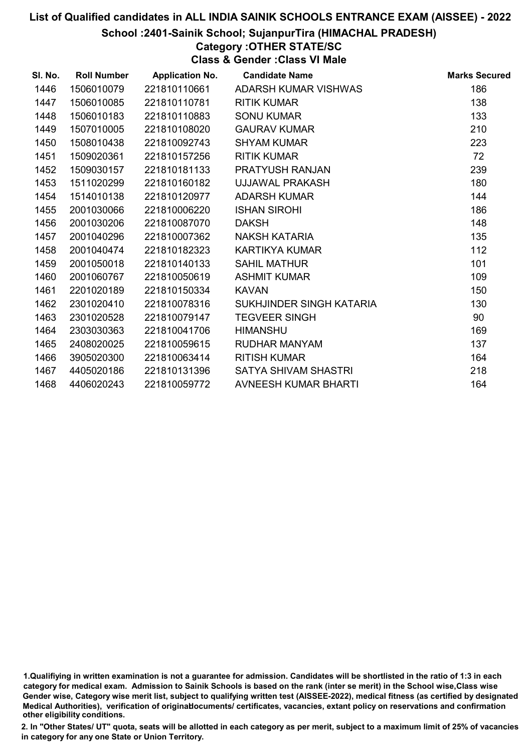# List of Qualified candidates in ALL INDIA SAINIK SCHOOLS ENTRANCE EXAM (AISSEE) - 2022

## School :2401-Sainik School; SujanpurTira (HIMACHAL PRADESH)

### Category :OTHER STATE/SC

### Class & Gender :Class VI Male

| Sl. No. | Roll Number | Application No. | Candidate Name | Marks Secured |
|---|---|---|---|---|
| 1446 | 1506010079 | 221810110661 | ADARSH KUMAR VISHWAS | 186 |
| 1447 | 1506010085 | 221810110781 | RITIK KUMAR | 138 |
| 1448 | 1506010183 | 221810110883 | SONU KUMAR | 133 |
| 1449 | 1507010005 | 221810108020 | GAURAV KUMAR | 210 |
| 1450 | 1508010438 | 221810092743 | SHYAM KUMAR | 223 |
| 1451 | 1509020361 | 221810157256 | RITIK KUMAR | 72 |
| 1452 | 1509030157 | 221810181133 | PRATYUSH RANJAN | 239 |
| 1453 | 1511020299 | 221810160182 | UJJAWAL PRAKASH | 180 |
| 1454 | 1514010138 | 221810120977 | ADARSH KUMAR | 144 |
| 1455 | 2001030066 | 221810006220 | ISHAN SIROHI | 186 |
| 1456 | 2001030206 | 221810087070 | DAKSH | 148 |
| 1457 | 2001040296 | 221810007362 | NAKSH KATARIA | 135 |
| 1458 | 2001040474 | 221810182323 | KARTIKYA KUMAR | 112 |
| 1459 | 2001050018 | 221810140133 | SAHIL MATHUR | 101 |
| 1460 | 2001060767 | 221810050619 | ASHMIT KUMAR | 109 |
| 1461 | 2201020189 | 221810150334 | KAVAN | 150 |
| 1462 | 2301020410 | 221810078316 | SUKHJINDER SINGH KATARIA | 130 |
| 1463 | 2301020528 | 221810079147 | TEGVEER SINGH | 90 |
| 1464 | 2303030363 | 221810041706 | HIMANSHU | 169 |
| 1465 | 2408020025 | 221810059615 | RUDHAR MANYAM | 137 |
| 1466 | 3905020300 | 221810063414 | RITISH KUMAR | 164 |
| 1467 | 4405020186 | 221810131396 | SATYA SHIVAM SHASTRI | 218 |
| 1468 | 4406020243 | 221810059772 | AVNEESH KUMAR BHARTI | 164 |

1.Qualifiying in written examination is not a guarantee for admission. Candidates will be shortlisted in the ratio of 1:3 in each category for medical exam. Admission to Sainik Schools is based on the rank (inter se merit) in the School wise,Class wise Gender wise, Category wise merit list, subject to qualifying written test (AISSEE-2022), medical fitness (as certified by designated Medical Authorities), verification of originaldocuments/ certificates, vacancies, extant policy on reservations and confirmation other eligibility conditions.

2. In "Other States/ UT" quota, seats will be allotted in each category as per merit, subject to a maximum limit of 25% of vacancies in category for any one State or Union Territory.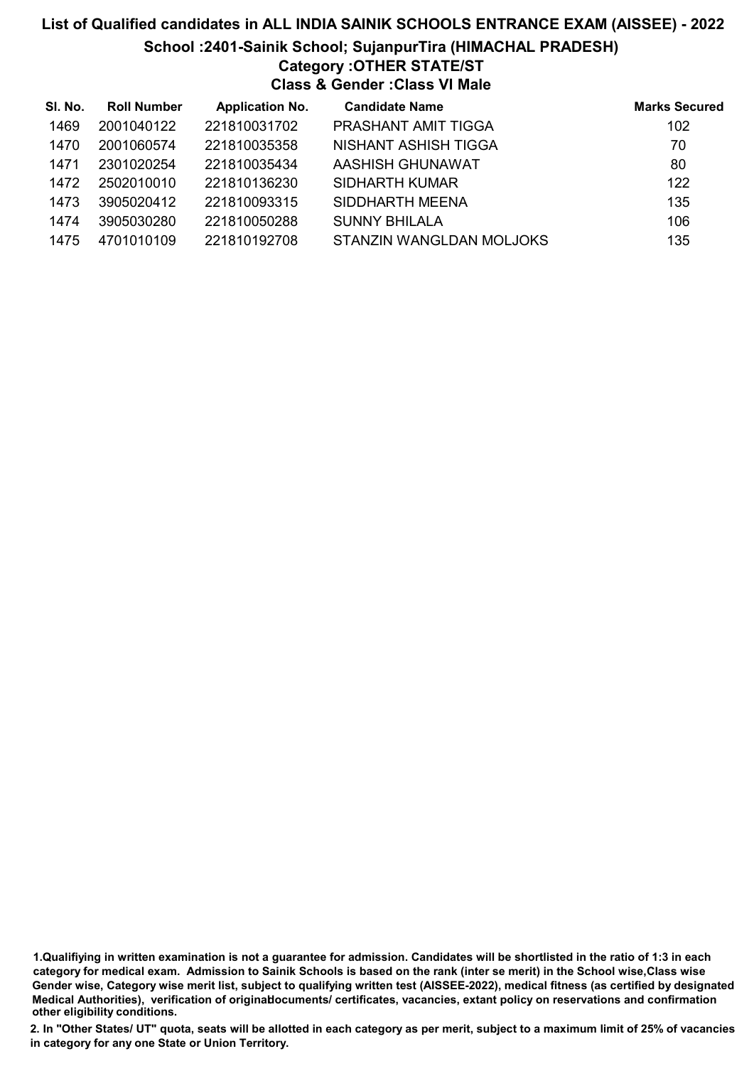# List of Qualified candidates in ALL INDIA SAINIK SCHOOLS ENTRANCE EXAM (AISSEE) - 2022

## School :2401-Sainik School; SujanpurTira (HIMACHAL PRADESH)

### Category :OTHER STATE/ST

### Class & Gender :Class VI Male

| Sl. No. | Roll Number | Application No. | Candidate Name | Marks Secured |
|---|---|---|---|---|
| 1469 | 2001040122 | 221810031702 | PRASHANT AMIT TIGGA | 102 |
| 1470 | 2001060574 | 221810035358 | NISHANT ASHISH TIGGA | 70 |
| 1471 | 2301020254 | 221810035434 | AASHISH GHUNAWAT | 80 |
| 1472 | 2502010010 | 221810136230 | SIDHARTH KUMAR | 122 |
| 1473 | 3905020412 | 221810093315 | SIDDHARTH MEENA | 135 |
| 1474 | 3905030280 | 221810050288 | SUNNY BHILALA | 106 |
| 1475 | 4701010109 | 221810192708 | STANZIN WANGLDAN MOLJOKS | 135 |

1.Qualifiying in written examination is not a guarantee for admission. Candidates will be shortlisted in the ratio of 1:3 in each category for medical exam. Admission to Sainik Schools is based on the rank (inter se merit) in the School wise,Class wise Gender wise, Category wise merit list, subject to qualifying written test (AISSEE-2022), medical fitness (as certified by designated Medical Authorities), verification of originaldocuments/ certificates, vacancies, extant policy on reservations and confirmation other eligibility conditions.

2. In "Other States/ UT" quota, seats will be allotted in each category as per merit, subject to a maximum limit of 25% of vacancies in category for any one State or Union Territory.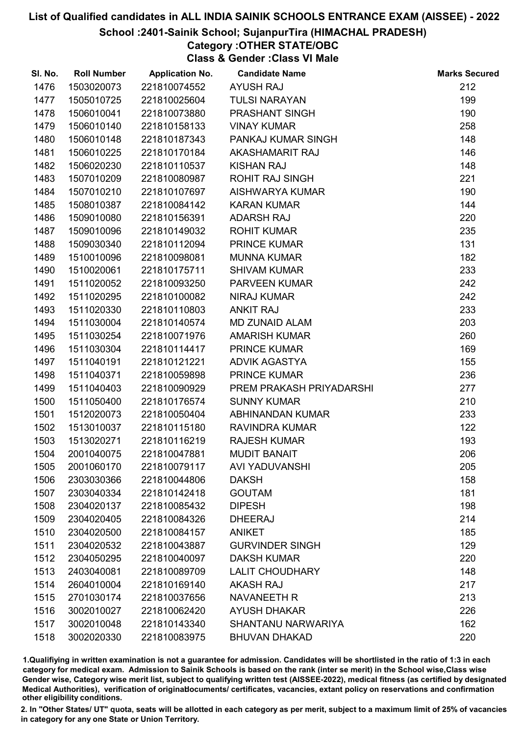# List of Qualified candidates in ALL INDIA SAINIK SCHOOLS ENTRANCE EXAM (AISSEE) - 2022

## School :2401-Sainik School; SujanpurTira (HIMACHAL PRADESH)

### Category :OTHER STATE/OBC

### Class & Gender :Class VI Male

| Sl. No. | Roll Number | Application No. | Candidate Name | Marks Secured |
|---|---|---|---|---|
| 1476 | 1503020073 | 221810074552 | AYUSH RAJ | 212 |
| 1477 | 1505010725 | 221810025604 | TULSI NARAYAN | 199 |
| 1478 | 1506010041 | 221810073880 | PRASHANT SINGH | 190 |
| 1479 | 1506010140 | 221810158133 | VINAY KUMAR | 258 |
| 1480 | 1506010148 | 221810187343 | PANKAJ KUMAR SINGH | 148 |
| 1481 | 1506010225 | 221810170184 | AKASHAMARIT RAJ | 146 |
| 1482 | 1506020230 | 221810110537 | KISHAN RAJ | 148 |
| 1483 | 1507010209 | 221810080987 | ROHIT RAJ SINGH | 221 |
| 1484 | 1507010210 | 221810107697 | AISHWARYA KUMAR | 190 |
| 1485 | 1508010387 | 221810084142 | KARAN KUMAR | 144 |
| 1486 | 1509010080 | 221810156391 | ADARSH RAJ | 220 |
| 1487 | 1509010096 | 221810149032 | ROHIT KUMAR | 235 |
| 1488 | 1509030340 | 221810112094 | PRINCE KUMAR | 131 |
| 1489 | 1510010096 | 221810098081 | MUNNA KUMAR | 182 |
| 1490 | 1510020061 | 221810175711 | SHIVAM KUMAR | 233 |
| 1491 | 1511020052 | 221810093250 | PARVEEN KUMAR | 242 |
| 1492 | 1511020295 | 221810100082 | NIRAJ KUMAR | 242 |
| 1493 | 1511020330 | 221810110803 | ANKIT RAJ | 233 |
| 1494 | 1511030004 | 221810140574 | MD ZUNAID ALAM | 203 |
| 1495 | 1511030254 | 221810071976 | AMARISH KUMAR | 260 |
| 1496 | 1511030304 | 221810114417 | PRINCE KUMAR | 169 |
| 1497 | 1511040191 | 221810121221 | ADVIK AGASTYA | 155 |
| 1498 | 1511040371 | 221810059898 | PRINCE KUMAR | 236 |
| 1499 | 1511040403 | 221810090929 | PREM PRAKASH PRIYADARSHI | 277 |
| 1500 | 1511050400 | 221810176574 | SUNNY KUMAR | 210 |
| 1501 | 1512020073 | 221810050404 | ABHINANDAN KUMAR | 233 |
| 1502 | 1513010037 | 221810115180 | RAVINDRA KUMAR | 122 |
| 1503 | 1513020271 | 221810116219 | RAJESH KUMAR | 193 |
| 1504 | 2001040075 | 221810047881 | MUDIT BANAIT | 206 |
| 1505 | 2001060170 | 221810079117 | AVI YADUVANSHI | 205 |
| 1506 | 2303030366 | 221810044806 | DAKSH | 158 |
| 1507 | 2303040334 | 221810142418 | GOUTAM | 181 |
| 1508 | 2304020137 | 221810085432 | DIPESH | 198 |
| 1509 | 2304020405 | 221810084326 | DHEERAJ | 214 |
| 1510 | 2304020500 | 221810084157 | ANIKET | 185 |
| 1511 | 2304020532 | 221810043887 | GURVINDER SINGH | 129 |
| 1512 | 2304050295 | 221810040097 | DAKSH KUMAR | 220 |
| 1513 | 2403040081 | 221810089709 | LALIT CHOUDHARY | 148 |
| 1514 | 2604010004 | 221810169140 | AKASH RAJ | 217 |
| 1515 | 2701030174 | 221810037656 | NAVANEETH R | 213 |
| 1516 | 3002010027 | 221810062420 | AYUSH DHAKAR | 226 |
| 1517 | 3002010048 | 221810143340 | SHANTANU NARWARIYA | 162 |
| 1518 | 3002020330 | 221810083975 | BHUVAN DHAKAD | 220 |

1.Qualifiying in written examination is not a guarantee for admission. Candidates will be shortlisted in the ratio of 1:3 in each category for medical exam. Admission to Sainik Schools is based on the rank (inter se merit) in the School wise,Class wise Gender wise, Category wise merit list, subject to qualifying written test (AISSEE-2022), medical fitness (as certified by designated Medical Authorities), verification of originaldocuments/ certificates, vacancies, extant policy on reservations and confirmation other eligibility conditions.

2. In "Other States/ UT" quota, seats will be allotted in each category as per merit, subject to a maximum limit of 25% of vacancies in category for any one State or Union Territory.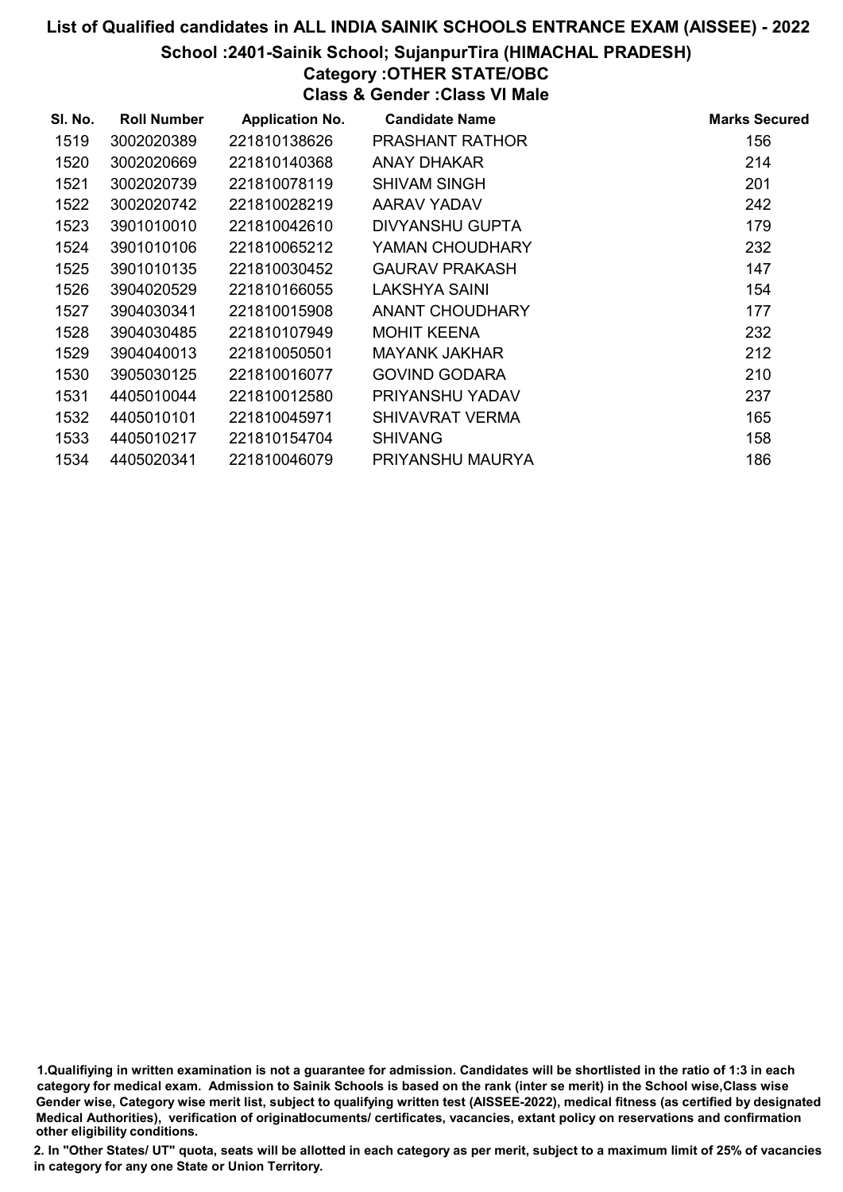# List of Qualified candidates in ALL INDIA SAINIK SCHOOLS ENTRANCE EXAM (AISSEE) - 2022

## School :2401-Sainik School; SujanpurTira (HIMACHAL PRADESH)

### Category :OTHER STATE/OBC

### Class & Gender :Class VI Male

| Sl. No. | Roll Number | Application No. | Candidate Name | Marks Secured |
|---|---|---|---|---|
| 1519 | 3002020389 | 221810138626 | PRASHANT RATHOR | 156 |
| 1520 | 3002020669 | 221810140368 | ANAY DHAKAR | 214 |
| 1521 | 3002020739 | 221810078119 | SHIVAM SINGH | 201 |
| 1522 | 3002020742 | 221810028219 | AARAV YADAV | 242 |
| 1523 | 3901010010 | 221810042610 | DIVYANSHU GUPTA | 179 |
| 1524 | 3901010106 | 221810065212 | YAMAN CHOUDHARY | 232 |
| 1525 | 3901010135 | 221810030452 | GAURAV PRAKASH | 147 |
| 1526 | 3904020529 | 221810166055 | LAKSHYA SAINI | 154 |
| 1527 | 3904030341 | 221810015908 | ANANT CHOUDHARY | 177 |
| 1528 | 3904030485 | 221810107949 | MOHIT KEENA | 232 |
| 1529 | 3904040013 | 221810050501 | MAYANK JAKHAR | 212 |
| 1530 | 3905030125 | 221810016077 | GOVIND GODARA | 210 |
| 1531 | 4405010044 | 221810012580 | PRIYANSHU YADAV | 237 |
| 1532 | 4405010101 | 221810045971 | SHIVAVRAT VERMA | 165 |
| 1533 | 4405010217 | 221810154704 | SHIVANG | 158 |
| 1534 | 4405020341 | 221810046079 | PRIYANSHU MAURYA | 186 |

1.Qualifiying in written examination is not a guarantee for admission. Candidates will be shortlisted in the ratio of 1:3 in each category for medical exam. Admission to Sainik Schools is based on the rank (inter se merit) in the School wise,Class wise Gender wise, Category wise merit list, subject to qualifying written test (AISSEE-2022), medical fitness (as certified by designated Medical Authorities), verification of originaldocuments/ certificates, vacancies, extant policy on reservations and confirmation other eligibility conditions.

2. In "Other States/ UT" quota, seats will be allotted in each category as per merit, subject to a maximum limit of 25% of vacancies in category for any one State or Union Territory.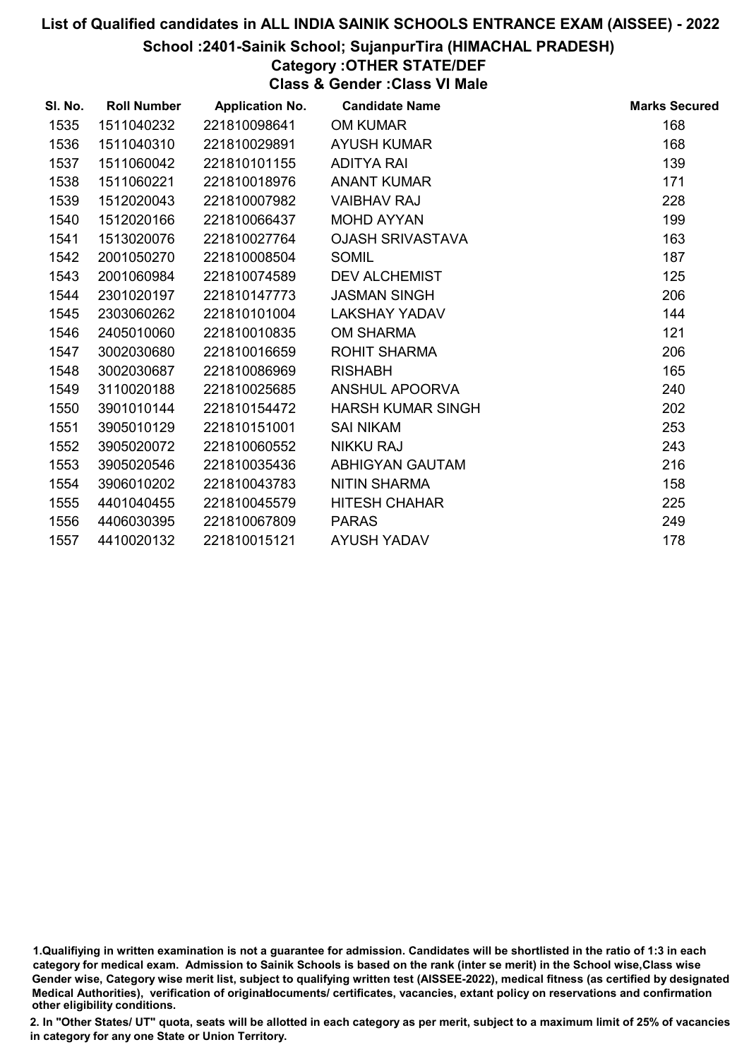# List of Qualified candidates in ALL INDIA SAINIK SCHOOLS ENTRANCE EXAM (AISSEE) - 2022

## School :2401-Sainik School; SujanpurTira (HIMACHAL PRADESH)

### Category :OTHER STATE/DEF

### Class & Gender :Class VI Male

| Sl. No. | Roll Number | Application No. | Candidate Name | Marks Secured |
|---|---|---|---|---|
| 1535 | 1511040232 | 221810098641 | OM KUMAR | 168 |
| 1536 | 1511040310 | 221810029891 | AYUSH KUMAR | 168 |
| 1537 | 1511060042 | 221810101155 | ADITYA RAI | 139 |
| 1538 | 1511060221 | 221810018976 | ANANT KUMAR | 171 |
| 1539 | 1512020043 | 221810007982 | VAIBHAV RAJ | 228 |
| 1540 | 1512020166 | 221810066437 | MOHD AYYAN | 199 |
| 1541 | 1513020076 | 221810027764 | OJASH SRIVASTAVA | 163 |
| 1542 | 2001050270 | 221810008504 | SOMIL | 187 |
| 1543 | 2001060984 | 221810074589 | DEV ALCHEMIST | 125 |
| 1544 | 2301020197 | 221810147773 | JASMAN SINGH | 206 |
| 1545 | 2303060262 | 221810101004 | LAKSHAY YADAV | 144 |
| 1546 | 2405010060 | 221810010835 | OM SHARMA | 121 |
| 1547 | 3002030680 | 221810016659 | ROHIT SHARMA | 206 |
| 1548 | 3002030687 | 221810086969 | RISHABH | 165 |
| 1549 | 3110020188 | 221810025685 | ANSHUL APOORVA | 240 |
| 1550 | 3901010144 | 221810154472 | HARSH KUMAR SINGH | 202 |
| 1551 | 3905010129 | 221810151001 | SAI NIKAM | 253 |
| 1552 | 3905020072 | 221810060552 | NIKKU RAJ | 243 |
| 1553 | 3905020546 | 221810035436 | ABHIGYAN GAUTAM | 216 |
| 1554 | 3906010202 | 221810043783 | NITIN SHARMA | 158 |
| 1555 | 4401040455 | 221810045579 | HITESH CHAHAR | 225 |
| 1556 | 4406030395 | 221810067809 | PARAS | 249 |
| 1557 | 4410020132 | 221810015121 | AYUSH YADAV | 178 |

1.Qualifiying in written examination is not a guarantee for admission. Candidates will be shortlisted in the ratio of 1:3 in each category for medical exam. Admission to Sainik Schools is based on the rank (inter se merit) in the School wise,Class wise Gender wise, Category wise merit list, subject to qualifying written test (AISSEE-2022), medical fitness (as certified by designated Medical Authorities), verification of originaldocuments/ certificates, vacancies, extant policy on reservations and confirmation other eligibility conditions.

2. In "Other States/ UT" quota, seats will be allotted in each category as per merit, subject to a maximum limit of 25% of vacancies in category for any one State or Union Territory.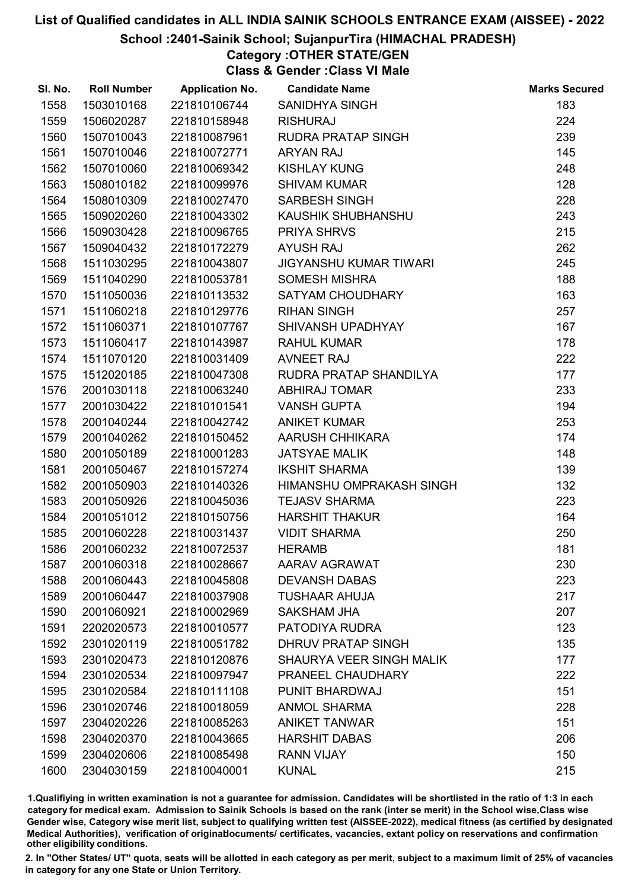# List of Qualified candidates in ALL INDIA SAINIK SCHOOLS ENTRANCE EXAM (AISSEE) - 2022

## School :2401-Sainik School; SujanpurTira (HIMACHAL PRADESH)

### Category :OTHER STATE/GEN

### Class & Gender :Class VI Male

| Sl. No. | Roll Number | Application No. | Candidate Name | Marks Secured |
|---|---|---|---|---|
| 1558 | 1503010168 | 221810106744 | SANIDHYA SINGH | 183 |
| 1559 | 1506020287 | 221810158948 | RISHURAJ | 224 |
| 1560 | 1507010043 | 221810087961 | RUDRA PRATAP SINGH | 239 |
| 1561 | 1507010046 | 221810072771 | ARYAN RAJ | 145 |
| 1562 | 1507010060 | 221810069342 | KISHLAY KUNG | 248 |
| 1563 | 1508010182 | 221810099976 | SHIVAM KUMAR | 128 |
| 1564 | 1508010309 | 221810027470 | SARBESH SINGH | 228 |
| 1565 | 1509020260 | 221810043302 | KAUSHIK SHUBHANSHU | 243 |
| 1566 | 1509030428 | 221810096765 | PRIYA SHRVS | 215 |
| 1567 | 1509040432 | 221810172279 | AYUSH RAJ | 262 |
| 1568 | 1511030295 | 221810043807 | JIGYANSHU KUMAR TIWARI | 245 |
| 1569 | 1511040290 | 221810053781 | SOMESH MISHRA | 188 |
| 1570 | 1511050036 | 221810113532 | SATYAM CHOUDHARY | 163 |
| 1571 | 1511060218 | 221810129776 | RIHAN SINGH | 257 |
| 1572 | 1511060371 | 221810107767 | SHIVANSH UPADHYAY | 167 |
| 1573 | 1511060417 | 221810143987 | RAHUL KUMAR | 178 |
| 1574 | 1511070120 | 221810031409 | AVNEET RAJ | 222 |
| 1575 | 1512020185 | 221810047308 | RUDRA PRATAP SHANDILYA | 177 |
| 1576 | 2001030118 | 221810063240 | ABHIRAJ TOMAR | 233 |
| 1577 | 2001030422 | 221810101541 | VANSH GUPTA | 194 |
| 1578 | 2001040244 | 221810042742 | ANIKET KUMAR | 253 |
| 1579 | 2001040262 | 221810150452 | AARUSH CHHIKARA | 174 |
| 1580 | 2001050189 | 221810001283 | JATSYAE MALIK | 148 |
| 1581 | 2001050467 | 221810157274 | IKSHIT SHARMA | 139 |
| 1582 | 2001050903 | 221810140326 | HIMANSHU OMPRAKASH SINGH | 132 |
| 1583 | 2001050926 | 221810045036 | TEJASV SHARMA | 223 |
| 1584 | 2001051012 | 221810150756 | HARSHIT THAKUR | 164 |
| 1585 | 2001060228 | 221810031437 | VIDIT SHARMA | 250 |
| 1586 | 2001060232 | 221810072537 | HERAMB | 181 |
| 1587 | 2001060318 | 221810028667 | AARAV AGRAWAT | 230 |
| 1588 | 2001060443 | 221810045808 | DEVANSH DABAS | 223 |
| 1589 | 2001060447 | 221810037908 | TUSHAAR AHUJA | 217 |
| 1590 | 2001060921 | 221810002969 | SAKSHAM JHA | 207 |
| 1591 | 2202020573 | 221810010577 | PATODIYA RUDRA | 123 |
| 1592 | 2301020119 | 221810051782 | DHRUV PRATAP SINGH | 135 |
| 1593 | 2301020473 | 221810120876 | SHAURYA VEER SINGH MALIK | 177 |
| 1594 | 2301020534 | 221810097947 | PRANEEL CHAUDHARY | 222 |
| 1595 | 2301020584 | 221810111108 | PUNIT BHARDWAJ | 151 |
| 1596 | 2301020746 | 221810018059 | ANMOL SHARMA | 228 |
| 1597 | 2304020226 | 221810085263 | ANIKET TANWAR | 151 |
| 1598 | 2304020370 | 221810043665 | HARSHIT DABAS | 206 |
| 1599 | 2304020606 | 221810085498 | RANN VIJAY | 150 |
| 1600 | 2304030159 | 221810040001 | KUNAL | 215 |

1.Qualifiying in written examination is not a guarantee for admission. Candidates will be shortlisted in the ratio of 1:3 in each category for medical exam. Admission to Sainik Schools is based on the rank (inter se merit) in the School wise,Class wise Gender wise, Category wise merit list, subject to qualifying written test (AISSEE-2022), medical fitness (as certified by designated Medical Authorities), verification of originaldocuments/ certificates, vacancies, extant policy on reservations and confirmation other eligibility conditions.

2. In "Other States/ UT" quota, seats will be allotted in each category as per merit, subject to a maximum limit of 25% of vacancies in category for any one State or Union Territory.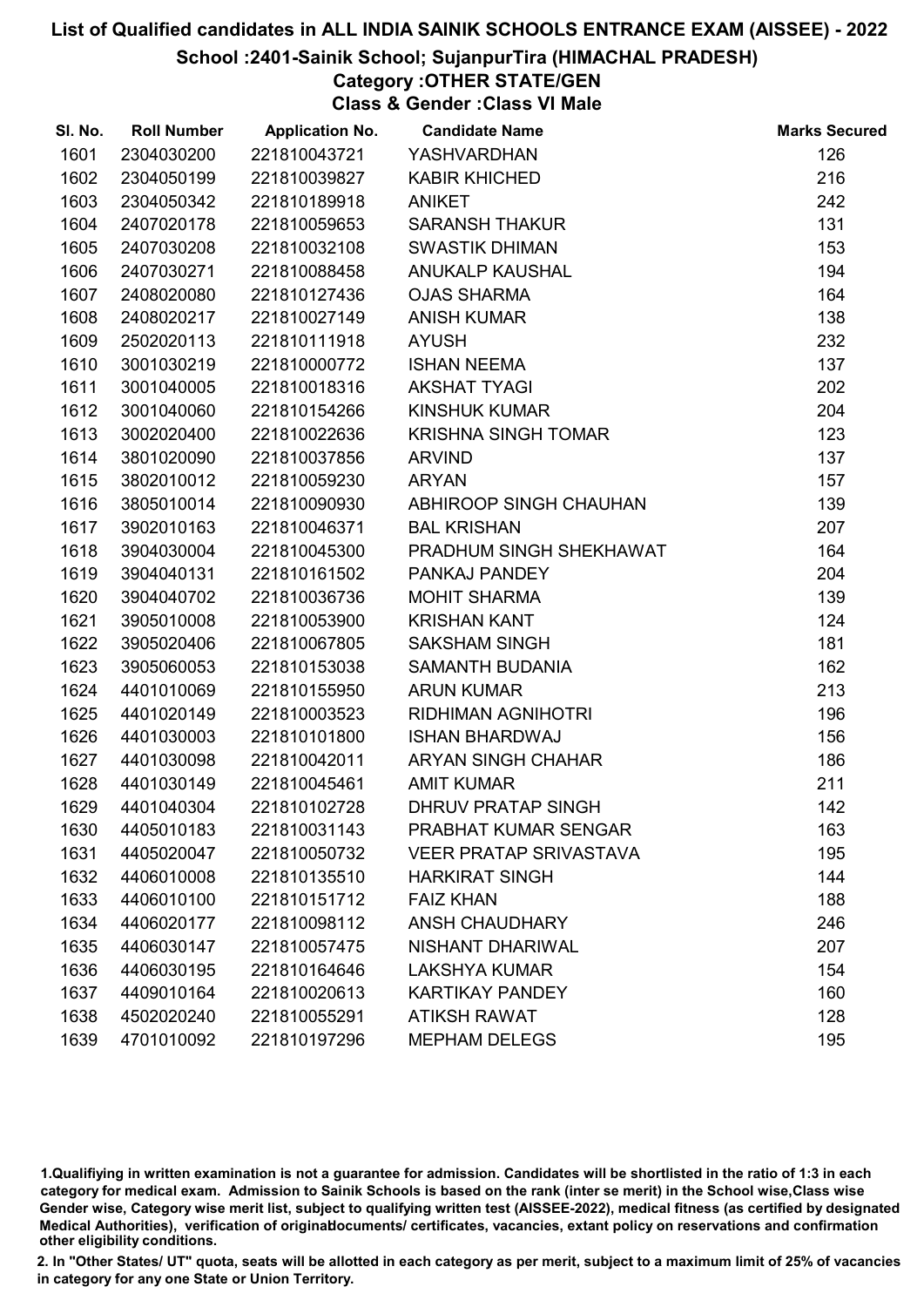# List of Qualified candidates in ALL INDIA SAINIK SCHOOLS ENTRANCE EXAM (AISSEE) - 2022

## School :2401-Sainik School; SujanpurTira (HIMACHAL PRADESH)

### Category :OTHER STATE/GEN

### Class & Gender :Class VI Male

| Sl. No. | Roll Number | Application No. | Candidate Name | Marks Secured |
|---|---|---|---|---|
| 1601 | 2304030200 | 221810043721 | YASHVARDHAN | 126 |
| 1602 | 2304050199 | 221810039827 | KABIR KHICHED | 216 |
| 1603 | 2304050342 | 221810189918 | ANIKET | 242 |
| 1604 | 2407020178 | 221810059653 | SARANSH THAKUR | 131 |
| 1605 | 2407030208 | 221810032108 | SWASTIK DHIMAN | 153 |
| 1606 | 2407030271 | 221810088458 | ANUKALP KAUSHAL | 194 |
| 1607 | 2408020080 | 221810127436 | OJAS SHARMA | 164 |
| 1608 | 2408020217 | 221810027149 | ANISH KUMAR | 138 |
| 1609 | 2502020113 | 221810111918 | AYUSH | 232 |
| 1610 | 3001030219 | 221810000772 | ISHAN NEEMA | 137 |
| 1611 | 3001040005 | 221810018316 | AKSHAT TYAGI | 202 |
| 1612 | 3001040060 | 221810154266 | KINSHUK KUMAR | 204 |
| 1613 | 3002020400 | 221810022636 | KRISHNA SINGH TOMAR | 123 |
| 1614 | 3801020090 | 221810037856 | ARVIND | 137 |
| 1615 | 3802010012 | 221810059230 | ARYAN | 157 |
| 1616 | 3805010014 | 221810090930 | ABHIROOP SINGH CHAUHAN | 139 |
| 1617 | 3902010163 | 221810046371 | BAL KRISHAN | 207 |
| 1618 | 3904030004 | 221810045300 | PRADHUM SINGH SHEKHAWAT | 164 |
| 1619 | 3904040131 | 221810161502 | PANKAJ PANDEY | 204 |
| 1620 | 3904040702 | 221810036736 | MOHIT SHARMA | 139 |
| 1621 | 3905010008 | 221810053900 | KRISHAN KANT | 124 |
| 1622 | 3905020406 | 221810067805 | SAKSHAM SINGH | 181 |
| 1623 | 3905060053 | 221810153038 | SAMANTH BUDANIA | 162 |
| 1624 | 4401010069 | 221810155950 | ARUN KUMAR | 213 |
| 1625 | 4401020149 | 221810003523 | RIDHIMAN AGNIHOTRI | 196 |
| 1626 | 4401030003 | 221810101800 | ISHAN BHARDWAJ | 156 |
| 1627 | 4401030098 | 221810042011 | ARYAN SINGH CHAHAR | 186 |
| 1628 | 4401030149 | 221810045461 | AMIT KUMAR | 211 |
| 1629 | 4401040304 | 221810102728 | DHRUV PRATAP SINGH | 142 |
| 1630 | 4405010183 | 221810031143 | PRABHAT KUMAR SENGAR | 163 |
| 1631 | 4405020047 | 221810050732 | VEER PRATAP SRIVASTAVA | 195 |
| 1632 | 4406010008 | 221810135510 | HARKIRAT SINGH | 144 |
| 1633 | 4406010100 | 221810151712 | FAIZ KHAN | 188 |
| 1634 | 4406020177 | 221810098112 | ANSH CHAUDHARY | 246 |
| 1635 | 4406030147 | 221810057475 | NISHANT DHARIWAL | 207 |
| 1636 | 4406030195 | 221810164646 | LAKSHYA KUMAR | 154 |
| 1637 | 4409010164 | 221810020613 | KARTIKAY PANDEY | 160 |
| 1638 | 4502020240 | 221810055291 | ATIKSH RAWAT | 128 |
| 1639 | 4701010092 | 221810197296 | MEPHAM DELEGS | 195 |

1.Qualifiying in written examination is not a guarantee for admission. Candidates will be shortlisted in the ratio of 1:3 in each category for medical exam. Admission to Sainik Schools is based on the rank (inter se merit) in the School wise,Class wise Gender wise, Category wise merit list, subject to qualifying written test (AISSEE-2022), medical fitness (as certified by designated Medical Authorities), verification of originaldocuments/ certificates, vacancies, extant policy on reservations and confirmation other eligibility conditions.

2. In "Other States/ UT" quota, seats will be allotted in each category as per merit, subject to a maximum limit of 25% of vacancies in category for any one State or Union Territory.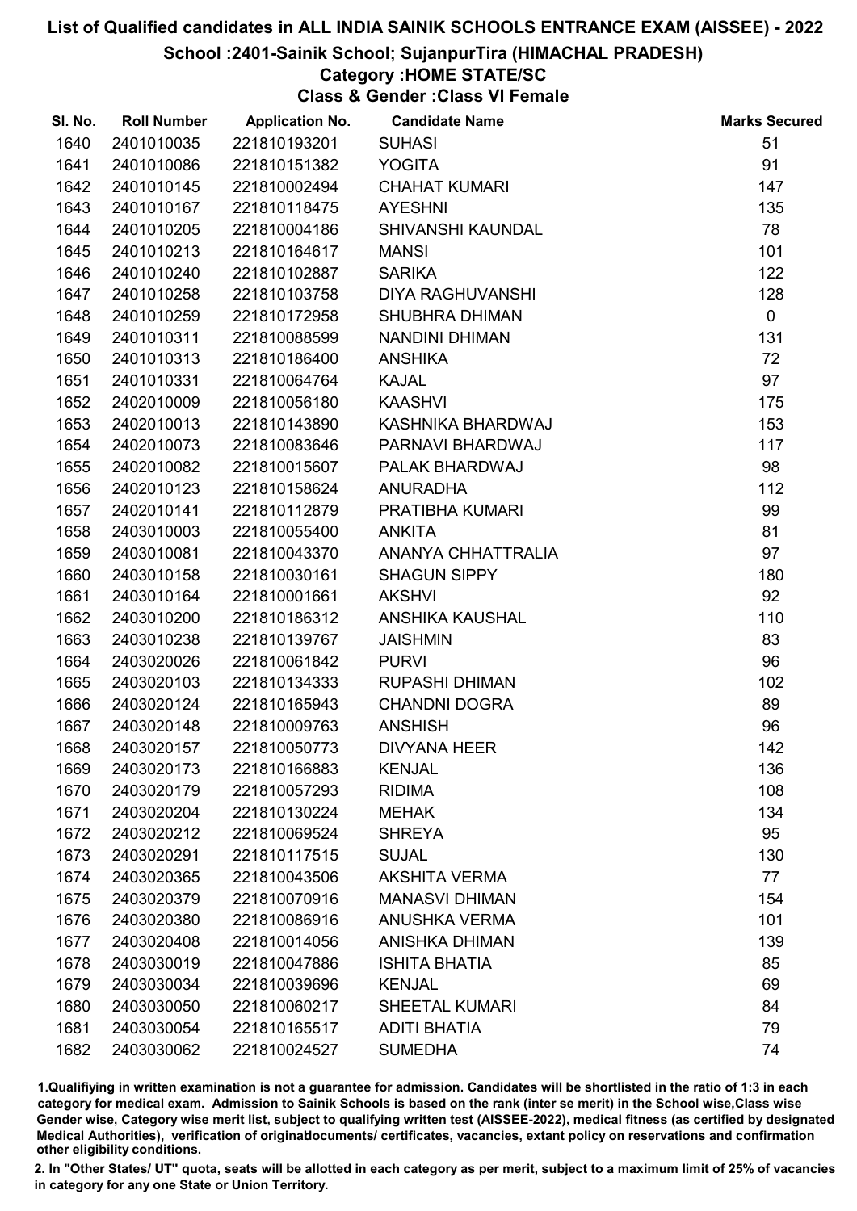# List of Qualified candidates in ALL INDIA SAINIK SCHOOLS ENTRANCE EXAM (AISSEE) - 2022

## School :2401-Sainik School; SujanpurTira (HIMACHAL PRADESH)

### Category :HOME STATE/SC

### Class & Gender :Class VI Female

| Sl. No. | Roll Number | Application No. | Candidate Name | Marks Secured |
|---|---|---|---|---|
| 1640 | 2401010035 | 221810193201 | SUHASI | 51 |
| 1641 | 2401010086 | 221810151382 | YOGITA | 91 |
| 1642 | 2401010145 | 221810002494 | CHAHAT KUMARI | 147 |
| 1643 | 2401010167 | 221810118475 | AYESHNI | 135 |
| 1644 | 2401010205 | 221810004186 | SHIVANSHI KAUNDAL | 78 |
| 1645 | 2401010213 | 221810164617 | MANSI | 101 |
| 1646 | 2401010240 | 221810102887 | SARIKA | 122 |
| 1647 | 2401010258 | 221810103758 | DIYA RAGHUVANSHI | 128 |
| 1648 | 2401010259 | 221810172958 | SHUBHRA DHIMAN | 0 |
| 1649 | 2401010311 | 221810088599 | NANDINI DHIMAN | 131 |
| 1650 | 2401010313 | 221810186400 | ANSHIKA | 72 |
| 1651 | 2401010331 | 221810064764 | KAJAL | 97 |
| 1652 | 2402010009 | 221810056180 | KAASHVI | 175 |
| 1653 | 2402010013 | 221810143890 | KASHNIKA BHARDWAJ | 153 |
| 1654 | 2402010073 | 221810083646 | PARNAVI BHARDWAJ | 117 |
| 1655 | 2402010082 | 221810015607 | PALAK BHARDWAJ | 98 |
| 1656 | 2402010123 | 221810158624 | ANURADHA | 112 |
| 1657 | 2402010141 | 221810112879 | PRATIBHA KUMARI | 99 |
| 1658 | 2403010003 | 221810055400 | ANKITA | 81 |
| 1659 | 2403010081 | 221810043370 | ANANYA CHHATTRALIA | 97 |
| 1660 | 2403010158 | 221810030161 | SHAGUN SIPPY | 180 |
| 1661 | 2403010164 | 221810001661 | AKSHVI | 92 |
| 1662 | 2403010200 | 221810186312 | ANSHIKA KAUSHAL | 110 |
| 1663 | 2403010238 | 221810139767 | JAISHMIN | 83 |
| 1664 | 2403020026 | 221810061842 | PURVI | 96 |
| 1665 | 2403020103 | 221810134333 | RUPASHI DHIMAN | 102 |
| 1666 | 2403020124 | 221810165943 | CHANDNI DOGRA | 89 |
| 1667 | 2403020148 | 221810009763 | ANSHISH | 96 |
| 1668 | 2403020157 | 221810050773 | DIVYANA HEER | 142 |
| 1669 | 2403020173 | 221810166883 | KENJAL | 136 |
| 1670 | 2403020179 | 221810057293 | RIDIMA | 108 |
| 1671 | 2403020204 | 221810130224 | MEHAK | 134 |
| 1672 | 2403020212 | 221810069524 | SHREYA | 95 |
| 1673 | 2403020291 | 221810117515 | SUJAL | 130 |
| 1674 | 2403020365 | 221810043506 | AKSHITA VERMA | 77 |
| 1675 | 2403020379 | 221810070916 | MANASVI DHIMAN | 154 |
| 1676 | 2403020380 | 221810086916 | ANUSHKA VERMA | 101 |
| 1677 | 2403020408 | 221810014056 | ANISHKA DHIMAN | 139 |
| 1678 | 2403030019 | 221810047886 | ISHITA BHATIA | 85 |
| 1679 | 2403030034 | 221810039696 | KENJAL | 69 |
| 1680 | 2403030050 | 221810060217 | SHEETAL KUMARI | 84 |
| 1681 | 2403030054 | 221810165517 | ADITI BHATIA | 79 |
| 1682 | 2403030062 | 221810024527 | SUMEDHA | 74 |

1.Qualifying in written examination is not a guarantee for admission. Candidates will be shortlisted in the ratio of 1:3 in each category for medical exam. Admission to Sainik Schools is based on the rank (inter se merit) in the School wise,Class wise Gender wise, Category wise merit list, subject to qualifying written test (AISSEE-2022), medical fitness (as certified by designated Medical Authorities), verification of originaldocuments/ certificates, vacancies, extant policy on reservations and confirmation other eligibility conditions.

2. In "Other States/ UT" quota, seats will be allotted in each category as per merit, subject to a maximum limit of 25% of vacancies in category for any one State or Union Territory.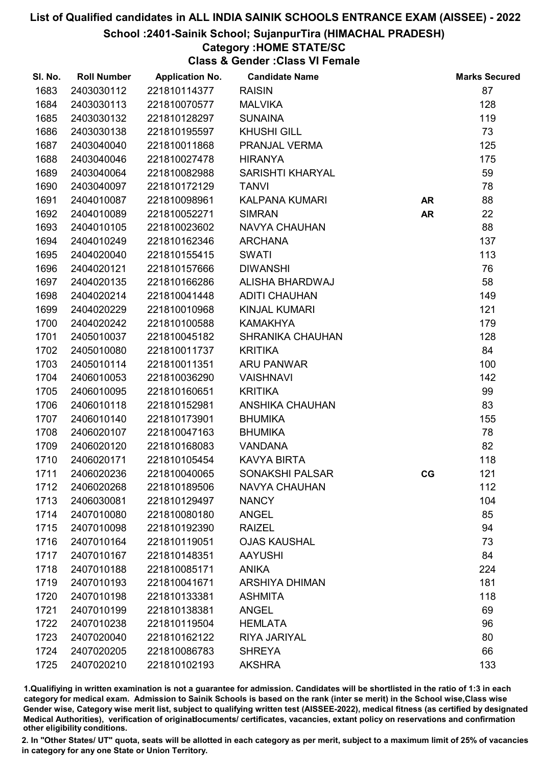# List of Qualified candidates in ALL INDIA SAINIK SCHOOLS ENTRANCE EXAM (AISSEE) - 2022

## School :2401-Sainik School; SujanpurTira (HIMACHAL PRADESH)

### Category :HOME STATE/SC

### Class & Gender :Class VI Female

| Sl. No. | Roll Number | Application No. | Candidate Name | | Marks Secured |
|---|---|---|---|---|---|
| 1683 | 2403030112 | 221810114377 | RAISIN | | 87 |
| 1684 | 2403030113 | 221810070577 | MALVIKA | | 128 |
| 1685 | 2403030132 | 221810128297 | SUNAINA | | 119 |
| 1686 | 2403030138 | 221810195597 | KHUSHI GILL | | 73 |
| 1687 | 2403040040 | 221810011868 | PRANJAL VERMA | | 125 |
| 1688 | 2403040046 | 221810027478 | HIRANYA | | 175 |
| 1689 | 2403040064 | 221810082988 | SARISHTI KHARYAL | | 59 |
| 1690 | 2403040097 | 221810172129 | TANVI | | 78 |
| 1691 | 2404010087 | 221810098961 | KALPANA KUMARI | AR | 88 |
| 1692 | 2404010089 | 221810052271 | SIMRAN | AR | 22 |
| 1693 | 2404010105 | 221810023602 | NAVYA CHAUHAN | | 88 |
| 1694 | 2404010249 | 221810162346 | ARCHANA | | 137 |
| 1695 | 2404020040 | 221810155415 | SWATI | | 113 |
| 1696 | 2404020121 | 221810157666 | DIWANSHI | | 76 |
| 1697 | 2404020135 | 221810166286 | ALISHA BHARDWAJ | | 58 |
| 1698 | 2404020214 | 221810041448 | ADITI CHAUHAN | | 149 |
| 1699 | 2404020229 | 221810010968 | KINJAL KUMARI | | 121 |
| 1700 | 2404020242 | 221810100588 | KAMAKHYA | | 179 |
| 1701 | 2405010037 | 221810045182 | SHRANIKA CHAUHAN | | 128 |
| 1702 | 2405010080 | 221810011737 | KRITIKA | | 84 |
| 1703 | 2405010114 | 221810011351 | ARU PANWAR | | 100 |
| 1704 | 2406010053 | 221810036290 | VAISHNAVI | | 142 |
| 1705 | 2406010095 | 221810160651 | KRITIKA | | 99 |
| 1706 | 2406010118 | 221810152981 | ANSHIKA CHAUHAN | | 83 |
| 1707 | 2406010140 | 221810173901 | BHUMIKA | | 155 |
| 1708 | 2406020107 | 221810047163 | BHUMIKA | | 78 |
| 1709 | 2406020120 | 221810168083 | VANDANA | | 82 |
| 1710 | 2406020171 | 221810105454 | KAVYA BIRTA | | 118 |
| 1711 | 2406020236 | 221810040065 | SONAKSHI PALSAR | CG | 121 |
| 1712 | 2406020268 | 221810189506 | NAVYA CHAUHAN | | 112 |
| 1713 | 2406030081 | 221810129497 | NANCY | | 104 |
| 1714 | 2407010080 | 221810080180 | ANGEL | | 85 |
| 1715 | 2407010098 | 221810192390 | RAIZEL | | 94 |
| 1716 | 2407010164 | 221810119051 | OJAS KAUSHAL | | 73 |
| 1717 | 2407010167 | 221810148351 | AAYUSHI | | 84 |
| 1718 | 2407010188 | 221810085171 | ANIKA | | 224 |
| 1719 | 2407010193 | 221810041671 | ARSHIYA DHIMAN | | 181 |
| 1720 | 2407010198 | 221810133381 | ASHMITA | | 118 |
| 1721 | 2407010199 | 221810138381 | ANGEL | | 69 |
| 1722 | 2407010238 | 221810119504 | HEMLATA | | 96 |
| 1723 | 2407020040 | 221810162122 | RIYA JARIYAL | | 80 |
| 1724 | 2407020205 | 221810086783 | SHREYA | | 66 |
| 1725 | 2407020210 | 221810102193 | AKSHRA | | 133 |

1.Qualifying in written examination is not a guarantee for admission. Candidates will be shortlisted in the ratio of 1:3 in each category for medical exam. Admission to Sainik Schools is based on the rank (inter se merit) in the School wise,Class wise Gender wise, Category wise merit list, subject to qualifying written test (AISSEE-2022), medical fitness (as certified by designated Medical Authorities), verification of originaldocuments/ certificates, vacancies, extant policy on reservations and confirmation other eligibility conditions.

2. In "Other States/ UT" quota, seats will be allotted in each category as per merit, subject to a maximum limit of 25% of vacancies in category for any one State or Union Territory.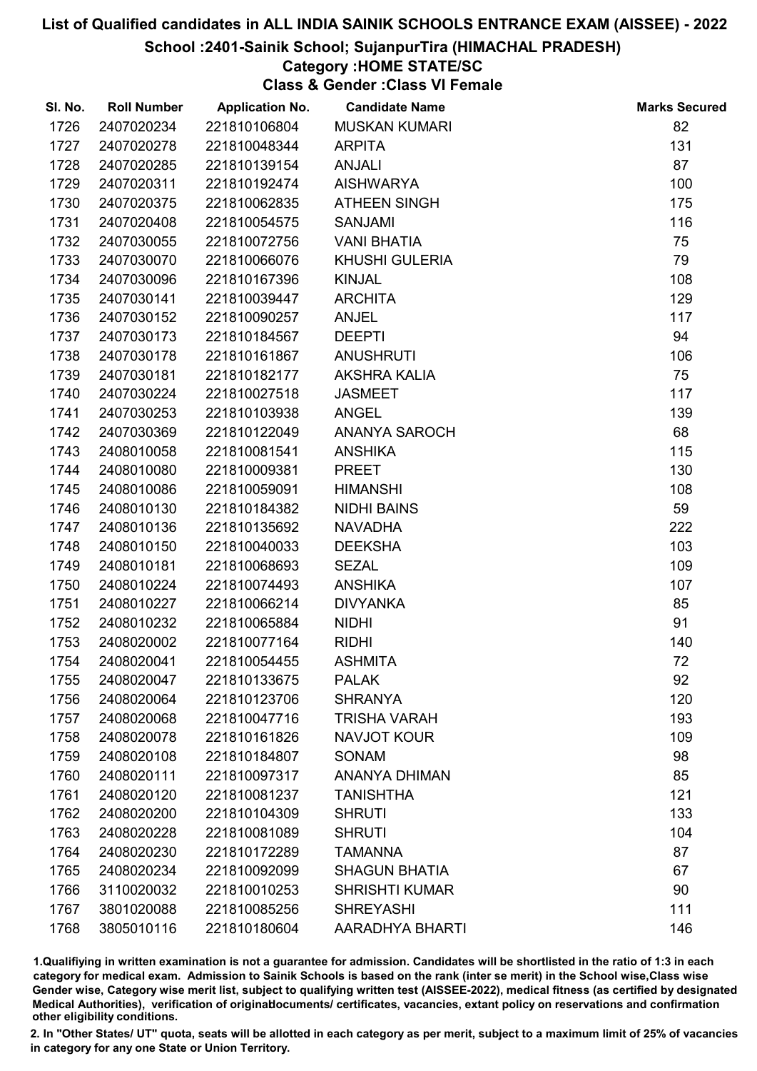# List of Qualified candidates in ALL INDIA SAINIK SCHOOLS ENTRANCE EXAM (AISSEE) - 2022

## School :2401-Sainik School; SujanpurTira (HIMACHAL PRADESH)

### Category :HOME STATE/SC

### Class & Gender :Class VI Female

| Sl. No. | Roll Number | Application No. | Candidate Name | Marks Secured |
|---|---|---|---|---|
| 1726 | 2407020234 | 221810106804 | MUSKAN KUMARI | 82 |
| 1727 | 2407020278 | 221810048344 | ARPITA | 131 |
| 1728 | 2407020285 | 221810139154 | ANJALI | 87 |
| 1729 | 2407020311 | 221810192474 | AISHWARYA | 100 |
| 1730 | 2407020375 | 221810062835 | ATHEEN SINGH | 175 |
| 1731 | 2407020408 | 221810054575 | SANJAMI | 116 |
| 1732 | 2407030055 | 221810072756 | VANI BHATIA | 75 |
| 1733 | 2407030070 | 221810066076 | KHUSHI GULERIA | 79 |
| 1734 | 2407030096 | 221810167396 | KINJAL | 108 |
| 1735 | 2407030141 | 221810039447 | ARCHITA | 129 |
| 1736 | 2407030152 | 221810090257 | ANJEL | 117 |
| 1737 | 2407030173 | 221810184567 | DEEPTI | 94 |
| 1738 | 2407030178 | 221810161867 | ANUSHRUTI | 106 |
| 1739 | 2407030181 | 221810182177 | AKSHRA KALIA | 75 |
| 1740 | 2407030224 | 221810027518 | JASMEET | 117 |
| 1741 | 2407030253 | 221810103938 | ANGEL | 139 |
| 1742 | 2407030369 | 221810122049 | ANANYA SAROCH | 68 |
| 1743 | 2408010058 | 221810081541 | ANSHIKA | 115 |
| 1744 | 2408010080 | 221810009381 | PREET | 130 |
| 1745 | 2408010086 | 221810059091 | HIMANSHI | 108 |
| 1746 | 2408010130 | 221810184382 | NIDHI BAINS | 59 |
| 1747 | 2408010136 | 221810135692 | NAVADHA | 222 |
| 1748 | 2408010150 | 221810040033 | DEEKSHA | 103 |
| 1749 | 2408010181 | 221810068693 | SEZAL | 109 |
| 1750 | 2408010224 | 221810074493 | ANSHIKA | 107 |
| 1751 | 2408010227 | 221810066214 | DIVYANKA | 85 |
| 1752 | 2408010232 | 221810065884 | NIDHI | 91 |
| 1753 | 2408020002 | 221810077164 | RIDHI | 140 |
| 1754 | 2408020041 | 221810054455 | ASHMITA | 72 |
| 1755 | 2408020047 | 221810133675 | PALAK | 92 |
| 1756 | 2408020064 | 221810123706 | SHRANYA | 120 |
| 1757 | 2408020068 | 221810047716 | TRISHA VARAH | 193 |
| 1758 | 2408020078 | 221810161826 | NAVJOT KOUR | 109 |
| 1759 | 2408020108 | 221810184807 | SONAM | 98 |
| 1760 | 2408020111 | 221810097317 | ANANYA DHIMAN | 85 |
| 1761 | 2408020120 | 221810081237 | TANISHTHA | 121 |
| 1762 | 2408020200 | 221810104309 | SHRUTI | 133 |
| 1763 | 2408020228 | 221810081089 | SHRUTI | 104 |
| 1764 | 2408020230 | 221810172289 | TAMANNA | 87 |
| 1765 | 2408020234 | 221810092099 | SHAGUN BHATIA | 67 |
| 1766 | 3110020032 | 221810010253 | SHRISHTI KUMAR | 90 |
| 1767 | 3801020088 | 221810085256 | SHREYASHI | 111 |
| 1768 | 3805010116 | 221810180604 | AARADHYA BHARTI | 146 |

1.Qualifiying in written examination is not a guarantee for admission. Candidates will be shortlisted in the ratio of 1:3 in each category for medical exam. Admission to Sainik Schools is based on the rank (inter se merit) in the School wise,Class wise Gender wise, Category wise merit list, subject to qualifying written test (AISSEE-2022), medical fitness (as certified by designated Medical Authorities), verification of originaldocuments/ certificates, vacancies, extant policy on reservations and confirmation other eligibility conditions.

2. In "Other States/ UT" quota, seats will be allotted in each category as per merit, subject to a maximum limit of 25% of vacancies in category for any one State or Union Territory.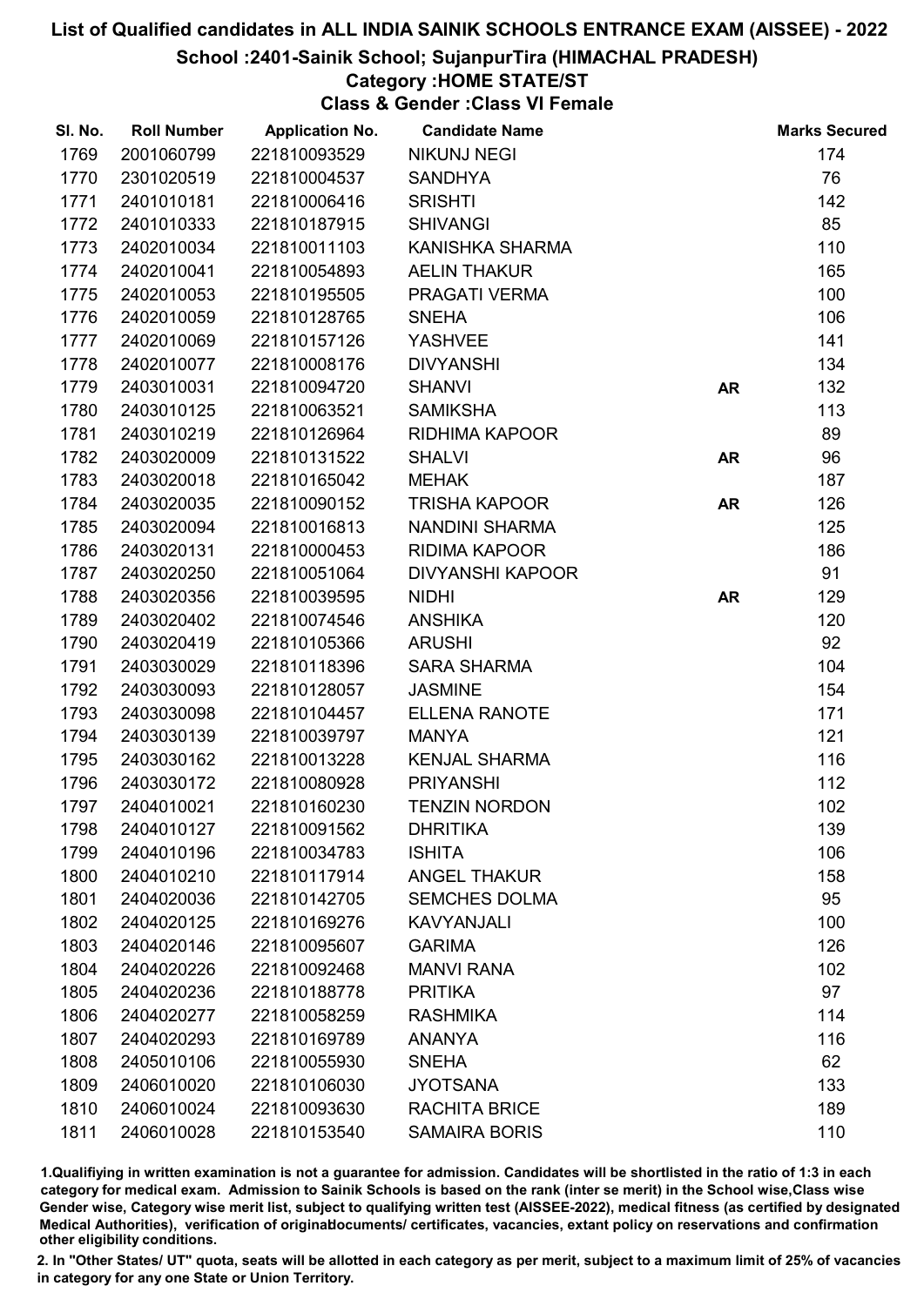# List of Qualified candidates in ALL INDIA SAINIK SCHOOLS ENTRANCE EXAM (AISSEE) - 2022

## School :2401-Sainik School; SujanpurTira (HIMACHAL PRADESH)

### Category :HOME STATE/ST

### Class & Gender :Class VI Female

| Sl. No. | Roll Number | Application No. | Candidate Name | | Marks Secured |
|---|---|---|---|---|---|
| 1769 | 2001060799 | 221810093529 | NIKUNJ NEGI | | 174 |
| 1770 | 2301020519 | 221810004537 | SANDHYA | | 76 |
| 1771 | 2401010181 | 221810006416 | SRISHTI | | 142 |
| 1772 | 2401010333 | 221810187915 | SHIVANGI | | 85 |
| 1773 | 2402010034 | 221810011103 | KANISHKA SHARMA | | 110 |
| 1774 | 2402010041 | 221810054893 | AELIN THAKUR | | 165 |
| 1775 | 2402010053 | 221810195505 | PRAGATI VERMA | | 100 |
| 1776 | 2402010059 | 221810128765 | SNEHA | | 106 |
| 1777 | 2402010069 | 221810157126 | YASHVEE | | 141 |
| 1778 | 2402010077 | 221810008176 | DIVYANSHI | | 134 |
| 1779 | 2403010031 | 221810094720 | SHANVI | AR | 132 |
| 1780 | 2403010125 | 221810063521 | SAMIKSHA | | 113 |
| 1781 | 2403010219 | 221810126964 | RIDHIMA KAPOOR | | 89 |
| 1782 | 2403020009 | 221810131522 | SHALVI | AR | 96 |
| 1783 | 2403020018 | 221810165042 | MEHAK | | 187 |
| 1784 | 2403020035 | 221810090152 | TRISHA KAPOOR | AR | 126 |
| 1785 | 2403020094 | 221810016813 | NANDINI SHARMA | | 125 |
| 1786 | 2403020131 | 221810000453 | RIDIMA KAPOOR | | 186 |
| 1787 | 2403020250 | 221810051064 | DIVYANSHI KAPOOR | | 91 |
| 1788 | 2403020356 | 221810039595 | NIDHI | AR | 129 |
| 1789 | 2403020402 | 221810074546 | ANSHIKA | | 120 |
| 1790 | 2403020419 | 221810105366 | ARUSHI | | 92 |
| 1791 | 2403030029 | 221810118396 | SARA SHARMA | | 104 |
| 1792 | 2403030093 | 221810128057 | JASMINE | | 154 |
| 1793 | 2403030098 | 221810104457 | ELLENA RANOTE | | 171 |
| 1794 | 2403030139 | 221810039797 | MANYA | | 121 |
| 1795 | 2403030162 | 221810013228 | KENJAL SHARMA | | 116 |
| 1796 | 2403030172 | 221810080928 | PRIYANSHI | | 112 |
| 1797 | 2404010021 | 221810160230 | TENZIN NORDON | | 102 |
| 1798 | 2404010127 | 221810091562 | DHRITIKA | | 139 |
| 1799 | 2404010196 | 221810034783 | ISHITA | | 106 |
| 1800 | 2404010210 | 221810117914 | ANGEL THAKUR | | 158 |
| 1801 | 2404020036 | 221810142705 | SEMCHES DOLMA | | 95 |
| 1802 | 2404020125 | 221810169276 | KAVYANJALI | | 100 |
| 1803 | 2404020146 | 221810095607 | GARIMA | | 126 |
| 1804 | 2404020226 | 221810092468 | MANVI RANA | | 102 |
| 1805 | 2404020236 | 221810188778 | PRITIKA | | 97 |
| 1806 | 2404020277 | 221810058259 | RASHMIKA | | 114 |
| 1807 | 2404020293 | 221810169789 | ANANYA | | 116 |
| 1808 | 2405010106 | 221810055930 | SNEHA | | 62 |
| 1809 | 2406010020 | 221810106030 | JYOTSANA | | 133 |
| 1810 | 2406010024 | 221810093630 | RACHITA BRICE | | 189 |
| 1811 | 2406010028 | 221810153540 | SAMAIRA BORIS | | 110 |

1.Qualifying in written examination is not a guarantee for admission. Candidates will be shortlisted in the ratio of 1:3 in each category for medical exam. Admission to Sainik Schools is based on the rank (inter se merit) in the School wise,Class wise Gender wise, Category wise merit list, subject to qualifying written test (AISSEE-2022), medical fitness (as certified by designated Medical Authorities), verification of originaldocuments/ certificates, vacancies, extant policy on reservations and confirmation other eligibility conditions.

2. In "Other States/ UT" quota, seats will be allotted in each category as per merit, subject to a maximum limit of 25% of vacancies in category for any one State or Union Territory.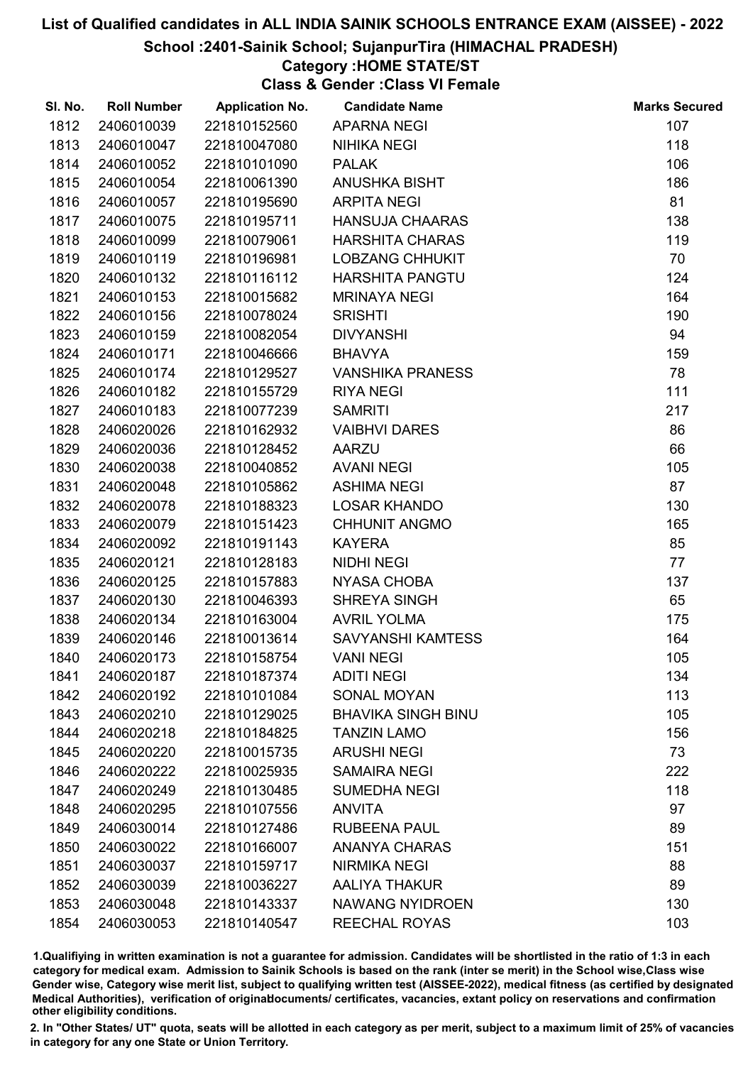# List of Qualified candidates in ALL INDIA SAINIK SCHOOLS ENTRANCE EXAM (AISSEE) - 2022

## School :2401-Sainik School; SujanpurTira (HIMACHAL PRADESH)

### Category :HOME STATE/ST

### Class & Gender :Class VI Female

| Sl. No. | Roll Number | Application No. | Candidate Name | Marks Secured |
|---|---|---|---|---|
| 1812 | 2406010039 | 221810152560 | APARNA NEGI | 107 |
| 1813 | 2406010047 | 221810047080 | NIHIKA NEGI | 118 |
| 1814 | 2406010052 | 221810101090 | PALAK | 106 |
| 1815 | 2406010054 | 221810061390 | ANUSHKA BISHT | 186 |
| 1816 | 2406010057 | 221810195690 | ARPITA NEGI | 81 |
| 1817 | 2406010075 | 221810195711 | HANSUJA CHAARAS | 138 |
| 1818 | 2406010099 | 221810079061 | HARSHITA CHARAS | 119 |
| 1819 | 2406010119 | 221810196981 | LOBZANG CHHUKIT | 70 |
| 1820 | 2406010132 | 221810116112 | HARSHITA PANGTU | 124 |
| 1821 | 2406010153 | 221810015682 | MRINAYA NEGI | 164 |
| 1822 | 2406010156 | 221810078024 | SRISHTI | 190 |
| 1823 | 2406010159 | 221810082054 | DIVYANSHI | 94 |
| 1824 | 2406010171 | 221810046666 | BHAVYA | 159 |
| 1825 | 2406010174 | 221810129527 | VANSHIKA PRANESS | 78 |
| 1826 | 2406010182 | 221810155729 | RIYA NEGI | 111 |
| 1827 | 2406010183 | 221810077239 | SAMRITI | 217 |
| 1828 | 2406020026 | 221810162932 | VAIBHVI DARES | 86 |
| 1829 | 2406020036 | 221810128452 | AARZU | 66 |
| 1830 | 2406020038 | 221810040852 | AVANI NEGI | 105 |
| 1831 | 2406020048 | 221810105862 | ASHIMA NEGI | 87 |
| 1832 | 2406020078 | 221810188323 | LOSAR KHANDO | 130 |
| 1833 | 2406020079 | 221810151423 | CHHUNIT ANGMO | 165 |
| 1834 | 2406020092 | 221810191143 | KAYERA | 85 |
| 1835 | 2406020121 | 221810128183 | NIDHI NEGI | 77 |
| 1836 | 2406020125 | 221810157883 | NYASA CHOBA | 137 |
| 1837 | 2406020130 | 221810046393 | SHREYA SINGH | 65 |
| 1838 | 2406020134 | 221810163004 | AVRIL YOLMA | 175 |
| 1839 | 2406020146 | 221810013614 | SAVYANSHI KAMTESS | 164 |
| 1840 | 2406020173 | 221810158754 | VANI NEGI | 105 |
| 1841 | 2406020187 | 221810187374 | ADITI NEGI | 134 |
| 1842 | 2406020192 | 221810101084 | SONAL MOYAN | 113 |
| 1843 | 2406020210 | 221810129025 | BHAVIKA SINGH BINU | 105 |
| 1844 | 2406020218 | 221810184825 | TANZIN LAMO | 156 |
| 1845 | 2406020220 | 221810015735 | ARUSHI NEGI | 73 |
| 1846 | 2406020222 | 221810025935 | SAMAIRA NEGI | 222 |
| 1847 | 2406020249 | 221810130485 | SUMEDHA NEGI | 118 |
| 1848 | 2406020295 | 221810107556 | ANVITA | 97 |
| 1849 | 2406030014 | 221810127486 | RUBEENA PAUL | 89 |
| 1850 | 2406030022 | 221810166007 | ANANYA CHARAS | 151 |
| 1851 | 2406030037 | 221810159717 | NIRMIKA NEGI | 88 |
| 1852 | 2406030039 | 221810036227 | AALIYA THAKUR | 89 |
| 1853 | 2406030048 | 221810143337 | NAWANG NYIDROEN | 130 |
| 1854 | 2406030053 | 221810140547 | REECHAL ROYAS | 103 |

1.Qualifiying in written examination is not a guarantee for admission. Candidates will be shortlisted in the ratio of 1:3 in each category for medical exam. Admission to Sainik Schools is based on the rank (inter se merit) in the School wise,Class wise Gender wise, Category wise merit list, subject to qualifying written test (AISSEE-2022), medical fitness (as certified by designated Medical Authorities), verification of originaldocuments/ certificates, vacancies, extant policy on reservations and confirmation other eligibility conditions.

2. In "Other States/ UT" quota, seats will be allotted in each category as per merit, subject to a maximum limit of 25% of vacancies in category for any one State or Union Territory.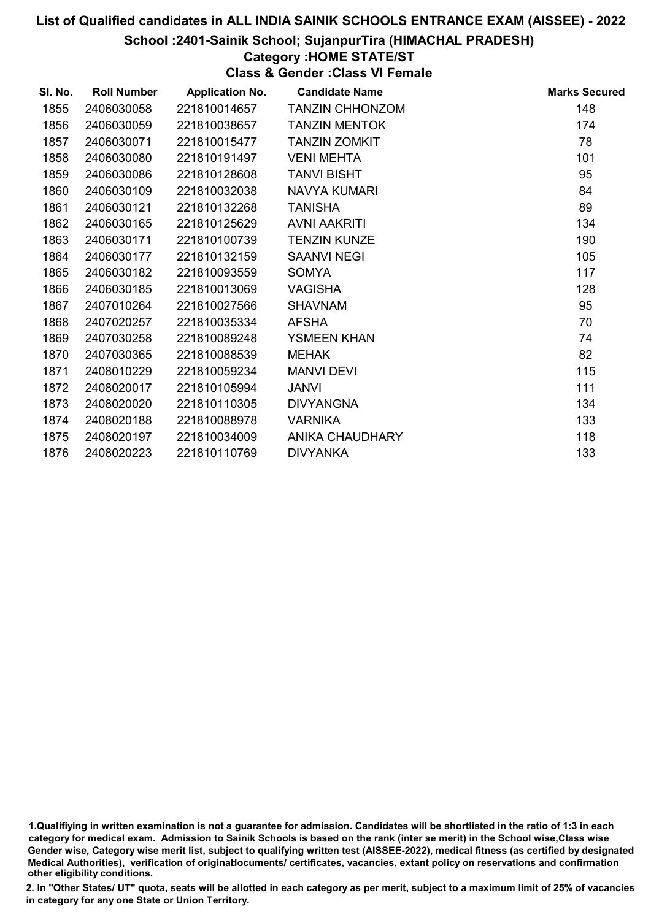# List of Qualified candidates in ALL INDIA SAINIK SCHOOLS ENTRANCE EXAM (AISSEE) - 2022

## School :2401-Sainik School; SujanpurTira (HIMACHAL PRADESH)

### Category :HOME STATE/ST

### Class & Gender :Class VI Female

| Sl. No. | Roll Number | Application No. | Candidate Name | Marks Secured |
|---|---|---|---|---|
| 1855 | 2406030058 | 221810014657 | TANZIN CHHONZOM | 148 |
| 1856 | 2406030059 | 221810038657 | TANZIN MENTOK | 174 |
| 1857 | 2406030071 | 221810015477 | TANZIN ZOMKIT | 78 |
| 1858 | 2406030080 | 221810191497 | VENI MEHTA | 101 |
| 1859 | 2406030086 | 221810128608 | TANVI BISHT | 95 |
| 1860 | 2406030109 | 221810032038 | NAVYA KUMARI | 84 |
| 1861 | 2406030121 | 221810132268 | TANISHA | 89 |
| 1862 | 2406030165 | 221810125629 | AVNI AAKRITI | 134 |
| 1863 | 2406030171 | 221810100739 | TENZIN KUNZE | 190 |
| 1864 | 2406030177 | 221810132159 | SAANVI NEGI | 105 |
| 1865 | 2406030182 | 221810093559 | SOMYA | 117 |
| 1866 | 2406030185 | 221810013069 | VAGISHA | 128 |
| 1867 | 2407010264 | 221810027566 | SHAVNAM | 95 |
| 1868 | 2407020257 | 221810035334 | AFSHA | 70 |
| 1869 | 2407030258 | 221810089248 | YSMEEN KHAN | 74 |
| 1870 | 2407030365 | 221810088539 | MEHAK | 82 |
| 1871 | 2408010229 | 221810059234 | MANVI DEVI | 115 |
| 1872 | 2408020017 | 221810105994 | JANVI | 111 |
| 1873 | 2408020020 | 221810110305 | DIVYANGNA | 134 |
| 1874 | 2408020188 | 221810088978 | VARNIKA | 133 |
| 1875 | 2408020197 | 221810034009 | ANIKA CHAUDHARY | 118 |
| 1876 | 2408020223 | 221810110769 | DIVYANKA | 133 |

1.Qualifiying in written examination is not a guarantee for admission. Candidates will be shortlisted in the ratio of 1:3 in each category for medical exam. Admission to Sainik Schools is based on the rank (inter se merit) in the School wise,Class wise Gender wise, Category wise merit list, subject to qualifying written test (AISSEE-2022), medical fitness (as certified by designated Medical Authorities), verification of originaldocuments/ certificates, vacancies, extant policy on reservations and confirmation other eligibility conditions.

2. In "Other States/ UT" quota, seats will be allotted in each category as per merit, subject to a maximum limit of 25% of vacancies in category for any one State or Union Territory.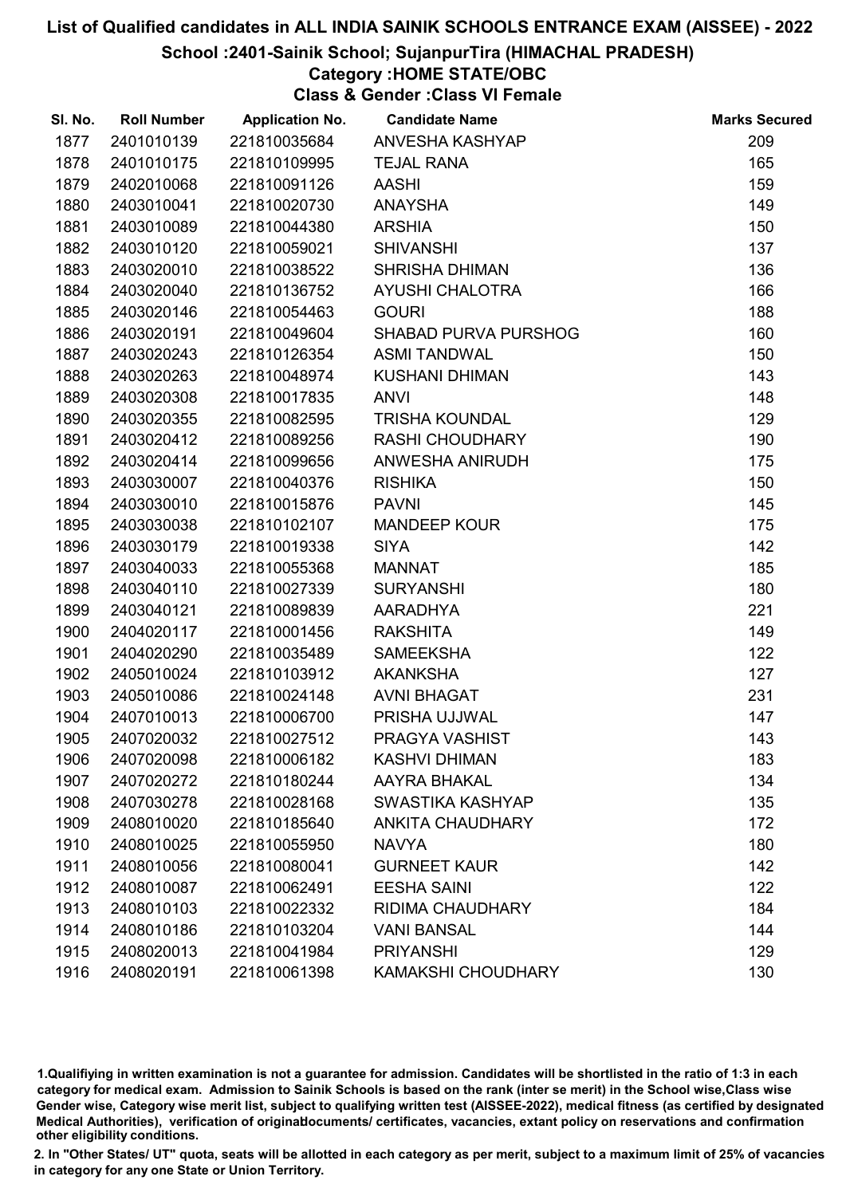# List of Qualified candidates in ALL INDIA SAINIK SCHOOLS ENTRANCE EXAM (AISSEE) - 2022

## School :2401-Sainik School; SujanpurTira (HIMACHAL PRADESH)

### Category :HOME STATE/OBC

### Class & Gender :Class VI Female

| Sl. No. | Roll Number | Application No. | Candidate Name | Marks Secured |
|---|---|---|---|---|
| 1877 | 2401010139 | 221810035684 | ANVESHA KASHYAP | 209 |
| 1878 | 2401010175 | 221810109995 | TEJAL RANA | 165 |
| 1879 | 2402010068 | 221810091126 | AASHI | 159 |
| 1880 | 2403010041 | 221810020730 | ANAYSHA | 149 |
| 1881 | 2403010089 | 221810044380 | ARSHIA | 150 |
| 1882 | 2403010120 | 221810059021 | SHIVANSHI | 137 |
| 1883 | 2403020010 | 221810038522 | SHRISHA DHIMAN | 136 |
| 1884 | 2403020040 | 221810136752 | AYUSHI CHALOTRA | 166 |
| 1885 | 2403020146 | 221810054463 | GOURI | 188 |
| 1886 | 2403020191 | 221810049604 | SHABAD PURVA PURSHOG | 160 |
| 1887 | 2403020243 | 221810126354 | ASMI TANDWAL | 150 |
| 1888 | 2403020263 | 221810048974 | KUSHANI DHIMAN | 143 |
| 1889 | 2403020308 | 221810017835 | ANVI | 148 |
| 1890 | 2403020355 | 221810082595 | TRISHA KOUNDAL | 129 |
| 1891 | 2403020412 | 221810089256 | RASHI CHOUDHARY | 190 |
| 1892 | 2403020414 | 221810099656 | ANWESHA ANIRUDH | 175 |
| 1893 | 2403030007 | 221810040376 | RISHIKA | 150 |
| 1894 | 2403030010 | 221810015876 | PAVNI | 145 |
| 1895 | 2403030038 | 221810102107 | MANDEEP KOUR | 175 |
| 1896 | 2403030179 | 221810019338 | SIYA | 142 |
| 1897 | 2403040033 | 221810055368 | MANNAT | 185 |
| 1898 | 2403040110 | 221810027339 | SURYANSHI | 180 |
| 1899 | 2403040121 | 221810089839 | AARADHYA | 221 |
| 1900 | 2404020117 | 221810001456 | RAKSHITA | 149 |
| 1901 | 2404020290 | 221810035489 | SAMEEKSHA | 122 |
| 1902 | 2405010024 | 221810103912 | AKANKSHA | 127 |
| 1903 | 2405010086 | 221810024148 | AVNI BHAGAT | 231 |
| 1904 | 2407010013 | 221810006700 | PRISHA UJJWAL | 147 |
| 1905 | 2407020032 | 221810027512 | PRAGYA VASHIST | 143 |
| 1906 | 2407020098 | 221810006182 | KASHVI DHIMAN | 183 |
| 1907 | 2407020272 | 221810180244 | AAYRA BHAKAL | 134 |
| 1908 | 2407030278 | 221810028168 | SWASTIKA KASHYAP | 135 |
| 1909 | 2408010020 | 221810185640 | ANKITA CHAUDHARY | 172 |
| 1910 | 2408010025 | 221810055950 | NAVYA | 180 |
| 1911 | 2408010056 | 221810080041 | GURNEET KAUR | 142 |
| 1912 | 2408010087 | 221810062491 | EESHA SAINI | 122 |
| 1913 | 2408010103 | 221810022332 | RIDIMA CHAUDHARY | 184 |
| 1914 | 2408010186 | 221810103204 | VANI BANSAL | 144 |
| 1915 | 2408020013 | 221810041984 | PRIYANSHI | 129 |
| 1916 | 2408020191 | 221810061398 | KAMAKSHI CHOUDHARY | 130 |

1.Qualifiying in written examination is not a guarantee for admission. Candidates will be shortlisted in the ratio of 1:3 in each category for medical exam. Admission to Sainik Schools is based on the rank (inter se merit) in the School wise,Class wise Gender wise, Category wise merit list, subject to qualifying written test (AISSEE-2022), medical fitness (as certified by designated Medical Authorities), verification of originaldocuments/ certificates, vacancies, extant policy on reservations and confirmation other eligibility conditions.

2. In "Other States/ UT" quota, seats will be allotted in each category as per merit, subject to a maximum limit of 25% of vacancies in category for any one State or Union Territory.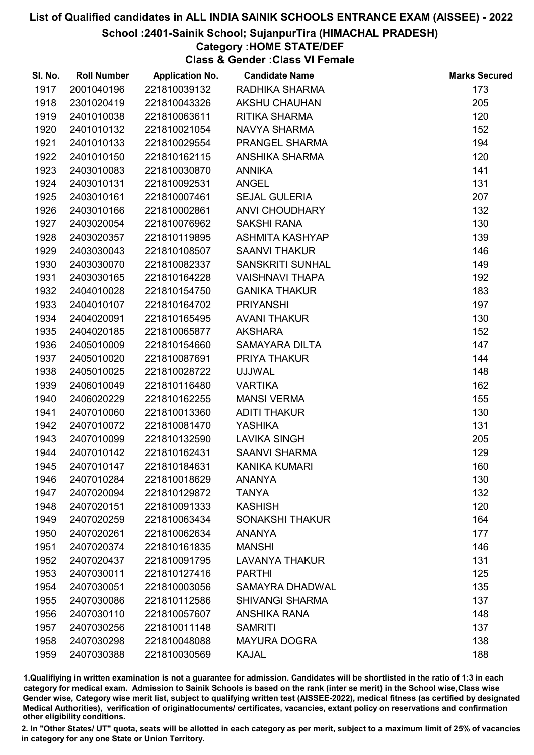# List of Qualified candidates in ALL INDIA SAINIK SCHOOLS ENTRANCE EXAM (AISSEE) - 2022

## School :2401-Sainik School; SujanpurTira (HIMACHAL PRADESH)

### Category :HOME STATE/DEF

### Class & Gender :Class VI Female

| Sl. No. | Roll Number | Application No. | Candidate Name | Marks Secured |
|---|---|---|---|---|
| 1917 | 2001040196 | 221810039132 | RADHIKA SHARMA | 173 |
| 1918 | 2301020419 | 221810043326 | AKSHU CHAUHAN | 205 |
| 1919 | 2401010038 | 221810063611 | RITIKA SHARMA | 120 |
| 1920 | 2401010132 | 221810021054 | NAVYA SHARMA | 152 |
| 1921 | 2401010133 | 221810029554 | PRANGEL SHARMA | 194 |
| 1922 | 2401010150 | 221810162115 | ANSHIKA SHARMA | 120 |
| 1923 | 2403010083 | 221810030870 | ANNIKA | 141 |
| 1924 | 2403010131 | 221810092531 | ANGEL | 131 |
| 1925 | 2403010161 | 221810007461 | SEJAL GULERIA | 207 |
| 1926 | 2403010166 | 221810002861 | ANVI CHOUDHARY | 132 |
| 1927 | 2403020054 | 221810076962 | SAKSHI RANA | 130 |
| 1928 | 2403020357 | 221810119895 | ASHMITA KASHYAP | 139 |
| 1929 | 2403030043 | 221810108507 | SAANVI THAKUR | 146 |
| 1930 | 2403030070 | 221810082337 | SANSKRITI SUNHAL | 149 |
| 1931 | 2403030165 | 221810164228 | VAISHNAVI THAPA | 192 |
| 1932 | 2404010028 | 221810154750 | GANIKA THAKUR | 183 |
| 1933 | 2404010107 | 221810164702 | PRIYANSHI | 197 |
| 1934 | 2404020091 | 221810165495 | AVANI THAKUR | 130 |
| 1935 | 2404020185 | 221810065877 | AKSHARA | 152 |
| 1936 | 2405010009 | 221810154660 | SAMAYARA DILTA | 147 |
| 1937 | 2405010020 | 221810087691 | PRIYA THAKUR | 144 |
| 1938 | 2405010025 | 221810028722 | UJJWAL | 148 |
| 1939 | 2406010049 | 221810116480 | VARTIKA | 162 |
| 1940 | 2406020229 | 221810162255 | MANSI VERMA | 155 |
| 1941 | 2407010060 | 221810013360 | ADITI THAKUR | 130 |
| 1942 | 2407010072 | 221810081470 | YASHIKA | 131 |
| 1943 | 2407010099 | 221810132590 | LAVIKA SINGH | 205 |
| 1944 | 2407010142 | 221810162431 | SAANVI SHARMA | 129 |
| 1945 | 2407010147 | 221810184631 | KANIKA KUMARI | 160 |
| 1946 | 2407010284 | 221810018629 | ANANYA | 130 |
| 1947 | 2407020094 | 221810129872 | TANYA | 132 |
| 1948 | 2407020151 | 221810091333 | KASHISH | 120 |
| 1949 | 2407020259 | 221810063434 | SONAKSHI THAKUR | 164 |
| 1950 | 2407020261 | 221810062634 | ANANYA | 177 |
| 1951 | 2407020374 | 221810161835 | MANSHI | 146 |
| 1952 | 2407020437 | 221810091795 | LAVANYA THAKUR | 131 |
| 1953 | 2407030011 | 221810127416 | PARTHI | 125 |
| 1954 | 2407030051 | 221810003056 | SAMAYRA DHADWAL | 135 |
| 1955 | 2407030086 | 221810112586 | SHIVANGI SHARMA | 137 |
| 1956 | 2407030110 | 221810057607 | ANSHIKA RANA | 148 |
| 1957 | 2407030256 | 221810011148 | SAMRITI | 137 |
| 1958 | 2407030298 | 221810048088 | MAYURA DOGRA | 138 |
| 1959 | 2407030388 | 221810030569 | KAJAL | 188 |

1.Qualifiying in written examination is not a guarantee for admission. Candidates will be shortlisted in the ratio of 1:3 in each category for medical exam. Admission to Sainik Schools is based on the rank (inter se merit) in the School wise,Class wise Gender wise, Category wise merit list, subject to qualifying written test (AISSEE-2022), medical fitness (as certified by designated Medical Authorities), verification of originaldocuments/ certificates, vacancies, extant policy on reservations and confirmation other eligibility conditions.

2. In "Other States/ UT" quota, seats will be allotted in each category as per merit, subject to a maximum limit of 25% of vacancies in category for any one State or Union Territory.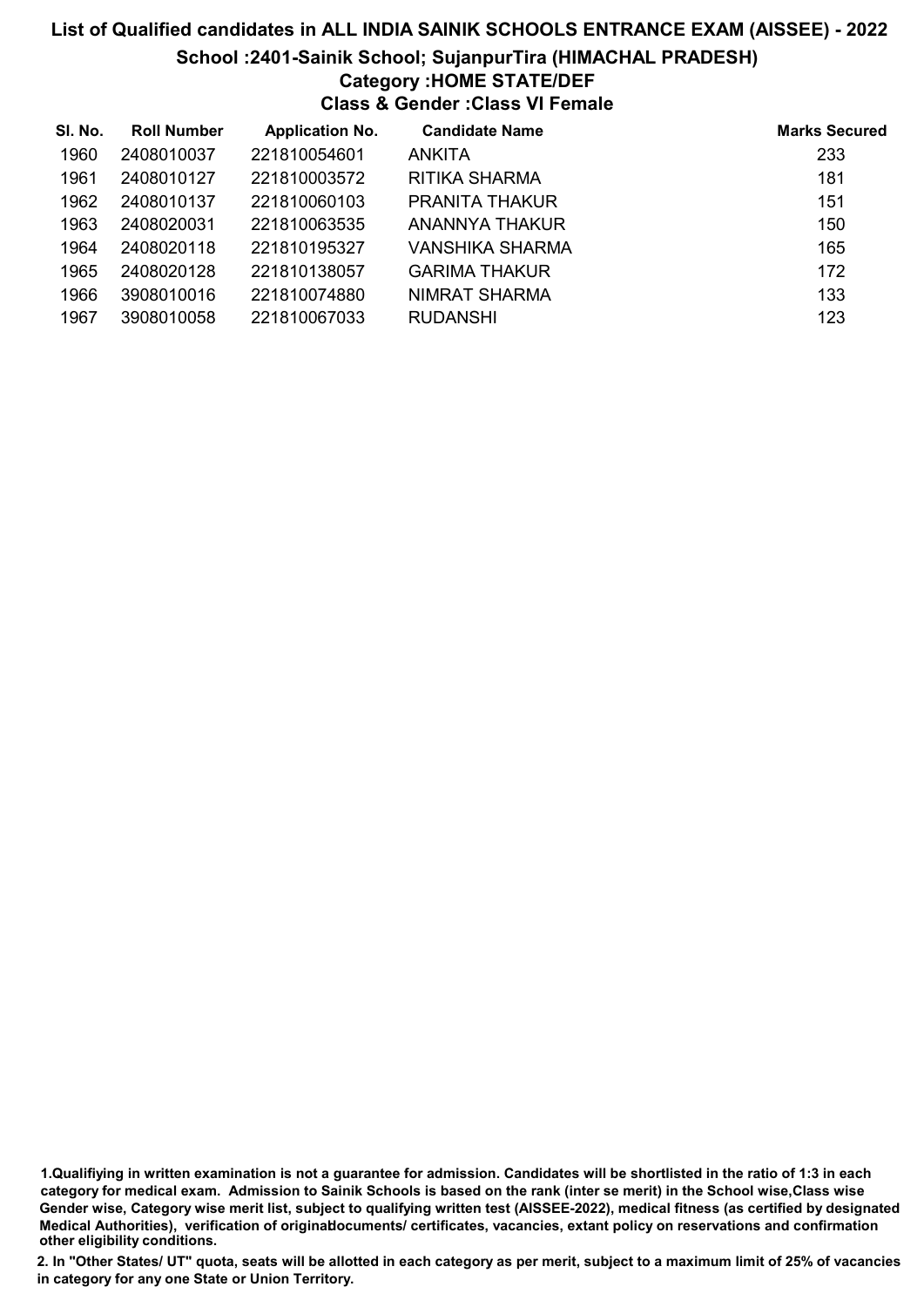# List of Qualified candidates in ALL INDIA SAINIK SCHOOLS ENTRANCE EXAM (AISSEE) - 2022

## School :2401-Sainik School; SujanpurTira (HIMACHAL PRADESH)

### Category :HOME STATE/DEF

### Class & Gender :Class VI Female

| Sl. No. | Roll Number | Application No. | Candidate Name | Marks Secured |
|---|---|---|---|---|
| 1960 | 2408010037 | 221810054601 | ANKITA | 233 |
| 1961 | 2408010127 | 221810003572 | RITIKA SHARMA | 181 |
| 1962 | 2408010137 | 221810060103 | PRANITA THAKUR | 151 |
| 1963 | 2408020031 | 221810063535 | ANANNYA THAKUR | 150 |
| 1964 | 2408020118 | 221810195327 | VANSHIKA SHARMA | 165 |
| 1965 | 2408020128 | 221810138057 | GARIMA THAKUR | 172 |
| 1966 | 3908010016 | 221810074880 | NIMRAT SHARMA | 133 |
| 1967 | 3908010058 | 221810067033 | RUDANSHI | 123 |

1.Qualifiying in written examination is not a guarantee for admission. Candidates will be shortlisted in the ratio of 1:3 in each category for medical exam. Admission to Sainik Schools is based on the rank (inter se merit) in the School wise,Class wise Gender wise, Category wise merit list, subject to qualifying written test (AISSEE-2022), medical fitness (as certified by designated Medical Authorities), verification of originaldocuments/ certificates, vacancies, extant policy on reservations and confirmation other eligibility conditions.

2. In "Other States/ UT" quota, seats will be allotted in each category as per merit, subject to a maximum limit of 25% of vacancies in category for any one State or Union Territory.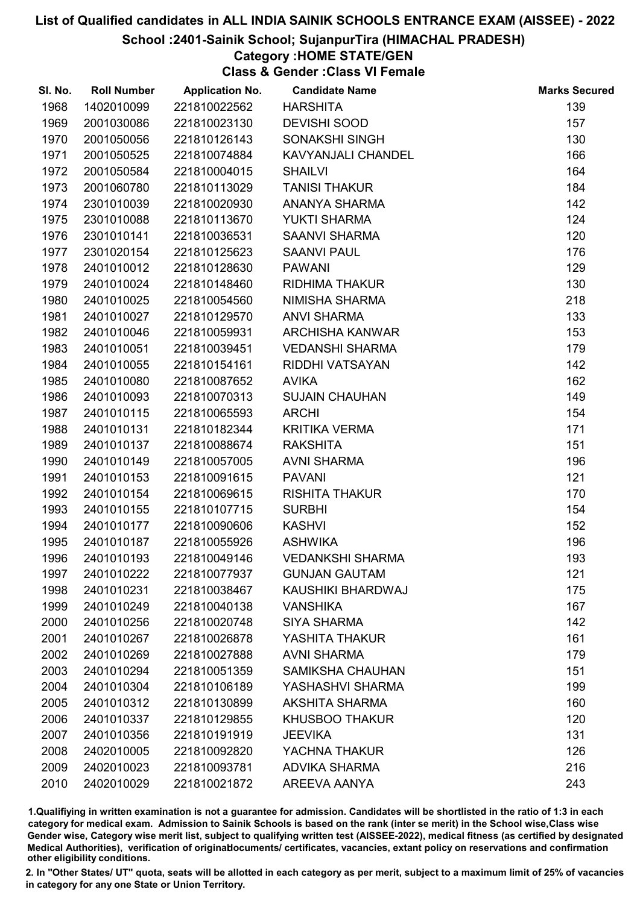# List of Qualified candidates in ALL INDIA SAINIK SCHOOLS ENTRANCE EXAM (AISSEE) - 2022

## School :2401-Sainik School; SujanpurTira (HIMACHAL PRADESH)

### Category :HOME STATE/GEN

### Class & Gender :Class VI Female

| Sl. No. | Roll Number | Application No. | Candidate Name | Marks Secured |
|---|---|---|---|---|
| 1968 | 1402010099 | 221810022562 | HARSHITA | 139 |
| 1969 | 2001030086 | 221810023130 | DEVISHI SOOD | 157 |
| 1970 | 2001050056 | 221810126143 | SONAKSHI SINGH | 130 |
| 1971 | 2001050525 | 221810074884 | KAVYANJALI CHANDEL | 166 |
| 1972 | 2001050584 | 221810004015 | SHAILVI | 164 |
| 1973 | 2001060780 | 221810113029 | TANISI THAKUR | 184 |
| 1974 | 2301010039 | 221810020930 | ANANYA SHARMA | 142 |
| 1975 | 2301010088 | 221810113670 | YUKTI SHARMA | 124 |
| 1976 | 2301010141 | 221810036531 | SAANVI SHARMA | 120 |
| 1977 | 2301020154 | 221810125623 | SAANVI PAUL | 176 |
| 1978 | 2401010012 | 221810128630 | PAWANI | 129 |
| 1979 | 2401010024 | 221810148460 | RIDHIMA THAKUR | 130 |
| 1980 | 2401010025 | 221810054560 | NIMISHA SHARMA | 218 |
| 1981 | 2401010027 | 221810129570 | ANVI SHARMA | 133 |
| 1982 | 2401010046 | 221810059931 | ARCHISHA KANWAR | 153 |
| 1983 | 2401010051 | 221810039451 | VEDANSHI SHARMA | 179 |
| 1984 | 2401010055 | 221810154161 | RIDDHI VATSAYAN | 142 |
| 1985 | 2401010080 | 221810087652 | AVIKA | 162 |
| 1986 | 2401010093 | 221810070313 | SUJAIN CHAUHAN | 149 |
| 1987 | 2401010115 | 221810065593 | ARCHI | 154 |
| 1988 | 2401010131 | 221810182344 | KRITIKA VERMA | 171 |
| 1989 | 2401010137 | 221810088674 | RAKSHITA | 151 |
| 1990 | 2401010149 | 221810057005 | AVNI SHARMA | 196 |
| 1991 | 2401010153 | 221810091615 | PAVANI | 121 |
| 1992 | 2401010154 | 221810069615 | RISHITA THAKUR | 170 |
| 1993 | 2401010155 | 221810107715 | SURBHI | 154 |
| 1994 | 2401010177 | 221810090606 | KASHVI | 152 |
| 1995 | 2401010187 | 221810055926 | ASHWIKA | 196 |
| 1996 | 2401010193 | 221810049146 | VEDANKSHI SHARMA | 193 |
| 1997 | 2401010222 | 221810077937 | GUNJAN GAUTAM | 121 |
| 1998 | 2401010231 | 221810038467 | KAUSHIKI BHARDWAJ | 175 |
| 1999 | 2401010249 | 221810040138 | VANSHIKA | 167 |
| 2000 | 2401010256 | 221810020748 | SIYA SHARMA | 142 |
| 2001 | 2401010267 | 221810026878 | YASHITA THAKUR | 161 |
| 2002 | 2401010269 | 221810027888 | AVNI SHARMA | 179 |
| 2003 | 2401010294 | 221810051359 | SAMIKSHA CHAUHAN | 151 |
| 2004 | 2401010304 | 221810106189 | YASHASHVI SHARMA | 199 |
| 2005 | 2401010312 | 221810130899 | AKSHITA SHARMA | 160 |
| 2006 | 2401010337 | 221810129855 | KHUSBOO THAKUR | 120 |
| 2007 | 2401010356 | 221810191919 | JEEVIKA | 131 |
| 2008 | 2402010005 | 221810092820 | YACHNA THAKUR | 126 |
| 2009 | 2402010023 | 221810093781 | ADVIKA SHARMA | 216 |
| 2010 | 2402010029 | 221810021872 | AREEVA AANYA | 243 |

1.Qualifying in written examination is not a guarantee for admission. Candidates will be shortlisted in the ratio of 1:3 in each category for medical exam. Admission to Sainik Schools is based on the rank (inter se merit) in the School wise,Class wise Gender wise, Category wise merit list, subject to qualifying written test (AISSEE-2022), medical fitness (as certified by designated Medical Authorities), verification of originaldocuments/ certificates, vacancies, extant policy on reservations and confirmation other eligibility conditions.

2. In "Other States/ UT" quota, seats will be allotted in each category as per merit, subject to a maximum limit of 25% of vacancies in category for any one State or Union Territory.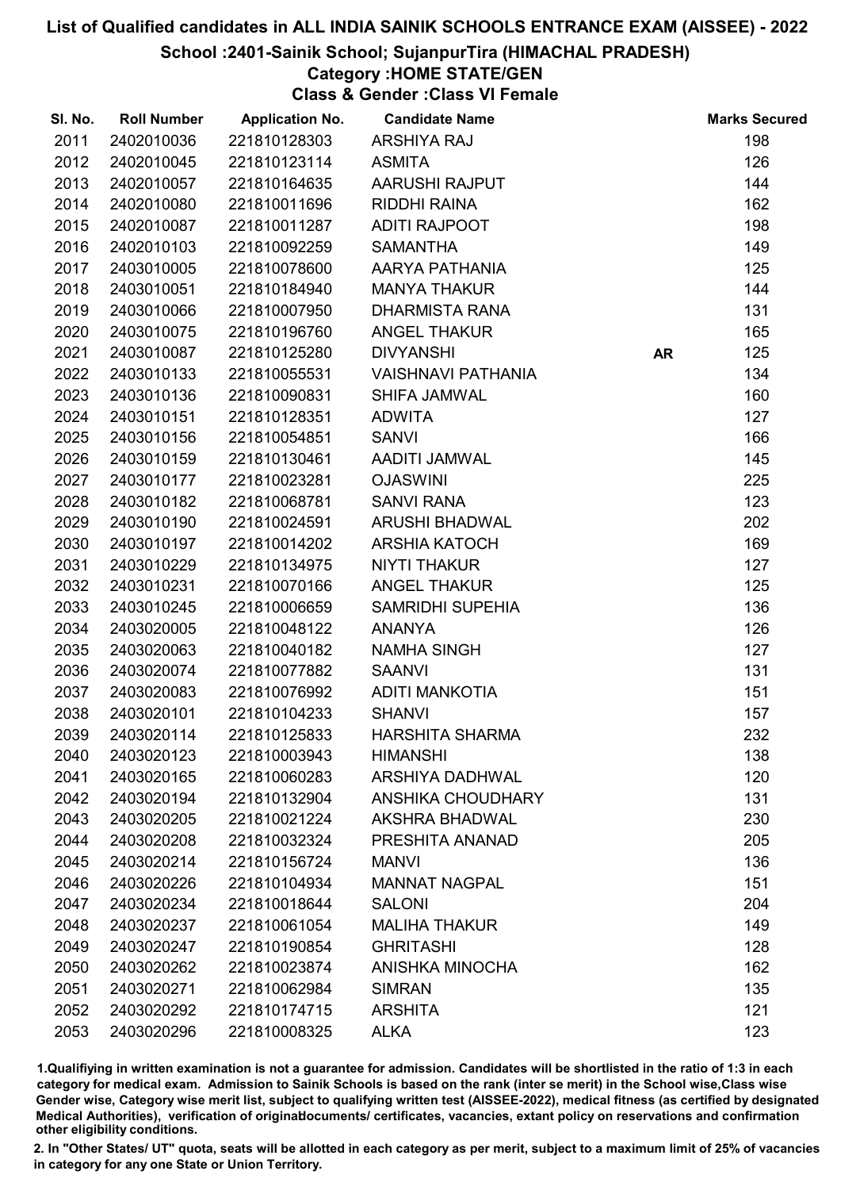# List of Qualified candidates in ALL INDIA SAINIK SCHOOLS ENTRANCE EXAM (AISSEE) - 2022

## School :2401-Sainik School; SujanpurTira (HIMACHAL PRADESH)

### Category :HOME STATE/GEN

### Class & Gender :Class VI Female

| Sl. No. | Roll Number | Application No. | Candidate Name | | Marks Secured |
|---|---|---|---|---|---|
| 2011 | 2402010036 | 221810128303 | ARSHIYA RAJ | | 198 |
| 2012 | 2402010045 | 221810123114 | ASMITA | | 126 |
| 2013 | 2402010057 | 221810164635 | AARUSHI RAJPUT | | 144 |
| 2014 | 2402010080 | 221810011696 | RIDDHI RAINA | | 162 |
| 2015 | 2402010087 | 221810011287 | ADITI RAJPOOT | | 198 |
| 2016 | 2402010103 | 221810092259 | SAMANTHA | | 149 |
| 2017 | 2403010005 | 221810078600 | AARYA PATHANIA | | 125 |
| 2018 | 2403010051 | 221810184940 | MANYA THAKUR | | 144 |
| 2019 | 2403010066 | 221810007950 | DHARMISTA RANA | | 131 |
| 2020 | 2403010075 | 221810196760 | ANGEL THAKUR | | 165 |
| 2021 | 2403010087 | 221810125280 | DIVYANSHI | AR | 125 |
| 2022 | 2403010133 | 221810055531 | VAISHNAVI PATHANIA | | 134 |
| 2023 | 2403010136 | 221810090831 | SHIFA JAMWAL | | 160 |
| 2024 | 2403010151 | 221810128351 | ADWITA | | 127 |
| 2025 | 2403010156 | 221810054851 | SANVI | | 166 |
| 2026 | 2403010159 | 221810130461 | AADITI JAMWAL | | 145 |
| 2027 | 2403010177 | 221810023281 | OJASWINI | | 225 |
| 2028 | 2403010182 | 221810068781 | SANVI RANA | | 123 |
| 2029 | 2403010190 | 221810024591 | ARUSHI BHADWAL | | 202 |
| 2030 | 2403010197 | 221810014202 | ARSHIA KATOCH | | 169 |
| 2031 | 2403010229 | 221810134975 | NIYTI THAKUR | | 127 |
| 2032 | 2403010231 | 221810070166 | ANGEL THAKUR | | 125 |
| 2033 | 2403010245 | 221810006659 | SAMRIDHI SUPEHIA | | 136 |
| 2034 | 2403020005 | 221810048122 | ANANYA | | 126 |
| 2035 | 2403020063 | 221810040182 | NAMHA SINGH | | 127 |
| 2036 | 2403020074 | 221810077882 | SAANVI | | 131 |
| 2037 | 2403020083 | 221810076992 | ADITI MANKOTIA | | 151 |
| 2038 | 2403020101 | 221810104233 | SHANVI | | 157 |
| 2039 | 2403020114 | 221810125833 | HARSHITA SHARMA | | 232 |
| 2040 | 2403020123 | 221810003943 | HIMANSHI | | 138 |
| 2041 | 2403020165 | 221810060283 | ARSHIYA DADHWAL | | 120 |
| 2042 | 2403020194 | 221810132904 | ANSHIKA CHOUDHARY | | 131 |
| 2043 | 2403020205 | 221810021224 | AKSHRA BHADWAL | | 230 |
| 2044 | 2403020208 | 221810032324 | PRESHITA ANANAD | | 205 |
| 2045 | 2403020214 | 221810156724 | MANVI | | 136 |
| 2046 | 2403020226 | 221810104934 | MANNAT NAGPAL | | 151 |
| 2047 | 2403020234 | 221810018644 | SALONI | | 204 |
| 2048 | 2403020237 | 221810061054 | MALIHA THAKUR | | 149 |
| 2049 | 2403020247 | 221810190854 | GHRITASHI | | 128 |
| 2050 | 2403020262 | 221810023874 | ANISHKA MINOCHA | | 162 |
| 2051 | 2403020271 | 221810062984 | SIMRAN | | 135 |
| 2052 | 2403020292 | 221810174715 | ARSHITA | | 121 |
| 2053 | 2403020296 | 221810008325 | ALKA | | 123 |

1.Qualifiying in written examination is not a guarantee for admission. Candidates will be shortlisted in the ratio of 1:3 in each category for medical exam. Admission to Sainik Schools is based on the rank (inter se merit) in the School wise,Class wise Gender wise, Category wise merit list, subject to qualifying written test (AISSEE-2022), medical fitness (as certified by designated Medical Authorities), verification of originaldocuments/ certificates, vacancies, extant policy on reservations and confirmation other eligibility conditions.

2. In "Other States/ UT" quota, seats will be allotted in each category as per merit, subject to a maximum limit of 25% of vacancies in category for any one State or Union Territory.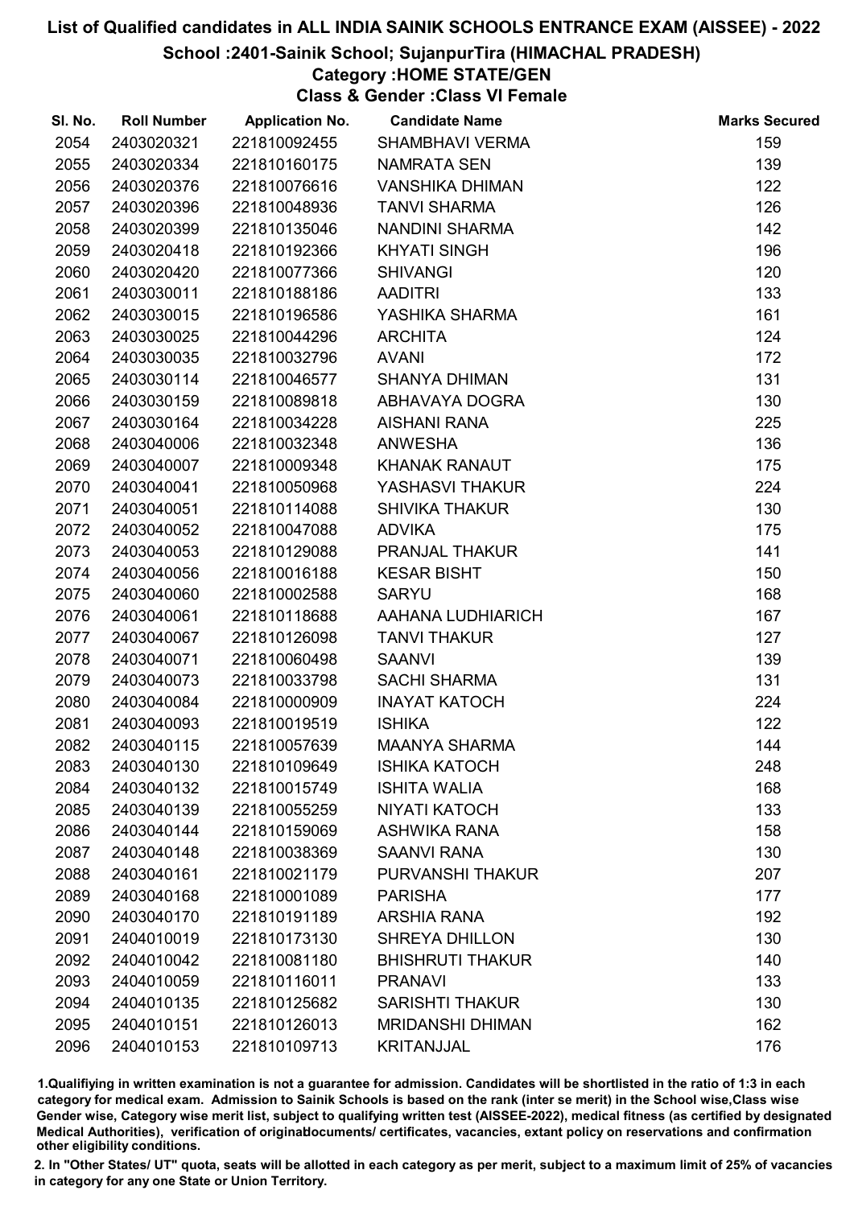# List of Qualified candidates in ALL INDIA SAINIK SCHOOLS ENTRANCE EXAM (AISSEE) - 2022

## School :2401-Sainik School; SujanpurTira (HIMACHAL PRADESH)

### Category :HOME STATE/GEN

### Class & Gender :Class VI Female

| Sl. No. | Roll Number | Application No. | Candidate Name | Marks Secured |
|---|---|---|---|---|
| 2054 | 2403020321 | 221810092455 | SHAMBHAVI VERMA | 159 |
| 2055 | 2403020334 | 221810160175 | NAMRATA SEN | 139 |
| 2056 | 2403020376 | 221810076616 | VANSHIKA DHIMAN | 122 |
| 2057 | 2403020396 | 221810048936 | TANVI SHARMA | 126 |
| 2058 | 2403020399 | 221810135046 | NANDINI SHARMA | 142 |
| 2059 | 2403020418 | 221810192366 | KHYATI SINGH | 196 |
| 2060 | 2403020420 | 221810077366 | SHIVANGI | 120 |
| 2061 | 2403030011 | 221810188186 | AADITRI | 133 |
| 2062 | 2403030015 | 221810196586 | YASHIKA SHARMA | 161 |
| 2063 | 2403030025 | 221810044296 | ARCHITA | 124 |
| 2064 | 2403030035 | 221810032796 | AVANI | 172 |
| 2065 | 2403030114 | 221810046577 | SHANYA DHIMAN | 131 |
| 2066 | 2403030159 | 221810089818 | ABHAVAYA DOGRA | 130 |
| 2067 | 2403030164 | 221810034228 | AISHANI RANA | 225 |
| 2068 | 2403040006 | 221810032348 | ANWESHA | 136 |
| 2069 | 2403040007 | 221810009348 | KHANAK RANAUT | 175 |
| 2070 | 2403040041 | 221810050968 | YASHASVI THAKUR | 224 |
| 2071 | 2403040051 | 221810114088 | SHIVIKA THAKUR | 130 |
| 2072 | 2403040052 | 221810047088 | ADVIKA | 175 |
| 2073 | 2403040053 | 221810129088 | PRANJAL THAKUR | 141 |
| 2074 | 2403040056 | 221810016188 | KESAR BISHT | 150 |
| 2075 | 2403040060 | 221810002588 | SARYU | 168 |
| 2076 | 2403040061 | 221810118688 | AAHANA LUDHIARICH | 167 |
| 2077 | 2403040067 | 221810126098 | TANVI THAKUR | 127 |
| 2078 | 2403040071 | 221810060498 | SAANVI | 139 |
| 2079 | 2403040073 | 221810033798 | SACHI SHARMA | 131 |
| 2080 | 2403040084 | 221810000909 | INAYAT KATOCH | 224 |
| 2081 | 2403040093 | 221810019519 | ISHIKA | 122 |
| 2082 | 2403040115 | 221810057639 | MAANYA SHARMA | 144 |
| 2083 | 2403040130 | 221810109649 | ISHIKA KATOCH | 248 |
| 2084 | 2403040132 | 221810015749 | ISHITA WALIA | 168 |
| 2085 | 2403040139 | 221810055259 | NIYATI KATOCH | 133 |
| 2086 | 2403040144 | 221810159069 | ASHWIKA RANA | 158 |
| 2087 | 2403040148 | 221810038369 | SAANVI RANA | 130 |
| 2088 | 2403040161 | 221810021179 | PURVANSHI THAKUR | 207 |
| 2089 | 2403040168 | 221810001089 | PARISHA | 177 |
| 2090 | 2403040170 | 221810191189 | ARSHIA RANA | 192 |
| 2091 | 2404010019 | 221810173130 | SHREYA DHILLON | 130 |
| 2092 | 2404010042 | 221810081180 | BHISHRUTI THAKUR | 140 |
| 2093 | 2404010059 | 221810116011 | PRANAVI | 133 |
| 2094 | 2404010135 | 221810125682 | SARISHTI THAKUR | 130 |
| 2095 | 2404010151 | 221810126013 | MRIDANSHI DHIMAN | 162 |
| 2096 | 2404010153 | 221810109713 | KRITANJJAL | 176 |

1.Qualifying in written examination is not a guarantee for admission. Candidates will be shortlisted in the ratio of 1:3 in each category for medical exam. Admission to Sainik Schools is based on the rank (inter se merit) in the School wise,Class wise Gender wise, Category wise merit list, subject to qualifying written test (AISSEE-2022), medical fitness (as certified by designated Medical Authorities), verification of originaldocuments/ certificates, vacancies, extant policy on reservations and confirmation other eligibility conditions.

2. In "Other States/ UT" quota, seats will be allotted in each category as per merit, subject to a maximum limit of 25% of vacancies in category for any one State or Union Territory.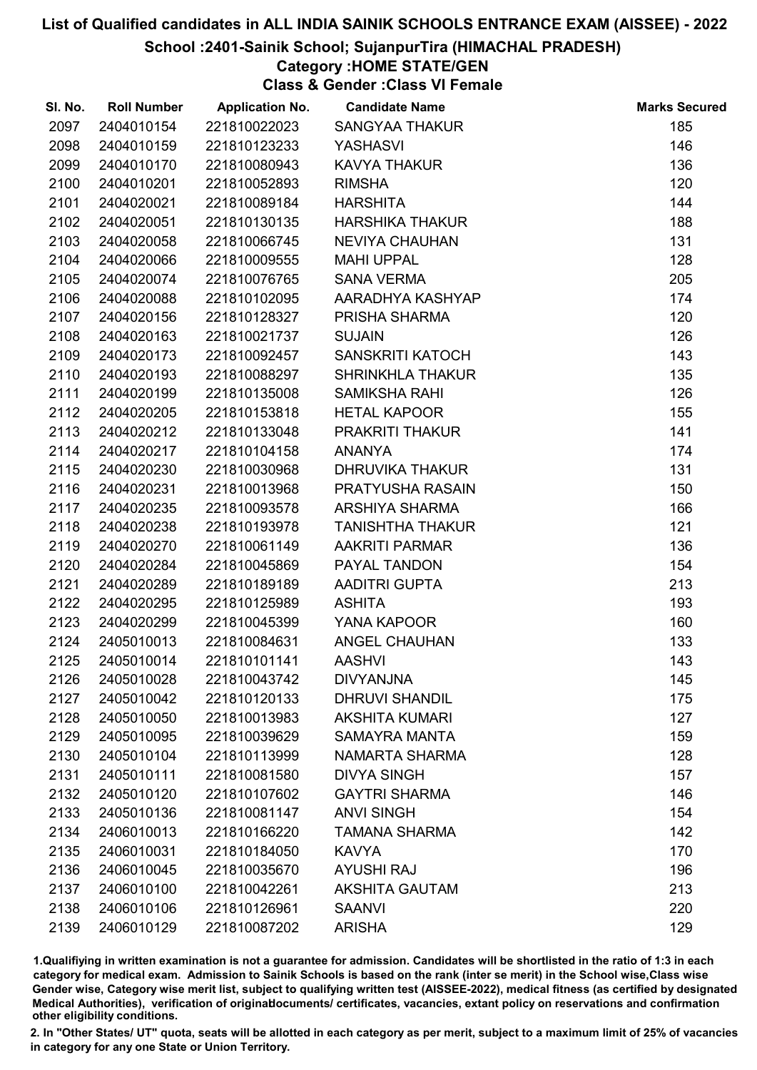# List of Qualified candidates in ALL INDIA SAINIK SCHOOLS ENTRANCE EXAM (AISSEE) - 2022

## School :2401-Sainik School; SujanpurTira (HIMACHAL PRADESH)

### Category :HOME STATE/GEN

### Class & Gender :Class VI Female

| Sl. No. | Roll Number | Application No. | Candidate Name | Marks Secured |
|---|---|---|---|---|
| 2097 | 2404010154 | 221810022023 | SANGYAA THAKUR | 185 |
| 2098 | 2404010159 | 221810123233 | YASHASVI | 146 |
| 2099 | 2404010170 | 221810080943 | KAVYA THAKUR | 136 |
| 2100 | 2404010201 | 221810052893 | RIMSHA | 120 |
| 2101 | 2404020021 | 221810089184 | HARSHITA | 144 |
| 2102 | 2404020051 | 221810130135 | HARSHIKA THAKUR | 188 |
| 2103 | 2404020058 | 221810066745 | NEVIYA CHAUHAN | 131 |
| 2104 | 2404020066 | 221810009555 | MAHI UPPAL | 128 |
| 2105 | 2404020074 | 221810076765 | SANA VERMA | 205 |
| 2106 | 2404020088 | 221810102095 | AARADHYA KASHYAP | 174 |
| 2107 | 2404020156 | 221810128327 | PRISHA SHARMA | 120 |
| 2108 | 2404020163 | 221810021737 | SUJAIN | 126 |
| 2109 | 2404020173 | 221810092457 | SANSKRITI KATOCH | 143 |
| 2110 | 2404020193 | 221810088297 | SHRINKHLA THAKUR | 135 |
| 2111 | 2404020199 | 221810135008 | SAMIKSHA RAHI | 126 |
| 2112 | 2404020205 | 221810153818 | HETAL KAPOOR | 155 |
| 2113 | 2404020212 | 221810133048 | PRAKRITI THAKUR | 141 |
| 2114 | 2404020217 | 221810104158 | ANANYA | 174 |
| 2115 | 2404020230 | 221810030968 | DHRUVIKA THAKUR | 131 |
| 2116 | 2404020231 | 221810013968 | PRATYUSHA RASAIN | 150 |
| 2117 | 2404020235 | 221810093578 | ARSHIYA SHARMA | 166 |
| 2118 | 2404020238 | 221810193978 | TANISHTHA THAKUR | 121 |
| 2119 | 2404020270 | 221810061149 | AAKRITI PARMAR | 136 |
| 2120 | 2404020284 | 221810045869 | PAYAL TANDON | 154 |
| 2121 | 2404020289 | 221810189189 | AADITRI GUPTA | 213 |
| 2122 | 2404020295 | 221810125989 | ASHITA | 193 |
| 2123 | 2404020299 | 221810045399 | YANA KAPOOR | 160 |
| 2124 | 2405010013 | 221810084631 | ANGEL CHAUHAN | 133 |
| 2125 | 2405010014 | 221810101141 | AASHVI | 143 |
| 2126 | 2405010028 | 221810043742 | DIVYANJNA | 145 |
| 2127 | 2405010042 | 221810120133 | DHRUVI SHANDIL | 175 |
| 2128 | 2405010050 | 221810013983 | AKSHITA KUMARI | 127 |
| 2129 | 2405010095 | 221810039629 | SAMAYRA MANTA | 159 |
| 2130 | 2405010104 | 221810113999 | NAMARTA SHARMA | 128 |
| 2131 | 2405010111 | 221810081580 | DIVYA SINGH | 157 |
| 2132 | 2405010120 | 221810107602 | GAYTRI SHARMA | 146 |
| 2133 | 2405010136 | 221810081147 | ANVI SINGH | 154 |
| 2134 | 2406010013 | 221810166220 | TAMANA SHARMA | 142 |
| 2135 | 2406010031 | 221810184050 | KAVYA | 170 |
| 2136 | 2406010045 | 221810035670 | AYUSHI RAJ | 196 |
| 2137 | 2406010100 | 221810042261 | AKSHITA GAUTAM | 213 |
| 2138 | 2406010106 | 221810126961 | SAANVI | 220 |
| 2139 | 2406010129 | 221810087202 | ARISHA | 129 |

1.Qualifiying in written examination is not a guarantee for admission. Candidates will be shortlisted in the ratio of 1:3 in each category for medical exam. Admission to Sainik Schools is based on the rank (inter se merit) in the School wise,Class wise Gender wise, Category wise merit list, subject to qualifying written test (AISSEE-2022), medical fitness (as certified by designated Medical Authorities), verification of originaldocuments/ certificates, vacancies, extant policy on reservations and confirmation other eligibility conditions.

2. In "Other States/ UT" quota, seats will be allotted in each category as per merit, subject to a maximum limit of 25% of vacancies in category for any one State or Union Territory.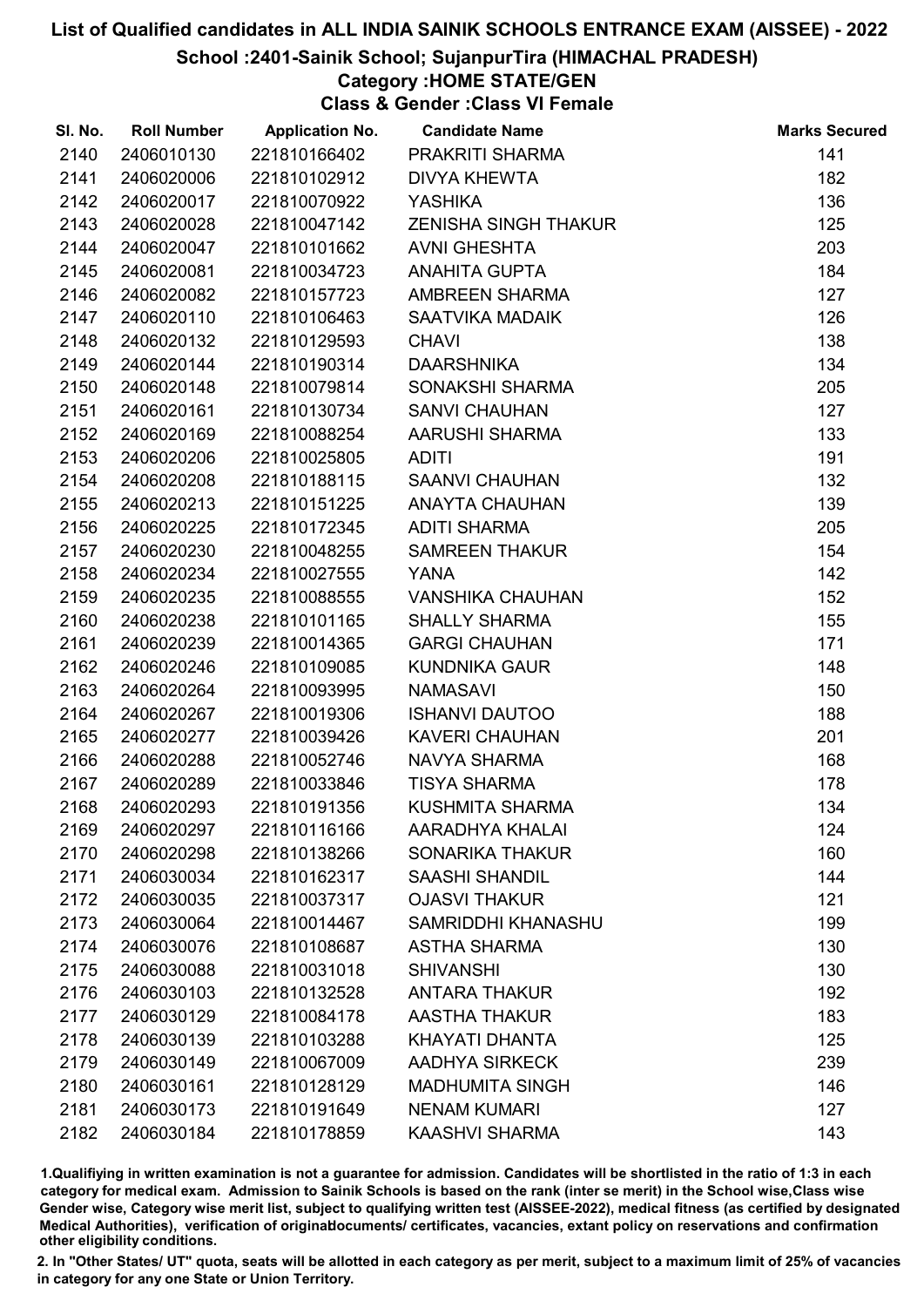# List of Qualified candidates in ALL INDIA SAINIK SCHOOLS ENTRANCE EXAM (AISSEE) - 2022

## School :2401-Sainik School; SujanpurTira (HIMACHAL PRADESH)

### Category :HOME STATE/GEN

### Class & Gender :Class VI Female

| Sl. No. | Roll Number | Application No. | Candidate Name | Marks Secured |
|---|---|---|---|---|
| 2140 | 2406010130 | 221810166402 | PRAKRITI SHARMA | 141 |
| 2141 | 2406020006 | 221810102912 | DIVYA KHEWTA | 182 |
| 2142 | 2406020017 | 221810070922 | YASHIKA | 136 |
| 2143 | 2406020028 | 221810047142 | ZENISHA SINGH THAKUR | 125 |
| 2144 | 2406020047 | 221810101662 | AVNI GHESHTA | 203 |
| 2145 | 2406020081 | 221810034723 | ANAHITA GUPTA | 184 |
| 2146 | 2406020082 | 221810157723 | AMBREEN SHARMA | 127 |
| 2147 | 2406020110 | 221810106463 | SAATVIKA MADAIK | 126 |
| 2148 | 2406020132 | 221810129593 | CHAVI | 138 |
| 2149 | 2406020144 | 221810190314 | DAARSHNIKA | 134 |
| 2150 | 2406020148 | 221810079814 | SONAKSHI SHARMA | 205 |
| 2151 | 2406020161 | 221810130734 | SANVI CHAUHAN | 127 |
| 2152 | 2406020169 | 221810088254 | AARUSHI SHARMA | 133 |
| 2153 | 2406020206 | 221810025805 | ADITI | 191 |
| 2154 | 2406020208 | 221810188115 | SAANVI CHAUHAN | 132 |
| 2155 | 2406020213 | 221810151225 | ANAYTA CHAUHAN | 139 |
| 2156 | 2406020225 | 221810172345 | ADITI SHARMA | 205 |
| 2157 | 2406020230 | 221810048255 | SAMREEN THAKUR | 154 |
| 2158 | 2406020234 | 221810027555 | YANA | 142 |
| 2159 | 2406020235 | 221810088555 | VANSHIKA CHAUHAN | 152 |
| 2160 | 2406020238 | 221810101165 | SHALLY SHARMA | 155 |
| 2161 | 2406020239 | 221810014365 | GARGI CHAUHAN | 171 |
| 2162 | 2406020246 | 221810109085 | KUNDNIKA GAUR | 148 |
| 2163 | 2406020264 | 221810093995 | NAMASAVI | 150 |
| 2164 | 2406020267 | 221810019306 | ISHANVI DAUTOO | 188 |
| 2165 | 2406020277 | 221810039426 | KAVERI CHAUHAN | 201 |
| 2166 | 2406020288 | 221810052746 | NAVYA SHARMA | 168 |
| 2167 | 2406020289 | 221810033846 | TISYA SHARMA | 178 |
| 2168 | 2406020293 | 221810191356 | KUSHMITA SHARMA | 134 |
| 2169 | 2406020297 | 221810116166 | AARADHYA KHALAI | 124 |
| 2170 | 2406020298 | 221810138266 | SONARIKA THAKUR | 160 |
| 2171 | 2406030034 | 221810162317 | SAASHI SHANDIL | 144 |
| 2172 | 2406030035 | 221810037317 | OJASVI THAKUR | 121 |
| 2173 | 2406030064 | 221810014467 | SAMRIDDHI KHANASHU | 199 |
| 2174 | 2406030076 | 221810108687 | ASTHA SHARMA | 130 |
| 2175 | 2406030088 | 221810031018 | SHIVANSHI | 130 |
| 2176 | 2406030103 | 221810132528 | ANTARA THAKUR | 192 |
| 2177 | 2406030129 | 221810084178 | AASTHA THAKUR | 183 |
| 2178 | 2406030139 | 221810103288 | KHAYATI DHANTA | 125 |
| 2179 | 2406030149 | 221810067009 | AADHYA SIRKECK | 239 |
| 2180 | 2406030161 | 221810128129 | MADHUMITA SINGH | 146 |
| 2181 | 2406030173 | 221810191649 | NENAM KUMARI | 127 |
| 2182 | 2406030184 | 221810178859 | KAASHVI SHARMA | 143 |

1.Qualifying in written examination is not a guarantee for admission. Candidates will be shortlisted in the ratio of 1:3 in each category for medical exam. Admission to Sainik Schools is based on the rank (inter se merit) in the School wise,Class wise Gender wise, Category wise merit list, subject to qualifying written test (AISSEE-2022), medical fitness (as certified by designated Medical Authorities), verification of originaldocuments/ certificates, vacancies, extant policy on reservations and confirmation other eligibility conditions.

2. In "Other States/ UT" quota, seats will be allotted in each category as per merit, subject to a maximum limit of 25% of vacancies in category for any one State or Union Territory.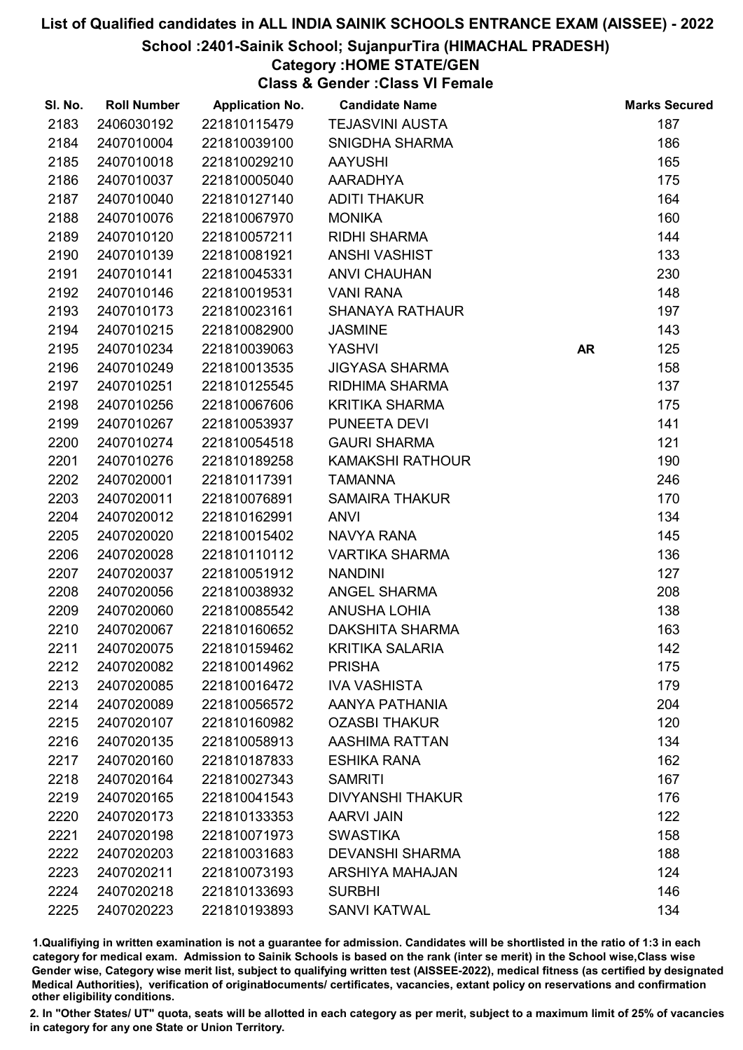# List of Qualified candidates in ALL INDIA SAINIK SCHOOLS ENTRANCE EXAM (AISSEE) - 2022

## School :2401-Sainik School; SujanpurTira (HIMACHAL PRADESH)

### Category :HOME STATE/GEN

### Class & Gender :Class VI Female

| Sl. No. | Roll Number | Application No. | Candidate Name | | Marks Secured |
|---|---|---|---|---|---|
| 2183 | 2406030192 | 221810115479 | TEJASVINI AUSTA | | 187 |
| 2184 | 2407010004 | 221810039100 | SNIGDHA SHARMA | | 186 |
| 2185 | 2407010018 | 221810029210 | AAYUSHI | | 165 |
| 2186 | 2407010037 | 221810005040 | AARADHYA | | 175 |
| 2187 | 2407010040 | 221810127140 | ADITI THAKUR | | 164 |
| 2188 | 2407010076 | 221810067970 | MONIKA | | 160 |
| 2189 | 2407010120 | 221810057211 | RIDHI SHARMA | | 144 |
| 2190 | 2407010139 | 221810081921 | ANSHI VASHIST | | 133 |
| 2191 | 2407010141 | 221810045331 | ANVI CHAUHAN | | 230 |
| 2192 | 2407010146 | 221810019531 | VANI RANA | | 148 |
| 2193 | 2407010173 | 221810023161 | SHANAYA RATHAUR | | 197 |
| 2194 | 2407010215 | 221810082900 | JASMINE | | 143 |
| 2195 | 2407010234 | 221810039063 | YASHVI | AR | 125 |
| 2196 | 2407010249 | 221810013535 | JIGYASA SHARMA | | 158 |
| 2197 | 2407010251 | 221810125545 | RIDHIMA SHARMA | | 137 |
| 2198 | 2407010256 | 221810067606 | KRITIKA SHARMA | | 175 |
| 2199 | 2407010267 | 221810053937 | PUNEETA DEVI | | 141 |
| 2200 | 2407010274 | 221810054518 | GAURI SHARMA | | 121 |
| 2201 | 2407010276 | 221810189258 | KAMAKSHI RATHOUR | | 190 |
| 2202 | 2407020001 | 221810117391 | TAMANNA | | 246 |
| 2203 | 2407020011 | 221810076891 | SAMAIRA THAKUR | | 170 |
| 2204 | 2407020012 | 221810162991 | ANVI | | 134 |
| 2205 | 2407020020 | 221810015402 | NAVYA RANA | | 145 |
| 2206 | 2407020028 | 221810110112 | VARTIKA SHARMA | | 136 |
| 2207 | 2407020037 | 221810051912 | NANDINI | | 127 |
| 2208 | 2407020056 | 221810038932 | ANGEL SHARMA | | 208 |
| 2209 | 2407020060 | 221810085542 | ANUSHA LOHIA | | 138 |
| 2210 | 2407020067 | 221810160652 | DAKSHITA SHARMA | | 163 |
| 2211 | 2407020075 | 221810159462 | KRITIKA SALARIA | | 142 |
| 2212 | 2407020082 | 221810014962 | PRISHA | | 175 |
| 2213 | 2407020085 | 221810016472 | IVA VASHISTA | | 179 |
| 2214 | 2407020089 | 221810056572 | AANYA PATHANIA | | 204 |
| 2215 | 2407020107 | 221810160982 | OZASBI THAKUR | | 120 |
| 2216 | 2407020135 | 221810058913 | AASHIMA RATTAN | | 134 |
| 2217 | 2407020160 | 221810187833 | ESHIKA RANA | | 162 |
| 2218 | 2407020164 | 221810027343 | SAMRITI | | 167 |
| 2219 | 2407020165 | 221810041543 | DIVYANSHI THAKUR | | 176 |
| 2220 | 2407020173 | 221810133353 | AARVI JAIN | | 122 |
| 2221 | 2407020198 | 221810071973 | SWASTIKA | | 158 |
| 2222 | 2407020203 | 221810031683 | DEVANSHI SHARMA | | 188 |
| 2223 | 2407020211 | 221810073193 | ARSHIYA MAHAJAN | | 124 |
| 2224 | 2407020218 | 221810133693 | SURBHI | | 146 |
| 2225 | 2407020223 | 221810193893 | SANVI KATWAL | | 134 |

1.Qualifiying in written examination is not a guarantee for admission. Candidates will be shortlisted in the ratio of 1:3 in each category for medical exam. Admission to Sainik Schools is based on the rank (inter se merit) in the School wise,Class wise Gender wise, Category wise merit list, subject to qualifying written test (AISSEE-2022), medical fitness (as certified by designated Medical Authorities), verification of originaldocuments/ certificates, vacancies, extant policy on reservations and confirmation other eligibility conditions.

2. In "Other States/ UT" quota, seats will be allotted in each category as per merit, subject to a maximum limit of 25% of vacancies in category for any one State or Union Territory.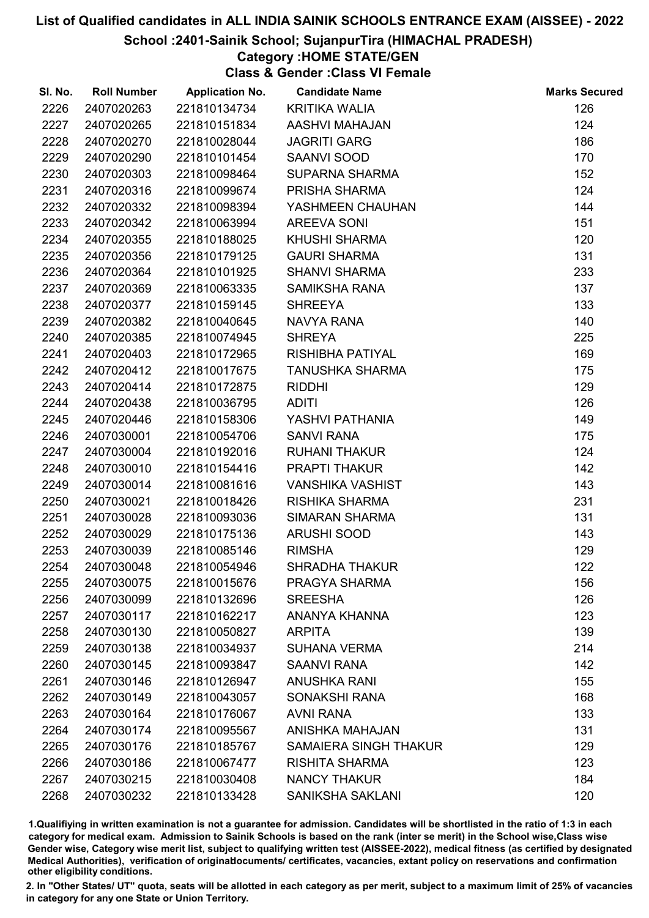# List of Qualified candidates in ALL INDIA SAINIK SCHOOLS ENTRANCE EXAM (AISSEE) - 2022

## School :2401-Sainik School; SujanpurTira (HIMACHAL PRADESH)

### Category :HOME STATE/GEN

### Class & Gender :Class VI Female

| Sl. No. | Roll Number | Application No. | Candidate Name | Marks Secured |
|---|---|---|---|---|
| 2226 | 2407020263 | 221810134734 | KRITIKA WALIA | 126 |
| 2227 | 2407020265 | 221810151834 | AASHVI MAHAJAN | 124 |
| 2228 | 2407020270 | 221810028044 | JAGRITI GARG | 186 |
| 2229 | 2407020290 | 221810101454 | SAANVI SOOD | 170 |
| 2230 | 2407020303 | 221810098464 | SUPARNA SHARMA | 152 |
| 2231 | 2407020316 | 221810099674 | PRISHA SHARMA | 124 |
| 2232 | 2407020332 | 221810098394 | YASHMEEN CHAUHAN | 144 |
| 2233 | 2407020342 | 221810063994 | AREEVA SONI | 151 |
| 2234 | 2407020355 | 221810188025 | KHUSHI SHARMA | 120 |
| 2235 | 2407020356 | 221810179125 | GAURI SHARMA | 131 |
| 2236 | 2407020364 | 221810101925 | SHANVI SHARMA | 233 |
| 2237 | 2407020369 | 221810063335 | SAMIKSHA RANA | 137 |
| 2238 | 2407020377 | 221810159145 | SHREEYA | 133 |
| 2239 | 2407020382 | 221810040645 | NAVYA RANA | 140 |
| 2240 | 2407020385 | 221810074945 | SHREYA | 225 |
| 2241 | 2407020403 | 221810172965 | RISHIBHA PATIYAL | 169 |
| 2242 | 2407020412 | 221810017675 | TANUSHKA SHARMA | 175 |
| 2243 | 2407020414 | 221810172875 | RIDDHI | 129 |
| 2244 | 2407020438 | 221810036795 | ADITI | 126 |
| 2245 | 2407020446 | 221810158306 | YASHVI PATHANIA | 149 |
| 2246 | 2407030001 | 221810054706 | SANVI RANA | 175 |
| 2247 | 2407030004 | 221810192016 | RUHANI THAKUR | 124 |
| 2248 | 2407030010 | 221810154416 | PRAPTI THAKUR | 142 |
| 2249 | 2407030014 | 221810081616 | VANSHIKA VASHIST | 143 |
| 2250 | 2407030021 | 221810018426 | RISHIKA SHARMA | 231 |
| 2251 | 2407030028 | 221810093036 | SIMARAN SHARMA | 131 |
| 2252 | 2407030029 | 221810175136 | ARUSHI SOOD | 143 |
| 2253 | 2407030039 | 221810085146 | RIMSHA | 129 |
| 2254 | 2407030048 | 221810054946 | SHRADHA THAKUR | 122 |
| 2255 | 2407030075 | 221810015676 | PRAGYA SHARMA | 156 |
| 2256 | 2407030099 | 221810132696 | SREESHA | 126 |
| 2257 | 2407030117 | 221810162217 | ANANYA KHANNA | 123 |
| 2258 | 2407030130 | 221810050827 | ARPITA | 139 |
| 2259 | 2407030138 | 221810034937 | SUHANA VERMA | 214 |
| 2260 | 2407030145 | 221810093847 | SAANVI RANA | 142 |
| 2261 | 2407030146 | 221810126947 | ANUSHKA RANI | 155 |
| 2262 | 2407030149 | 221810043057 | SONAKSHI RANA | 168 |
| 2263 | 2407030164 | 221810176067 | AVNI RANA | 133 |
| 2264 | 2407030174 | 221810095567 | ANISHKA MAHAJAN | 131 |
| 2265 | 2407030176 | 221810185767 | SAMAIERA SINGH THAKUR | 129 |
| 2266 | 2407030186 | 221810067477 | RISHITA SHARMA | 123 |
| 2267 | 2407030215 | 221810030408 | NANCY THAKUR | 184 |
| 2268 | 2407030232 | 221810133428 | SANIKSHA SAKLANI | 120 |

1.Qualifying in written examination is not a guarantee for admission. Candidates will be shortlisted in the ratio of 1:3 in each category for medical exam. Admission to Sainik Schools is based on the rank (inter se merit) in the School wise,Class wise Gender wise, Category wise merit list, subject to qualifying written test (AISSEE-2022), medical fitness (as certified by designated Medical Authorities), verification of originaldocuments/ certificates, vacancies, extant policy on reservations and confirmation other eligibility conditions.

2. In "Other States/ UT" quota, seats will be allotted in each category as per merit, subject to a maximum limit of 25% of vacancies in category for any one State or Union Territory.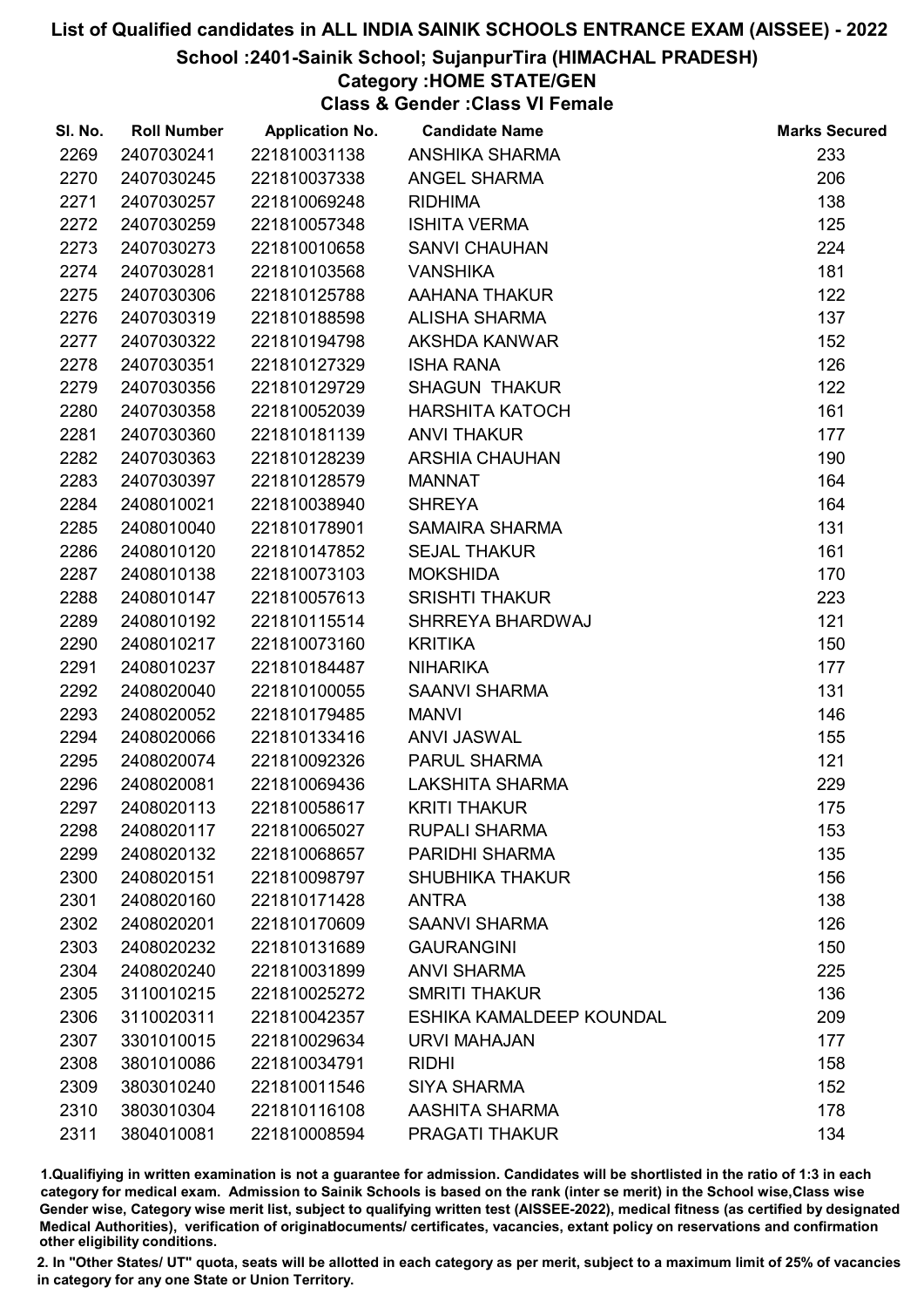# List of Qualified candidates in ALL INDIA SAINIK SCHOOLS ENTRANCE EXAM (AISSEE) - 2022

## School :2401-Sainik School; SujanpurTira (HIMACHAL PRADESH)

### Category :HOME STATE/GEN

### Class & Gender :Class VI Female

| Sl. No. | Roll Number | Application No. | Candidate Name | Marks Secured |
|---|---|---|---|---|
| 2269 | 2407030241 | 221810031138 | ANSHIKA SHARMA | 233 |
| 2270 | 2407030245 | 221810037338 | ANGEL SHARMA | 206 |
| 2271 | 2407030257 | 221810069248 | RIDHIMA | 138 |
| 2272 | 2407030259 | 221810057348 | ISHITA VERMA | 125 |
| 2273 | 2407030273 | 221810010658 | SANVI CHAUHAN | 224 |
| 2274 | 2407030281 | 221810103568 | VANSHIKA | 181 |
| 2275 | 2407030306 | 221810125788 | AAHANA THAKUR | 122 |
| 2276 | 2407030319 | 221810188598 | ALISHA SHARMA | 137 |
| 2277 | 2407030322 | 221810194798 | AKSHDA KANWAR | 152 |
| 2278 | 2407030351 | 221810127329 | ISHA RANA | 126 |
| 2279 | 2407030356 | 221810129729 | SHAGUN THAKUR | 122 |
| 2280 | 2407030358 | 221810052039 | HARSHITA KATOCH | 161 |
| 2281 | 2407030360 | 221810181139 | ANVI THAKUR | 177 |
| 2282 | 2407030363 | 221810128239 | ARSHIA CHAUHAN | 190 |
| 2283 | 2407030397 | 221810128579 | MANNAT | 164 |
| 2284 | 2408010021 | 221810038940 | SHREYA | 164 |
| 2285 | 2408010040 | 221810178901 | SAMAIRA SHARMA | 131 |
| 2286 | 2408010120 | 221810147852 | SEJAL THAKUR | 161 |
| 2287 | 2408010138 | 221810073103 | MOKSHIDA | 170 |
| 2288 | 2408010147 | 221810057613 | SRISHTI THAKUR | 223 |
| 2289 | 2408010192 | 221810115514 | SHRREYA BHARDWAJ | 121 |
| 2290 | 2408010217 | 221810073160 | KRITIKA | 150 |
| 2291 | 2408010237 | 221810184487 | NIHARIKA | 177 |
| 2292 | 2408020040 | 221810100055 | SAANVI SHARMA | 131 |
| 2293 | 2408020052 | 221810179485 | MANVI | 146 |
| 2294 | 2408020066 | 221810133416 | ANVI JASWAL | 155 |
| 2295 | 2408020074 | 221810092326 | PARUL SHARMA | 121 |
| 2296 | 2408020081 | 221810069436 | LAKSHITA SHARMA | 229 |
| 2297 | 2408020113 | 221810058617 | KRITI THAKUR | 175 |
| 2298 | 2408020117 | 221810065027 | RUPALI SHARMA | 153 |
| 2299 | 2408020132 | 221810068657 | PARIDHI SHARMA | 135 |
| 2300 | 2408020151 | 221810098797 | SHUBHIKA THAKUR | 156 |
| 2301 | 2408020160 | 221810171428 | ANTRA | 138 |
| 2302 | 2408020201 | 221810170609 | SAANVI SHARMA | 126 |
| 2303 | 2408020232 | 221810131689 | GAURANGINI | 150 |
| 2304 | 2408020240 | 221810031899 | ANVI SHARMA | 225 |
| 2305 | 3110010215 | 221810025272 | SMRITI THAKUR | 136 |
| 2306 | 3110020311 | 221810042357 | ESHIKA KAMALDEEP KOUNDAL | 209 |
| 2307 | 3301010015 | 221810029634 | URVI MAHAJAN | 177 |
| 2308 | 3801010086 | 221810034791 | RIDHI | 158 |
| 2309 | 3803010240 | 221810011546 | SIYA SHARMA | 152 |
| 2310 | 3803010304 | 221810116108 | AASHITA SHARMA | 178 |
| 2311 | 3804010081 | 221810008594 | PRAGATI THAKUR | 134 |

1.Qualifiying in written examination is not a guarantee for admission. Candidates will be shortlisted in the ratio of 1:3 in each category for medical exam. Admission to Sainik Schools is based on the rank (inter se merit) in the School wise,Class wise Gender wise, Category wise merit list, subject to qualifying written test (AISSEE-2022), medical fitness (as certified by designated Medical Authorities), verification of originaldocuments/ certificates, vacancies, extant policy on reservations and confirmation other eligibility conditions.

2. In "Other States/ UT" quota, seats will be allotted in each category as per merit, subject to a maximum limit of 25% of vacancies in category for any one State or Union Territory.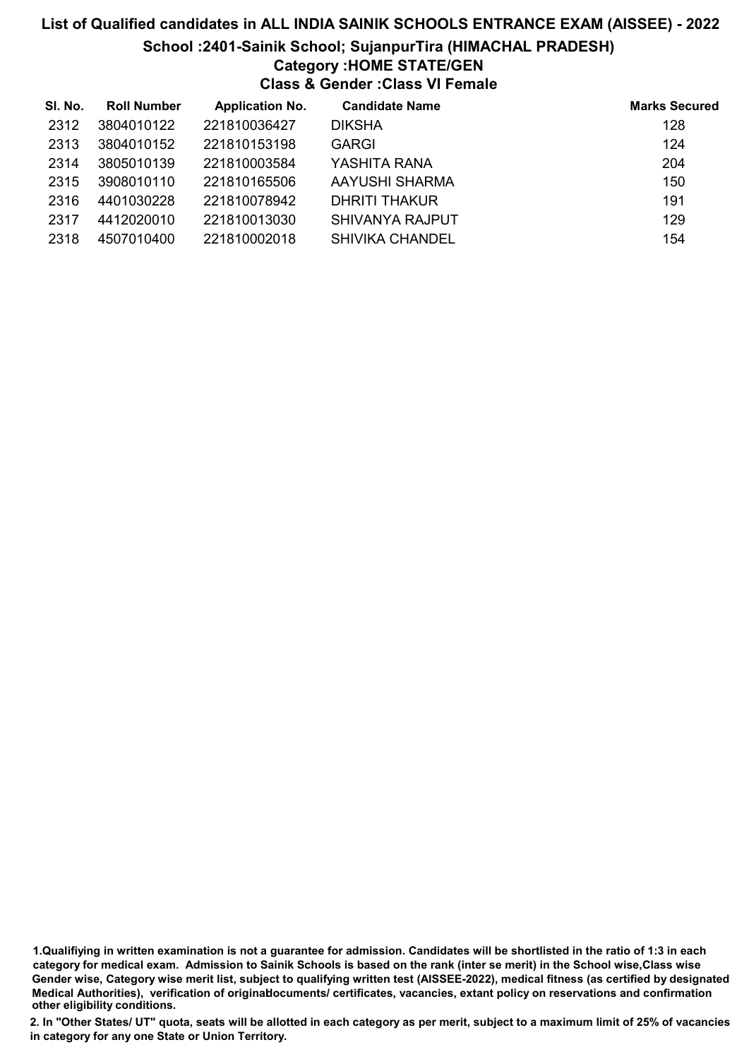# List of Qualified candidates in ALL INDIA SAINIK SCHOOLS ENTRANCE EXAM (AISSEE) - 2022

## School :2401-Sainik School; SujanpurTira (HIMACHAL PRADESH)

### Category :HOME STATE/GEN

### Class & Gender :Class VI Female

| Sl. No. | Roll Number | Application No. | Candidate Name | Marks Secured |
|---|---|---|---|---|
| 2312 | 3804010122 | 221810036427 | DIKSHA | 128 |
| 2313 | 3804010152 | 221810153198 | GARGI | 124 |
| 2314 | 3805010139 | 221810003584 | YASHITA RANA | 204 |
| 2315 | 3908010110 | 221810165506 | AAYUSHI SHARMA | 150 |
| 2316 | 4401030228 | 221810078942 | DHRITI THAKUR | 191 |
| 2317 | 4412020010 | 221810013030 | SHIVANYA RAJPUT | 129 |
| 2318 | 4507010400 | 221810002018 | SHIVIKA CHANDEL | 154 |

1.Qualifiying in written examination is not a guarantee for admission. Candidates will be shortlisted in the ratio of 1:3 in each category for medical exam. Admission to Sainik Schools is based on the rank (inter se merit) in the School wise,Class wise Gender wise, Category wise merit list, subject to qualifying written test (AISSEE-2022), medical fitness (as certified by designated Medical Authorities), verification of originaldocuments/ certificates, vacancies, extant policy on reservations and confirmation other eligibility conditions.

2. In "Other States/ UT" quota, seats will be allotted in each category as per merit, subject to a maximum limit of 25% of vacancies in category for any one State or Union Territory.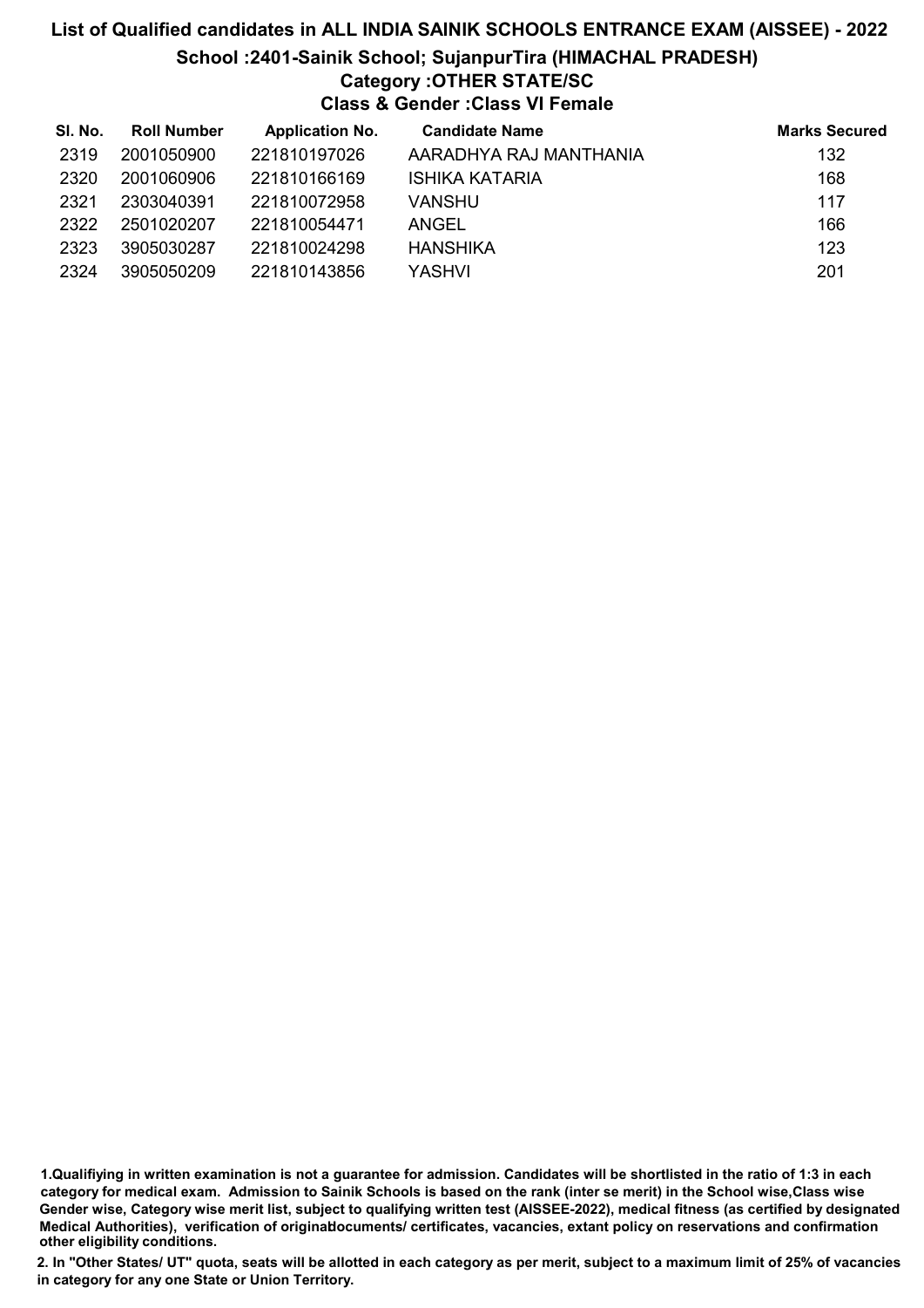# List of Qualified candidates in ALL INDIA SAINIK SCHOOLS ENTRANCE EXAM (AISSEE) - 2022

## School :2401-Sainik School; SujanpurTira (HIMACHAL PRADESH)

### Category :OTHER STATE/SC

### Class & Gender :Class VI Female

| Sl. No. | Roll Number | Application No. | Candidate Name | Marks Secured |
|---|---|---|---|---|
| 2319 | 2001050900 | 221810197026 | AARADHYA RAJ MANTHANIA | 132 |
| 2320 | 2001060906 | 221810166169 | ISHIKA KATARIA | 168 |
| 2321 | 2303040391 | 221810072958 | VANSHU | 117 |
| 2322 | 2501020207 | 221810054471 | ANGEL | 166 |
| 2323 | 3905030287 | 221810024298 | HANSHIKA | 123 |
| 2324 | 3905050209 | 221810143856 | YASHVI | 201 |

**1.Qualifiying in written examination is not a guarantee for admission. Candidates will be shortlisted in the ratio of 1:3 in each category for medical exam. Admission to Sainik Schools is based on the rank (inter se merit) in the School wise,Class wise Gender wise, Category wise merit list, subject to qualifying written test (AISSEE-2022), medical fitness (as certified by designated Medical Authorities), verification of originaldocuments/ certificates, vacancies, extant policy on reservations and confirmation other eligibility conditions.**

**2. In "Other States/ UT" quota, seats will be allotted in each category as per merit, subject to a maximum limit of 25% of vacancies in category for any one State or Union Territory.**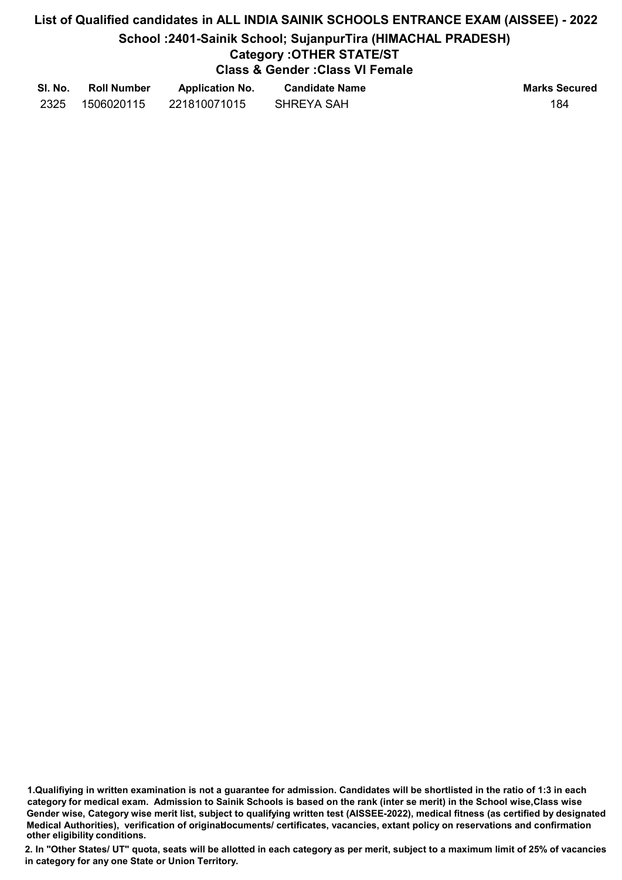# List of Qualified candidates in ALL INDIA SAINIK SCHOOLS ENTRANCE EXAM (AISSEE) - 2022

## School :2401-Sainik School; SujanpurTira (HIMACHAL PRADESH)

### Category :OTHER STATE/ST

### Class & Gender :Class VI Female

| Sl. No. | Roll Number | Application No. | Candidate Name | Marks Secured |
| --- | --- | --- | --- | --- |
| 2325 | 1506020115 | 221810071015 | SHREYA SAH | 184 |

**1.Qualifiying in written examination is not a guarantee for admission. Candidates will be shortlisted in the ratio of 1:3 in each category for medical exam. Admission to Sainik Schools is based on the rank (inter se merit) in the School wise,Class wise Gender wise, Category wise merit list, subject to qualifying written test (AISSEE-2022), medical fitness (as certified by designated Medical Authorities), verification of originaldocuments/ certificates, vacancies, extant policy on reservations and confirmation other eligibility conditions.**

**2. In "Other States/ UT" quota, seats will be allotted in each category as per merit, subject to a maximum limit of 25% of vacancies in category for any one State or Union Territory.**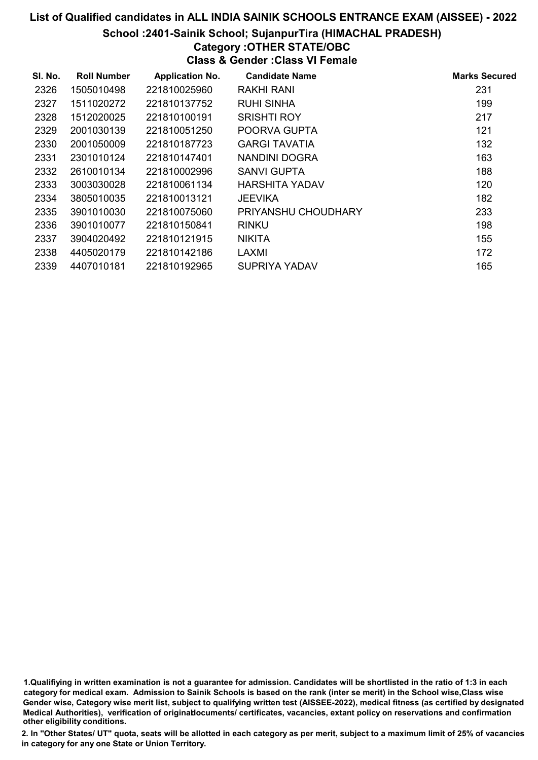# List of Qualified candidates in ALL INDIA SAINIK SCHOOLS ENTRANCE EXAM (AISSEE) - 2022

## School :2401-Sainik School; SujanpurTira (HIMACHAL PRADESH)

### Category :OTHER STATE/OBC

### Class & Gender :Class VI Female

| Sl. No. | Roll Number | Application No. | Candidate Name | Marks Secured |
|---|---|---|---|---|
| 2326 | 1505010498 | 221810025960 | RAKHI RANI | 231 |
| 2327 | 1511020272 | 221810137752 | RUHI SINHA | 199 |
| 2328 | 1512020025 | 221810100191 | SRISHTI ROY | 217 |
| 2329 | 2001030139 | 221810051250 | POORVA GUPTA | 121 |
| 2330 | 2001050009 | 221810187723 | GARGI TAVATIA | 132 |
| 2331 | 2301010124 | 221810147401 | NANDINI DOGRA | 163 |
| 2332 | 2610010134 | 221810002996 | SANVI GUPTA | 188 |
| 2333 | 3003030028 | 221810061134 | HARSHITA YADAV | 120 |
| 2334 | 3805010035 | 221810013121 | JEEVIKA | 182 |
| 2335 | 3901010030 | 221810075060 | PRIYANSHU CHOUDHARY | 233 |
| 2336 | 3901010077 | 221810150841 | RINKU | 198 |
| 2337 | 3904020492 | 221810121915 | NIKITA | 155 |
| 2338 | 4405020179 | 221810142186 | LAXMI | 172 |
| 2339 | 4407010181 | 221810192965 | SUPRIYA YADAV | 165 |

1.Qualifiying in written examination is not a guarantee for admission. Candidates will be shortlisted in the ratio of 1:3 in each category for medical exam. Admission to Sainik Schools is based on the rank (inter se merit) in the School wise,Class wise Gender wise, Category wise merit list, subject to qualifying written test (AISSEE-2022), medical fitness (as certified by designated Medical Authorities), verification of originaldocuments/ certificates, vacancies, extant policy on reservations and confirmation other eligibility conditions.

2. In "Other States/ UT" quota, seats will be allotted in each category as per merit, subject to a maximum limit of 25% of vacancies in category for any one State or Union Territory.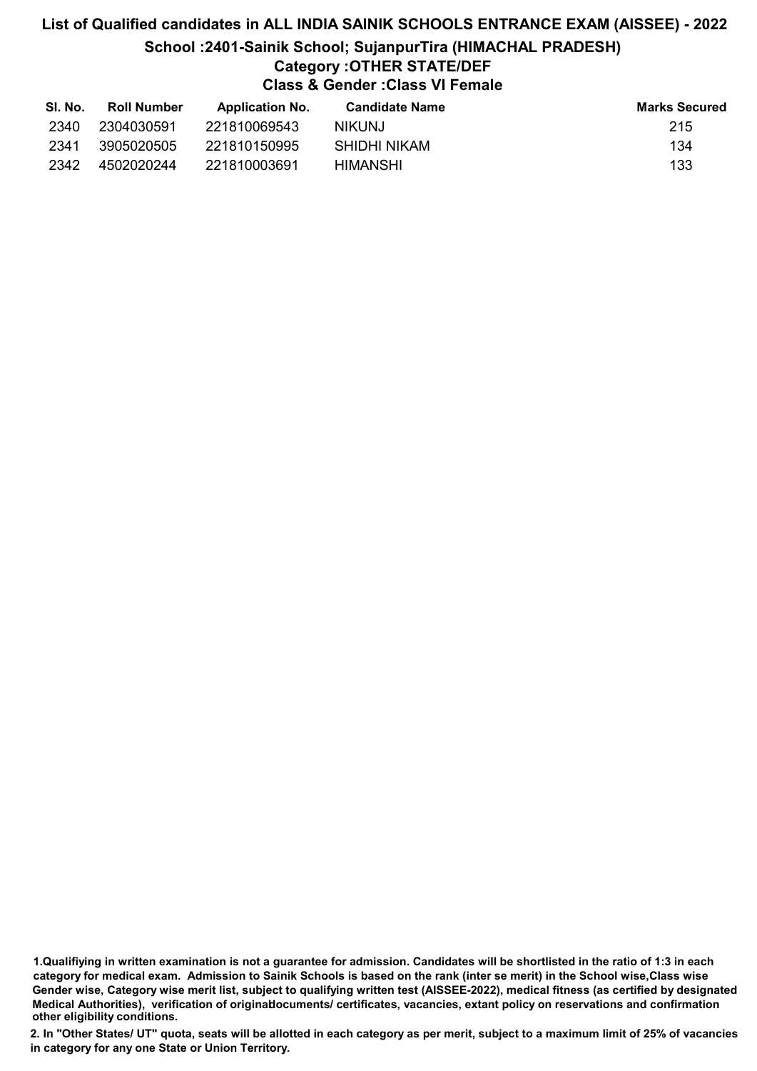# List of Qualified candidates in ALL INDIA SAINIK SCHOOLS ENTRANCE EXAM (AISSEE) - 2022

## School :2401-Sainik School; SujanpurTira (HIMACHAL PRADESH)

### Category :OTHER STATE/DEF

### Class & Gender :Class VI Female

| Sl. No. | Roll Number | Application No. | Candidate Name | Marks Secured |
|---|---|---|---|---|
| 2340 | 2304030591 | 221810069543 | NIKUNJ | 215 |
| 2341 | 3905020505 | 221810150995 | SHIDHI NIKAM | 134 |
| 2342 | 4502020244 | 221810003691 | HIMANSHI | 133 |

**1.Qualifiying in written examination is not a guarantee for admission. Candidates will be shortlisted in the ratio of 1:3 in each category for medical exam. Admission to Sainik Schools is based on the rank (inter se merit) in the School wise,Class wise Gender wise, Category wise merit list, subject to qualifying written test (AISSEE-2022), medical fitness (as certified by designated Medical Authorities), verification of originaldocuments/ certificates, vacancies, extant policy on reservations and confirmation other eligibility conditions.**

**2. In "Other States/ UT" quota, seats will be allotted in each category as per merit, subject to a maximum limit of 25% of vacancies in category for any one State or Union Territory.**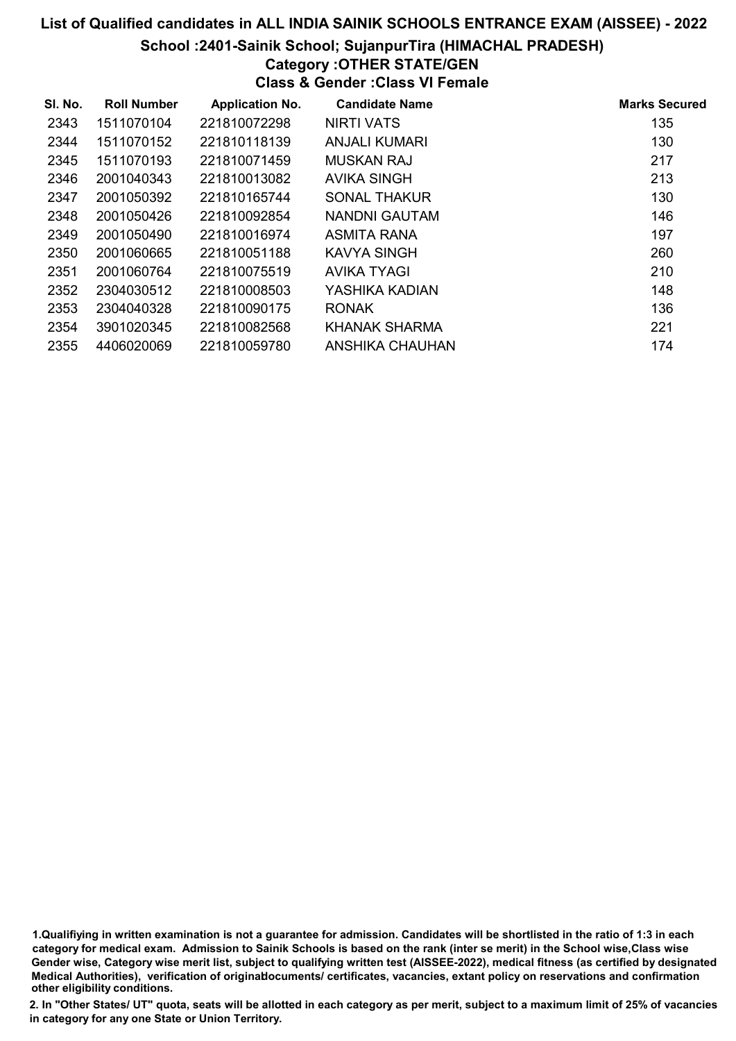# List of Qualified candidates in ALL INDIA SAINIK SCHOOLS ENTRANCE EXAM (AISSEE) - 2022

## School :2401-Sainik School; SujanpurTira (HIMACHAL PRADESH)

### Category :OTHER STATE/GEN

### Class & Gender :Class VI Female

| Sl. No. | Roll Number | Application No. | Candidate Name | Marks Secured |
|---|---|---|---|---|
| 2343 | 1511070104 | 221810072298 | NIRTI VATS | 135 |
| 2344 | 1511070152 | 221810118139 | ANJALI KUMARI | 130 |
| 2345 | 1511070193 | 221810071459 | MUSKAN RAJ | 217 |
| 2346 | 2001040343 | 221810013082 | AVIKA SINGH | 213 |
| 2347 | 2001050392 | 221810165744 | SONAL THAKUR | 130 |
| 2348 | 2001050426 | 221810092854 | NANDNI GAUTAM | 146 |
| 2349 | 2001050490 | 221810016974 | ASMITA RANA | 197 |
| 2350 | 2001060665 | 221810051188 | KAVYA SINGH | 260 |
| 2351 | 2001060764 | 221810075519 | AVIKA TYAGI | 210 |
| 2352 | 2304030512 | 221810008503 | YASHIKA KADIAN | 148 |
| 2353 | 2304040328 | 221810090175 | RONAK | 136 |
| 2354 | 3901020345 | 221810082568 | KHANAK SHARMA | 221 |
| 2355 | 4406020069 | 221810059780 | ANSHIKA CHAUHAN | 174 |

1.Qualifiying in written examination is not a guarantee for admission. Candidates will be shortlisted in the ratio of 1:3 in each category for medical exam. Admission to Sainik Schools is based on the rank (inter se merit) in the School wise,Class wise Gender wise, Category wise merit list, subject to qualifying written test (AISSEE-2022), medical fitness (as certified by designated Medical Authorities), verification of originaldocuments/ certificates, vacancies, extant policy on reservations and confirmation other eligibility conditions.

2. In "Other States/ UT" quota, seats will be allotted in each category as per merit, subject to a maximum limit of 25% of vacancies in category for any one State or Union Territory.